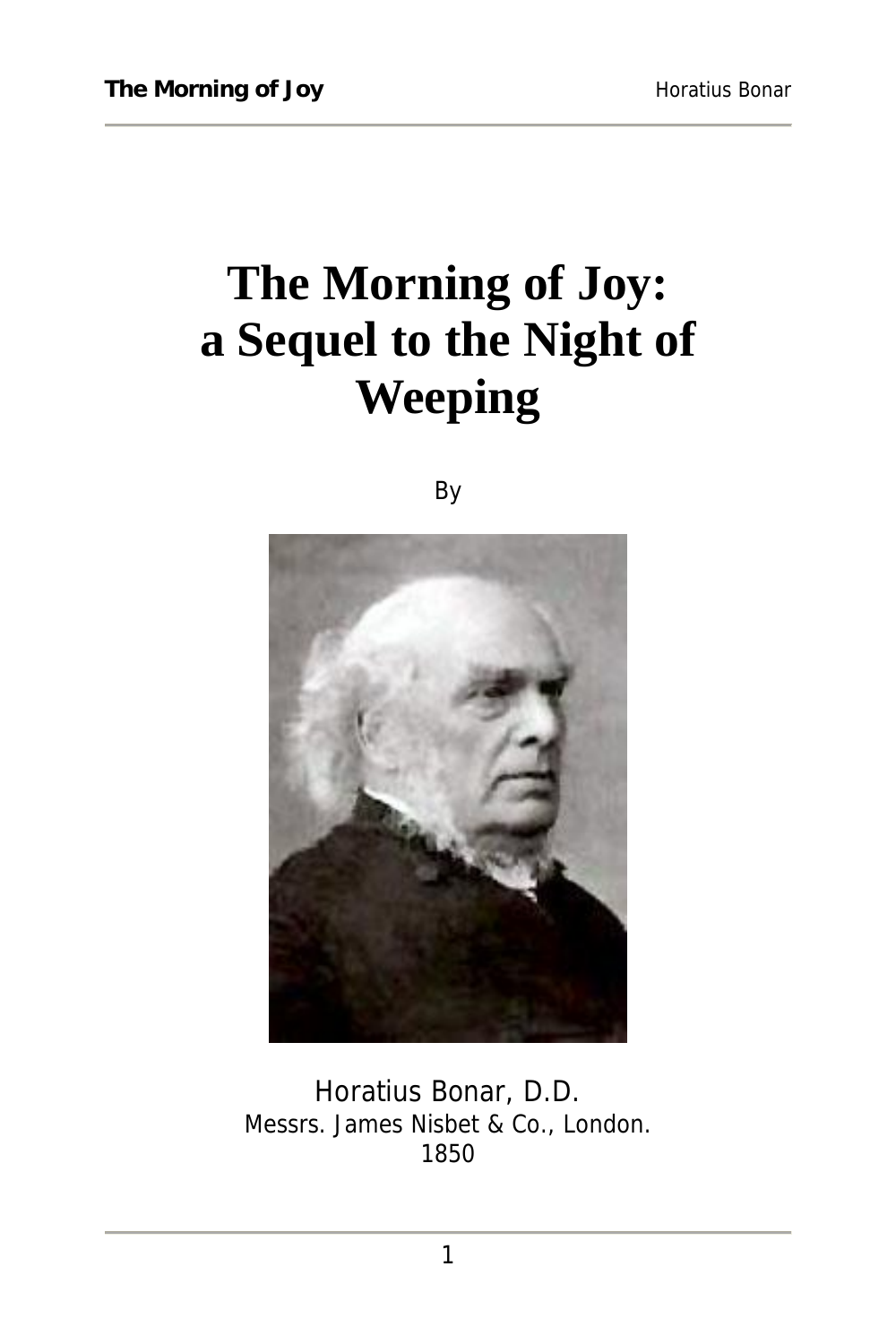# The Morning of Joy: a Sequel to the Night of Weeping

By

Horatius Bonar, D.D.
Messrs. James Nisbet & Co., London.
1850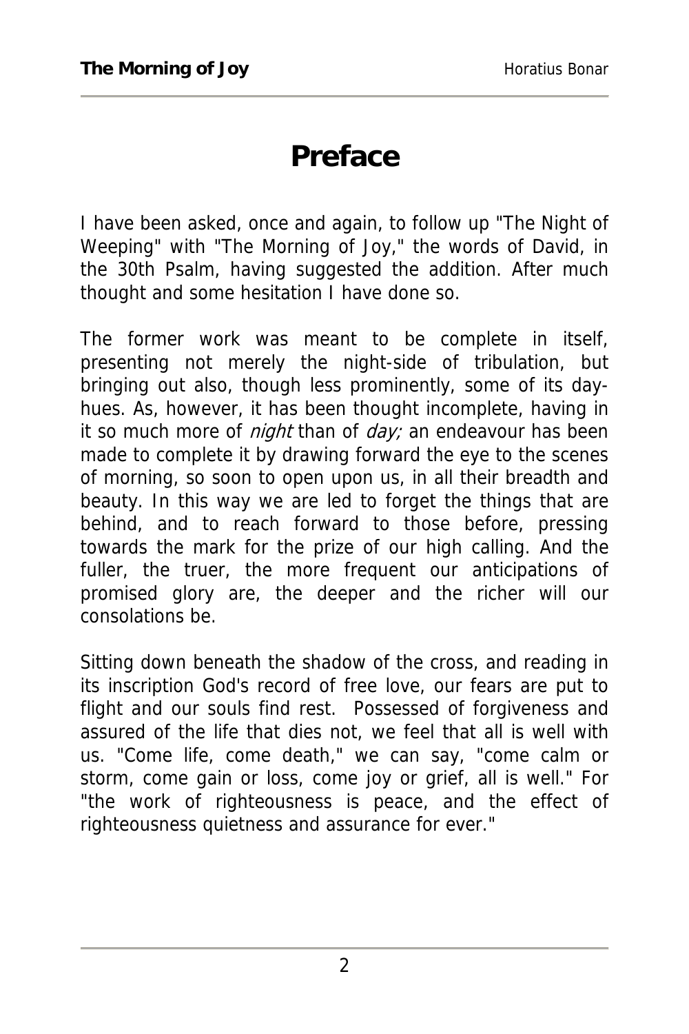# Preface

I have been asked, once and again, to follow up "The Night of Weeping" with "The Morning of Joy," the words of David, in the 30th Psalm, having suggested the addition. After much thought and some hesitation I have done so.

The former work was meant to be complete in itself, presenting not merely the night-side of tribulation, but bringing out also, though less prominently, some of its day-hues. As, however, it has been thought incomplete, having in it so much more of *night* than of *day;* an endeavour has been made to complete it by drawing forward the eye to the scenes of morning, so soon to open upon us, in all their breadth and beauty. In this way we are led to forget the things that are behind, and to reach forward to those before, pressing towards the mark for the prize of our high calling. And the fuller, the truer, the more frequent our anticipations of promised glory are, the deeper and the richer will our consolations be.

Sitting down beneath the shadow of the cross, and reading in its inscription God's record of free love, our fears are put to flight and our souls find rest. Possessed of forgiveness and assured of the life that dies not, we feel that all is well with us. "Come life, come death," we can say, "come calm or storm, come gain or loss, come joy or grief, all is well." For "the work of righteousness is peace, and the effect of righteousness quietness and assurance for ever."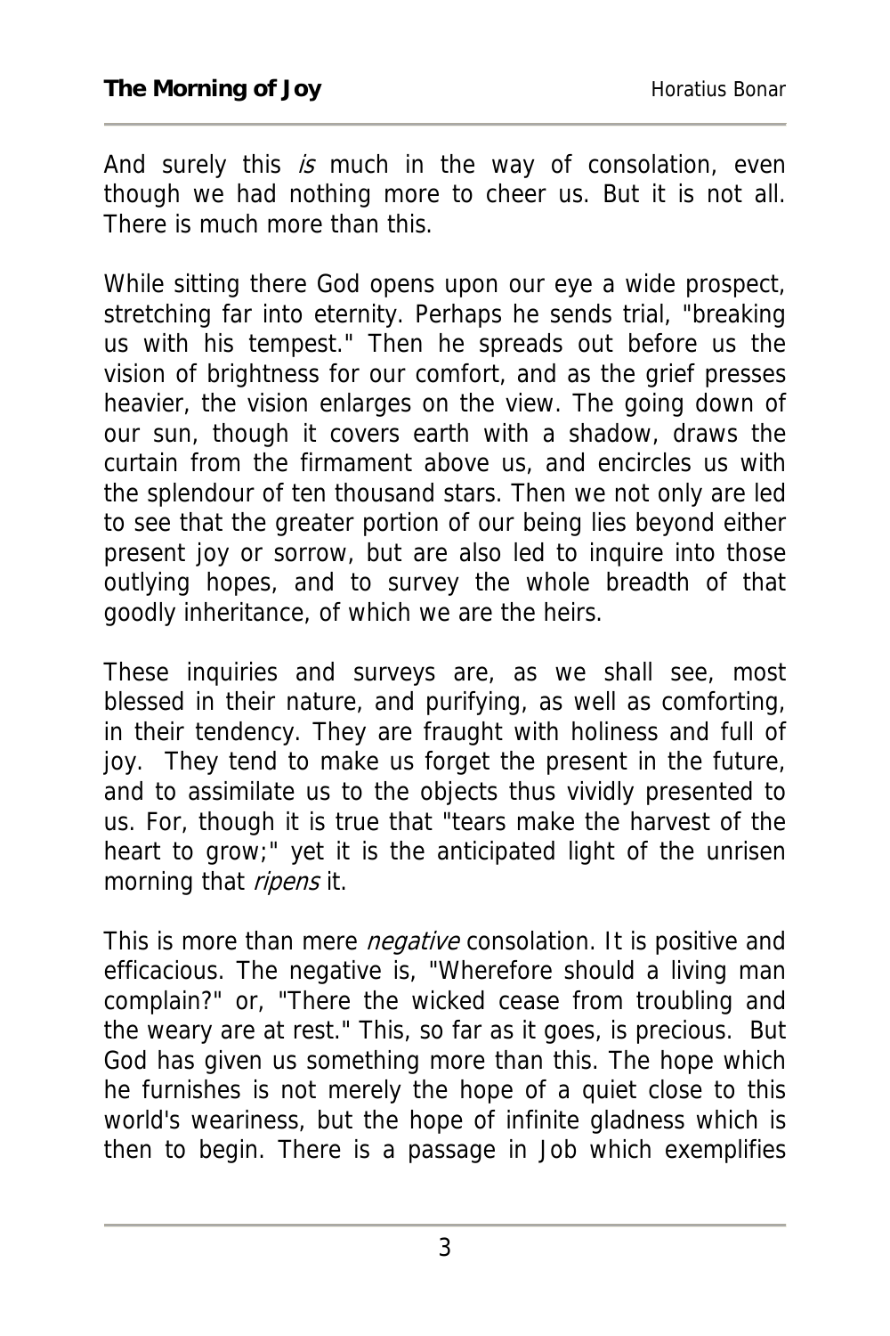And surely this *is* much in the way of consolation, even though we had nothing more to cheer us. But it is not all. There is much more than this.

While sitting there God opens upon our eye a wide prospect, stretching far into eternity. Perhaps he sends trial, "breaking us with his tempest." Then he spreads out before us the vision of brightness for our comfort, and as the grief presses heavier, the vision enlarges on the view. The going down of our sun, though it covers earth with a shadow, draws the curtain from the firmament above us, and encircles us with the splendour of ten thousand stars. Then we not only are led to see that the greater portion of our being lies beyond either present joy or sorrow, but are also led to inquire into those outlying hopes, and to survey the whole breadth of that goodly inheritance, of which we are the heirs.

These inquiries and surveys are, as we shall see, most blessed in their nature, and purifying, as well as comforting, in their tendency. They are fraught with holiness and full of joy. They tend to make us forget the present in the future, and to assimilate us to the objects thus vividly presented to us. For, though it is true that "tears make the harvest of the heart to grow;" yet it is the anticipated light of the unrisen morning that *ripens* it.

This is more than mere *negative* consolation. It is positive and efficacious. The negative is, "Wherefore should a living man complain?" or, "There the wicked cease from troubling and the weary are at rest." This, so far as it goes, is precious. But God has given us something more than this. The hope which he furnishes is not merely the hope of a quiet close to this world's weariness, but the hope of infinite gladness which is then to begin. There is a passage in Job which exemplifies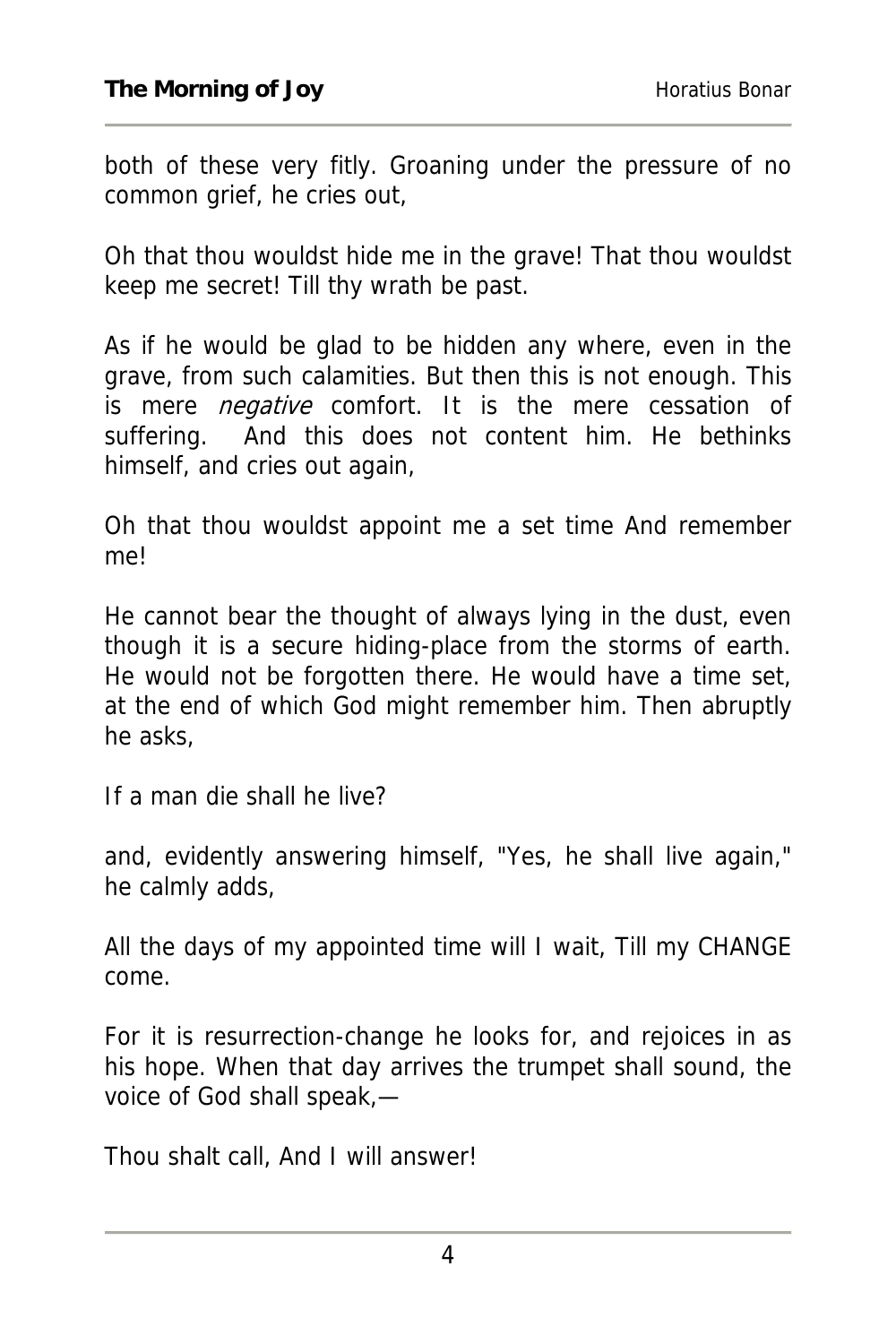both of these very fitly. Groaning under the pressure of no common grief, he cries out,

Oh that thou wouldst hide me in the grave! That thou wouldst keep me secret! Till thy wrath be past.

As if he would be glad to be hidden any where, even in the grave, from such calamities. But then this is not enough. This is mere *negative* comfort. It is the mere cessation of suffering. And this does not content him. He bethinks himself, and cries out again,

Oh that thou wouldst appoint me a set time And remember me!

He cannot bear the thought of always lying in the dust, even though it is a secure hiding-place from the storms of earth. He would not be forgotten there. He would have a time set, at the end of which God might remember him. Then abruptly he asks,

If a man die shall he live?

and, evidently answering himself, "Yes, he shall live again," he calmly adds,

All the days of my appointed time will I wait, Till my CHANGE come.

For it is resurrection-change he looks for, and rejoices in as his hope. When that day arrives the trumpet shall sound, the voice of God shall speak,—

Thou shalt call, And I will answer!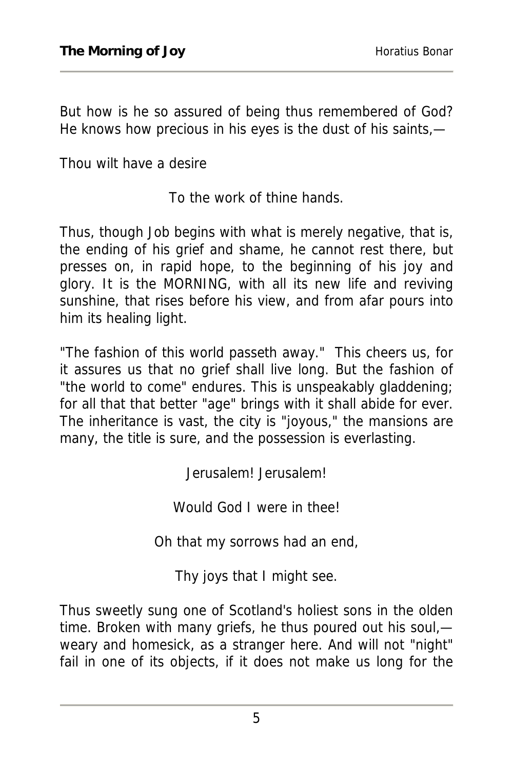But how is he so assured of being thus remembered of God? He knows how precious in his eyes is the dust of his saints,—

Thou wilt have a desire

To the work of thine hands.

Thus, though Job begins with what is merely negative, that is, the ending of his grief and shame, he cannot rest there, but presses on, in rapid hope, to the beginning of his joy and glory. It is the MORNING, with all its new life and reviving sunshine, that rises before his view, and from afar pours into him its healing light.

"The fashion of this world passeth away." This cheers us, for it assures us that no grief shall live long. But the fashion of "the world to come" endures. This is unspeakably gladdening; for all that that better "age" brings with it shall abide for ever. The inheritance is vast, the city is "joyous," the mansions are many, the title is sure, and the possession is everlasting.

Jerusalem! Jerusalem!

Would God I were in thee!

Oh that my sorrows had an end,

Thy joys that I might see.

Thus sweetly sung one of Scotland's holiest sons in the olden time. Broken with many griefs, he thus poured out his soul,—weary and homesick, as a stranger here. And will not "night" fail in one of its objects, if it does not make us long for the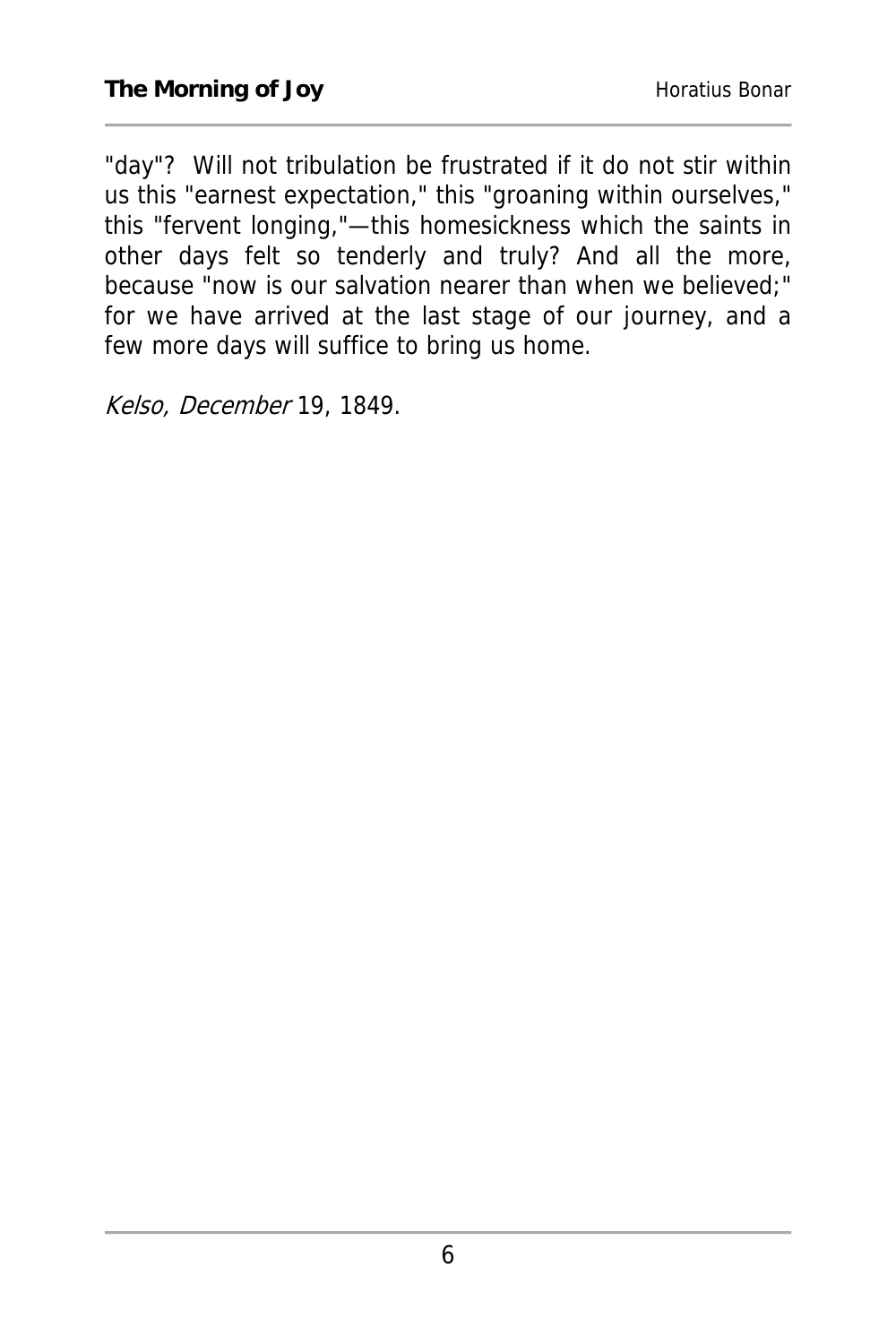"day"? Will not tribulation be frustrated if it do not stir within us this "earnest expectation," this "groaning within ourselves," this "fervent longing,"—this homesickness which the saints in other days felt so tenderly and truly? And all the more, because "now is our salvation nearer than when we believed;" for we have arrived at the last stage of our journey, and a few more days will suffice to bring us home.

*Kelso, December* 19, 1849.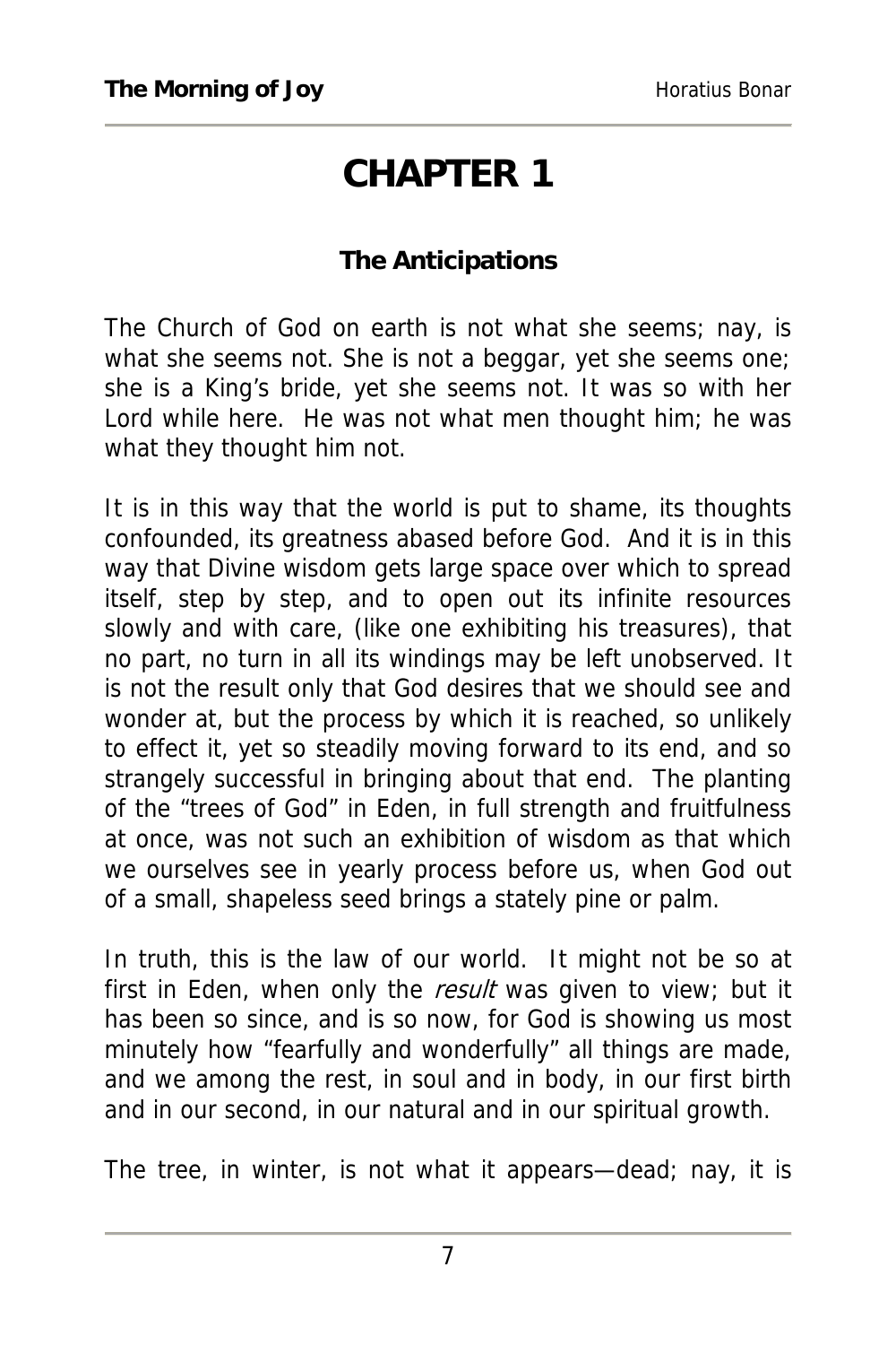# CHAPTER 1

### The Anticipations

The Church of God on earth is not what she seems; nay, is what she seems not. She is not a beggar, yet she seems one; she is a King's bride, yet she seems not. It was so with her Lord while here. He was not what men thought him; he was what they thought him not.

It is in this way that the world is put to shame, its thoughts confounded, its greatness abased before God. And it is in this way that Divine wisdom gets large space over which to spread itself, step by step, and to open out its infinite resources slowly and with care, (like one exhibiting his treasures), that no part, no turn in all its windings may be left unobserved. It is not the result only that God desires that we should see and wonder at, but the process by which it is reached, so unlikely to effect it, yet so steadily moving forward to its end, and so strangely successful in bringing about that end. The planting of the "trees of God" in Eden, in full strength and fruitfulness at once, was not such an exhibition of wisdom as that which we ourselves see in yearly process before us, when God out of a small, shapeless seed brings a stately pine or palm.

In truth, this is the law of our world. It might not be so at first in Eden, when only the *result* was given to view; but it has been so since, and is so now, for God is showing us most minutely how "fearfully and wonderfully" all things are made, and we among the rest, in soul and in body, in our first birth and in our second, in our natural and in our spiritual growth.

The tree, in winter, is not what it appears—dead; nay, it is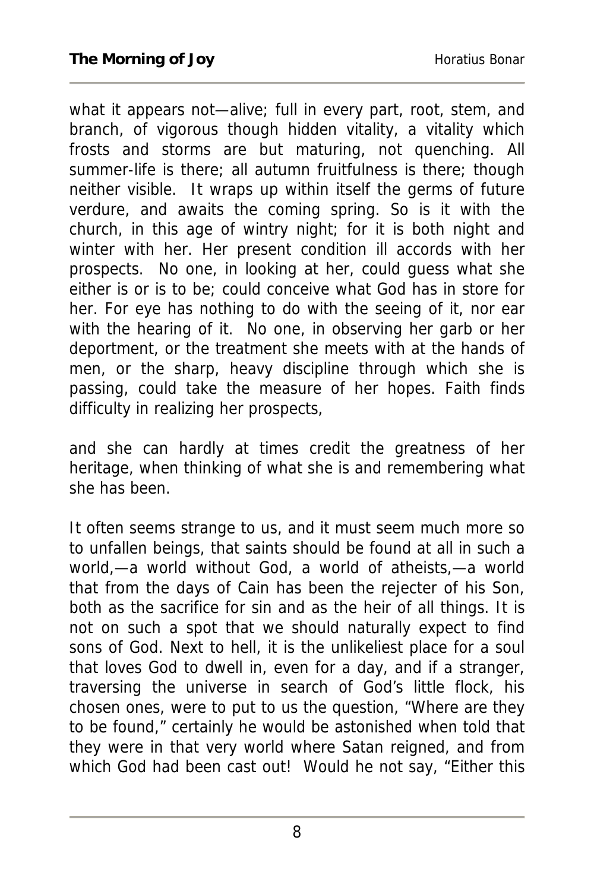what it appears not—alive; full in every part, root, stem, and branch, of vigorous though hidden vitality, a vitality which frosts and storms are but maturing, not quenching. All summer-life is there; all autumn fruitfulness is there; though neither visible. It wraps up within itself the germs of future verdure, and awaits the coming spring. So is it with the church, in this age of wintry night; for it is both night and winter with her. Her present condition ill accords with her prospects. No one, in looking at her, could guess what she either is or is to be; could conceive what God has in store for her. For eye has nothing to do with the seeing of it, nor ear with the hearing of it. No one, in observing her garb or her deportment, or the treatment she meets with at the hands of men, or the sharp, heavy discipline through which she is passing, could take the measure of her hopes. Faith finds difficulty in realizing her prospects,

and she can hardly at times credit the greatness of her heritage, when thinking of what she is and remembering what she has been.

It often seems strange to us, and it must seem much more so to unfallen beings, that saints should be found at all in such a world,—a world without God, a world of atheists,—a world that from the days of Cain has been the rejecter of his Son, both as the sacrifice for sin and as the heir of all things. It is not on such a spot that we should naturally expect to find sons of God. Next to hell, it is the unlikeliest place for a soul that loves God to dwell in, even for a day, and if a stranger, traversing the universe in search of God's little flock, his chosen ones, were to put to us the question, "Where are they to be found," certainly he would be astonished when told that they were in that very world where Satan reigned, and from which God had been cast out! Would he not say, "Either this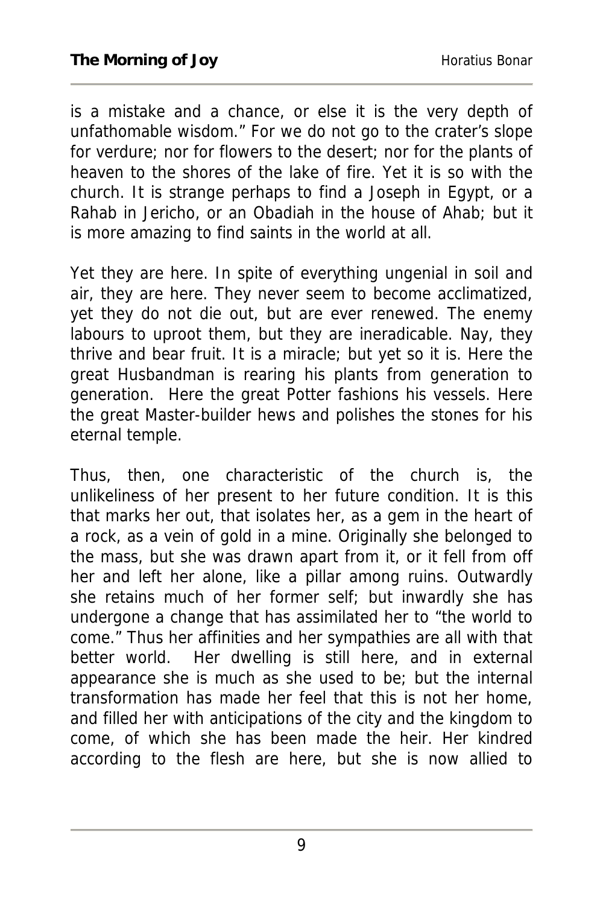is a mistake and a chance, or else it is the very depth of unfathomable wisdom." For we do not go to the crater's slope for verdure; nor for flowers to the desert; nor for the plants of heaven to the shores of the lake of fire. Yet it is so with the church. It is strange perhaps to find a Joseph in Egypt, or a Rahab in Jericho, or an Obadiah in the house of Ahab; but it is more amazing to find saints in the world at all.

Yet they are here. In spite of everything ungenial in soil and air, they are here. They never seem to become acclimatized, yet they do not die out, but are ever renewed. The enemy labours to uproot them, but they are ineradicable. Nay, they thrive and bear fruit. It is a miracle; but yet so it is. Here the great Husbandman is rearing his plants from generation to generation. Here the great Potter fashions his vessels. Here the great Master-builder hews and polishes the stones for his eternal temple.

Thus, then, one characteristic of the church is, the unlikeliness of her present to her future condition. It is this that marks her out, that isolates her, as a gem in the heart of a rock, as a vein of gold in a mine. Originally she belonged to the mass, but she was drawn apart from it, or it fell from off her and left her alone, like a pillar among ruins. Outwardly she retains much of her former self; but inwardly she has undergone a change that has assimilated her to "the world to come." Thus her affinities and her sympathies are all with that better world. Her dwelling is still here, and in external appearance she is much as she used to be; but the internal transformation has made her feel that this is not her home, and filled her with anticipations of the city and the kingdom to come, of which she has been made the heir. Her kindred according to the flesh are here, but she is now allied to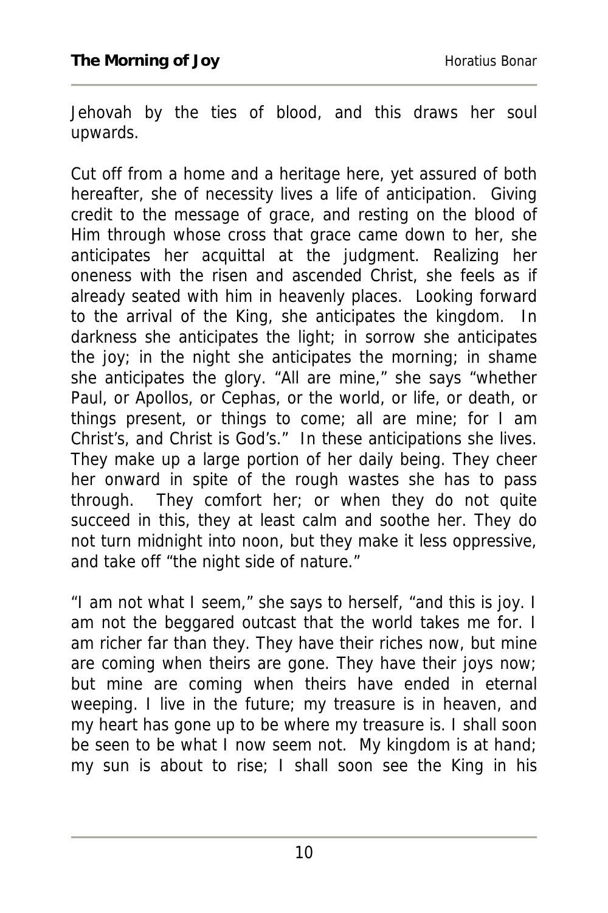Jehovah by the ties of blood, and this draws her soul upwards.

Cut off from a home and a heritage here, yet assured of both hereafter, she of necessity lives a life of anticipation. Giving credit to the message of grace, and resting on the blood of Him through whose cross that grace came down to her, she anticipates her acquittal at the judgment. Realizing her oneness with the risen and ascended Christ, she feels as if already seated with him in heavenly places. Looking forward to the arrival of the King, she anticipates the kingdom. In darkness she anticipates the light; in sorrow she anticipates the joy; in the night she anticipates the morning; in shame she anticipates the glory. "All are mine," she says "whether Paul, or Apollos, or Cephas, or the world, or life, or death, or things present, or things to come; all are mine; for I am Christ's, and Christ is God's." In these anticipations she lives. They make up a large portion of her daily being. They cheer her onward in spite of the rough wastes she has to pass through. They comfort her; or when they do not quite succeed in this, they at least calm and soothe her. They do not turn midnight into noon, but they make it less oppressive, and take off "the night side of nature."

"I am not what I seem," she says to herself, "and this is joy. I am not the beggared outcast that the world takes me for. I am richer far than they. They have their riches now, but mine are coming when theirs are gone. They have their joys now; but mine are coming when theirs have ended in eternal weeping. I live in the future; my treasure is in heaven, and my heart has gone up to be where my treasure is. I shall soon be seen to be what I now seem not. My kingdom is at hand; my sun is about to rise; I shall soon see the King in his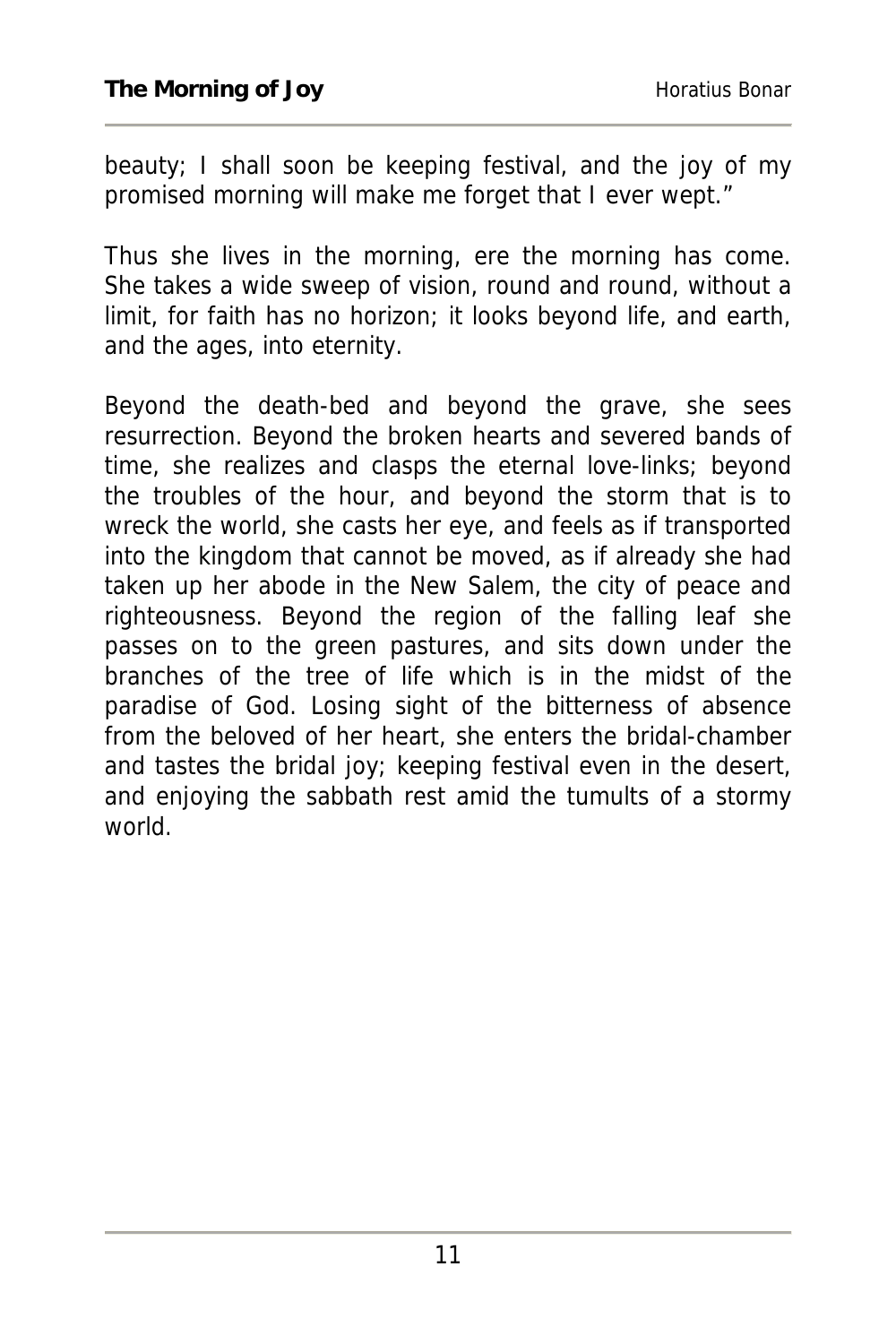beauty; I shall soon be keeping festival, and the joy of my promised morning will make me forget that I ever wept."

Thus she lives in the morning, ere the morning has come. She takes a wide sweep of vision, round and round, without a limit, for faith has no horizon; it looks beyond life, and earth, and the ages, into eternity.

Beyond the death-bed and beyond the grave, she sees resurrection. Beyond the broken hearts and severed bands of time, she realizes and clasps the eternal love-links; beyond the troubles of the hour, and beyond the storm that is to wreck the world, she casts her eye, and feels as if transported into the kingdom that cannot be moved, as if already she had taken up her abode in the New Salem, the city of peace and righteousness. Beyond the region of the falling leaf she passes on to the green pastures, and sits down under the branches of the tree of life which is in the midst of the paradise of God. Losing sight of the bitterness of absence from the beloved of her heart, she enters the bridal-chamber and tastes the bridal joy; keeping festival even in the desert, and enjoying the sabbath rest amid the tumults of a stormy world.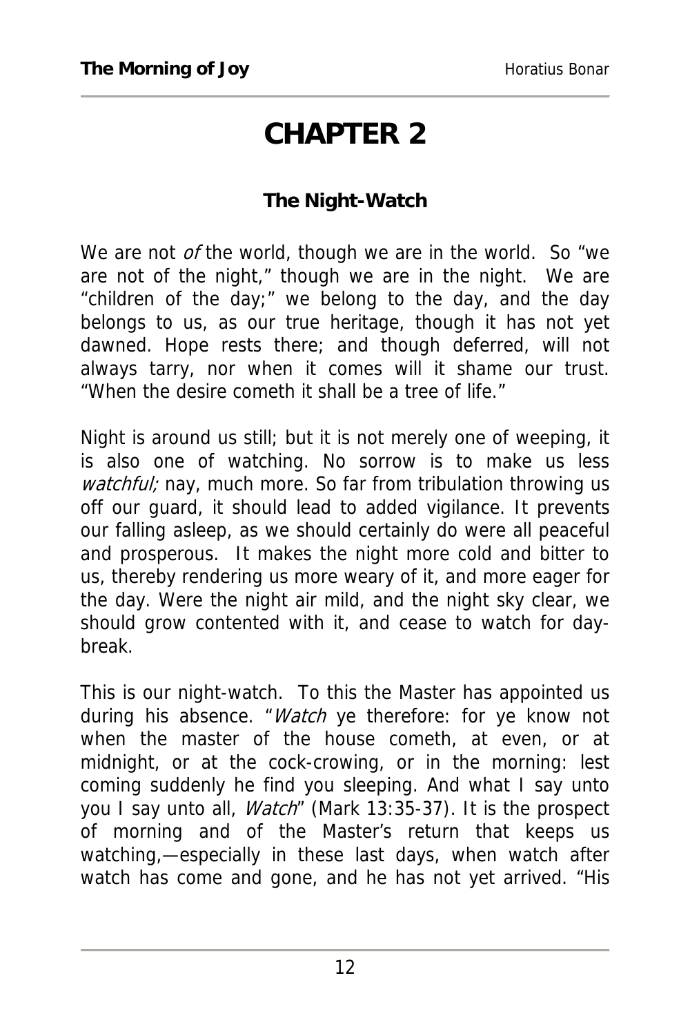# CHAPTER 2

### The Night-Watch

We are not *of* the world, though we are in the world. So "we are not of the night," though we are in the night. We are "children of the day;" we belong to the day, and the day belongs to us, as our true heritage, though it has not yet dawned. Hope rests there; and though deferred, will not always tarry, nor when it comes will it shame our trust. "When the desire cometh it shall be a tree of life."

Night is around us still; but it is not merely one of weeping, it is also one of watching. No sorrow is to make us less *watchful;* nay, much more. So far from tribulation throwing us off our guard, it should lead to added vigilance. It prevents our falling asleep, as we should certainly do were all peaceful and prosperous. It makes the night more cold and bitter to us, thereby rendering us more weary of it, and more eager for the day. Were the night air mild, and the night sky clear, we should grow contented with it, and cease to watch for day-break.

This is our night-watch. To this the Master has appointed us during his absence. "*Watch* ye therefore: for ye know not when the master of the house cometh, at even, or at midnight, or at the cock-crowing, or in the morning: lest coming suddenly he find you sleeping. And what I say unto you I say unto all, *Watch*" (Mark 13:35-37). It is the prospect of morning and of the Master's return that keeps us watching,—especially in these last days, when watch after watch has come and gone, and he has not yet arrived. "His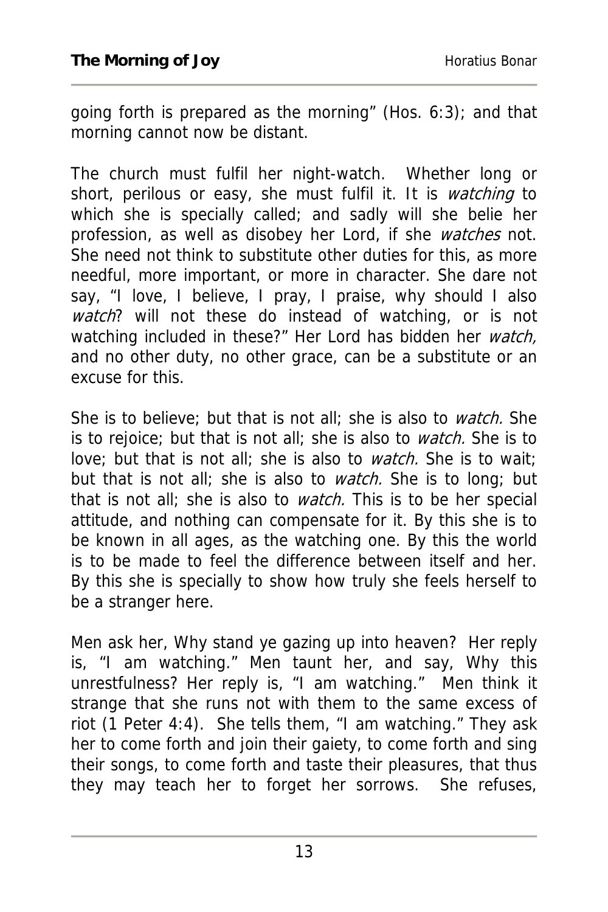going forth is prepared as the morning" (Hos. 6:3); and that morning cannot now be distant.

The church must fulfil her night-watch. Whether long or short, perilous or easy, she must fulfil it. It is *watching* to which she is specially called; and sadly will she belie her profession, as well as disobey her Lord, if she *watches* not. She need not think to substitute other duties for this, as more needful, more important, or more in character. She dare not say, "I love, I believe, I pray, I praise, why should I also *watch*? will not these do instead of watching, or is not watching included in these?" Her Lord has bidden her *watch,* and no other duty, no other grace, can be a substitute or an excuse for this.

She is to believe; but that is not all; she is also to *watch.* She is to rejoice; but that is not all; she is also to *watch.* She is to love; but that is not all; she is also to *watch.* She is to wait; but that is not all; she is also to *watch.* She is to long; but that is not all; she is also to *watch.* This is to be her special attitude, and nothing can compensate for it. By this she is to be known in all ages, as the watching one. By this the world is to be made to feel the difference between itself and her. By this she is specially to show how truly she feels herself to be a stranger here.

Men ask her, Why stand ye gazing up into heaven? Her reply is, "I am watching." Men taunt her, and say, Why this unrestfulness? Her reply is, "I am watching." Men think it strange that she runs not with them to the same excess of riot (1 Peter 4:4). She tells them, "I am watching." They ask her to come forth and join their gaiety, to come forth and sing their songs, to come forth and taste their pleasures, that thus they may teach her to forget her sorrows. She refuses,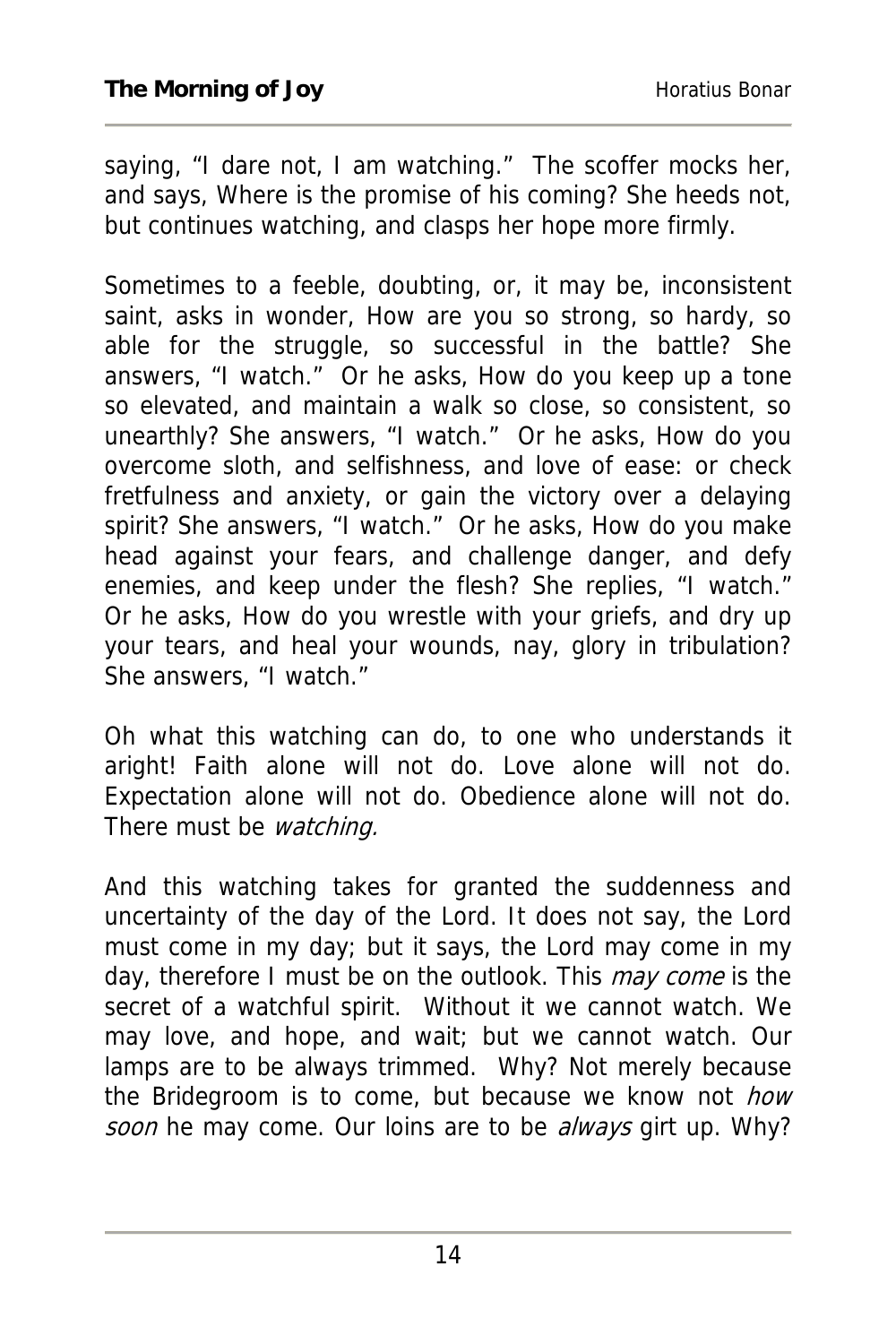saying, “I dare not, I am watching.” The scoffer mocks her, and says, Where is the promise of his coming? She heeds not, but continues watching, and clasps her hope more firmly.

Sometimes to a feeble, doubting, or, it may be, inconsistent saint, asks in wonder, How are you so strong, so hardy, so able for the struggle, so successful in the battle? She answers, “I watch.” Or he asks, How do you keep up a tone so elevated, and maintain a walk so close, so consistent, so unearthly? She answers, “I watch.” Or he asks, How do you overcome sloth, and selfishness, and love of ease: or check fretfulness and anxiety, or gain the victory over a delaying spirit? She answers, “I watch.” Or he asks, How do you make head against your fears, and challenge danger, and defy enemies, and keep under the flesh? She replies, “I watch.” Or he asks, How do you wrestle with your griefs, and dry up your tears, and heal your wounds, nay, glory in tribulation? She answers, “I watch.”

Oh what this watching can do, to one who understands it aright! Faith alone will not do. Love alone will not do. Expectation alone will not do. Obedience alone will not do. There must be *watching.*

And this watching takes for granted the suddenness and uncertainty of the day of the Lord. It does not say, the Lord must come in my day; but it says, the Lord may come in my day, therefore I must be on the outlook. This *may come* is the secret of a watchful spirit. Without it we cannot watch. We may love, and hope, and wait; but we cannot watch. Our lamps are to be always trimmed. Why? Not merely because the Bridegroom is to come, but because we know not *how soon* he may come. Our loins are to be *always* girt up. Why?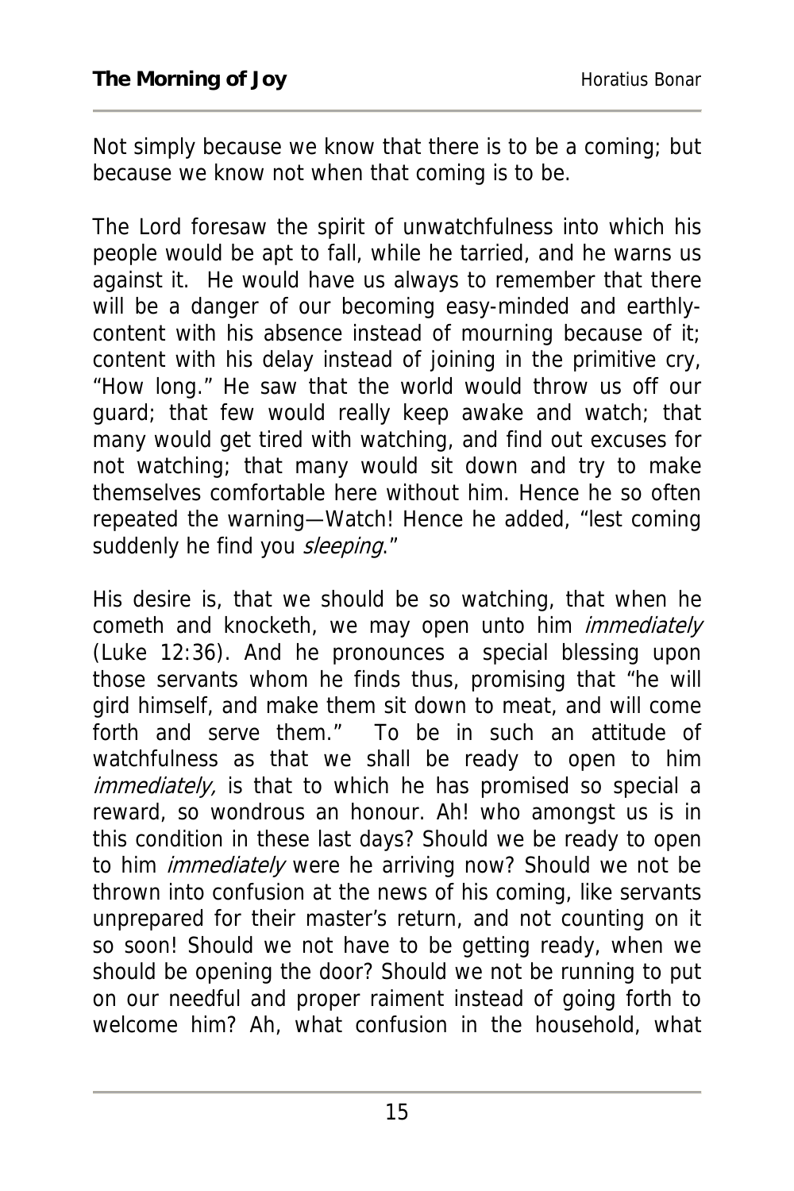Not simply because we know that there is to be a coming; but because we know not when that coming is to be.

The Lord foresaw the spirit of unwatchfulness into which his people would be apt to fall, while he tarried, and he warns us against it. He would have us always to remember that there will be a danger of our becoming easy-minded and earthly-content with his absence instead of mourning because of it; content with his delay instead of joining in the primitive cry, "How long." He saw that the world would throw us off our guard; that few would really keep awake and watch; that many would get tired with watching, and find out excuses for not watching; that many would sit down and try to make themselves comfortable here without him. Hence he so often repeated the warning—Watch! Hence he added, "lest coming suddenly he find you *sleeping*."

His desire is, that we should be so watching, that when he cometh and knocketh, we may open unto him *immediately* (Luke 12:36). And he pronounces a special blessing upon those servants whom he finds thus, promising that "he will gird himself, and make them sit down to meat, and will come forth and serve them." To be in such an attitude of watchfulness as that we shall be ready to open to him *immediately,* is that to which he has promised so special a reward, so wondrous an honour. Ah! who amongst us is in this condition in these last days? Should we be ready to open to him *immediately* were he arriving now? Should we not be thrown into confusion at the news of his coming, like servants unprepared for their master's return, and not counting on it so soon! Should we not have to be getting ready, when we should be opening the door? Should we not be running to put on our needful and proper raiment instead of going forth to welcome him? Ah, what confusion in the household, what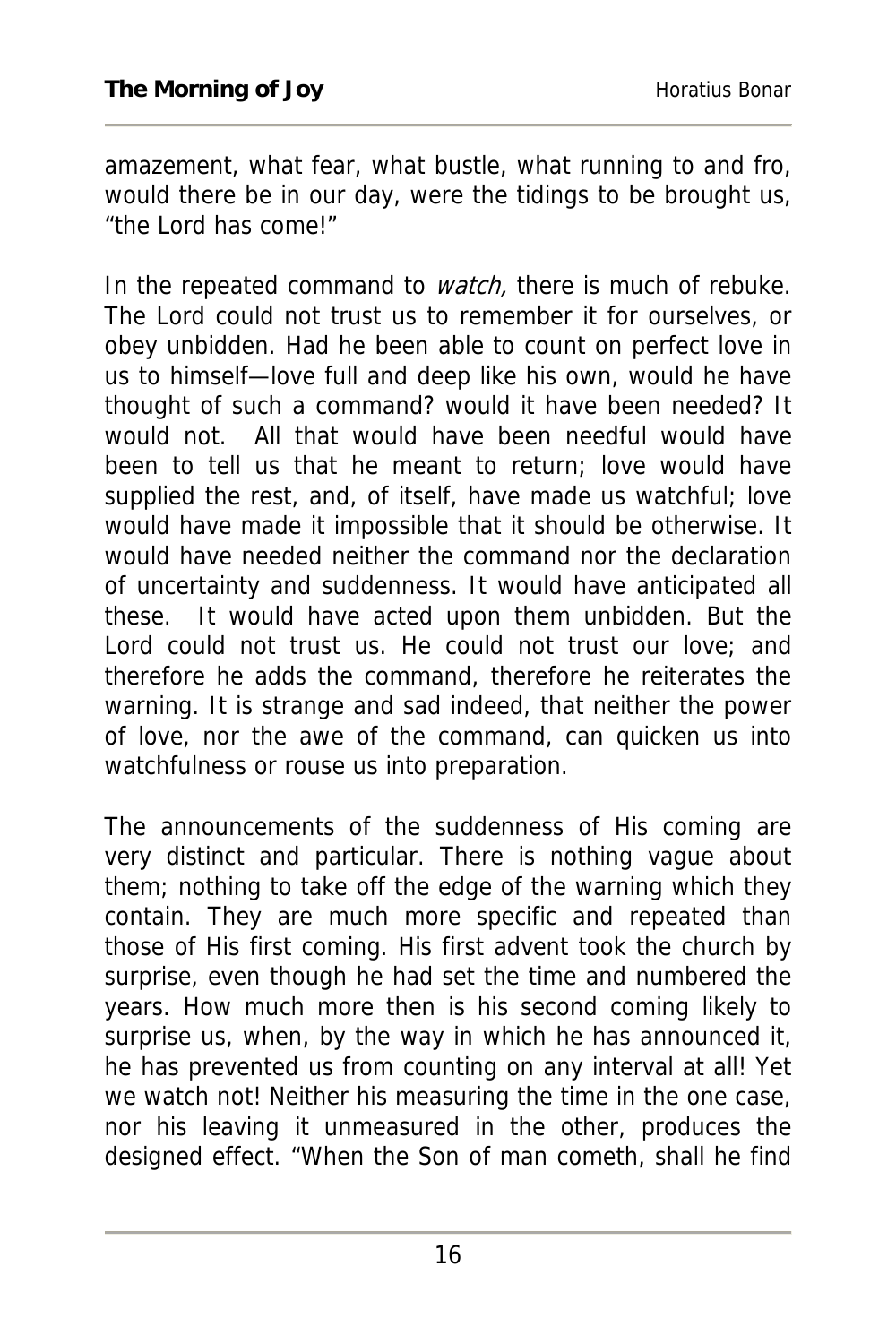amazement, what fear, what bustle, what running to and fro, would there be in our day, were the tidings to be brought us, "the Lord has come!"

In the repeated command to *watch,* there is much of rebuke. The Lord could not trust us to remember it for ourselves, or obey unbidden. Had he been able to count on perfect love in us to himself—love full and deep like his own, would he have thought of such a command? would it have been needed? It would not. All that would have been needful would have been to tell us that he meant to return; love would have supplied the rest, and, of itself, have made us watchful; love would have made it impossible that it should be otherwise. It would have needed neither the command nor the declaration of uncertainty and suddenness. It would have anticipated all these. It would have acted upon them unbidden. But the Lord could not trust us. He could not trust our love; and therefore he adds the command, therefore he reiterates the warning. It is strange and sad indeed, that neither the power of love, nor the awe of the command, can quicken us into watchfulness or rouse us into preparation.

The announcements of the suddenness of His coming are very distinct and particular. There is nothing vague about them; nothing to take off the edge of the warning which they contain. They are much more specific and repeated than those of His first coming. His first advent took the church by surprise, even though he had set the time and numbered the years. How much more then is his second coming likely to surprise us, when, by the way in which he has announced it, he has prevented us from counting on any interval at all! Yet we watch not! Neither his measuring the time in the one case, nor his leaving it unmeasured in the other, produces the designed effect. "When the Son of man cometh, shall he find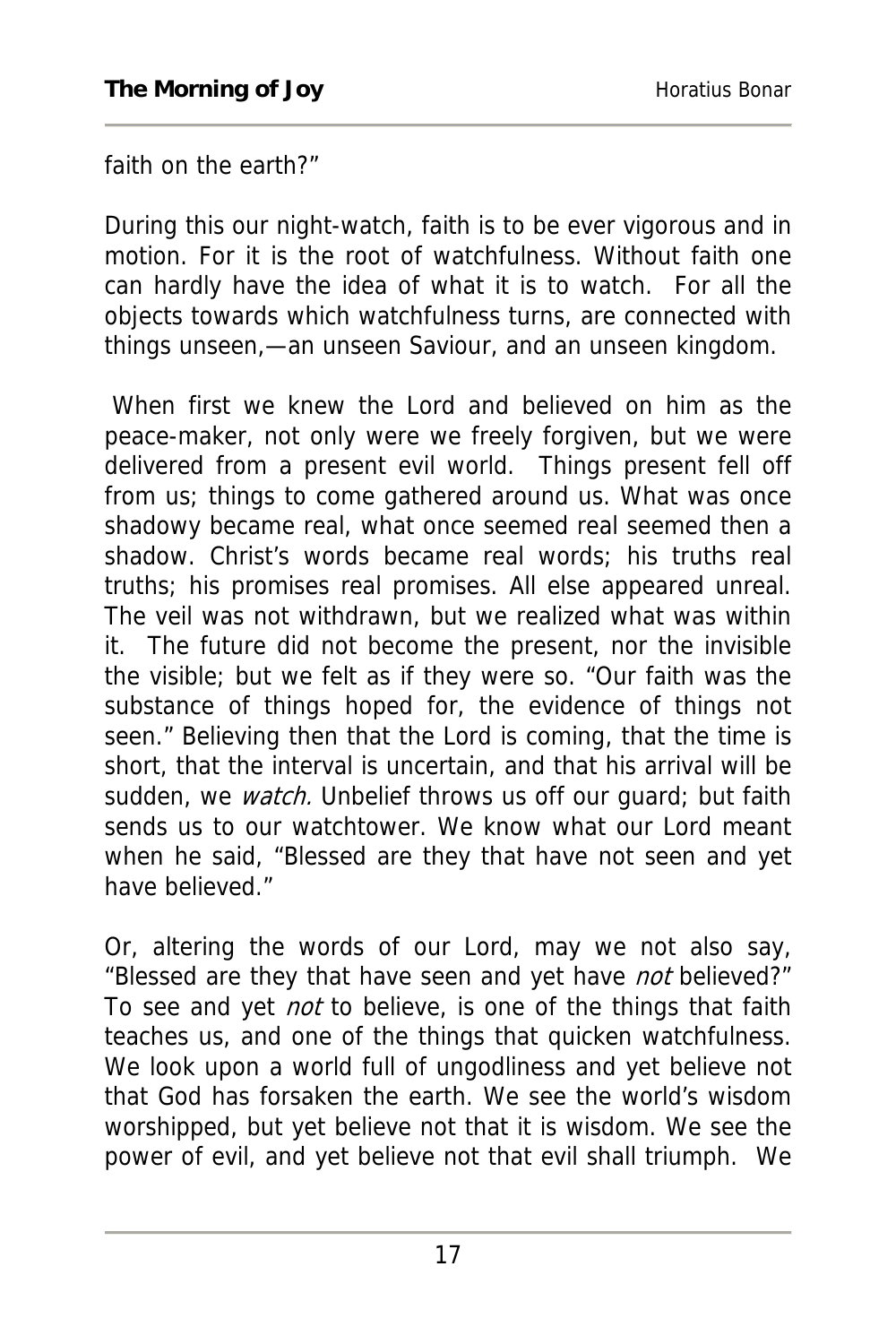faith on the earth?"

During this our night-watch, faith is to be ever vigorous and in motion. For it is the root of watchfulness. Without faith one can hardly have the idea of what it is to watch. For all the objects towards which watchfulness turns, are connected with things unseen,—an unseen Saviour, and an unseen kingdom.

When first we knew the Lord and believed on him as the peace-maker, not only were we freely forgiven, but we were delivered from a present evil world. Things present fell off from us; things to come gathered around us. What was once shadowy became real, what once seemed real seemed then a shadow. Christ's words became real words; his truths real truths; his promises real promises. All else appeared unreal. The veil was not withdrawn, but we realized what was within it. The future did not become the present, nor the invisible the visible; but we felt as if they were so. "Our faith was the substance of things hoped for, the evidence of things not seen." Believing then that the Lord is coming, that the time is short, that the interval is uncertain, and that his arrival will be sudden, we *watch.* Unbelief throws us off our guard; but faith sends us to our watchtower. We know what our Lord meant when he said, "Blessed are they that have not seen and yet have believed."

Or, altering the words of our Lord, may we not also say, "Blessed are they that have seen and yet have *not* believed?" To see and yet *not* to believe, is one of the things that faith teaches us, and one of the things that quicken watchfulness. We look upon a world full of ungodliness and yet believe not that God has forsaken the earth. We see the world's wisdom worshipped, but yet believe not that it is wisdom. We see the power of evil, and yet believe not that evil shall triumph. We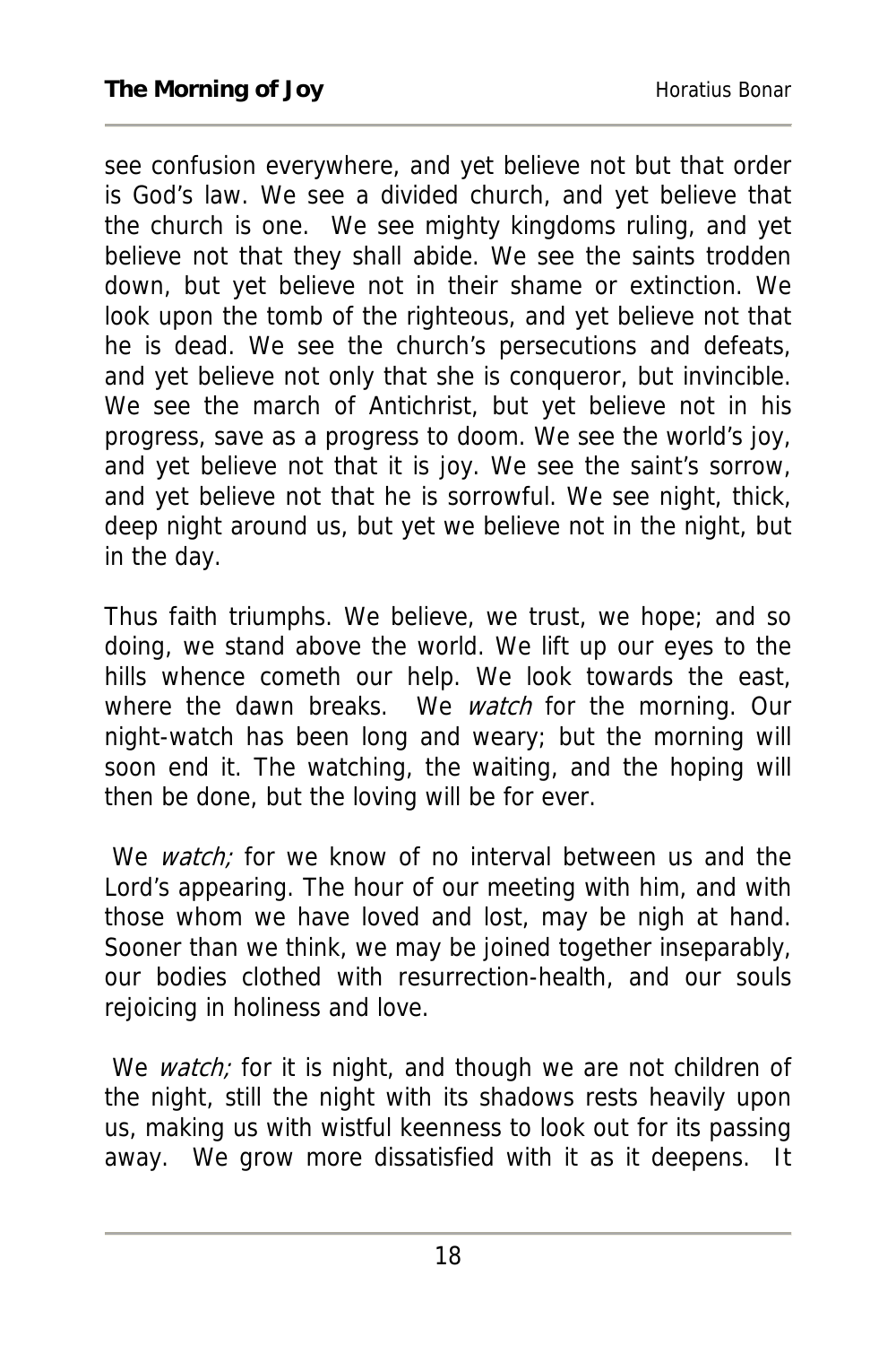see confusion everywhere, and yet believe not but that order is God's law. We see a divided church, and yet believe that the church is one. We see mighty kingdoms ruling, and yet believe not that they shall abide. We see the saints trodden down, but yet believe not in their shame or extinction. We look upon the tomb of the righteous, and yet believe not that he is dead. We see the church's persecutions and defeats, and yet believe not only that she is conqueror, but invincible. We see the march of Antichrist, but yet believe not in his progress, save as a progress to doom. We see the world's joy, and yet believe not that it is joy. We see the saint's sorrow, and yet believe not that he is sorrowful. We see night, thick, deep night around us, but yet we believe not in the night, but in the day.

Thus faith triumphs. We believe, we trust, we hope; and so doing, we stand above the world. We lift up our eyes to the hills whence cometh our help. We look towards the east, where the dawn breaks. We *watch* for the morning. Our night-watch has been long and weary; but the morning will soon end it. The watching, the waiting, and the hoping will then be done, but the loving will be for ever.

We *watch;* for we know of no interval between us and the Lord's appearing. The hour of our meeting with him, and with those whom we have loved and lost, may be nigh at hand. Sooner than we think, we may be joined together inseparably, our bodies clothed with resurrection-health, and our souls rejoicing in holiness and love.

We *watch;* for it is night, and though we are not children of the night, still the night with its shadows rests heavily upon us, making us with wistful keenness to look out for its passing away. We grow more dissatisfied with it as it deepens. It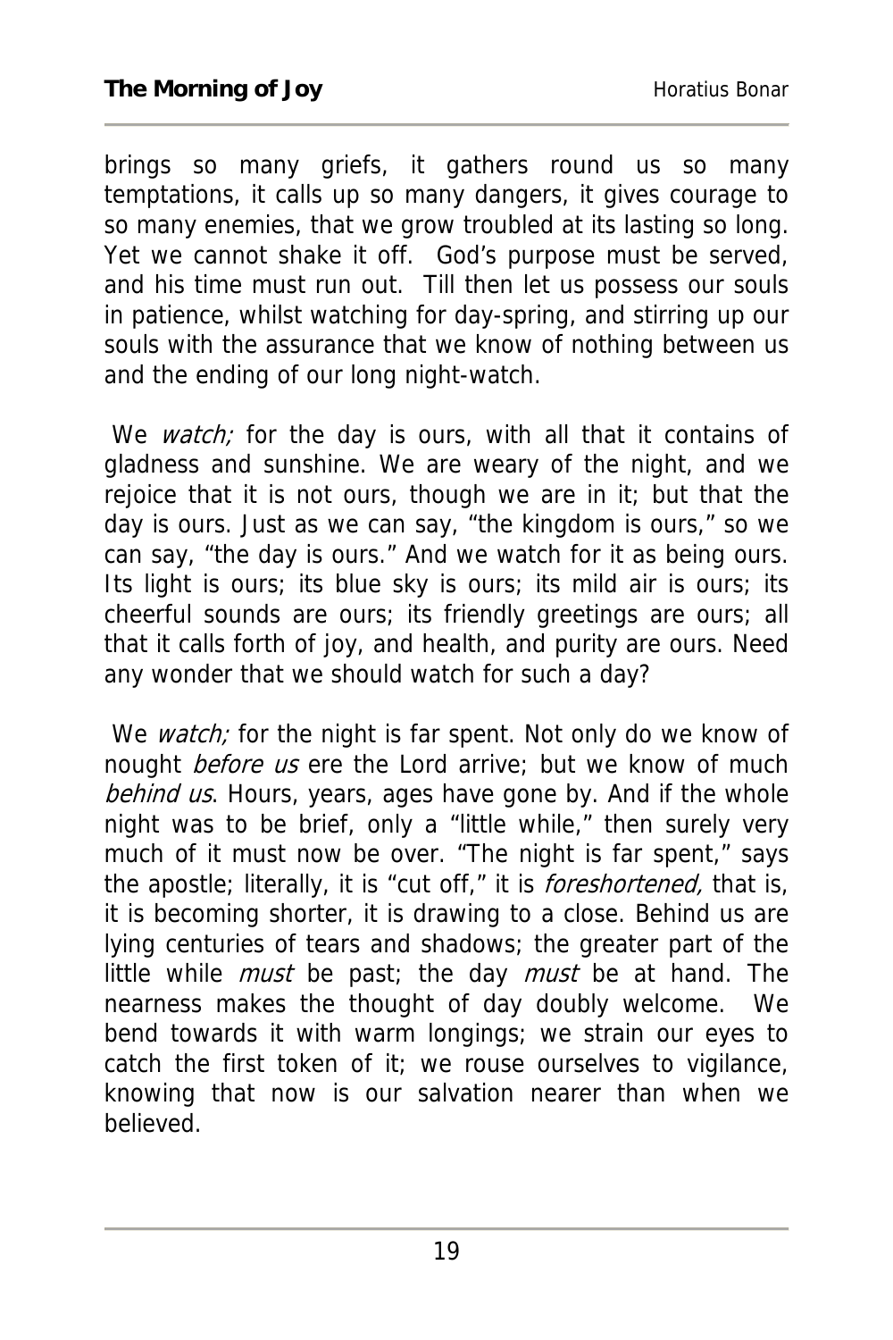brings so many griefs, it gathers round us so many temptations, it calls up so many dangers, it gives courage to so many enemies, that we grow troubled at its lasting so long. Yet we cannot shake it off. God's purpose must be served, and his time must run out. Till then let us possess our souls in patience, whilst watching for day-spring, and stirring up our souls with the assurance that we know of nothing between us and the ending of our long night-watch.

We *watch;* for the day is ours, with all that it contains of gladness and sunshine. We are weary of the night, and we rejoice that it is not ours, though we are in it; but that the day is ours. Just as we can say, "the kingdom is ours," so we can say, "the day is ours." And we watch for it as being ours. Its light is ours; its blue sky is ours; its mild air is ours; its cheerful sounds are ours; its friendly greetings are ours; all that it calls forth of joy, and health, and purity are ours. Need any wonder that we should watch for such a day?

We *watch;* for the night is far spent. Not only do we know of nought *before us* ere the Lord arrive; but we know of much *behind us*. Hours, years, ages have gone by. And if the whole night was to be brief, only a "little while," then surely very much of it must now be over. "The night is far spent," says the apostle; literally, it is "cut off," it is *foreshortened,* that is, it is becoming shorter, it is drawing to a close. Behind us are lying centuries of tears and shadows; the greater part of the little while *must* be past; the day *must* be at hand. The nearness makes the thought of day doubly welcome. We bend towards it with warm longings; we strain our eyes to catch the first token of it; we rouse ourselves to vigilance, knowing that now is our salvation nearer than when we believed.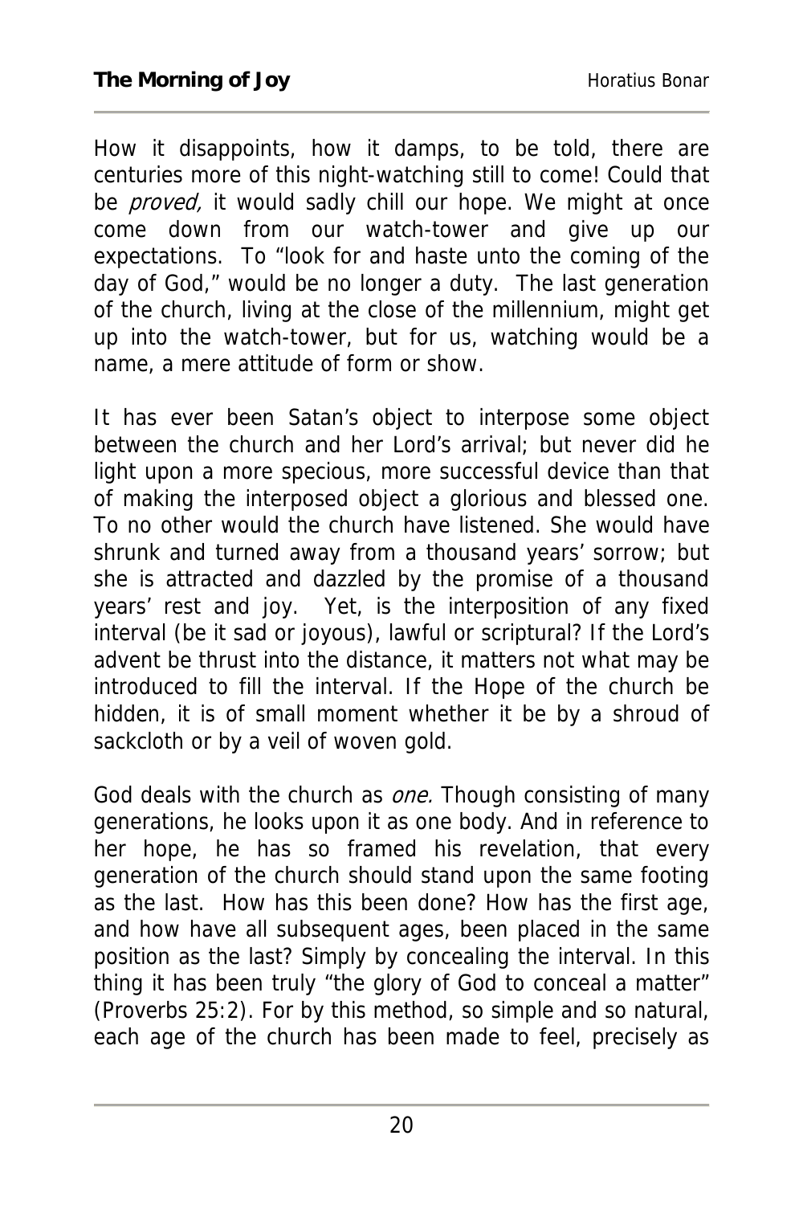How it disappoints, how it damps, to be told, there are centuries more of this night-watching still to come! Could that be *proved,* it would sadly chill our hope. We might at once come down from our watch-tower and give up our expectations. To "look for and haste unto the coming of the day of God," would be no longer a duty. The last generation of the church, living at the close of the millennium, might get up into the watch-tower, but for us, watching would be a name, a mere attitude of form or show.

It has ever been Satan's object to interpose some object between the church and her Lord's arrival; but never did he light upon a more specious, more successful device than that of making the interposed object a glorious and blessed one. To no other would the church have listened. She would have shrunk and turned away from a thousand years' sorrow; but she is attracted and dazzled by the promise of a thousand years' rest and joy. Yet, is the interposition of any fixed interval (be it sad or joyous), lawful or scriptural? If the Lord's advent be thrust into the distance, it matters not what may be introduced to fill the interval. If the Hope of the church be hidden, it is of small moment whether it be by a shroud of sackcloth or by a veil of woven gold.

God deals with the church as *one.* Though consisting of many generations, he looks upon it as one body. And in reference to her hope, he has so framed his revelation, that every generation of the church should stand upon the same footing as the last. How has this been done? How has the first age, and how have all subsequent ages, been placed in the same position as the last? Simply by concealing the interval. In this thing it has been truly "the glory of God to conceal a matter" (Proverbs 25:2). For by this method, so simple and so natural, each age of the church has been made to feel, precisely as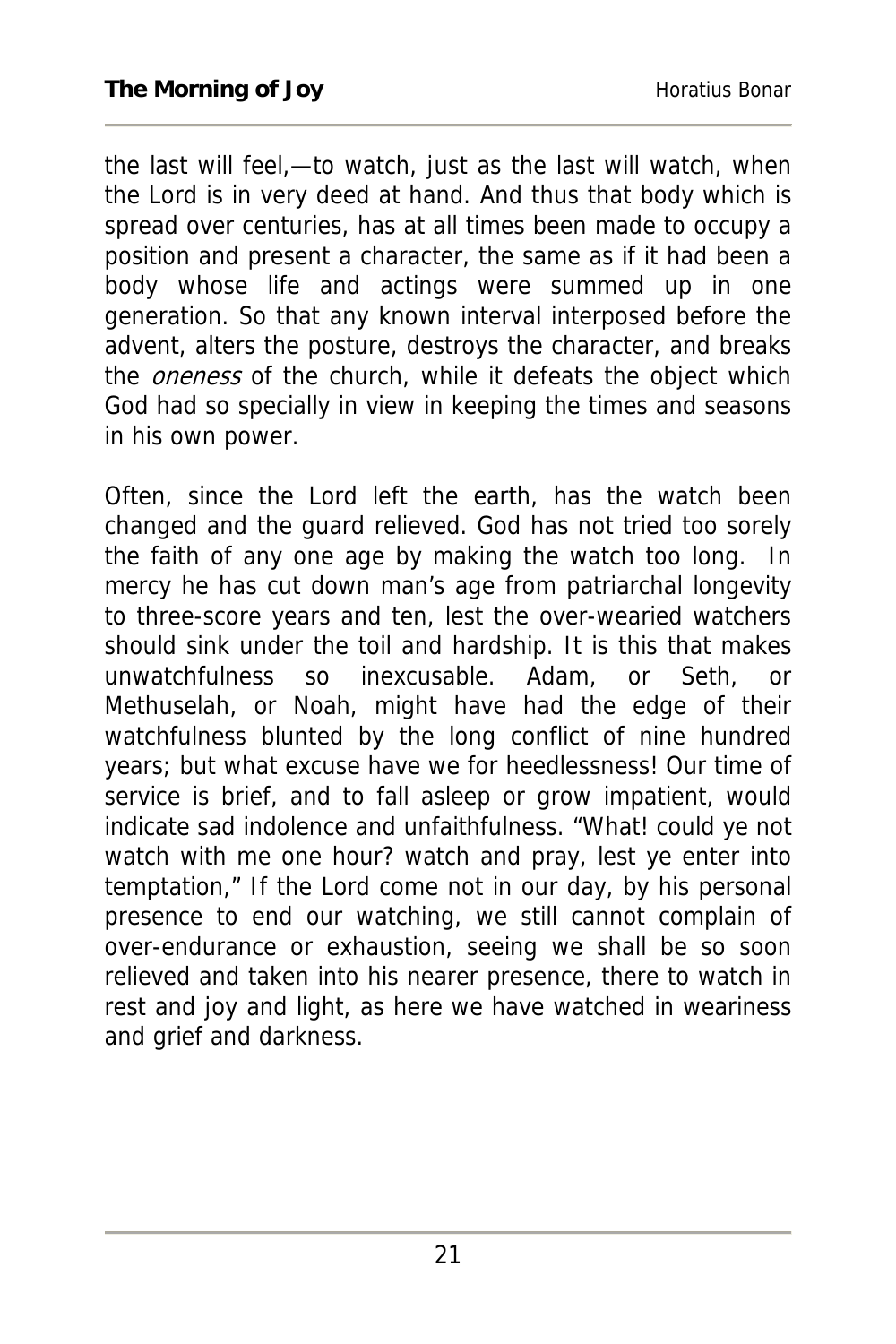the last will feel,—to watch, just as the last will watch, when the Lord is in very deed at hand. And thus that body which is spread over centuries, has at all times been made to occupy a position and present a character, the same as if it had been a body whose life and actings were summed up in one generation. So that any known interval interposed before the advent, alters the posture, destroys the character, and breaks the *oneness* of the church, while it defeats the object which God had so specially in view in keeping the times and seasons in his own power.

Often, since the Lord left the earth, has the watch been changed and the guard relieved. God has not tried too sorely the faith of any one age by making the watch too long. In mercy he has cut down man's age from patriarchal longevity to three-score years and ten, lest the over-wearied watchers should sink under the toil and hardship. It is this that makes unwatchfulness so inexcusable. Adam, or Seth, or Methuselah, or Noah, might have had the edge of their watchfulness blunted by the long conflict of nine hundred years; but what excuse have we for heedlessness! Our time of service is brief, and to fall asleep or grow impatient, would indicate sad indolence and unfaithfulness. "What! could ye not watch with me one hour? watch and pray, lest ye enter into temptation," If the Lord come not in our day, by his personal presence to end our watching, we still cannot complain of over-endurance or exhaustion, seeing we shall be so soon relieved and taken into his nearer presence, there to watch in rest and joy and light, as here we have watched in weariness and grief and darkness.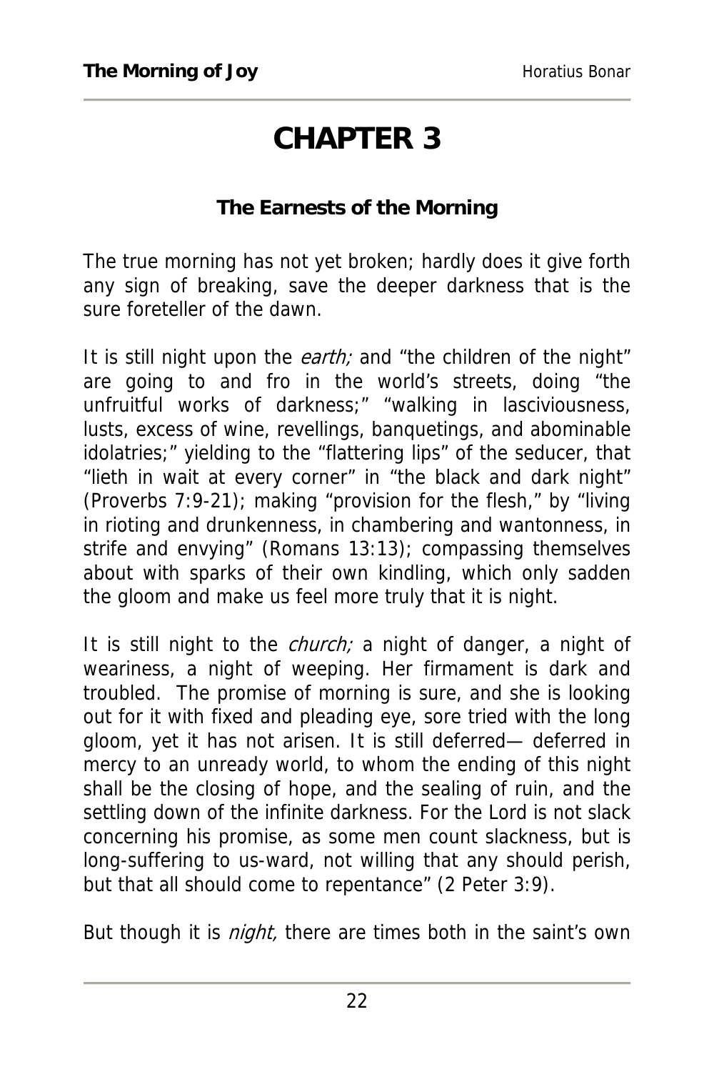# CHAPTER 3

## The Earnests of the Morning

The true morning has not yet broken; hardly does it give forth any sign of breaking, save the deeper darkness that is the sure foreteller of the dawn.

It is still night upon the *earth;* and "the children of the night" are going to and fro in the world's streets, doing "the unfruitful works of darkness;" "walking in lasciviousness, lusts, excess of wine, revellings, banquetings, and abominable idolatries;" yielding to the "flattering lips" of the seducer, that "lieth in wait at every corner" in "the black and dark night" (Proverbs 7:9-21); making "provision for the flesh," by "living in rioting and drunkenness, in chambering and wantonness, in strife and envying" (Romans 13:13); compassing themselves about with sparks of their own kindling, which only sadden the gloom and make us feel more truly that it is night.

It is still night to the *church;* a night of danger, a night of weariness, a night of weeping. Her firmament is dark and troubled. The promise of morning is sure, and she is looking out for it with fixed and pleading eye, sore tried with the long gloom, yet it has not arisen. It is still deferred— deferred in mercy to an unready world, to whom the ending of this night shall be the closing of hope, and the sealing of ruin, and the settling down of the infinite darkness. For the Lord is not slack concerning his promise, as some men count slackness, but is long-suffering to us-ward, not willing that any should perish, but that all should come to repentance" (2 Peter 3:9).

But though it is *night,* there are times both in the saint's own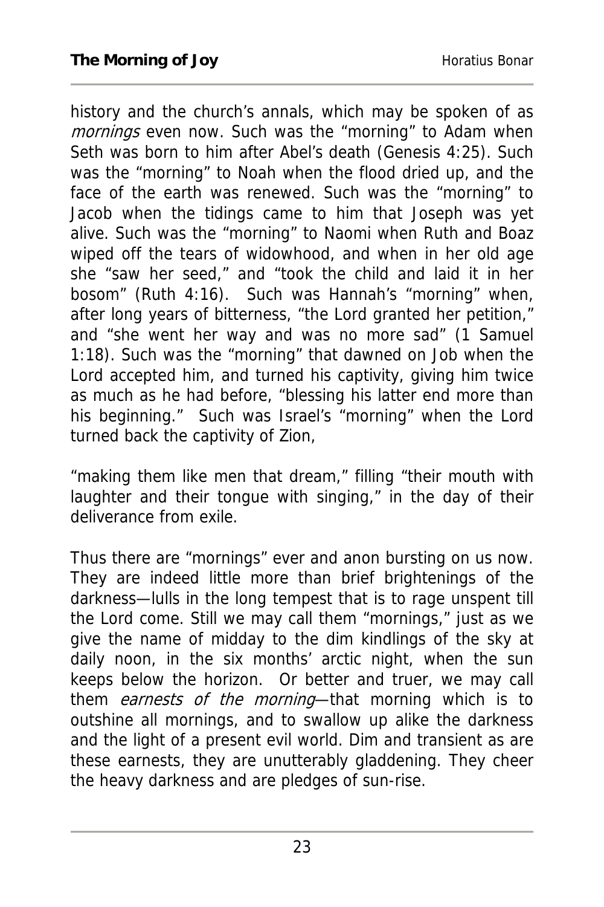history and the church's annals, which may be spoken of as *mornings* even now. Such was the "morning" to Adam when Seth was born to him after Abel's death (Genesis 4:25). Such was the "morning" to Noah when the flood dried up, and the face of the earth was renewed. Such was the "morning" to Jacob when the tidings came to him that Joseph was yet alive. Such was the "morning" to Naomi when Ruth and Boaz wiped off the tears of widowhood, and when in her old age she "saw her seed," and "took the child and laid it in her bosom" (Ruth 4:16). Such was Hannah's "morning" when, after long years of bitterness, "the Lord granted her petition," and "she went her way and was no more sad" (1 Samuel 1:18). Such was the "morning" that dawned on Job when the Lord accepted him, and turned his captivity, giving him twice as much as he had before, "blessing his latter end more than his beginning." Such was Israel's "morning" when the Lord turned back the captivity of Zion,

"making them like men that dream," filling "their mouth with laughter and their tongue with singing," in the day of their deliverance from exile.

Thus there are "mornings" ever and anon bursting on us now. They are indeed little more than brief brightenings of the darkness—lulls in the long tempest that is to rage unspent till the Lord come. Still we may call them "mornings," just as we give the name of midday to the dim kindlings of the sky at daily noon, in the six months' arctic night, when the sun keeps below the horizon. Or better and truer, we may call them *earnests of the morning*—that morning which is to outshine all mornings, and to swallow up alike the darkness and the light of a present evil world. Dim and transient as are these earnests, they are unutterably gladdening. They cheer the heavy darkness and are pledges of sun-rise.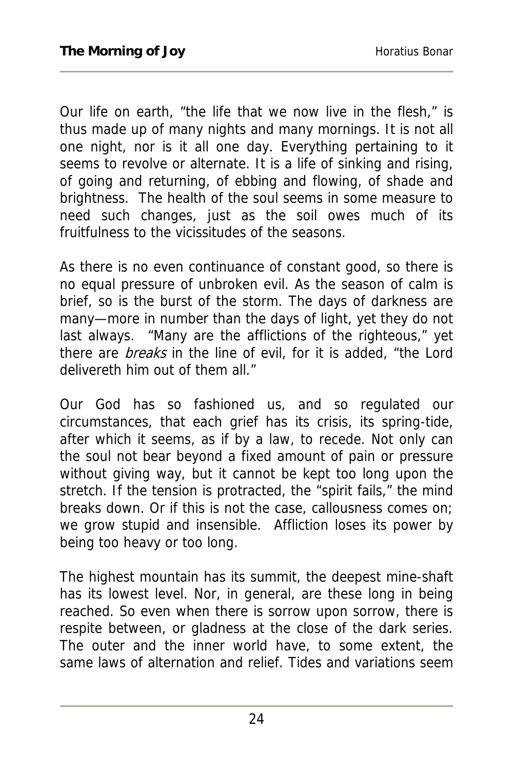Our life on earth, "the life that we now live in the flesh," is thus made up of many nights and many mornings. It is not all one night, nor is it all one day. Everything pertaining to it seems to revolve or alternate. It is a life of sinking and rising, of going and returning, of ebbing and flowing, of shade and brightness. The health of the soul seems in some measure to need such changes, just as the soil owes much of its fruitfulness to the vicissitudes of the seasons.

As there is no even continuance of constant good, so there is no equal pressure of unbroken evil. As the season of calm is brief, so is the burst of the storm. The days of darkness are many—more in number than the days of light, yet they do not last always. "Many are the afflictions of the righteous," yet there are *breaks* in the line of evil, for it is added, "the Lord delivereth him out of them all."

Our God has so fashioned us, and so regulated our circumstances, that each grief has its crisis, its spring-tide, after which it seems, as if by a law, to recede. Not only can the soul not bear beyond a fixed amount of pain or pressure without giving way, but it cannot be kept too long upon the stretch. If the tension is protracted, the "spirit fails," the mind breaks down. Or if this is not the case, callousness comes on; we grow stupid and insensible. Affliction loses its power by being too heavy or too long.

The highest mountain has its summit, the deepest mine-shaft has its lowest level. Nor, in general, are these long in being reached. So even when there is sorrow upon sorrow, there is respite between, or gladness at the close of the dark series. The outer and the inner world have, to some extent, the same laws of alternation and relief. Tides and variations seem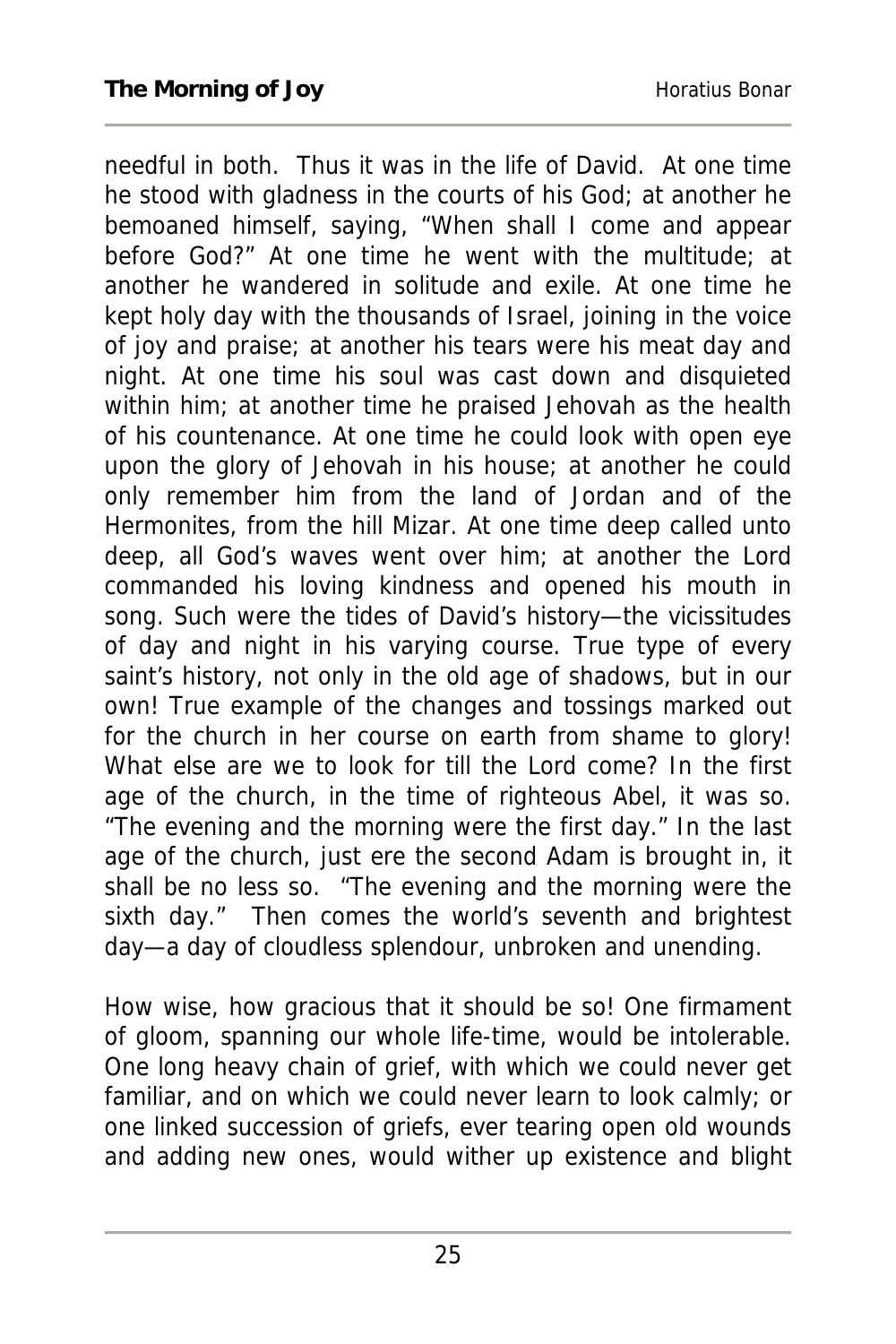needful in both. Thus it was in the life of David. At one time he stood with gladness in the courts of his God; at another he bemoaned himself, saying, "When shall I come and appear before God?" At one time he went with the multitude; at another he wandered in solitude and exile. At one time he kept holy day with the thousands of Israel, joining in the voice of joy and praise; at another his tears were his meat day and night. At one time his soul was cast down and disquieted within him; at another time he praised Jehovah as the health of his countenance. At one time he could look with open eye upon the glory of Jehovah in his house; at another he could only remember him from the land of Jordan and of the Hermonites, from the hill Mizar. At one time deep called unto deep, all God's waves went over him; at another the Lord commanded his loving kindness and opened his mouth in song. Such were the tides of David's history—the vicissitudes of day and night in his varying course. True type of every saint's history, not only in the old age of shadows, but in our own! True example of the changes and tossings marked out for the church in her course on earth from shame to glory! What else are we to look for till the Lord come? In the first age of the church, in the time of righteous Abel, it was so. "The evening and the morning were the first day." In the last age of the church, just ere the second Adam is brought in, it shall be no less so. "The evening and the morning were the sixth day." Then comes the world's seventh and brightest day—a day of cloudless splendour, unbroken and unending.

How wise, how gracious that it should be so! One firmament of gloom, spanning our whole life-time, would be intolerable. One long heavy chain of grief, with which we could never get familiar, and on which we could never learn to look calmly; or one linked succession of griefs, ever tearing open old wounds and adding new ones, would wither up existence and blight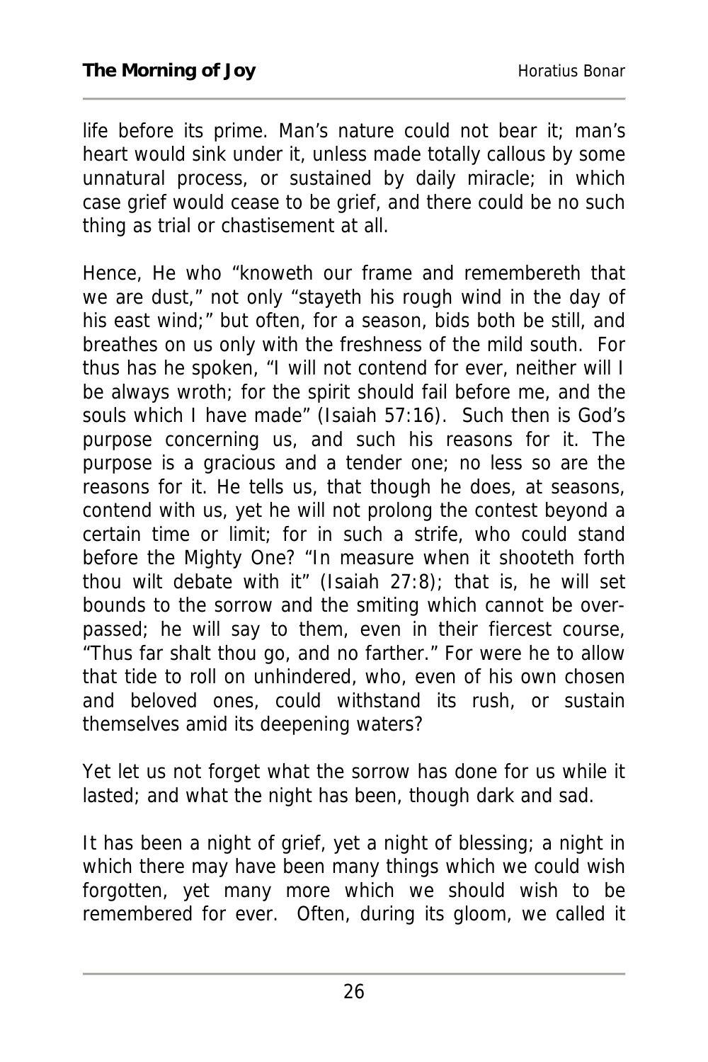life before its prime. Man's nature could not bear it; man's heart would sink under it, unless made totally callous by some unnatural process, or sustained by daily miracle; in which case grief would cease to be grief, and there could be no such thing as trial or chastisement at all.

Hence, He who "knoweth our frame and remembereth that we are dust," not only "stayeth his rough wind in the day of his east wind;" but often, for a season, bids both be still, and breathes on us only with the freshness of the mild south. For thus has he spoken, "I will not contend for ever, neither will I be always wroth; for the spirit should fail before me, and the souls which I have made" (Isaiah 57:16). Such then is God's purpose concerning us, and such his reasons for it. The purpose is a gracious and a tender one; no less so are the reasons for it. He tells us, that though he does, at seasons, contend with us, yet he will not prolong the contest beyond a certain time or limit; for in such a strife, who could stand before the Mighty One? "In measure when it shooteth forth thou wilt debate with it" (Isaiah 27:8); that is, he will set bounds to the sorrow and the smiting which cannot be over-passed; he will say to them, even in their fiercest course, "Thus far shalt thou go, and no farther." For were he to allow that tide to roll on unhindered, who, even of his own chosen and beloved ones, could withstand its rush, or sustain themselves amid its deepening waters?

Yet let us not forget what the sorrow has done for us while it lasted; and what the night has been, though dark and sad.

It has been a night of grief, yet a night of blessing; a night in which there may have been many things which we could wish forgotten, yet many more which we should wish to be remembered for ever. Often, during its gloom, we called it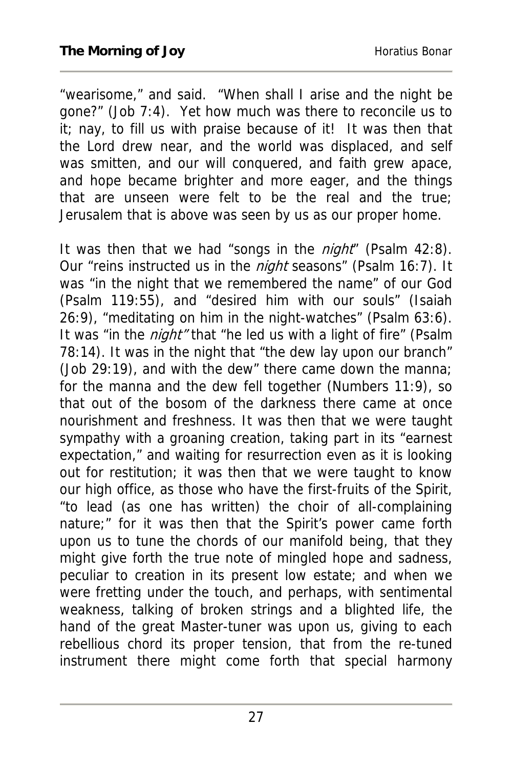"wearisome," and said. "When shall I arise and the night be gone?" (Job 7:4). Yet how much was there to reconcile us to it; nay, to fill us with praise because of it! It was then that the Lord drew near, and the world was displaced, and self was smitten, and our will conquered, and faith grew apace, and hope became brighter and more eager, and the things that are unseen were felt to be the real and the true; Jerusalem that is above was seen by us as our proper home.

It was then that we had "songs in the *night*" (Psalm 42:8). Our "reins instructed us in the *night* seasons" (Psalm 16:7). It was "in the night that we remembered the name" of our God (Psalm 119:55), and "desired him with our souls" (Isaiah 26:9), "meditating on him in the night-watches" (Psalm 63:6). It was "in the *night"* that "he led us with a light of fire" (Psalm 78:14). It was in the night that "the dew lay upon our branch" (Job 29:19), and with the dew" there came down the manna; for the manna and the dew fell together (Numbers 11:9), so that out of the bosom of the darkness there came at once nourishment and freshness. It was then that we were taught sympathy with a groaning creation, taking part in its "earnest expectation," and waiting for resurrection even as it is looking out for restitution; it was then that we were taught to know our high office, as those who have the first-fruits of the Spirit, "to lead (as one has written) the choir of all-complaining nature;" for it was then that the Spirit's power came forth upon us to tune the chords of our manifold being, that they might give forth the true note of mingled hope and sadness, peculiar to creation in its present low estate; and when we were fretting under the touch, and perhaps, with sentimental weakness, talking of broken strings and a blighted life, the hand of the great Master-tuner was upon us, giving to each rebellious chord its proper tension, that from the re-tuned instrument there might come forth that special harmony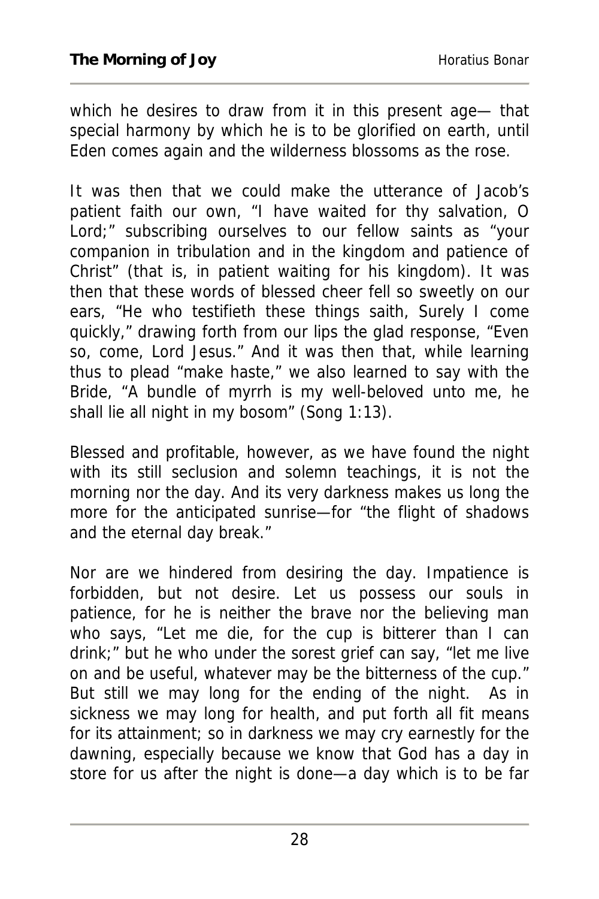which he desires to draw from it in this present age— that special harmony by which he is to be glorified on earth, until Eden comes again and the wilderness blossoms as the rose.

It was then that we could make the utterance of Jacob's patient faith our own, "I have waited for thy salvation, O Lord;" subscribing ourselves to our fellow saints as "your companion in tribulation and in the kingdom and patience of Christ" (that is, in patient waiting for his kingdom). It was then that these words of blessed cheer fell so sweetly on our ears, "He who testifieth these things saith, Surely I come quickly," drawing forth from our lips the glad response, "Even so, come, Lord Jesus." And it was then that, while learning thus to plead "make haste," we also learned to say with the Bride, "A bundle of myrrh is my well-beloved unto me, he shall lie all night in my bosom" (Song 1:13).

Blessed and profitable, however, as we have found the night with its still seclusion and solemn teachings, it is not the morning nor the day. And its very darkness makes us long the more for the anticipated sunrise—for "the flight of shadows and the eternal day break."

Nor are we hindered from desiring the day. Impatience is forbidden, but not desire. Let us possess our souls in patience, for he is neither the brave nor the believing man who says, "Let me die, for the cup is bitterer than I can drink;" but he who under the sorest grief can say, "let me live on and be useful, whatever may be the bitterness of the cup." But still we may long for the ending of the night. As in sickness we may long for health, and put forth all fit means for its attainment; so in darkness we may cry earnestly for the dawning, especially because we know that God has a day in store for us after the night is done—a day which is to be far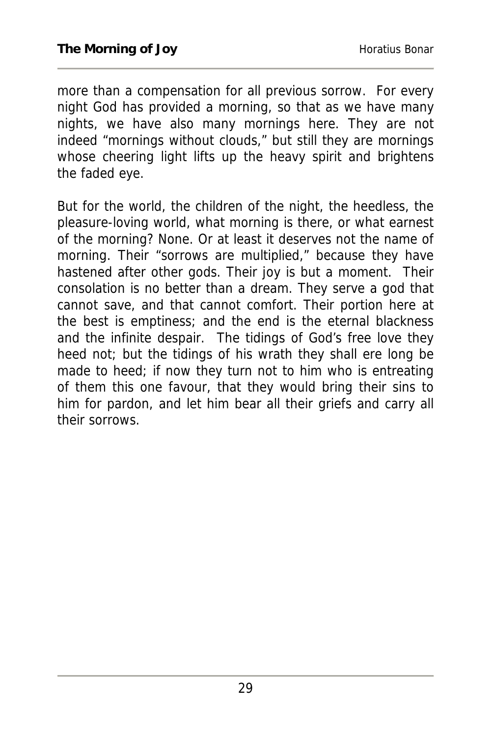more than a compensation for all previous sorrow. For every night God has provided a morning, so that as we have many nights, we have also many mornings here. They are not indeed "mornings without clouds," but still they are mornings whose cheering light lifts up the heavy spirit and brightens the faded eye.

But for the world, the children of the night, the heedless, the pleasure-loving world, what morning is there, or what earnest of the morning? None. Or at least it deserves not the name of morning. Their "sorrows are multiplied," because they have hastened after other gods. Their joy is but a moment. Their consolation is no better than a dream. They serve a god that cannot save, and that cannot comfort. Their portion here at the best is emptiness; and the end is the eternal blackness and the infinite despair. The tidings of God's free love they heed not; but the tidings of his wrath they shall ere long be made to heed; if now they turn not to him who is entreating of them this one favour, that they would bring their sins to him for pardon, and let him bear all their griefs and carry all their sorrows.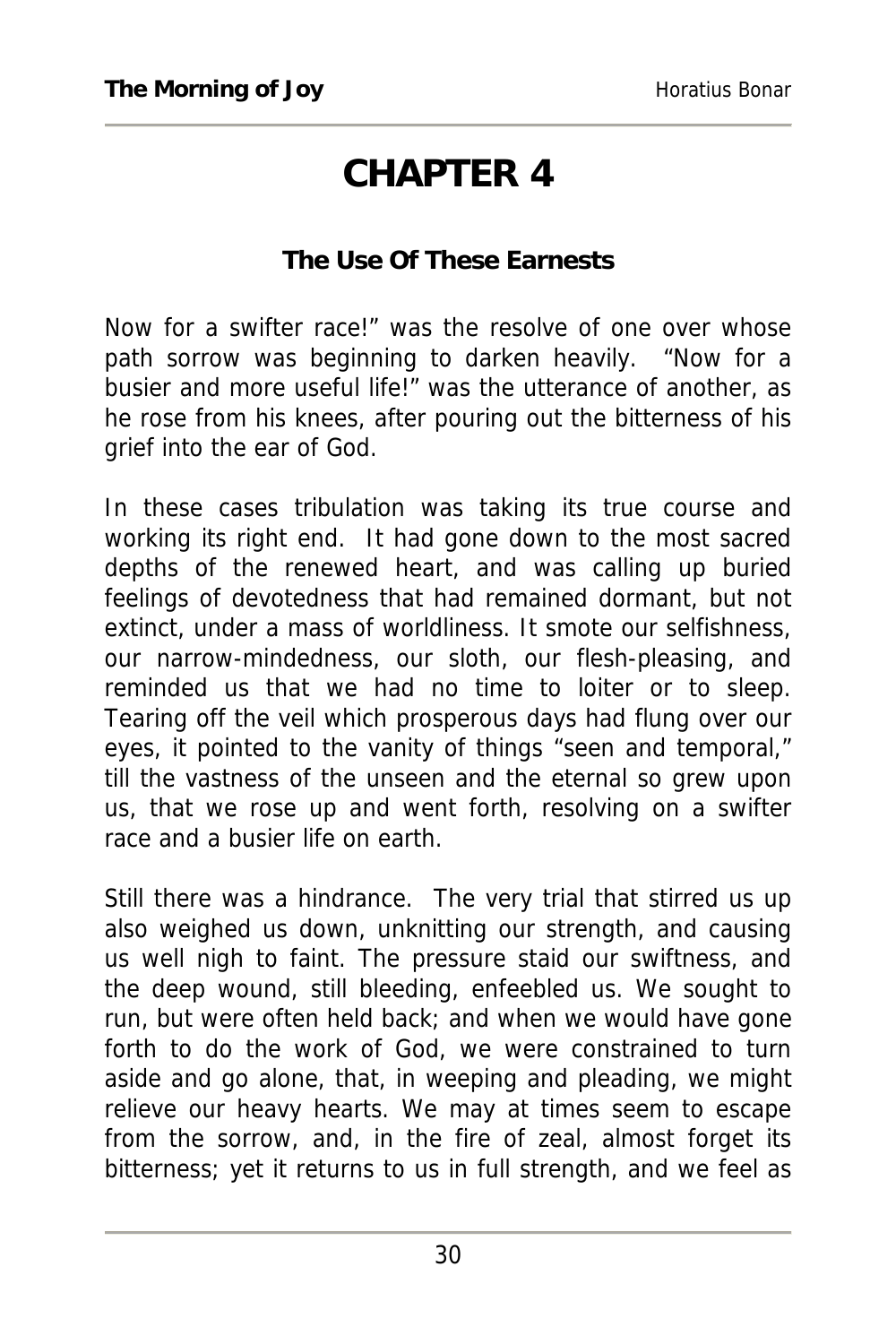# CHAPTER 4

### The Use Of These Earnests

Now for a swifter race!" was the resolve of one over whose path sorrow was beginning to darken heavily. "Now for a busier and more useful life!" was the utterance of another, as he rose from his knees, after pouring out the bitterness of his grief into the ear of God.

In these cases tribulation was taking its true course and working its right end. It had gone down to the most sacred depths of the renewed heart, and was calling up buried feelings of devotedness that had remained dormant, but not extinct, under a mass of worldliness. It smote our selfishness, our narrow-mindedness, our sloth, our flesh-pleasing, and reminded us that we had no time to loiter or to sleep. Tearing off the veil which prosperous days had flung over our eyes, it pointed to the vanity of things "seen and temporal," till the vastness of the unseen and the eternal so grew upon us, that we rose up and went forth, resolving on a swifter race and a busier life on earth.

Still there was a hindrance. The very trial that stirred us up also weighed us down, unknitting our strength, and causing us well nigh to faint. The pressure staid our swiftness, and the deep wound, still bleeding, enfeebled us. We sought to run, but were often held back; and when we would have gone forth to do the work of God, we were constrained to turn aside and go alone, that, in weeping and pleading, we might relieve our heavy hearts. We may at times seem to escape from the sorrow, and, in the fire of zeal, almost forget its bitterness; yet it returns to us in full strength, and we feel as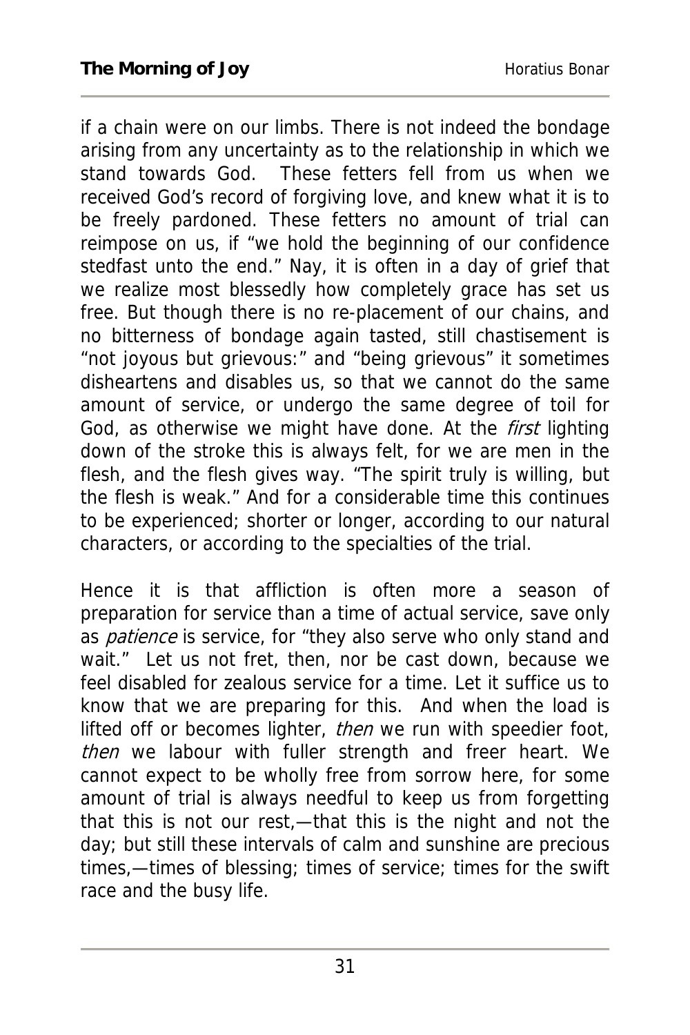if a chain were on our limbs. There is not indeed the bondage arising from any uncertainty as to the relationship in which we stand towards God. These fetters fell from us when we received God's record of forgiving love, and knew what it is to be freely pardoned. These fetters no amount of trial can reimpose on us, if "we hold the beginning of our confidence stedfast unto the end." Nay, it is often in a day of grief that we realize most blessedly how completely grace has set us free. But though there is no re-placement of our chains, and no bitterness of bondage again tasted, still chastisement is "not joyous but grievous:" and "being grievous" it sometimes disheartens and disables us, so that we cannot do the same amount of service, or undergo the same degree of toil for God, as otherwise we might have done. At the *first* lighting down of the stroke this is always felt, for we are men in the flesh, and the flesh gives way. "The spirit truly is willing, but the flesh is weak." And for a considerable time this continues to be experienced; shorter or longer, according to our natural characters, or according to the specialties of the trial.

Hence it is that affliction is often more a season of preparation for service than a time of actual service, save only as *patience* is service, for "they also serve who only stand and wait." Let us not fret, then, nor be cast down, because we feel disabled for zealous service for a time. Let it suffice us to know that we are preparing for this. And when the load is lifted off or becomes lighter, *then* we run with speedier foot, *then* we labour with fuller strength and freer heart. We cannot expect to be wholly free from sorrow here, for some amount of trial is always needful to keep us from forgetting that this is not our rest,—that this is the night and not the day; but still these intervals of calm and sunshine are precious times,—times of blessing; times of service; times for the swift race and the busy life.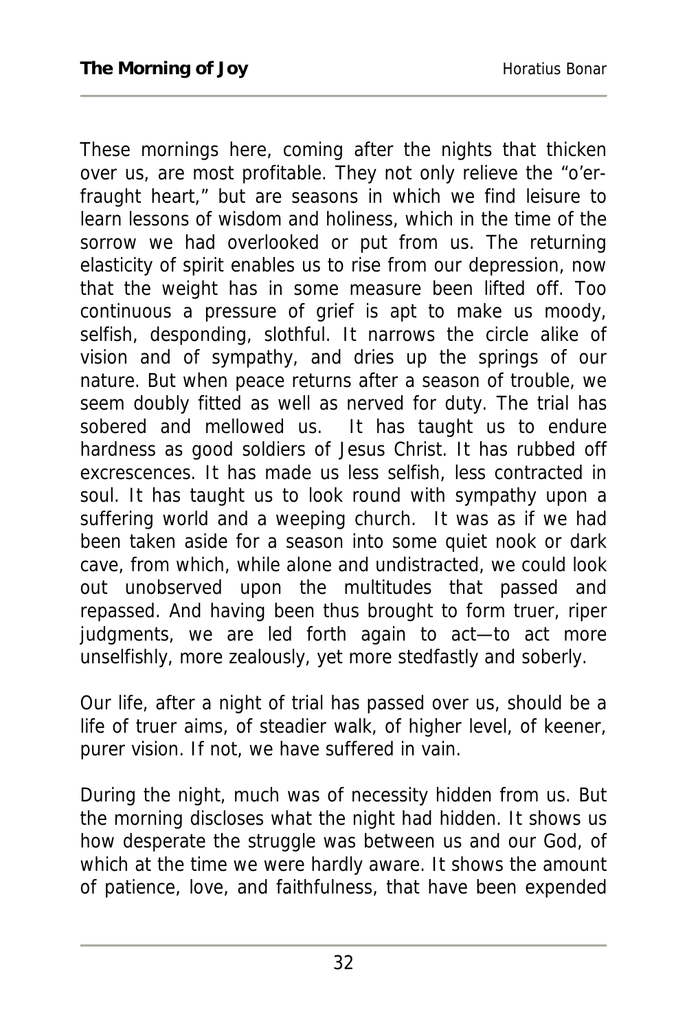These mornings here, coming after the nights that thicken over us, are most profitable. They not only relieve the "o'er-fraught heart," but are seasons in which we find leisure to learn lessons of wisdom and holiness, which in the time of the sorrow we had overlooked or put from us. The returning elasticity of spirit enables us to rise from our depression, now that the weight has in some measure been lifted off. Too continuous a pressure of grief is apt to make us moody, selfish, desponding, slothful. It narrows the circle alike of vision and of sympathy, and dries up the springs of our nature. But when peace returns after a season of trouble, we seem doubly fitted as well as nerved for duty. The trial has sobered and mellowed us. It has taught us to endure hardness as good soldiers of Jesus Christ. It has rubbed off excrescences. It has made us less selfish, less contracted in soul. It has taught us to look round with sympathy upon a suffering world and a weeping church. It was as if we had been taken aside for a season into some quiet nook or dark cave, from which, while alone and undistracted, we could look out unobserved upon the multitudes that passed and repassed. And having been thus brought to form truer, riper judgments, we are led forth again to act—to act more unselfishly, more zealously, yet more stedfastly and soberly.

Our life, after a night of trial has passed over us, should be a life of truer aims, of steadier walk, of higher level, of keener, purer vision. If not, we have suffered in vain.

During the night, much was of necessity hidden from us. But the morning discloses what the night had hidden. It shows us how desperate the struggle was between us and our God, of which at the time we were hardly aware. It shows the amount of patience, love, and faithfulness, that have been expended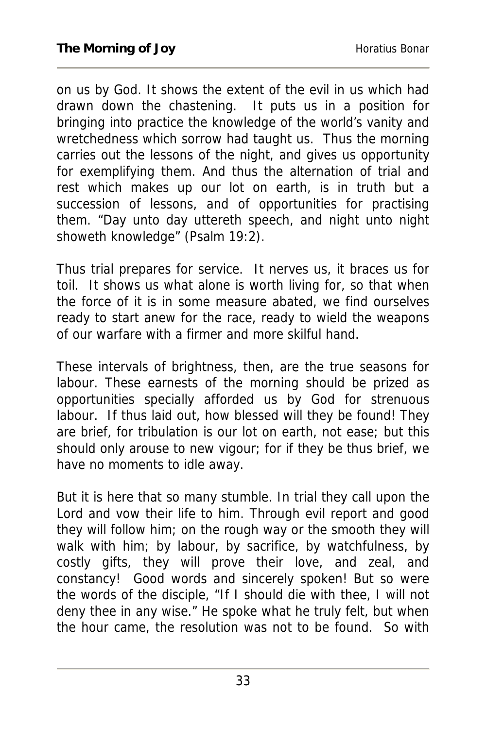on us by God. It shows the extent of the evil in us which had drawn down the chastening. It puts us in a position for bringing into practice the knowledge of the world's vanity and wretchedness which sorrow had taught us. Thus the morning carries out the lessons of the night, and gives us opportunity for exemplifying them. And thus the alternation of trial and rest which makes up our lot on earth, is in truth but a succession of lessons, and of opportunities for practising them. "Day unto day uttereth speech, and night unto night showeth knowledge" (Psalm 19:2).

Thus trial prepares for service. It nerves us, it braces us for toil. It shows us what alone is worth living for, so that when the force of it is in some measure abated, we find ourselves ready to start anew for the race, ready to wield the weapons of our warfare with a firmer and more skilful hand.

These intervals of brightness, then, are the true seasons for labour. These earnests of the morning should be prized as opportunities specially afforded us by God for strenuous labour. If thus laid out, how blessed will they be found! They are brief, for tribulation is our lot on earth, not ease; but this should only arouse to new vigour; for if they be thus brief, we have no moments to idle away.

But it is here that so many stumble. In trial they call upon the Lord and vow their life to him. Through evil report and good they will follow him; on the rough way or the smooth they will walk with him; by labour, by sacrifice, by watchfulness, by costly gifts, they will prove their love, and zeal, and constancy! Good words and sincerely spoken! But so were the words of the disciple, "If I should die with thee, I will not deny thee in any wise." He spoke what he truly felt, but when the hour came, the resolution was not to be found. So with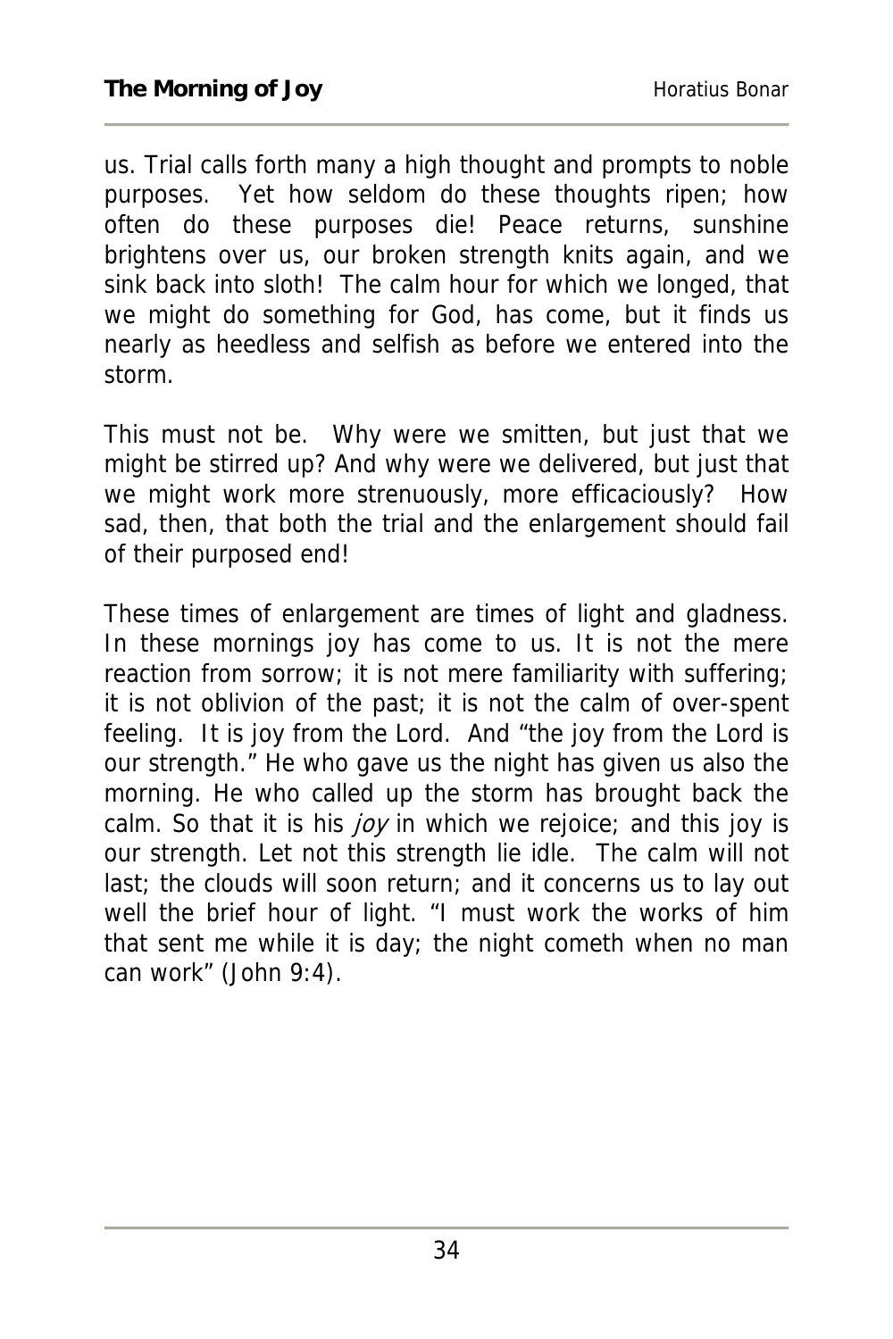us. Trial calls forth many a high thought and prompts to noble purposes. Yet how seldom do these thoughts ripen; how often do these purposes die! Peace returns, sunshine brightens over us, our broken strength knits again, and we sink back into sloth! The calm hour for which we longed, that we might do something for God, has come, but it finds us nearly as heedless and selfish as before we entered into the storm.

This must not be. Why were we smitten, but just that we might be stirred up? And why were we delivered, but just that we might work more strenuously, more efficaciously? How sad, then, that both the trial and the enlargement should fail of their purposed end!

These times of enlargement are times of light and gladness. In these mornings joy has come to us. It is not the mere reaction from sorrow; it is not mere familiarity with suffering; it is not oblivion of the past; it is not the calm of over-spent feeling. It is joy from the Lord. And "the joy from the Lord is our strength." He who gave us the night has given us also the morning. He who called up the storm has brought back the calm. So that it is his *joy* in which we rejoice; and this joy is our strength. Let not this strength lie idle. The calm will not last; the clouds will soon return; and it concerns us to lay out well the brief hour of light. "I must work the works of him that sent me while it is day; the night cometh when no man can work" (John 9:4).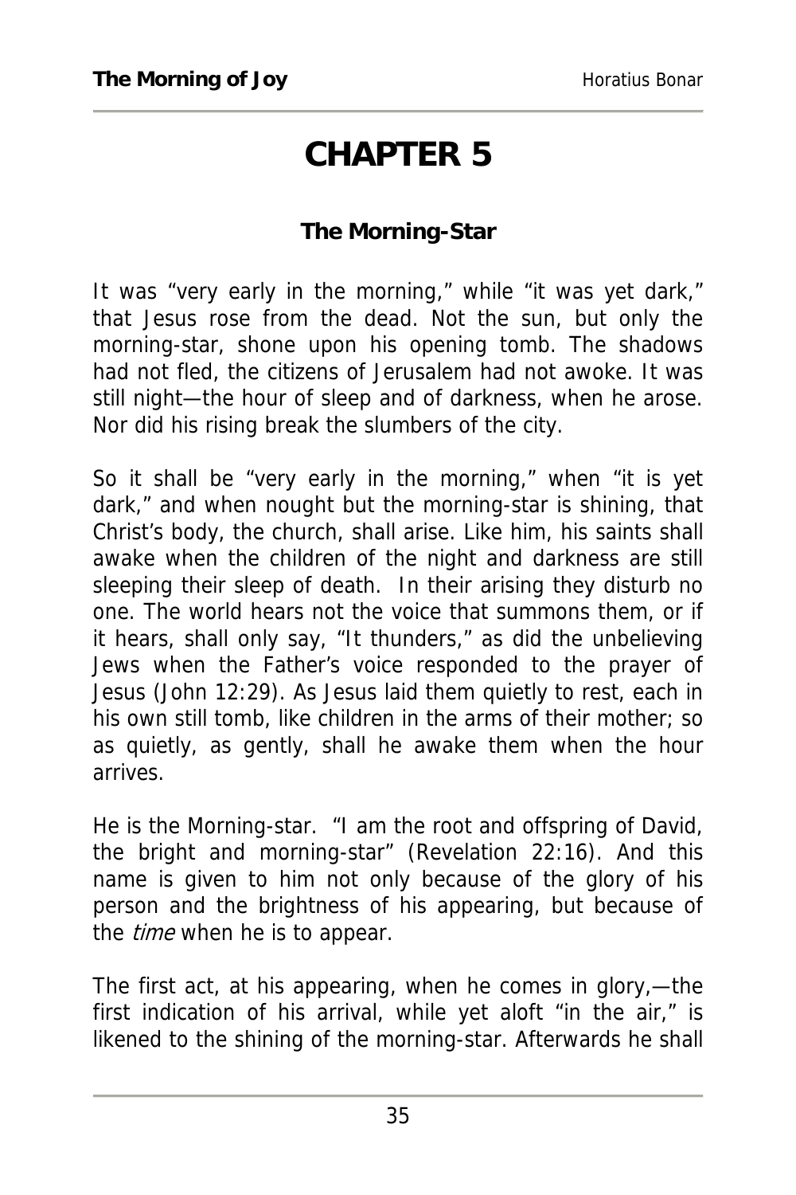# CHAPTER 5

### The Morning-Star

It was "very early in the morning," while "it was yet dark," that Jesus rose from the dead. Not the sun, but only the morning-star, shone upon his opening tomb. The shadows had not fled, the citizens of Jerusalem had not awoke. It was still night—the hour of sleep and of darkness, when he arose. Nor did his rising break the slumbers of the city.

So it shall be "very early in the morning," when "it is yet dark," and when nought but the morning-star is shining, that Christ's body, the church, shall arise. Like him, his saints shall awake when the children of the night and darkness are still sleeping their sleep of death. In their arising they disturb no one. The world hears not the voice that summons them, or if it hears, shall only say, "It thunders," as did the unbelieving Jews when the Father's voice responded to the prayer of Jesus (John 12:29). As Jesus laid them quietly to rest, each in his own still tomb, like children in the arms of their mother; so as quietly, as gently, shall he awake them when the hour arrives.

He is the Morning-star. "I am the root and offspring of David, the bright and morning-star" (Revelation 22:16). And this name is given to him not only because of the glory of his person and the brightness of his appearing, but because of the *time* when he is to appear.

The first act, at his appearing, when he comes in glory,—the first indication of his arrival, while yet aloft "in the air," is likened to the shining of the morning-star. Afterwards he shall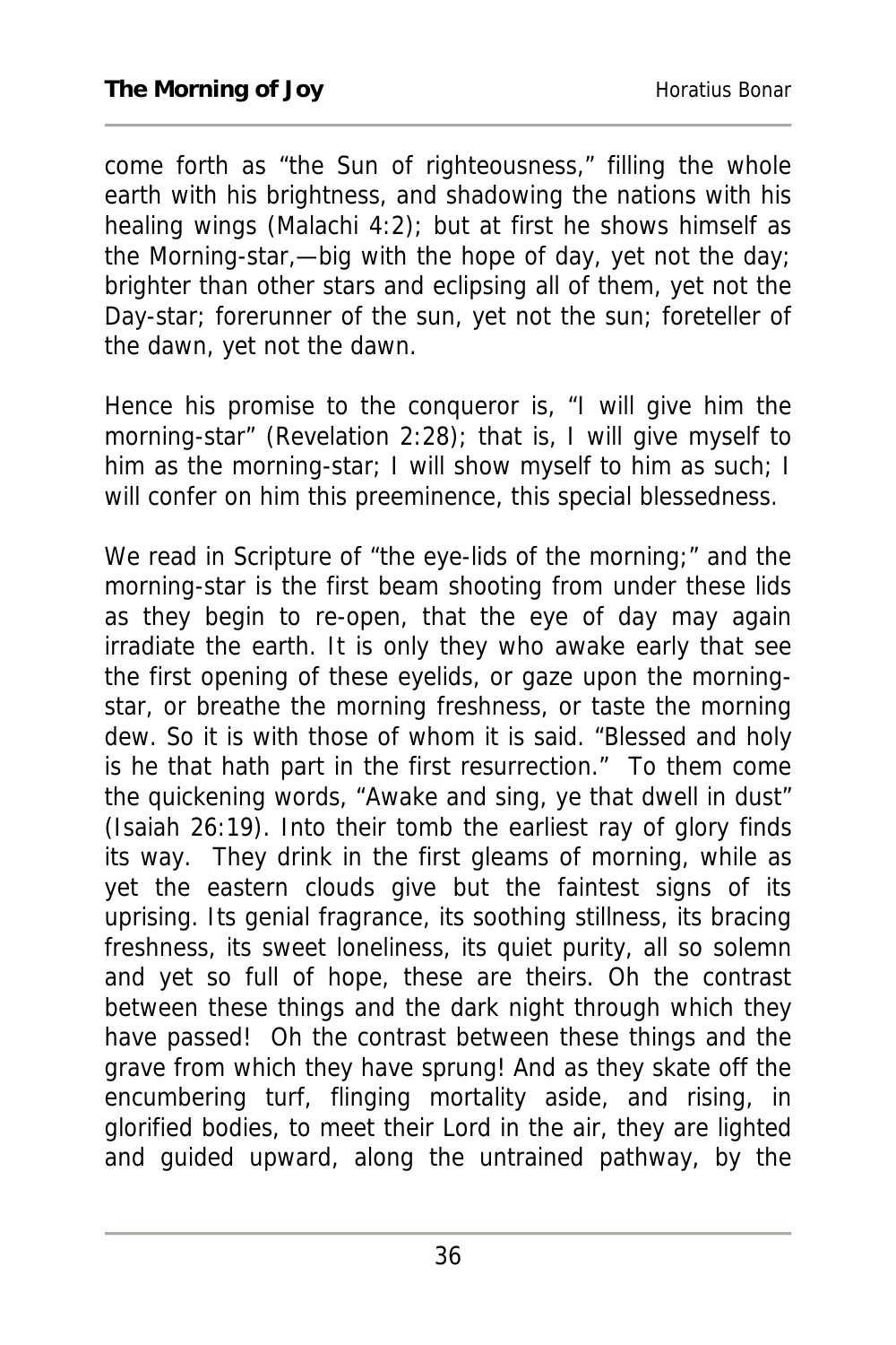come forth as “the Sun of righteousness,” filling the whole earth with his brightness, and shadowing the nations with his healing wings (Malachi 4:2); but at first he shows himself as the Morning-star,—big with the hope of day, yet not the day; brighter than other stars and eclipsing all of them, yet not the Day-star; forerunner of the sun, yet not the sun; foreteller of the dawn, yet not the dawn.

Hence his promise to the conqueror is, “I will give him the morning-star” (Revelation 2:28); that is, I will give myself to him as the morning-star; I will show myself to him as such; I will confer on him this preeminence, this special blessedness.

We read in Scripture of “the eye-lids of the morning;” and the morning-star is the first beam shooting from under these lids as they begin to re-open, that the eye of day may again irradiate the earth. It is only they who awake early that see the first opening of these eyelids, or gaze upon the morning-star, or breathe the morning freshness, or taste the morning dew. So it is with those of whom it is said. “Blessed and holy is he that hath part in the first resurrection.” To them come the quickening words, “Awake and sing, ye that dwell in dust” (Isaiah 26:19). Into their tomb the earliest ray of glory finds its way. They drink in the first gleams of morning, while as yet the eastern clouds give but the faintest signs of its uprising. Its genial fragrance, its soothing stillness, its bracing freshness, its sweet loneliness, its quiet purity, all so solemn and yet so full of hope, these are theirs. Oh the contrast between these things and the dark night through which they have passed! Oh the contrast between these things and the grave from which they have sprung! And as they skate off the encumbering turf, flinging mortality aside, and rising, in glorified bodies, to meet their Lord in the air, they are lighted and guided upward, along the untrained pathway, by the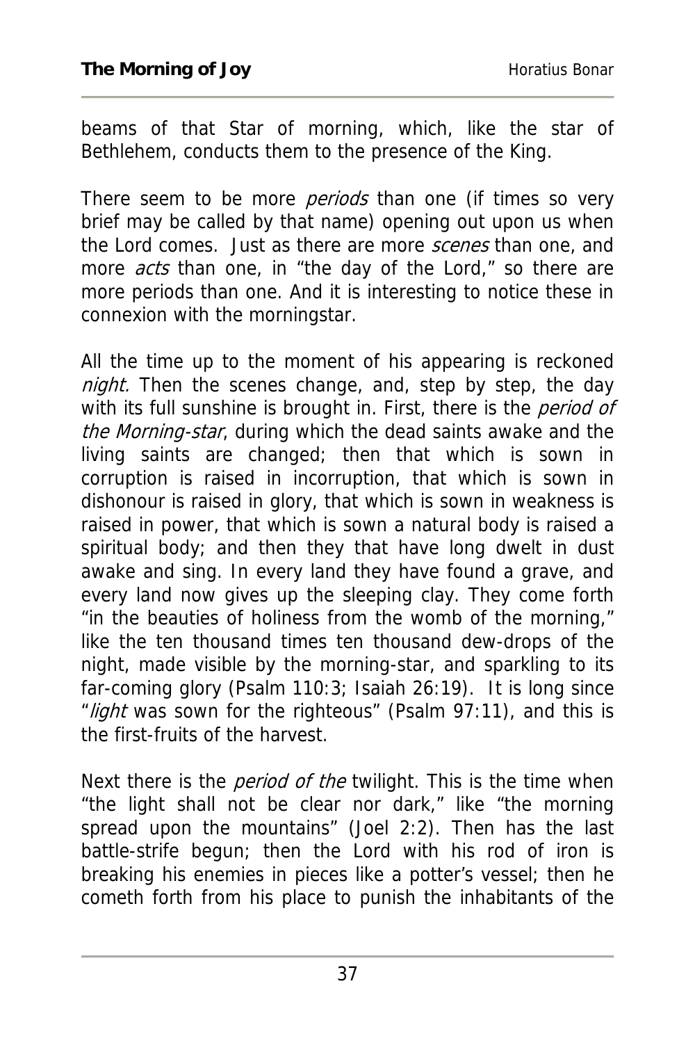beams of that Star of morning, which, like the star of Bethlehem, conducts them to the presence of the King.

There seem to be more *periods* than one (if times so very brief may be called by that name) opening out upon us when the Lord comes. Just as there are more *scenes* than one, and more *acts* than one, in "the day of the Lord," so there are more periods than one. And it is interesting to notice these in connexion with the morningstar.

All the time up to the moment of his appearing is reckoned *night.* Then the scenes change, and, step by step, the day with its full sunshine is brought in. First, there is the *period of the Morning-star*, during which the dead saints awake and the living saints are changed; then that which is sown in corruption is raised in incorruption, that which is sown in dishonour is raised in glory, that which is sown in weakness is raised in power, that which is sown a natural body is raised a spiritual body; and then they that have long dwelt in dust awake and sing. In every land they have found a grave, and every land now gives up the sleeping clay. They come forth "in the beauties of holiness from the womb of the morning," like the ten thousand times ten thousand dew-drops of the night, made visible by the morning-star, and sparkling to its far-coming glory (Psalm 110:3; Isaiah 26:19). It is long since "*light* was sown for the righteous" (Psalm 97:11), and this is the first-fruits of the harvest.

Next there is the *period of the* twilight. This is the time when "the light shall not be clear nor dark," like "the morning spread upon the mountains" (Joel 2:2). Then has the last battle-strife begun; then the Lord with his rod of iron is breaking his enemies in pieces like a potter's vessel; then he cometh forth from his place to punish the inhabitants of the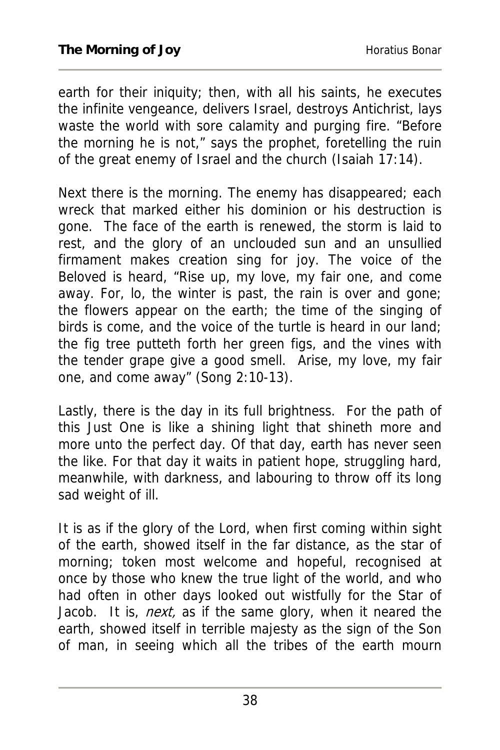earth for their iniquity; then, with all his saints, he executes the infinite vengeance, delivers Israel, destroys Antichrist, lays waste the world with sore calamity and purging fire. "Before the morning he is not," says the prophet, foretelling the ruin of the great enemy of Israel and the church (Isaiah 17:14).

Next there is the morning. The enemy has disappeared; each wreck that marked either his dominion or his destruction is gone. The face of the earth is renewed, the storm is laid to rest, and the glory of an unclouded sun and an unsullied firmament makes creation sing for joy. The voice of the Beloved is heard, "Rise up, my love, my fair one, and come away. For, lo, the winter is past, the rain is over and gone; the flowers appear on the earth; the time of the singing of birds is come, and the voice of the turtle is heard in our land; the fig tree putteth forth her green figs, and the vines with the tender grape give a good smell. Arise, my love, my fair one, and come away" (Song 2:10-13).

Lastly, there is the day in its full brightness. For the path of this Just One is like a shining light that shineth more and more unto the perfect day. Of that day, earth has never seen the like. For that day it waits in patient hope, struggling hard, meanwhile, with darkness, and labouring to throw off its long sad weight of ill.

It is as if the glory of the Lord, when first coming within sight of the earth, showed itself in the far distance, as the star of morning; token most welcome and hopeful, recognised at once by those who knew the true light of the world, and who had often in other days looked out wistfully for the Star of Jacob. It is, *next,* as if the same glory, when it neared the earth, showed itself in terrible majesty as the sign of the Son of man, in seeing which all the tribes of the earth mourn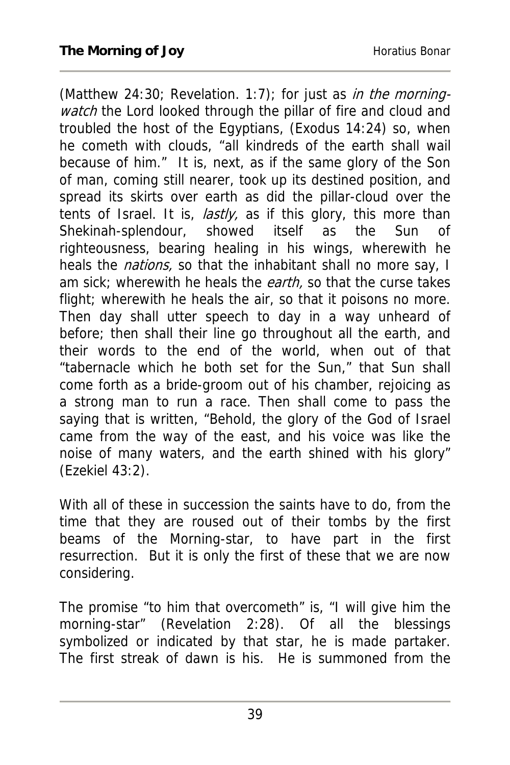(Matthew 24:30; Revelation. 1:7); for just as *in the morning-watch* the Lord looked through the pillar of fire and cloud and troubled the host of the Egyptians, (Exodus 14:24) so, when he cometh with clouds, "all kindreds of the earth shall wail because of him." It is, next, as if the same glory of the Son of man, coming still nearer, took up its destined position, and spread its skirts over earth as did the pillar-cloud over the tents of Israel. It is, *lastly,* as if this glory, this more than Shekinah-splendour, showed itself as the Sun of righteousness, bearing healing in his wings, wherewith he heals the *nations,* so that the inhabitant shall no more say, I am sick; wherewith he heals the *earth,* so that the curse takes flight; wherewith he heals the air, so that it poisons no more. Then day shall utter speech to day in a way unheard of before; then shall their line go throughout all the earth, and their words to the end of the world, when out of that "tabernacle which he both set for the Sun," that Sun shall come forth as a bride-groom out of his chamber, rejoicing as a strong man to run a race. Then shall come to pass the saying that is written, "Behold, the glory of the God of Israel came from the way of the east, and his voice was like the noise of many waters, and the earth shined with his glory" (Ezekiel 43:2).

With all of these in succession the saints have to do, from the time that they are roused out of their tombs by the first beams of the Morning-star, to have part in the first resurrection. But it is only the first of these that we are now considering.

The promise "to him that overcometh" is, "I will give him the morning-star" (Revelation 2:28). Of all the blessings symbolized or indicated by that star, he is made partaker. The first streak of dawn is his. He is summoned from the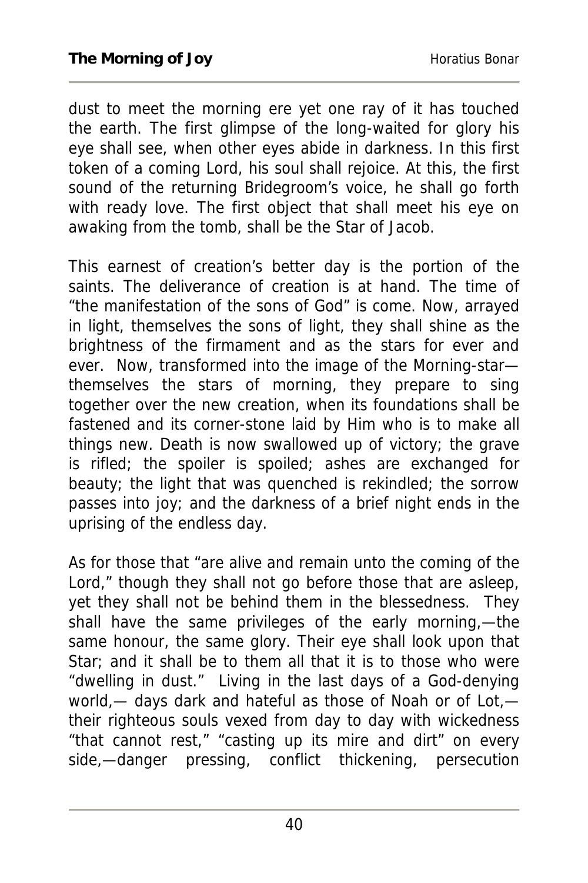dust to meet the morning ere yet one ray of it has touched the earth. The first glimpse of the long-waited for glory his eye shall see, when other eyes abide in darkness. In this first token of a coming Lord, his soul shall rejoice. At this, the first sound of the returning Bridegroom's voice, he shall go forth with ready love. The first object that shall meet his eye on awaking from the tomb, shall be the Star of Jacob.

This earnest of creation's better day is the portion of the saints. The deliverance of creation is at hand. The time of "the manifestation of the sons of God" is come. Now, arrayed in light, themselves the sons of light, they shall shine as the brightness of the firmament and as the stars for ever and ever. Now, transformed into the image of the Morning-star—themselves the stars of morning, they prepare to sing together over the new creation, when its foundations shall be fastened and its corner-stone laid by Him who is to make all things new. Death is now swallowed up of victory; the grave is rifled; the spoiler is spoiled; ashes are exchanged for beauty; the light that was quenched is rekindled; the sorrow passes into joy; and the darkness of a brief night ends in the uprising of the endless day.

As for those that "are alive and remain unto the coming of the Lord," though they shall not go before those that are asleep, yet they shall not be behind them in the blessedness. They shall have the same privileges of the early morning,—the same honour, the same glory. Their eye shall look upon that Star; and it shall be to them all that it is to those who were "dwelling in dust." Living in the last days of a God-denying world,— days dark and hateful as those of Noah or of Lot,—their righteous souls vexed from day to day with wickedness "that cannot rest," "casting up its mire and dirt" on every side,—danger pressing, conflict thickening, persecution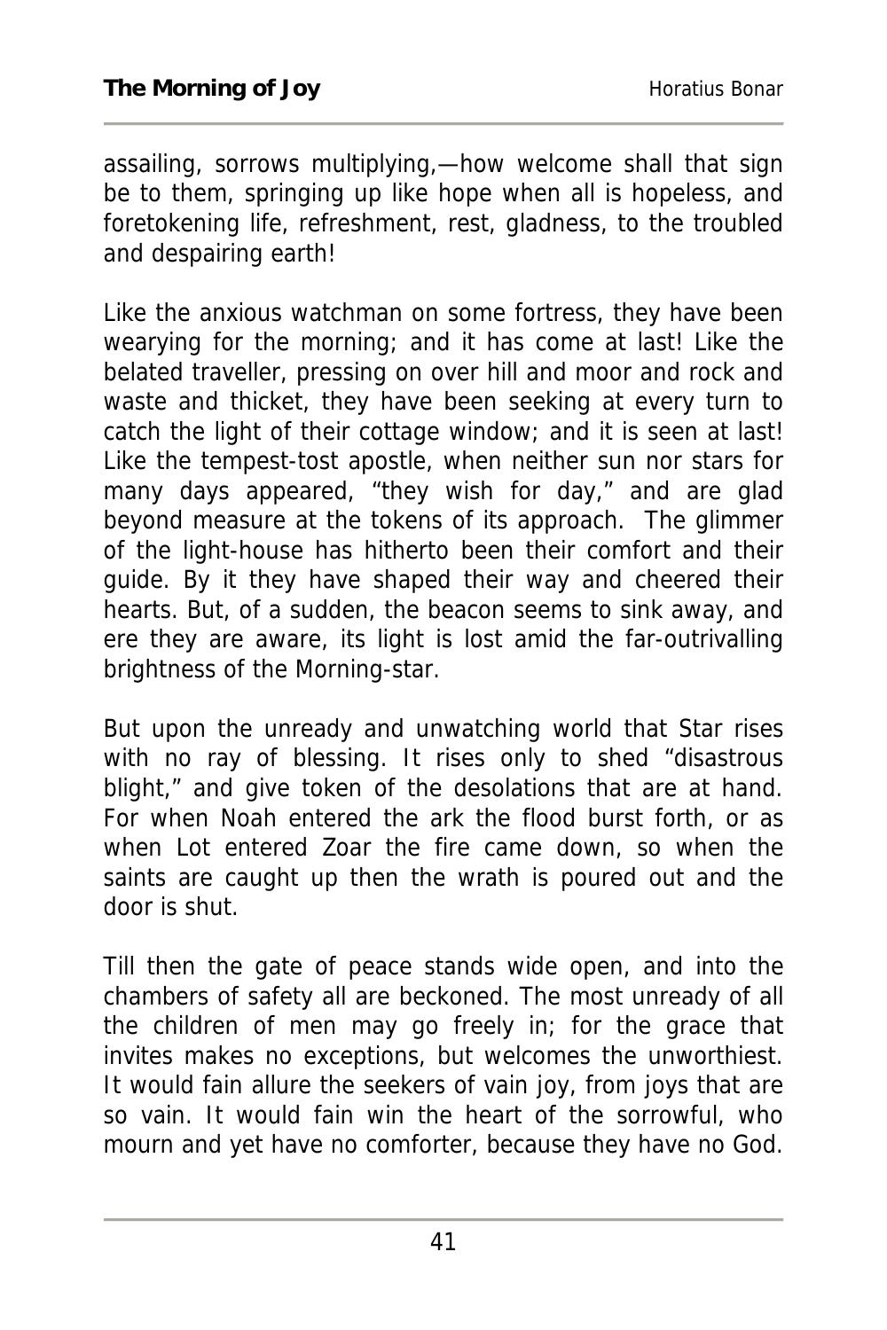assailing, sorrows multiplying,—how welcome shall that sign be to them, springing up like hope when all is hopeless, and foretokening life, refreshment, rest, gladness, to the troubled and despairing earth!

Like the anxious watchman on some fortress, they have been wearying for the morning; and it has come at last! Like the belated traveller, pressing on over hill and moor and rock and waste and thicket, they have been seeking at every turn to catch the light of their cottage window; and it is seen at last! Like the tempest-tost apostle, when neither sun nor stars for many days appeared, "they wish for day," and are glad beyond measure at the tokens of its approach. The glimmer of the light-house has hitherto been their comfort and their guide. By it they have shaped their way and cheered their hearts. But, of a sudden, the beacon seems to sink away, and ere they are aware, its light is lost amid the far-outrivalling brightness of the Morning-star.

But upon the unready and unwatching world that Star rises with no ray of blessing. It rises only to shed "disastrous blight," and give token of the desolations that are at hand. For when Noah entered the ark the flood burst forth, or as when Lot entered Zoar the fire came down, so when the saints are caught up then the wrath is poured out and the door is shut.

Till then the gate of peace stands wide open, and into the chambers of safety all are beckoned. The most unready of all the children of men may go freely in; for the grace that invites makes no exceptions, but welcomes the unworthiest. It would fain allure the seekers of vain joy, from joys that are so vain. It would fain win the heart of the sorrowful, who mourn and yet have no comforter, because they have no God.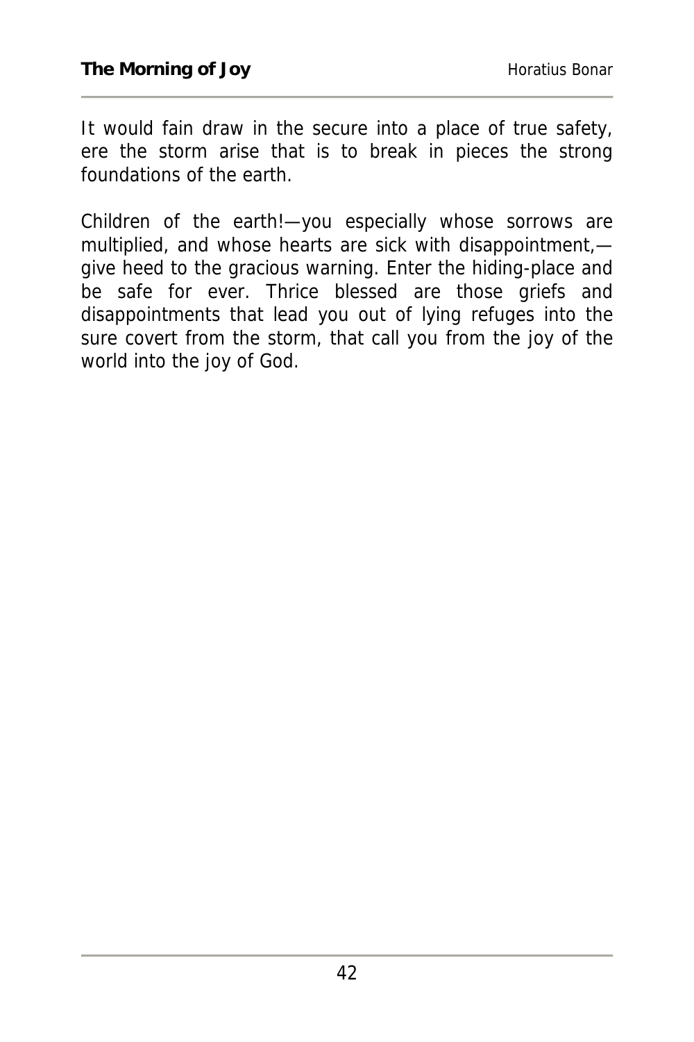It would fain draw in the secure into a place of true safety, ere the storm arise that is to break in pieces the strong foundations of the earth.

Children of the earth!—you especially whose sorrows are multiplied, and whose hearts are sick with disappointment,—give heed to the gracious warning. Enter the hiding-place and be safe for ever. Thrice blessed are those griefs and disappointments that lead you out of lying refuges into the sure covert from the storm, that call you from the joy of the world into the joy of God.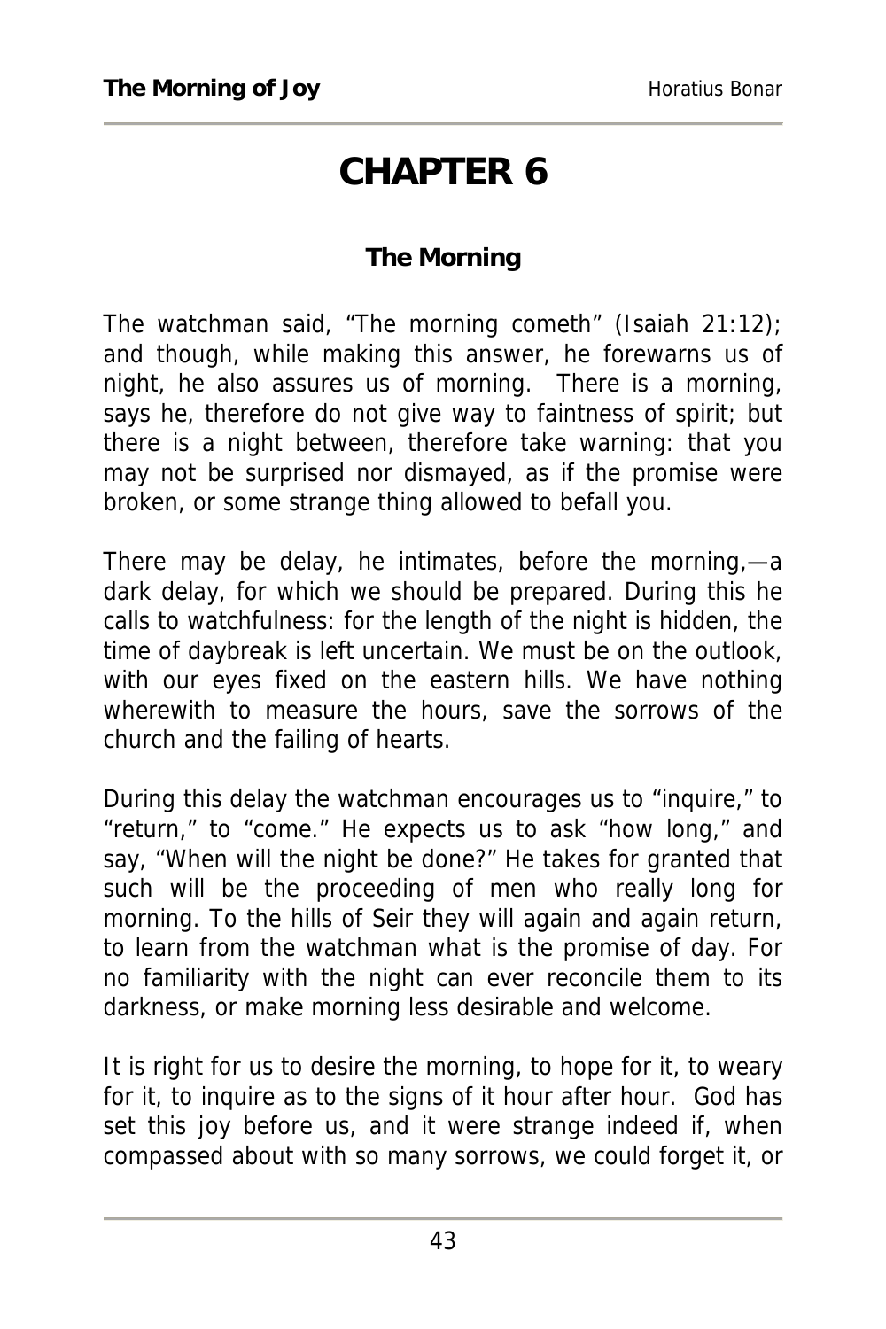# CHAPTER 6

### The Morning

The watchman said, "The morning cometh" (Isaiah 21:12); and though, while making this answer, he forewarns us of night, he also assures us of morning. There is a morning, says he, therefore do not give way to faintness of spirit; but there is a night between, therefore take warning: that you may not be surprised nor dismayed, as if the promise were broken, or some strange thing allowed to befall you.

There may be delay, he intimates, before the morning,—a dark delay, for which we should be prepared. During this he calls to watchfulness: for the length of the night is hidden, the time of daybreak is left uncertain. We must be on the outlook, with our eyes fixed on the eastern hills. We have nothing wherewith to measure the hours, save the sorrows of the church and the failing of hearts.

During this delay the watchman encourages us to "inquire," to "return," to "come." He expects us to ask "how long," and say, "When will the night be done?" He takes for granted that such will be the proceeding of men who really long for morning. To the hills of Seir they will again and again return, to learn from the watchman what is the promise of day. For no familiarity with the night can ever reconcile them to its darkness, or make morning less desirable and welcome.

It is right for us to desire the morning, to hope for it, to weary for it, to inquire as to the signs of it hour after hour. God has set this joy before us, and it were strange indeed if, when compassed about with so many sorrows, we could forget it, or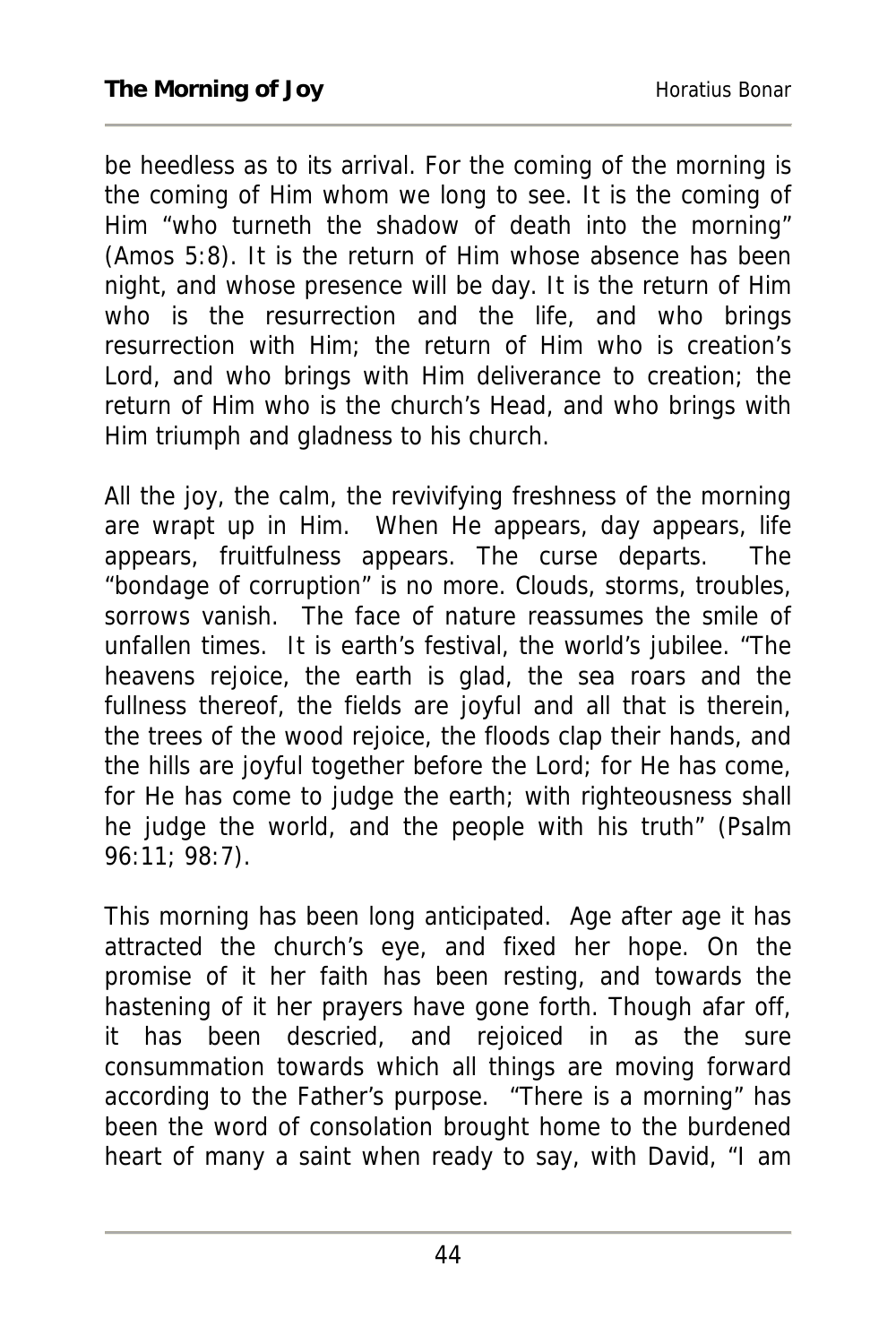be heedless as to its arrival. For the coming of the morning is the coming of Him whom we long to see. It is the coming of Him "who turneth the shadow of death into the morning" (Amos 5:8). It is the return of Him whose absence has been night, and whose presence will be day. It is the return of Him who is the resurrection and the life, and who brings resurrection with Him; the return of Him who is creation's Lord, and who brings with Him deliverance to creation; the return of Him who is the church's Head, and who brings with Him triumph and gladness to his church.

All the joy, the calm, the revivifying freshness of the morning are wrapt up in Him. When He appears, day appears, life appears, fruitfulness appears. The curse departs. The "bondage of corruption" is no more. Clouds, storms, troubles, sorrows vanish. The face of nature reassumes the smile of unfallen times. It is earth's festival, the world's jubilee. "The heavens rejoice, the earth is glad, the sea roars and the fullness thereof, the fields are joyful and all that is therein, the trees of the wood rejoice, the floods clap their hands, and the hills are joyful together before the Lord; for He has come, for He has come to judge the earth; with righteousness shall he judge the world, and the people with his truth" (Psalm 96:11; 98:7).

This morning has been long anticipated. Age after age it has attracted the church's eye, and fixed her hope. On the promise of it her faith has been resting, and towards the hastening of it her prayers have gone forth. Though afar off, it has been descried, and rejoiced in as the sure consummation towards which all things are moving forward according to the Father's purpose. "There is a morning" has been the word of consolation brought home to the burdened heart of many a saint when ready to say, with David, "I am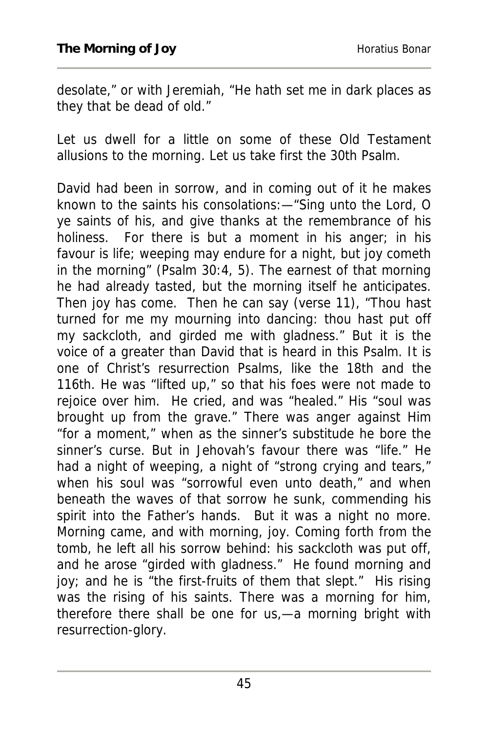desolate," or with Jeremiah, "He hath set me in dark places as they that be dead of old."

Let us dwell for a little on some of these Old Testament allusions to the morning. Let us take first the 30th Psalm.

David had been in sorrow, and in coming out of it he makes known to the saints his consolations:—"Sing unto the Lord, O ye saints of his, and give thanks at the remembrance of his holiness. For there is but a moment in his anger; in his favour is life; weeping may endure for a night, but joy cometh in the morning" (Psalm 30:4, 5). The earnest of that morning he had already tasted, but the morning itself he anticipates. Then joy has come. Then he can say (verse 11), "Thou hast turned for me my mourning into dancing: thou hast put off my sackcloth, and girded me with gladness." But it is the voice of a greater than David that is heard in this Psalm. It is one of Christ's resurrection Psalms, like the 18th and the 116th. He was "lifted up," so that his foes were not made to rejoice over him. He cried, and was "healed." His "soul was brought up from the grave." There was anger against Him "for a moment," when as the sinner's substitude he bore the sinner's curse. But in Jehovah's favour there was "life." He had a night of weeping, a night of "strong crying and tears," when his soul was "sorrowful even unto death," and when beneath the waves of that sorrow he sunk, commending his spirit into the Father's hands. But it was a night no more. Morning came, and with morning, joy. Coming forth from the tomb, he left all his sorrow behind: his sackcloth was put off, and he arose "girded with gladness." He found morning and joy; and he is "the first-fruits of them that slept." His rising was the rising of his saints. There was a morning for him, therefore there shall be one for us,—a morning bright with resurrection-glory.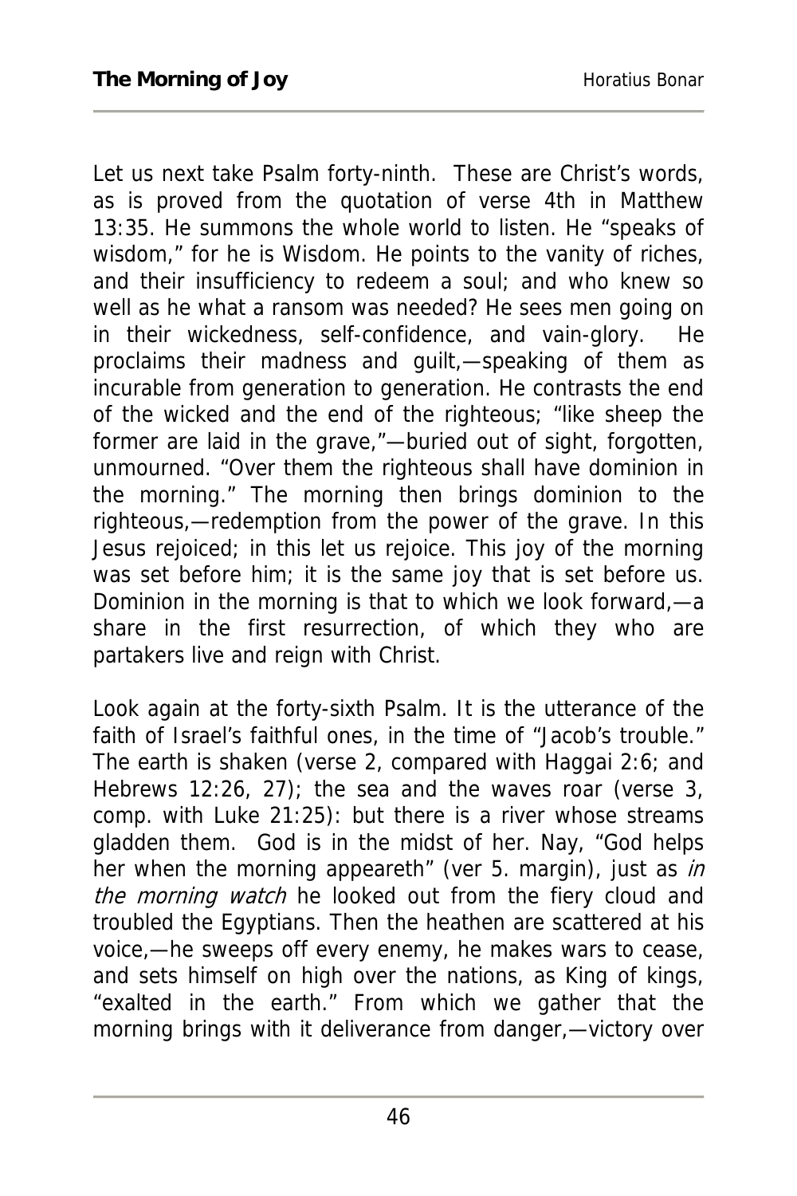Let us next take Psalm forty-ninth. These are Christ's words, as is proved from the quotation of verse 4th in Matthew 13:35. He summons the whole world to listen. He "speaks of wisdom," for he is Wisdom. He points to the vanity of riches, and their insufficiency to redeem a soul; and who knew so well as he what a ransom was needed? He sees men going on in their wickedness, self-confidence, and vain-glory. He proclaims their madness and guilt,—speaking of them as incurable from generation to generation. He contrasts the end of the wicked and the end of the righteous; "like sheep the former are laid in the grave,"—buried out of sight, forgotten, unmourned. "Over them the righteous shall have dominion in the morning." The morning then brings dominion to the righteous,—redemption from the power of the grave. In this Jesus rejoiced; in this let us rejoice. This joy of the morning was set before him; it is the same joy that is set before us. Dominion in the morning is that to which we look forward,—a share in the first resurrection, of which they who are partakers live and reign with Christ.

Look again at the forty-sixth Psalm. It is the utterance of the faith of Israel's faithful ones, in the time of "Jacob's trouble." The earth is shaken (verse 2, compared with Haggai 2:6; and Hebrews 12:26, 27); the sea and the waves roar (verse 3, comp. with Luke 21:25): but there is a river whose streams gladden them. God is in the midst of her. Nay, "God helps her when the morning appeareth" (ver 5. margin), just as *in the morning watch* he looked out from the fiery cloud and troubled the Egyptians. Then the heathen are scattered at his voice,—he sweeps off every enemy, he makes wars to cease, and sets himself on high over the nations, as King of kings, "exalted in the earth." From which we gather that the morning brings with it deliverance from danger,—victory over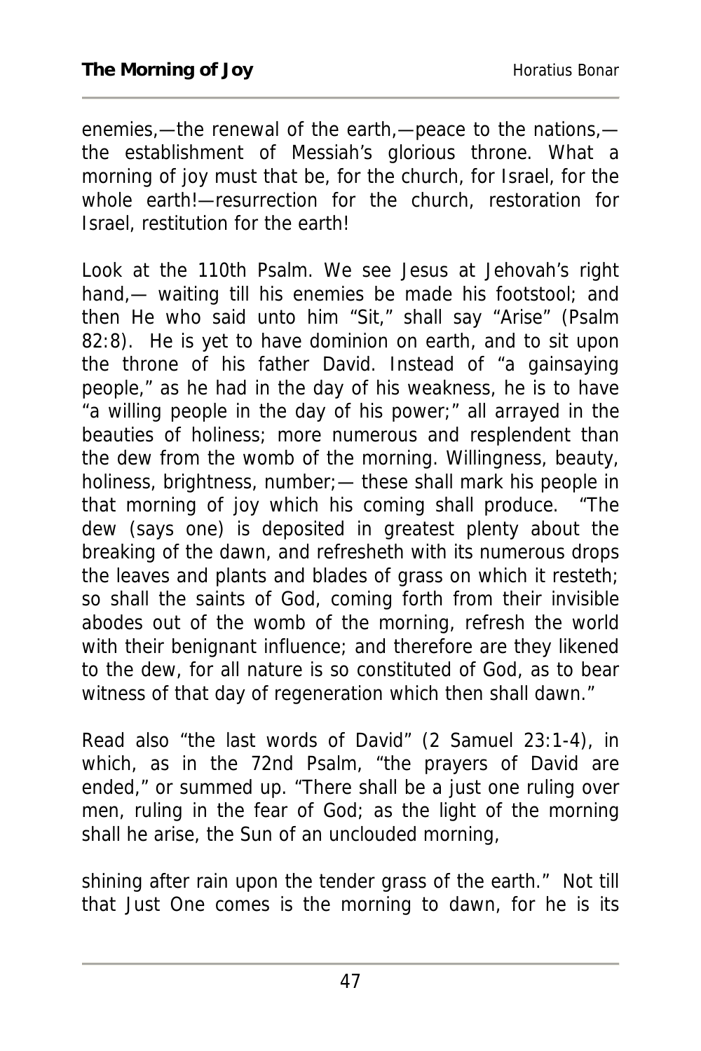enemies,—the renewal of the earth,—peace to the nations,—the establishment of Messiah's glorious throne. What a morning of joy must that be, for the church, for Israel, for the whole earth!—resurrection for the church, restoration for Israel, restitution for the earth!

Look at the 110th Psalm. We see Jesus at Jehovah's right hand,— waiting till his enemies be made his footstool; and then He who said unto him "Sit," shall say "Arise" (Psalm 82:8). He is yet to have dominion on earth, and to sit upon the throne of his father David. Instead of "a gainsaying people," as he had in the day of his weakness, he is to have "a willing people in the day of his power;" all arrayed in the beauties of holiness; more numerous and resplendent than the dew from the womb of the morning. Willingness, beauty, holiness, brightness, number;— these shall mark his people in that morning of joy which his coming shall produce. "The dew (says one) is deposited in greatest plenty about the breaking of the dawn, and refresheth with its numerous drops the leaves and plants and blades of grass on which it resteth; so shall the saints of God, coming forth from their invisible abodes out of the womb of the morning, refresh the world with their benignant influence; and therefore are they likened to the dew, for all nature is so constituted of God, as to bear witness of that day of regeneration which then shall dawn."

Read also "the last words of David" (2 Samuel 23:1-4), in which, as in the 72nd Psalm, "the prayers of David are ended," or summed up. "There shall be a just one ruling over men, ruling in the fear of God; as the light of the morning shall he arise, the Sun of an unclouded morning,

shining after rain upon the tender grass of the earth." Not till that Just One comes is the morning to dawn, for he is its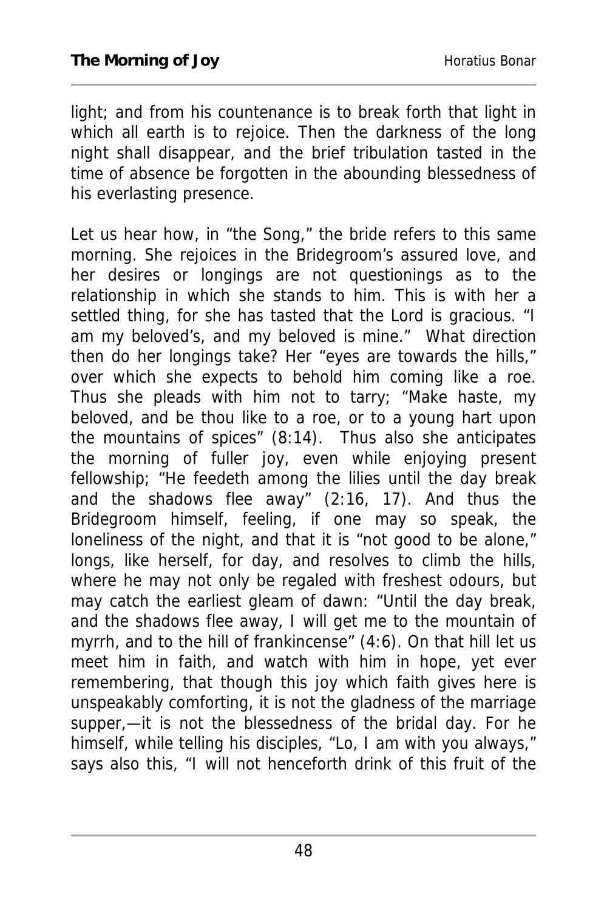light; and from his countenance is to break forth that light in which all earth is to rejoice. Then the darkness of the long night shall disappear, and the brief tribulation tasted in the time of absence be forgotten in the abounding blessedness of his everlasting presence.

Let us hear how, in "the Song," the bride refers to this same morning. She rejoices in the Bridegroom's assured love, and her desires or longings are not questionings as to the relationship in which she stands to him. This is with her a settled thing, for she has tasted that the Lord is gracious. "I am my beloved's, and my beloved is mine." What direction then do her longings take? Her "eyes are towards the hills," over which she expects to behold him coming like a roe. Thus she pleads with him not to tarry; "Make haste, my beloved, and be thou like to a roe, or to a young hart upon the mountains of spices" (8:14). Thus also she anticipates the morning of fuller joy, even while enjoying present fellowship; "He feedeth among the lilies until the day break and the shadows flee away" (2:16, 17). And thus the Bridegroom himself, feeling, if one may so speak, the loneliness of the night, and that it is "not good to be alone," longs, like herself, for day, and resolves to climb the hills, where he may not only be regaled with freshest odours, but may catch the earliest gleam of dawn: "Until the day break, and the shadows flee away, I will get me to the mountain of myrrh, and to the hill of frankincense" (4:6). On that hill let us meet him in faith, and watch with him in hope, yet ever remembering, that though this joy which faith gives here is unspeakably comforting, it is not the gladness of the marriage supper,—it is not the blessedness of the bridal day. For he himself, while telling his disciples, "Lo, I am with you always," says also this, "I will not henceforth drink of this fruit of the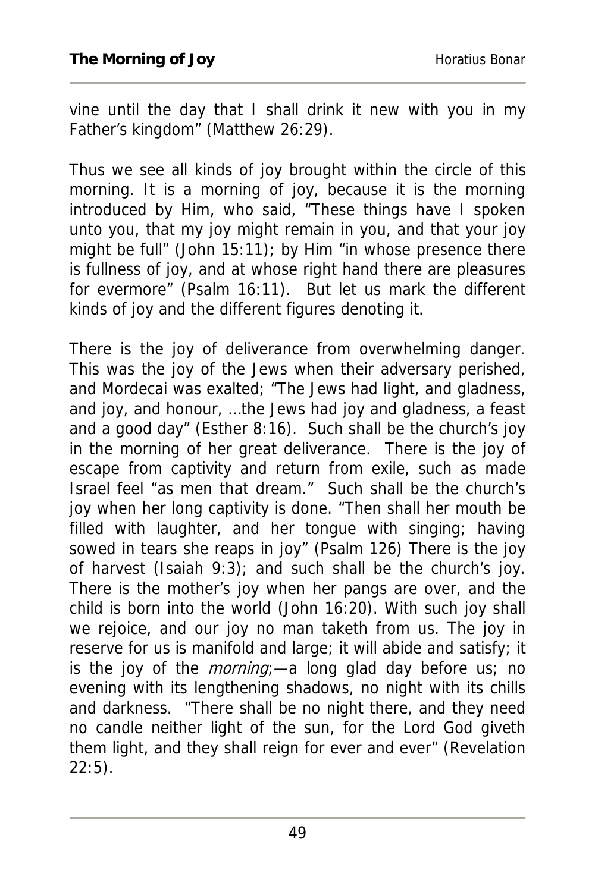vine until the day that I shall drink it new with you in my Father's kingdom" (Matthew 26:29).

Thus we see all kinds of joy brought within the circle of this morning. It is a morning of joy, because it is the morning introduced by Him, who said, "These things have I spoken unto you, that my joy might remain in you, and that your joy might be full" (John 15:11); by Him "in whose presence there is fullness of joy, and at whose right hand there are pleasures for evermore" (Psalm 16:11). But let us mark the different kinds of joy and the different figures denoting it.

There is the joy of deliverance from overwhelming danger. This was the joy of the Jews when their adversary perished, and Mordecai was exalted; "The Jews had light, and gladness, and joy, and honour, ...the Jews had joy and gladness, a feast and a good day" (Esther 8:16). Such shall be the church's joy in the morning of her great deliverance. There is the joy of escape from captivity and return from exile, such as made Israel feel "as men that dream." Such shall be the church's joy when her long captivity is done. "Then shall her mouth be filled with laughter, and her tongue with singing; having sowed in tears she reaps in joy" (Psalm 126) There is the joy of harvest (Isaiah 9:3); and such shall be the church's joy. There is the mother's joy when her pangs are over, and the child is born into the world (John 16:20). With such joy shall we rejoice, and our joy no man taketh from us. The joy in reserve for us is manifold and large; it will abide and satisfy; it is the joy of the *morning*;—a long glad day before us; no evening with its lengthening shadows, no night with its chills and darkness. "There shall be no night there, and they need no candle neither light of the sun, for the Lord God giveth them light, and they shall reign for ever and ever" (Revelation 22:5).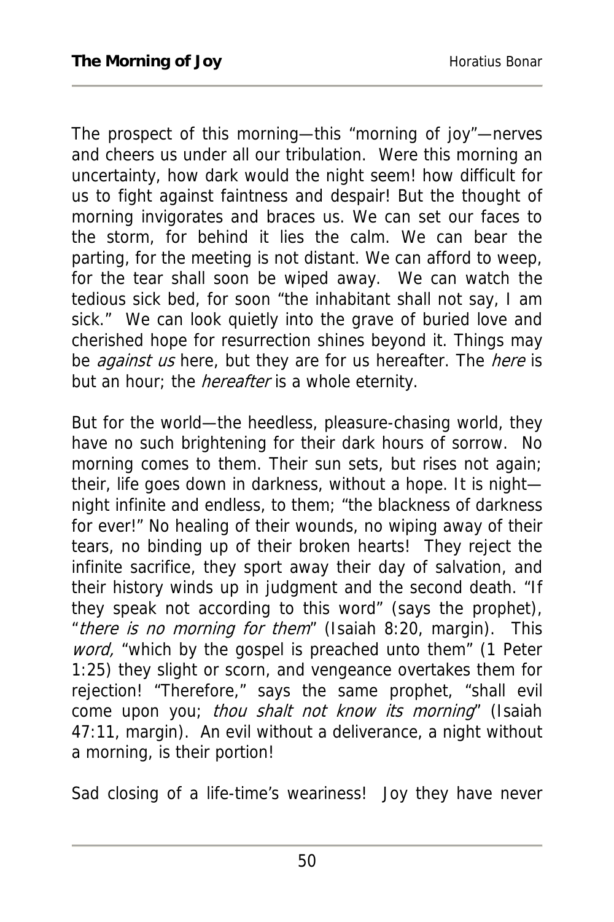The prospect of this morning—this "morning of joy"—nerves and cheers us under all our tribulation. Were this morning an uncertainty, how dark would the night seem! how difficult for us to fight against faintness and despair! But the thought of morning invigorates and braces us. We can set our faces to the storm, for behind it lies the calm. We can bear the parting, for the meeting is not distant. We can afford to weep, for the tear shall soon be wiped away. We can watch the tedious sick bed, for soon "the inhabitant shall not say, I am sick." We can look quietly into the grave of buried love and cherished hope for resurrection shines beyond it. Things may be *against us* here, but they are for us hereafter. The *here* is but an hour; the *hereafter* is a whole eternity.

But for the world—the heedless, pleasure-chasing world, they have no such brightening for their dark hours of sorrow. No morning comes to them. Their sun sets, but rises not again; their, life goes down in darkness, without a hope. It is night—night infinite and endless, to them; "the blackness of darkness for ever!" No healing of their wounds, no wiping away of their tears, no binding up of their broken hearts! They reject the infinite sacrifice, they sport away their day of salvation, and their history winds up in judgment and the second death. "If they speak not according to this word" (says the prophet), "*there is no morning for them*" (Isaiah 8:20, margin). This *word,* "which by the gospel is preached unto them" (1 Peter 1:25) they slight or scorn, and vengeance overtakes them for rejection! "Therefore," says the same prophet, "shall evil come upon you; *thou shalt not know its morning*" (Isaiah 47:11, margin). An evil without a deliverance, a night without a morning, is their portion!

Sad closing of a life-time's weariness! Joy they have never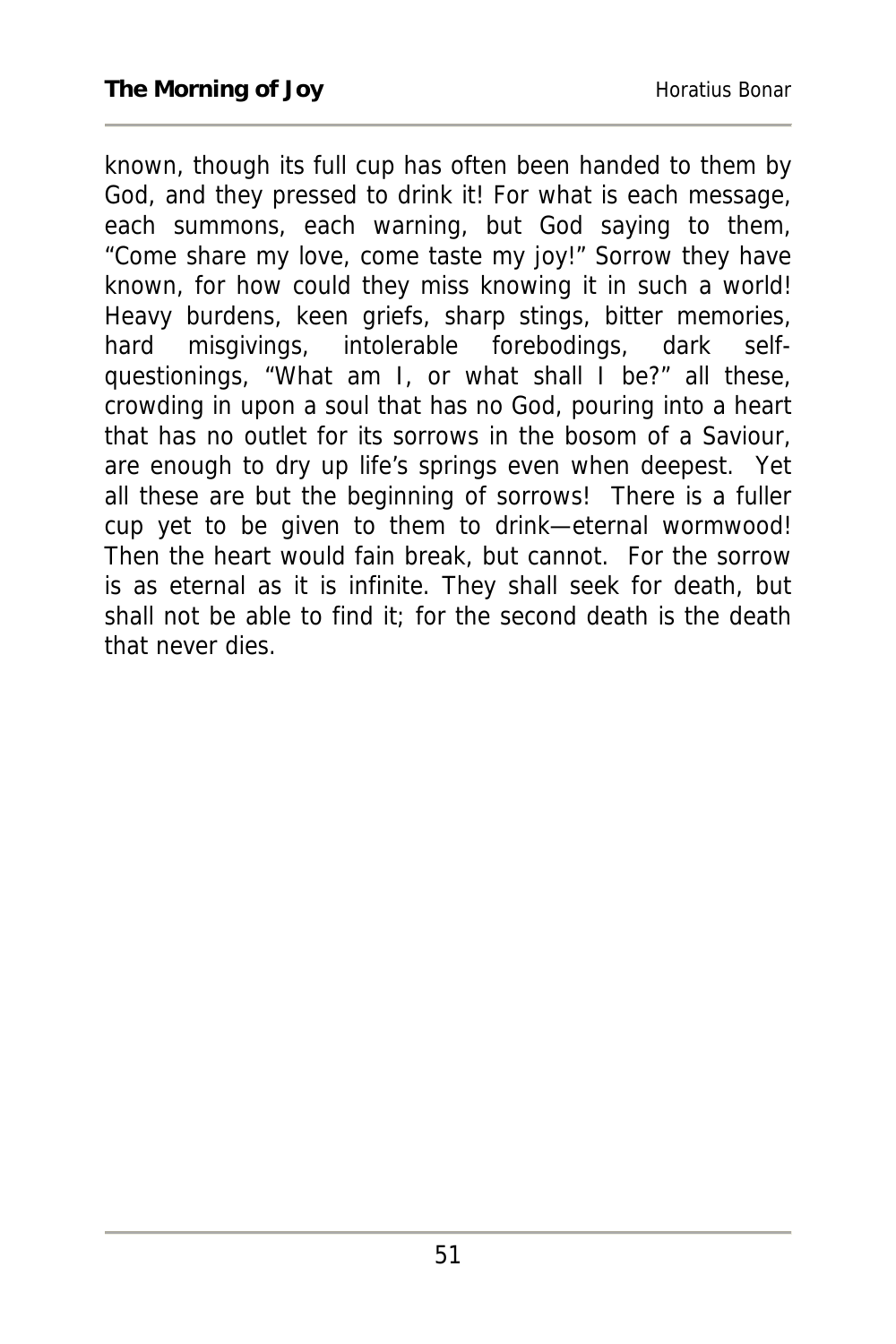known, though its full cup has often been handed to them by God, and they pressed to drink it! For what is each message, each summons, each warning, but God saying to them, "Come share my love, come taste my joy!" Sorrow they have known, for how could they miss knowing it in such a world! Heavy burdens, keen griefs, sharp stings, bitter memories, hard misgivings, intolerable forebodings, dark self-questionings, "What am I, or what shall I be?" all these, crowding in upon a soul that has no God, pouring into a heart that has no outlet for its sorrows in the bosom of a Saviour, are enough to dry up life's springs even when deepest. Yet all these are but the beginning of sorrows! There is a fuller cup yet to be given to them to drink—eternal wormwood! Then the heart would fain break, but cannot. For the sorrow is as eternal as it is infinite. They shall seek for death, but shall not be able to find it; for the second death is the death that never dies.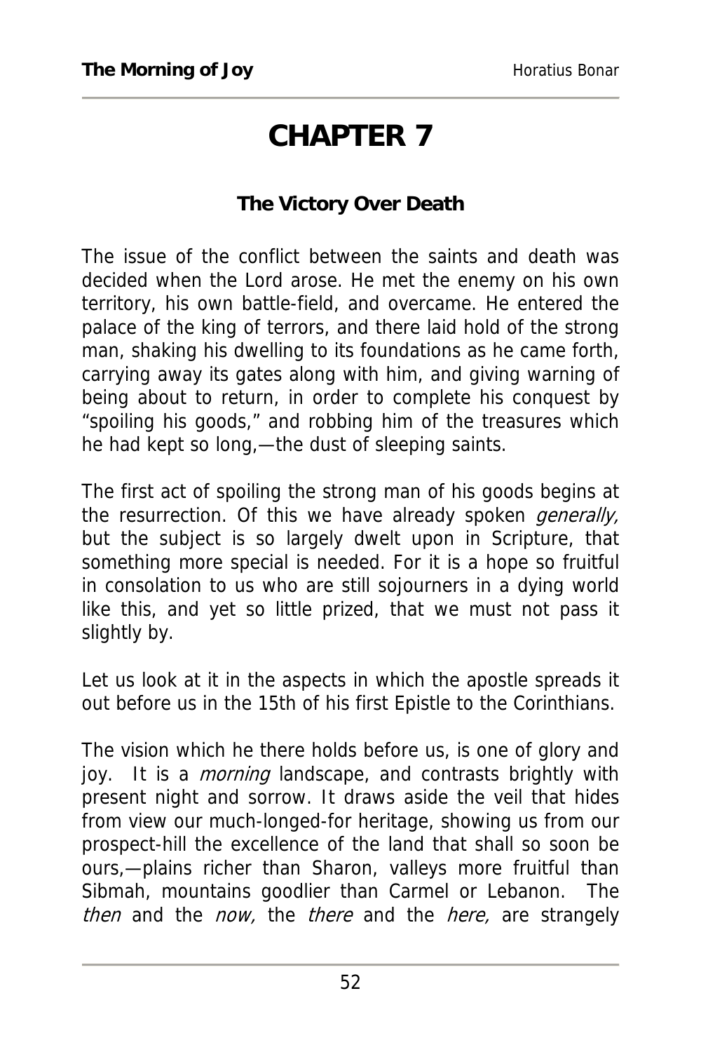# CHAPTER 7

### The Victory Over Death

The issue of the conflict between the saints and death was decided when the Lord arose. He met the enemy on his own territory, his own battle-field, and overcame. He entered the palace of the king of terrors, and there laid hold of the strong man, shaking his dwelling to its foundations as he came forth, carrying away its gates along with him, and giving warning of being about to return, in order to complete his conquest by "spoiling his goods," and robbing him of the treasures which he had kept so long,—the dust of sleeping saints.

The first act of spoiling the strong man of his goods begins at the resurrection. Of this we have already spoken *generally,* but the subject is so largely dwelt upon in Scripture, that something more special is needed. For it is a hope so fruitful in consolation to us who are still sojourners in a dying world like this, and yet so little prized, that we must not pass it slightly by.

Let us look at it in the aspects in which the apostle spreads it out before us in the 15th of his first Epistle to the Corinthians.

The vision which he there holds before us, is one of glory and joy. It is a *morning* landscape, and contrasts brightly with present night and sorrow. It draws aside the veil that hides from view our much-longed-for heritage, showing us from our prospect-hill the excellence of the land that shall so soon be ours,—plains richer than Sharon, valleys more fruitful than Sibmah, mountains goodlier than Carmel or Lebanon. The *then* and the *now,* the *there* and the *here,* are strangely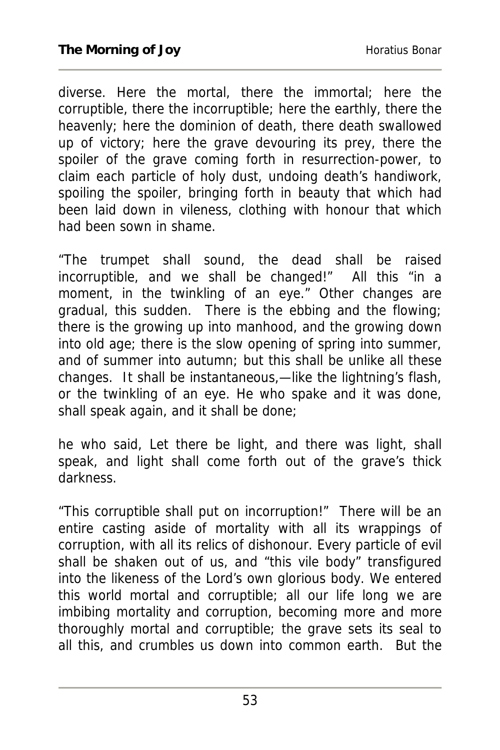diverse. Here the mortal, there the immortal; here the corruptible, there the incorruptible; here the earthly, there the heavenly; here the dominion of death, there death swallowed up of victory; here the grave devouring its prey, there the spoiler of the grave coming forth in resurrection-power, to claim each particle of holy dust, undoing death's handiwork, spoiling the spoiler, bringing forth in beauty that which had been laid down in vileness, clothing with honour that which had been sown in shame.

"The trumpet shall sound, the dead shall be raised incorruptible, and we shall be changed!" All this "in a moment, in the twinkling of an eye." Other changes are gradual, this sudden. There is the ebbing and the flowing; there is the growing up into manhood, and the growing down into old age; there is the slow opening of spring into summer, and of summer into autumn; but this shall be unlike all these changes. It shall be instantaneous,—like the lightning's flash, or the twinkling of an eye. He who spake and it was done, shall speak again, and it shall be done;

he who said, Let there be light, and there was light, shall speak, and light shall come forth out of the grave's thick darkness.

"This corruptible shall put on incorruption!" There will be an entire casting aside of mortality with all its wrappings of corruption, with all its relics of dishonour. Every particle of evil shall be shaken out of us, and "this vile body" transfigured into the likeness of the Lord's own glorious body. We entered this world mortal and corruptible; all our life long we are imbibing mortality and corruption, becoming more and more thoroughly mortal and corruptible; the grave sets its seal to all this, and crumbles us down into common earth. But the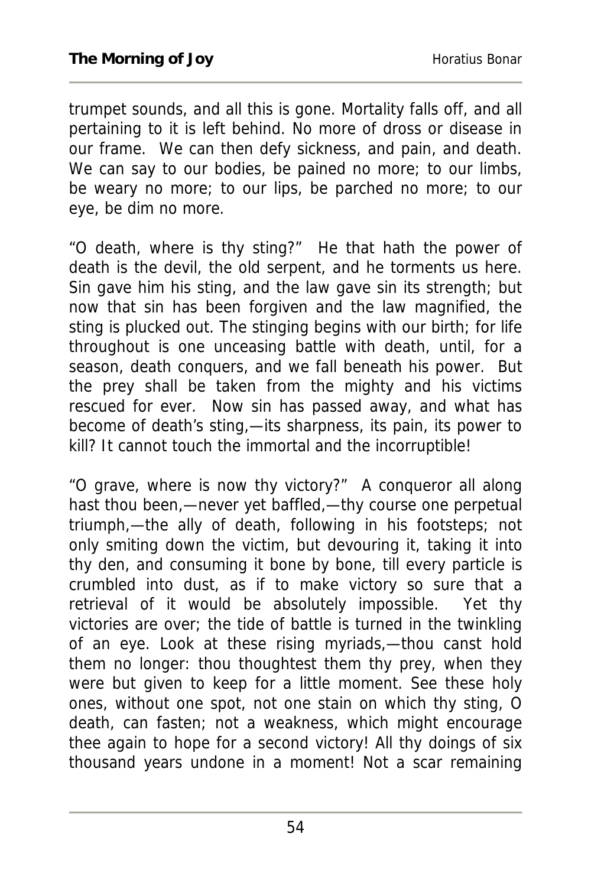trumpet sounds, and all this is gone. Mortality falls off, and all pertaining to it is left behind. No more of dross or disease in our frame. We can then defy sickness, and pain, and death. We can say to our bodies, be pained no more; to our limbs, be weary no more; to our lips, be parched no more; to our eye, be dim no more.

"O death, where is thy sting?" He that hath the power of death is the devil, the old serpent, and he torments us here. Sin gave him his sting, and the law gave sin its strength; but now that sin has been forgiven and the law magnified, the sting is plucked out. The stinging begins with our birth; for life throughout is one unceasing battle with death, until, for a season, death conquers, and we fall beneath his power. But the prey shall be taken from the mighty and his victims rescued for ever. Now sin has passed away, and what has become of death's sting,—its sharpness, its pain, its power to kill? It cannot touch the immortal and the incorruptible!

"O grave, where is now thy victory?" A conqueror all along hast thou been,—never yet baffled,—thy course one perpetual triumph,—the ally of death, following in his footsteps; not only smiting down the victim, but devouring it, taking it into thy den, and consuming it bone by bone, till every particle is crumbled into dust, as if to make victory so sure that a retrieval of it would be absolutely impossible. Yet thy victories are over; the tide of battle is turned in the twinkling of an eye. Look at these rising myriads,—thou canst hold them no longer: thou thoughtest them thy prey, when they were but given to keep for a little moment. See these holy ones, without one spot, not one stain on which thy sting, O death, can fasten; not a weakness, which might encourage thee again to hope for a second victory! All thy doings of six thousand years undone in a moment! Not a scar remaining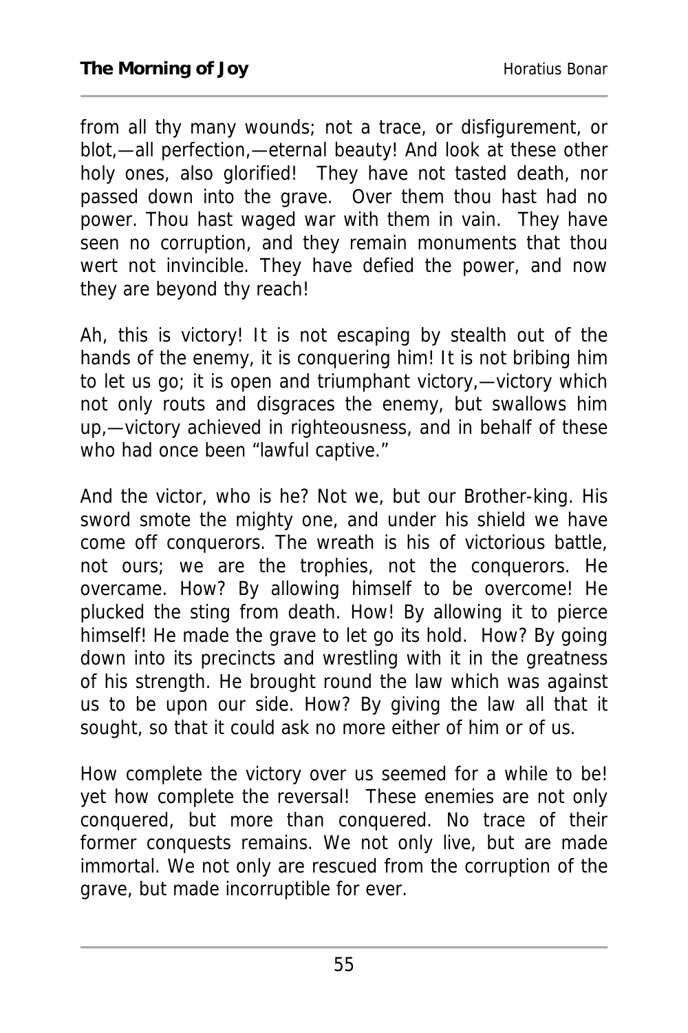from all thy many wounds; not a trace, or disfigurement, or blot,—all perfection,—eternal beauty! And look at these other holy ones, also glorified! They have not tasted death, nor passed down into the grave. Over them thou hast had no power. Thou hast waged war with them in vain. They have seen no corruption, and they remain monuments that thou wert not invincible. They have defied the power, and now they are beyond thy reach!

Ah, this is victory! It is not escaping by stealth out of the hands of the enemy, it is conquering him! It is not bribing him to let us go; it is open and triumphant victory,—victory which not only routs and disgraces the enemy, but swallows him up,—victory achieved in righteousness, and in behalf of these who had once been "lawful captive."

And the victor, who is he? Not we, but our Brother-king. His sword smote the mighty one, and under his shield we have come off conquerors. The wreath is his of victorious battle, not ours; we are the trophies, not the conquerors. He overcame. How? By allowing himself to be overcome! He plucked the sting from death. How! By allowing it to pierce himself! He made the grave to let go its hold. How? By going down into its precincts and wrestling with it in the greatness of his strength. He brought round the law which was against us to be upon our side. How? By giving the law all that it sought, so that it could ask no more either of him or of us.

How complete the victory over us seemed for a while to be! yet how complete the reversal! These enemies are not only conquered, but more than conquered. No trace of their former conquests remains. We not only live, but are made immortal. We not only are rescued from the corruption of the grave, but made incorruptible for ever.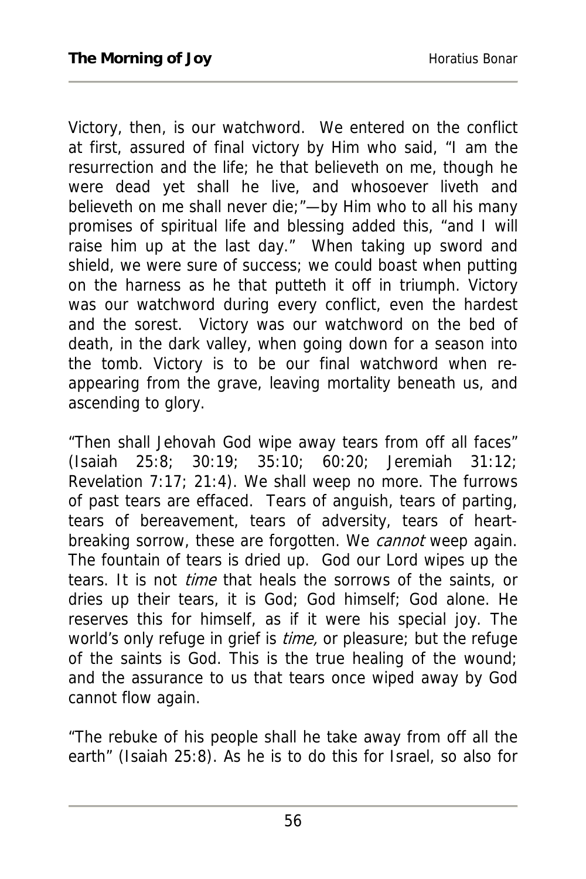Victory, then, is our watchword. We entered on the conflict at first, assured of final victory by Him who said, "I am the resurrection and the life; he that believeth on me, though he were dead yet shall he live, and whosoever liveth and believeth on me shall never die;"—by Him who to all his many promises of spiritual life and blessing added this, "and I will raise him up at the last day." When taking up sword and shield, we were sure of success; we could boast when putting on the harness as he that putteth it off in triumph. Victory was our watchword during every conflict, even the hardest and the sorest. Victory was our watchword on the bed of death, in the dark valley, when going down for a season into the tomb. Victory is to be our final watchword when re-appearing from the grave, leaving mortality beneath us, and ascending to glory.

"Then shall Jehovah God wipe away tears from off all faces" (Isaiah 25:8; 30:19; 35:10; 60:20; Jeremiah 31:12; Revelation 7:17; 21:4). We shall weep no more. The furrows of past tears are effaced. Tears of anguish, tears of parting, tears of bereavement, tears of adversity, tears of heart-breaking sorrow, these are forgotten. We *cannot* weep again. The fountain of tears is dried up. God our Lord wipes up the tears. It is not *time* that heals the sorrows of the saints, or dries up their tears, it is God; God himself; God alone. He reserves this for himself, as if it were his special joy. The world's only refuge in grief is *time,* or pleasure; but the refuge of the saints is God. This is the true healing of the wound; and the assurance to us that tears once wiped away by God cannot flow again.

"The rebuke of his people shall he take away from off all the earth" (Isaiah 25:8). As he is to do this for Israel, so also for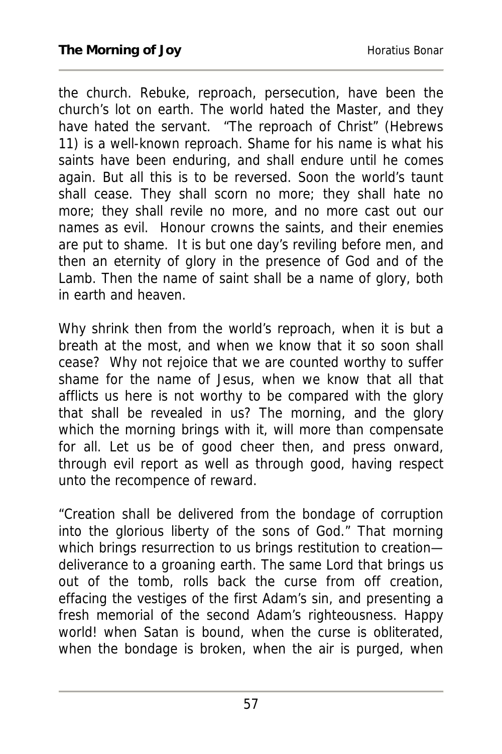the church. Rebuke, reproach, persecution, have been the church's lot on earth. The world hated the Master, and they have hated the servant. "The reproach of Christ" (Hebrews 11) is a well-known reproach. Shame for his name is what his saints have been enduring, and shall endure until he comes again. But all this is to be reversed. Soon the world's taunt shall cease. They shall scorn no more; they shall hate no more; they shall revile no more, and no more cast out our names as evil. Honour crowns the saints, and their enemies are put to shame. It is but one day's reviling before men, and then an eternity of glory in the presence of God and of the Lamb. Then the name of saint shall be a name of glory, both in earth and heaven.

Why shrink then from the world's reproach, when it is but a breath at the most, and when we know that it so soon shall cease? Why not rejoice that we are counted worthy to suffer shame for the name of Jesus, when we know that all that afflicts us here is not worthy to be compared with the glory that shall be revealed in us? The morning, and the glory which the morning brings with it, will more than compensate for all. Let us be of good cheer then, and press onward, through evil report as well as through good, having respect unto the recompence of reward.

"Creation shall be delivered from the bondage of corruption into the glorious liberty of the sons of God." That morning which brings resurrection to us brings restitution to creation—deliverance to a groaning earth. The same Lord that brings us out of the tomb, rolls back the curse from off creation, effacing the vestiges of the first Adam's sin, and presenting a fresh memorial of the second Adam's righteousness. Happy world! when Satan is bound, when the curse is obliterated, when the bondage is broken, when the air is purged, when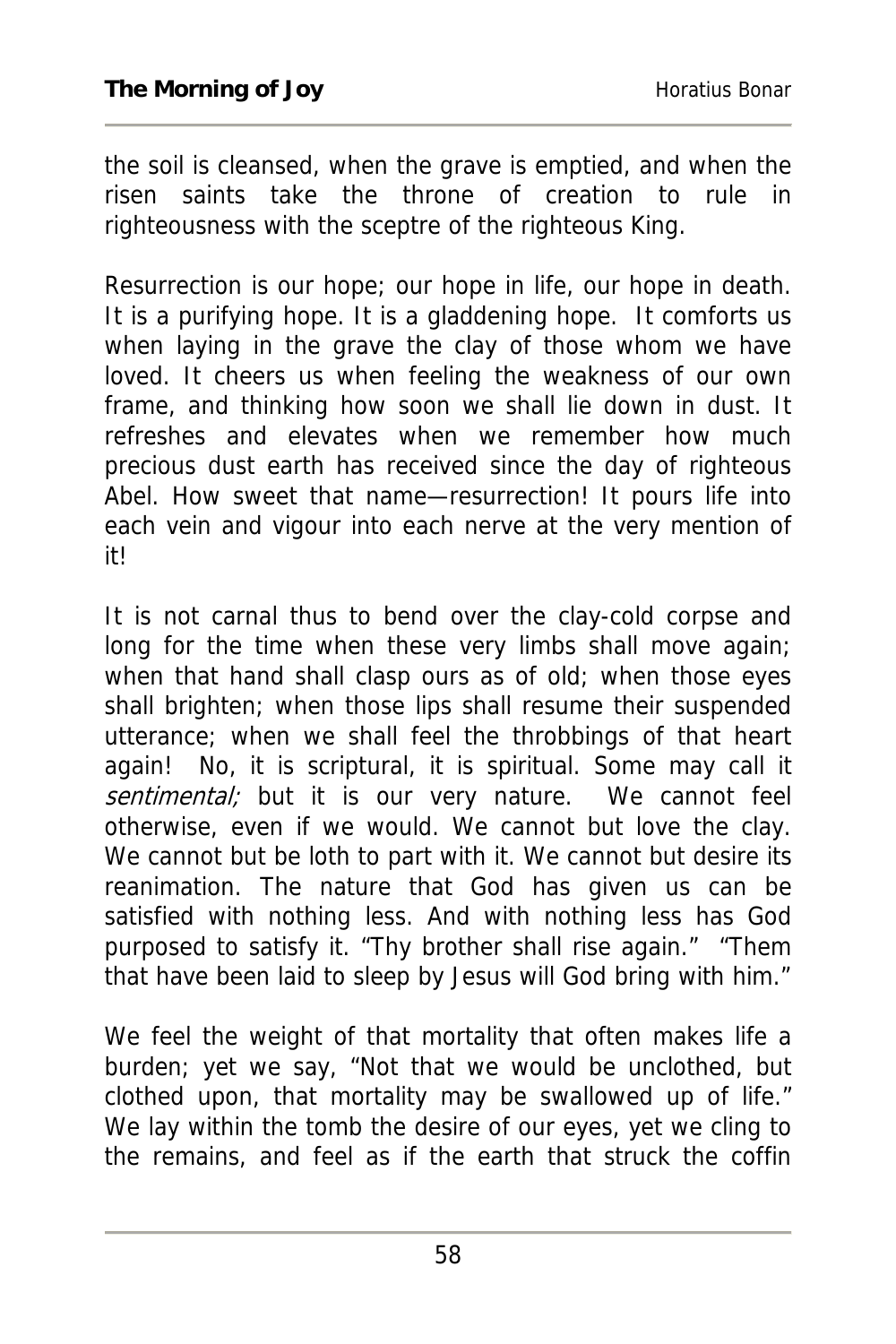the soil is cleansed, when the grave is emptied, and when the risen saints take the throne of creation to rule in righteousness with the sceptre of the righteous King.

Resurrection is our hope; our hope in life, our hope in death. It is a purifying hope. It is a gladdening hope. It comforts us when laying in the grave the clay of those whom we have loved. It cheers us when feeling the weakness of our own frame, and thinking how soon we shall lie down in dust. It refreshes and elevates when we remember how much precious dust earth has received since the day of righteous Abel. How sweet that name—resurrection! It pours life into each vein and vigour into each nerve at the very mention of it!

It is not carnal thus to bend over the clay-cold corpse and long for the time when these very limbs shall move again; when that hand shall clasp ours as of old; when those eyes shall brighten; when those lips shall resume their suspended utterance; when we shall feel the throbbings of that heart again! No, it is scriptural, it is spiritual. Some may call it *sentimental;* but it is our very nature. We cannot feel otherwise, even if we would. We cannot but love the clay. We cannot but be loth to part with it. We cannot but desire its reanimation. The nature that God has given us can be satisfied with nothing less. And with nothing less has God purposed to satisfy it. "Thy brother shall rise again." "Them that have been laid to sleep by Jesus will God bring with him."

We feel the weight of that mortality that often makes life a burden; yet we say, "Not that we would be unclothed, but clothed upon, that mortality may be swallowed up of life." We lay within the tomb the desire of our eyes, yet we cling to the remains, and feel as if the earth that struck the coffin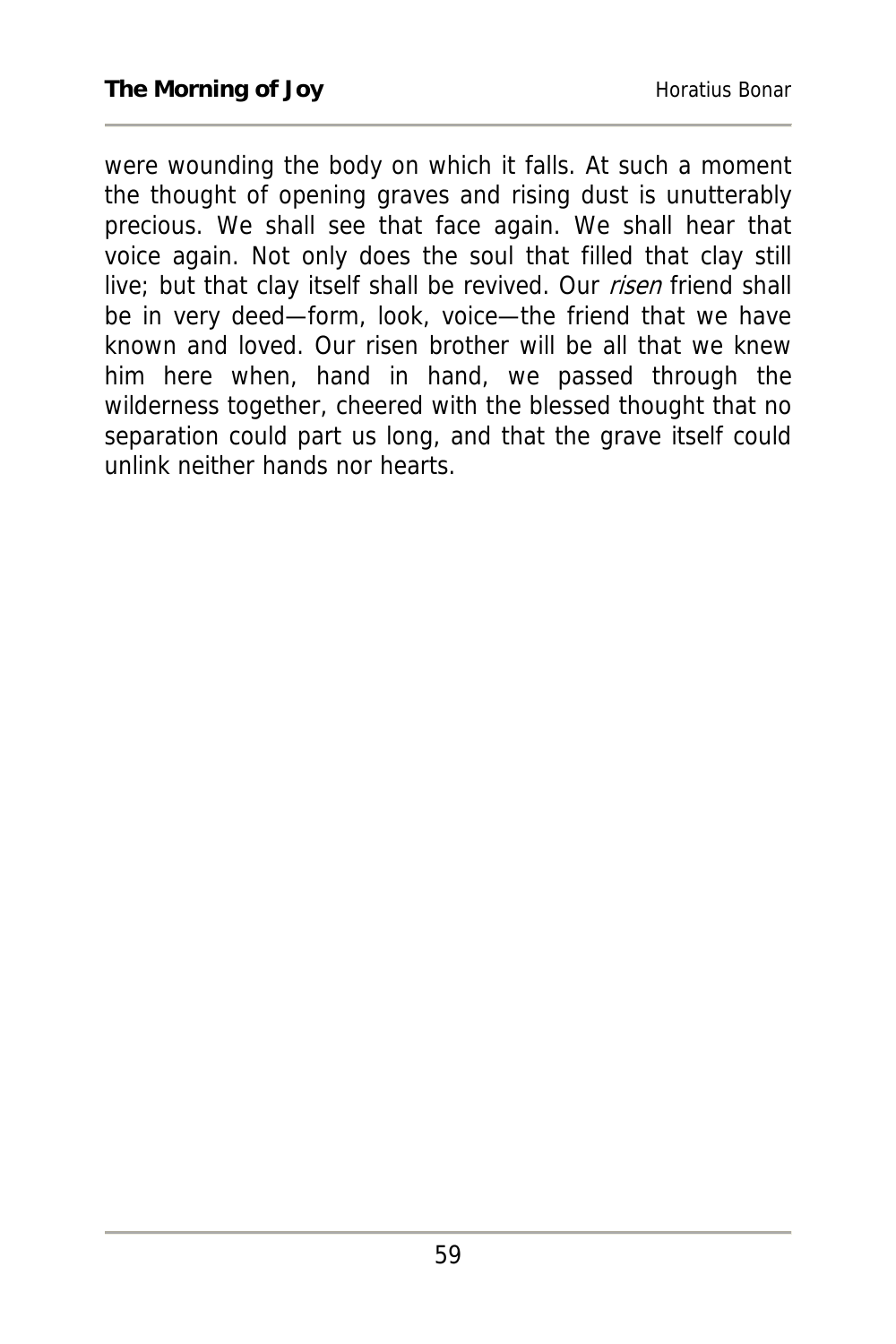were wounding the body on which it falls. At such a moment the thought of opening graves and rising dust is unutterably precious. We shall see that face again. We shall hear that voice again. Not only does the soul that filled that clay still live; but that clay itself shall be revived. Our *risen* friend shall be in very deed—form, look, voice—the friend that we have known and loved. Our risen brother will be all that we knew him here when, hand in hand, we passed through the wilderness together, cheered with the blessed thought that no separation could part us long, and that the grave itself could unlink neither hands nor hearts.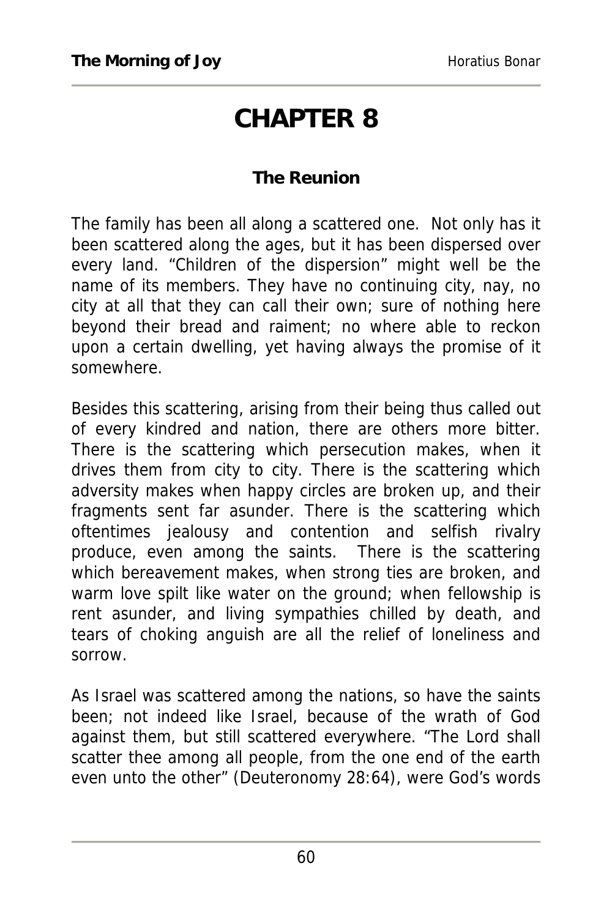# CHAPTER 8

### The Reunion

The family has been all along a scattered one. Not only has it been scattered along the ages, but it has been dispersed over every land. "Children of the dispersion" might well be the name of its members. They have no continuing city, nay, no city at all that they can call their own; sure of nothing here beyond their bread and raiment; no where able to reckon upon a certain dwelling, yet having always the promise of it somewhere.

Besides this scattering, arising from their being thus called out of every kindred and nation, there are others more bitter. There is the scattering which persecution makes, when it drives them from city to city. There is the scattering which adversity makes when happy circles are broken up, and their fragments sent far asunder. There is the scattering which oftentimes jealousy and contention and selfish rivalry produce, even among the saints. There is the scattering which bereavement makes, when strong ties are broken, and warm love spilt like water on the ground; when fellowship is rent asunder, and living sympathies chilled by death, and tears of choking anguish are all the relief of loneliness and sorrow.

As Israel was scattered among the nations, so have the saints been; not indeed like Israel, because of the wrath of God against them, but still scattered everywhere. "The Lord shall scatter thee among all people, from the one end of the earth even unto the other" (Deuteronomy 28:64), were God's words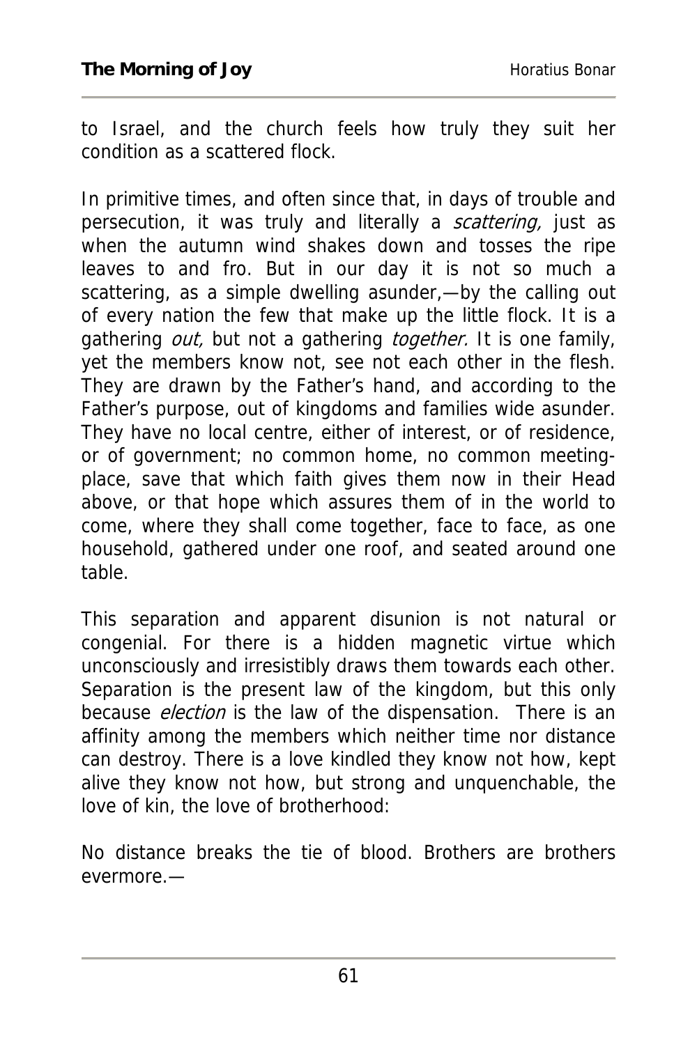to Israel, and the church feels how truly they suit her condition as a scattered flock.

In primitive times, and often since that, in days of trouble and persecution, it was truly and literally a *scattering,* just as when the autumn wind shakes down and tosses the ripe leaves to and fro. But in our day it is not so much a scattering, as a simple dwelling asunder,—by the calling out of every nation the few that make up the little flock. It is a gathering *out,* but not a gathering *together.* It is one family, yet the members know not, see not each other in the flesh. They are drawn by the Father's hand, and according to the Father's purpose, out of kingdoms and families wide asunder. They have no local centre, either of interest, or of residence, or of government; no common home, no common meeting-place, save that which faith gives them now in their Head above, or that hope which assures them of in the world to come, where they shall come together, face to face, as one household, gathered under one roof, and seated around one table.

This separation and apparent disunion is not natural or congenial. For there is a hidden magnetic virtue which unconsciously and irresistibly draws them towards each other. Separation is the present law of the kingdom, but this only because *election* is the law of the dispensation. There is an affinity among the members which neither time nor distance can destroy. There is a love kindled they know not how, kept alive they know not how, but strong and unquenchable, the love of kin, the love of brotherhood:

No distance breaks the tie of blood. Brothers are brothers evermore.—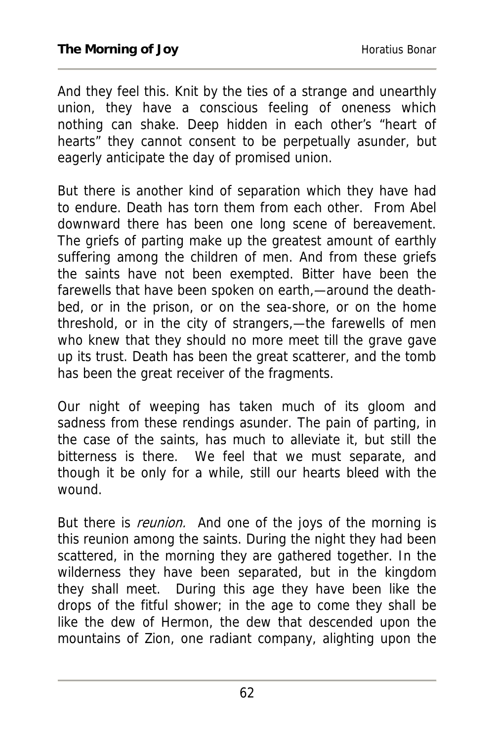And they feel this. Knit by the ties of a strange and unearthly union, they have a conscious feeling of oneness which nothing can shake. Deep hidden in each other's "heart of hearts" they cannot consent to be perpetually asunder, but eagerly anticipate the day of promised union.

But there is another kind of separation which they have had to endure. Death has torn them from each other. From Abel downward there has been one long scene of bereavement. The griefs of parting make up the greatest amount of earthly suffering among the children of men. And from these griefs the saints have not been exempted. Bitter have been the farewells that have been spoken on earth,—around the death-bed, or in the prison, or on the sea-shore, or on the home threshold, or in the city of strangers,—the farewells of men who knew that they should no more meet till the grave gave up its trust. Death has been the great scatterer, and the tomb has been the great receiver of the fragments.

Our night of weeping has taken much of its gloom and sadness from these rendings asunder. The pain of parting, in the case of the saints, has much to alleviate it, but still the bitterness is there. We feel that we must separate, and though it be only for a while, still our hearts bleed with the wound.

But there is *reunion.* And one of the joys of the morning is this reunion among the saints. During the night they had been scattered, in the morning they are gathered together. In the wilderness they have been separated, but in the kingdom they shall meet. During this age they have been like the drops of the fitful shower; in the age to come they shall be like the dew of Hermon, the dew that descended upon the mountains of Zion, one radiant company, alighting upon the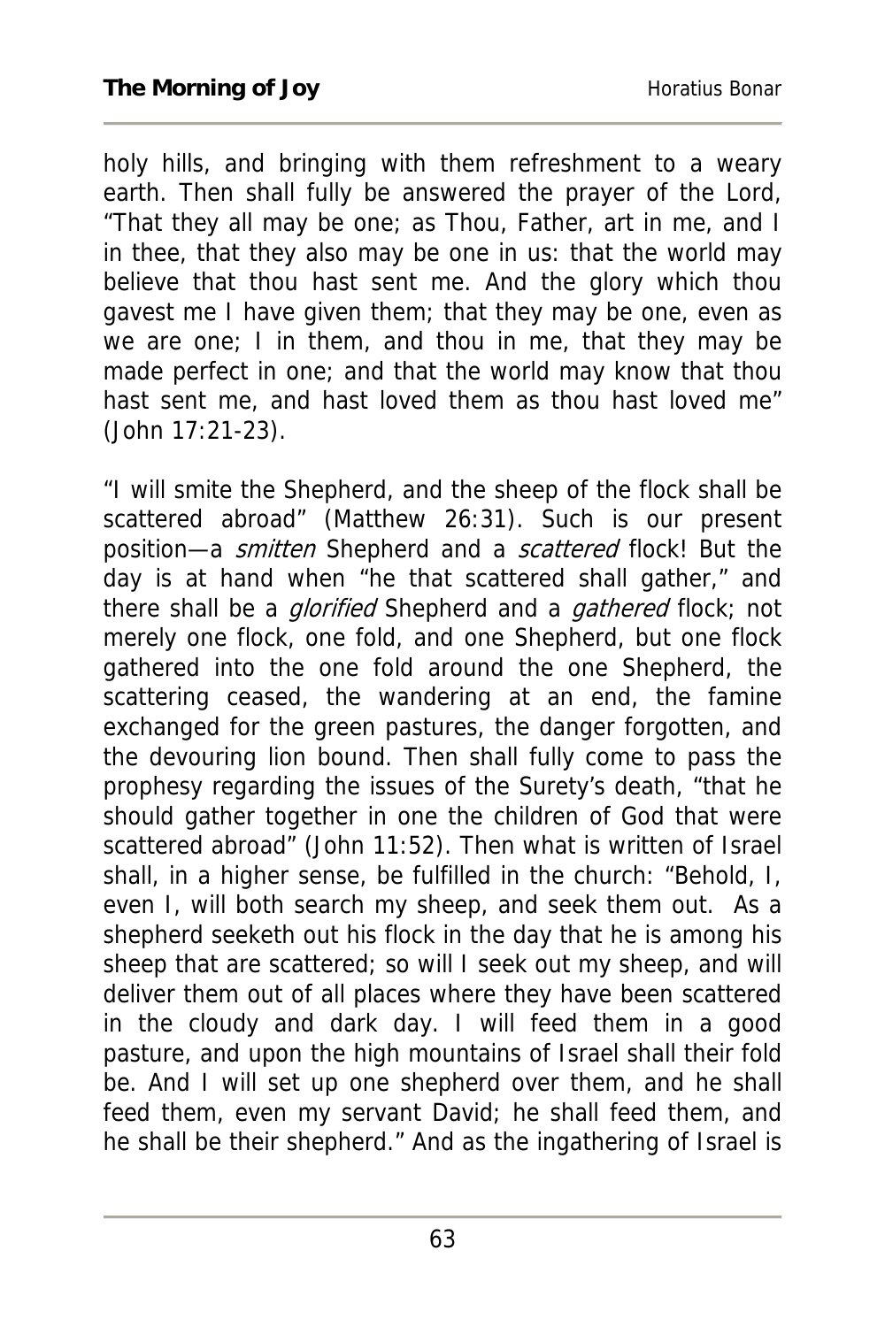holy hills, and bringing with them refreshment to a weary earth. Then shall fully be answered the prayer of the Lord, "That they all may be one; as Thou, Father, art in me, and I in thee, that they also may be one in us: that the world may believe that thou hast sent me. And the glory which thou gavest me I have given them; that they may be one, even as we are one; I in them, and thou in me, that they may be made perfect in one; and that the world may know that thou hast sent me, and hast loved them as thou hast loved me" (John 17:21-23).

"I will smite the Shepherd, and the sheep of the flock shall be scattered abroad" (Matthew 26:31). Such is our present position—a *smitten* Shepherd and a *scattered* flock! But the day is at hand when "he that scattered shall gather," and there shall be a *glorified* Shepherd and a *gathered* flock; not merely one flock, one fold, and one Shepherd, but one flock gathered into the one fold around the one Shepherd, the scattering ceased, the wandering at an end, the famine exchanged for the green pastures, the danger forgotten, and the devouring lion bound. Then shall fully come to pass the prophesy regarding the issues of the Surety's death, "that he should gather together in one the children of God that were scattered abroad" (John 11:52). Then what is written of Israel shall, in a higher sense, be fulfilled in the church: "Behold, I, even I, will both search my sheep, and seek them out. As a shepherd seeketh out his flock in the day that he is among his sheep that are scattered; so will I seek out my sheep, and will deliver them out of all places where they have been scattered in the cloudy and dark day. I will feed them in a good pasture, and upon the high mountains of Israel shall their fold be. And I will set up one shepherd over them, and he shall feed them, even my servant David; he shall feed them, and he shall be their shepherd." And as the ingathering of Israel is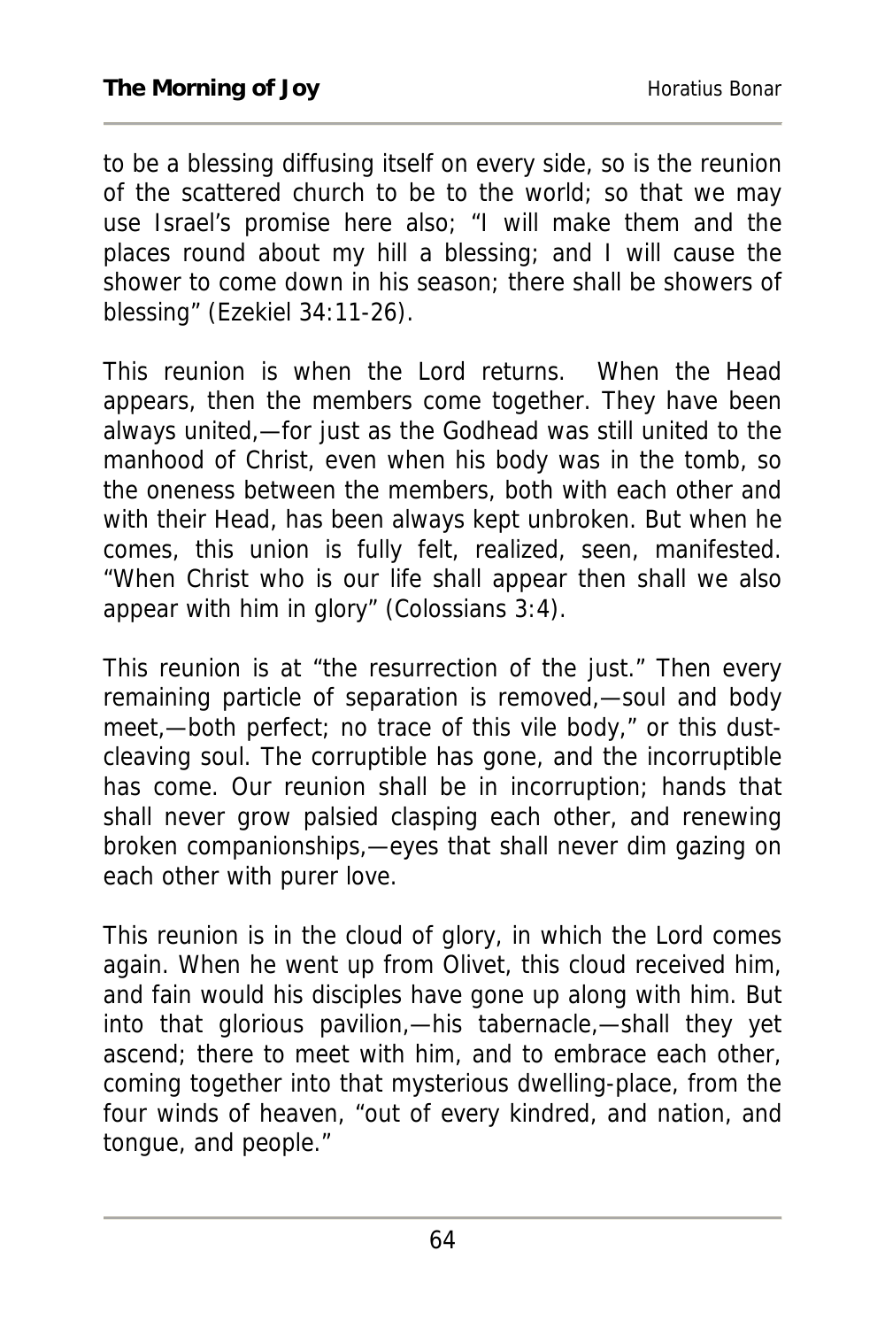to be a blessing diffusing itself on every side, so is the reunion of the scattered church to be to the world; so that we may use Israel's promise here also; "I will make them and the places round about my hill a blessing; and I will cause the shower to come down in his season; there shall be showers of blessing" (Ezekiel 34:11-26).

This reunion is when the Lord returns. When the Head appears, then the members come together. They have been always united,—for just as the Godhead was still united to the manhood of Christ, even when his body was in the tomb, so the oneness between the members, both with each other and with their Head, has been always kept unbroken. But when he comes, this union is fully felt, realized, seen, manifested. "When Christ who is our life shall appear then shall we also appear with him in glory" (Colossians 3:4).

This reunion is at "the resurrection of the just." Then every remaining particle of separation is removed,—soul and body meet,—both perfect; no trace of this vile body," or this dust-cleaving soul. The corruptible has gone, and the incorruptible has come. Our reunion shall be in incorruption; hands that shall never grow palsied clasping each other, and renewing broken companionships,—eyes that shall never dim gazing on each other with purer love.

This reunion is in the cloud of glory, in which the Lord comes again. When he went up from Olivet, this cloud received him, and fain would his disciples have gone up along with him. But into that glorious pavilion,—his tabernacle,—shall they yet ascend; there to meet with him, and to embrace each other, coming together into that mysterious dwelling-place, from the four winds of heaven, "out of every kindred, and nation, and tongue, and people."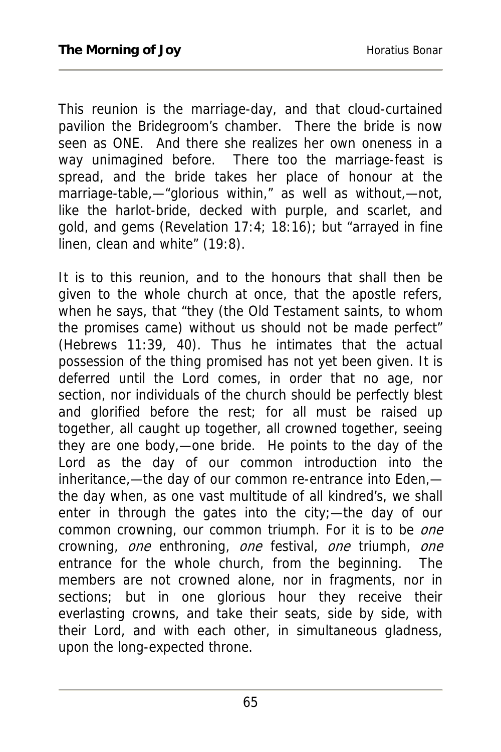This reunion is the marriage-day, and that cloud-curtained pavilion the Bridegroom's chamber. There the bride is now seen as ONE. And there she realizes her own oneness in a way unimagined before. There too the marriage-feast is spread, and the bride takes her place of honour at the marriage-table,—"glorious within," as well as without,—not, like the harlot-bride, decked with purple, and scarlet, and gold, and gems (Revelation 17:4; 18:16); but "arrayed in fine linen, clean and white" (19:8).

It is to this reunion, and to the honours that shall then be given to the whole church at once, that the apostle refers, when he says, that "they (the Old Testament saints, to whom the promises came) without us should not be made perfect" (Hebrews 11:39, 40). Thus he intimates that the actual possession of the thing promised has not yet been given. It is deferred until the Lord comes, in order that no age, nor section, nor individuals of the church should be perfectly blest and glorified before the rest; for all must be raised up together, all caught up together, all crowned together, seeing they are one body,—one bride. He points to the day of the Lord as the day of our common introduction into the inheritance,—the day of our common re-entrance into Eden,—the day when, as one vast multitude of all kindred's, we shall enter in through the gates into the city;—the day of our common crowning, our common triumph. For it is to be *one* crowning, *one* enthroning, *one* festival, *one* triumph, *one* entrance for the whole church, from the beginning. The members are not crowned alone, nor in fragments, nor in sections; but in one glorious hour they receive their everlasting crowns, and take their seats, side by side, with their Lord, and with each other, in simultaneous gladness, upon the long-expected throne.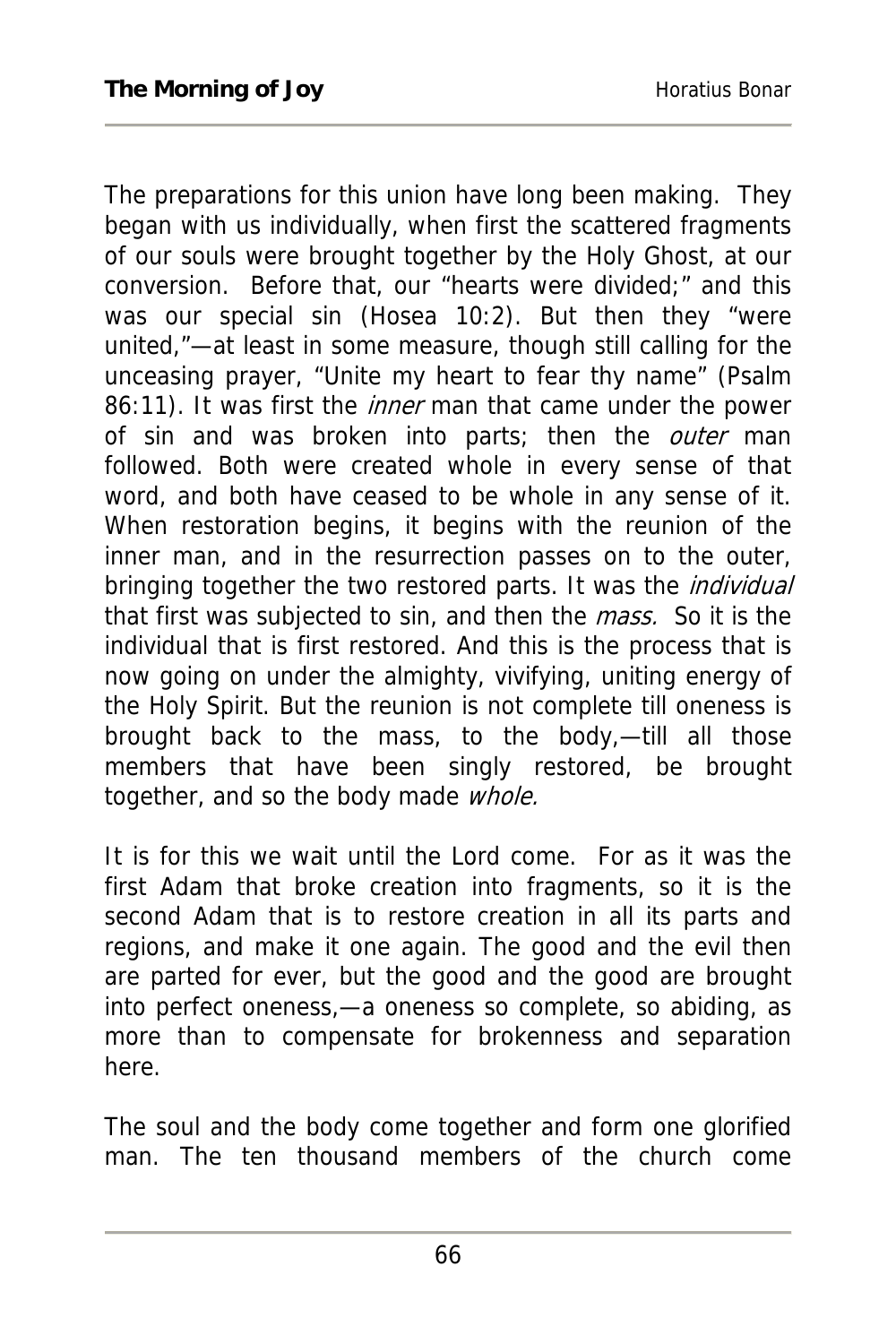The preparations for this union have long been making. They began with us individually, when first the scattered fragments of our souls were brought together by the Holy Ghost, at our conversion. Before that, our "hearts were divided;" and this was our special sin (Hosea 10:2). But then they "were united,"—at least in some measure, though still calling for the unceasing prayer, "Unite my heart to fear thy name" (Psalm 86:11). It was first the *inner* man that came under the power of sin and was broken into parts; then the *outer* man followed. Both were created whole in every sense of that word, and both have ceased to be whole in any sense of it. When restoration begins, it begins with the reunion of the inner man, and in the resurrection passes on to the outer, bringing together the two restored parts. It was the *individual* that first was subjected to sin, and then the *mass.* So it is the individual that is first restored. And this is the process that is now going on under the almighty, vivifying, uniting energy of the Holy Spirit. But the reunion is not complete till oneness is brought back to the mass, to the body,—till all those members that have been singly restored, be brought together, and so the body made *whole.*

It is for this we wait until the Lord come. For as it was the first Adam that broke creation into fragments, so it is the second Adam that is to restore creation in all its parts and regions, and make it one again. The good and the evil then are parted for ever, but the good and the good are brought into perfect oneness,—a oneness so complete, so abiding, as more than to compensate for brokenness and separation here.

The soul and the body come together and form one glorified man. The ten thousand members of the church come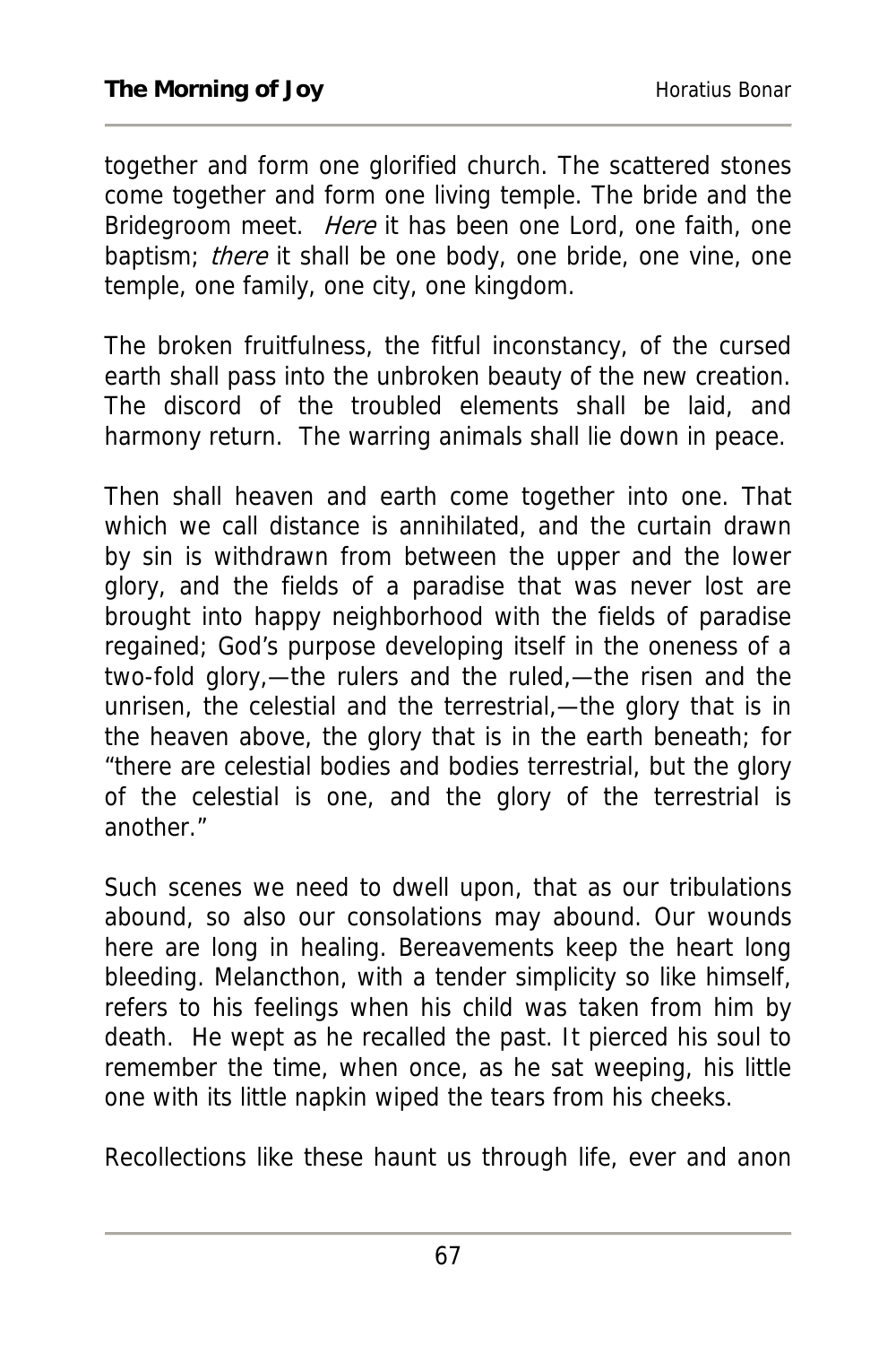together and form one glorified church. The scattered stones come together and form one living temple. The bride and the Bridegroom meet. *Here* it has been one Lord, one faith, one baptism; *there* it shall be one body, one bride, one vine, one temple, one family, one city, one kingdom.

The broken fruitfulness, the fitful inconstancy, of the cursed earth shall pass into the unbroken beauty of the new creation. The discord of the troubled elements shall be laid, and harmony return. The warring animals shall lie down in peace.

Then shall heaven and earth come together into one. That which we call distance is annihilated, and the curtain drawn by sin is withdrawn from between the upper and the lower glory, and the fields of a paradise that was never lost are brought into happy neighborhood with the fields of paradise regained; God's purpose developing itself in the oneness of a two-fold glory,—the rulers and the ruled,—the risen and the unrisen, the celestial and the terrestrial,—the glory that is in the heaven above, the glory that is in the earth beneath; for "there are celestial bodies and bodies terrestrial, but the glory of the celestial is one, and the glory of the terrestrial is another."

Such scenes we need to dwell upon, that as our tribulations abound, so also our consolations may abound. Our wounds here are long in healing. Bereavements keep the heart long bleeding. Melancthon, with a tender simplicity so like himself, refers to his feelings when his child was taken from him by death. He wept as he recalled the past. It pierced his soul to remember the time, when once, as he sat weeping, his little one with its little napkin wiped the tears from his cheeks.

Recollections like these haunt us through life, ever and anon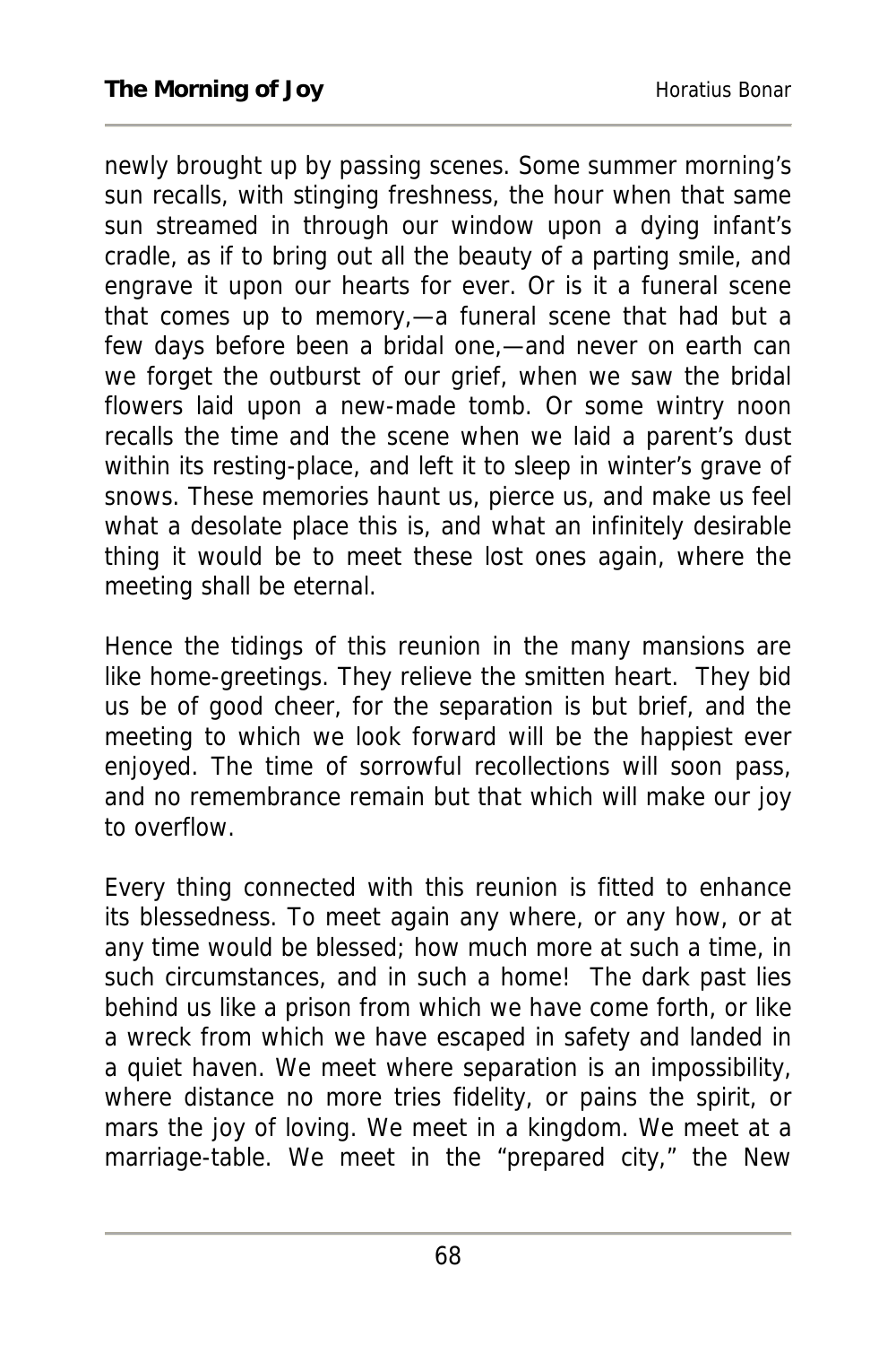newly brought up by passing scenes. Some summer morning's sun recalls, with stinging freshness, the hour when that same sun streamed in through our window upon a dying infant's cradle, as if to bring out all the beauty of a parting smile, and engrave it upon our hearts for ever. Or is it a funeral scene that comes up to memory,—a funeral scene that had but a few days before been a bridal one,—and never on earth can we forget the outburst of our grief, when we saw the bridal flowers laid upon a new-made tomb. Or some wintry noon recalls the time and the scene when we laid a parent's dust within its resting-place, and left it to sleep in winter's grave of snows. These memories haunt us, pierce us, and make us feel what a desolate place this is, and what an infinitely desirable thing it would be to meet these lost ones again, where the meeting shall be eternal.

Hence the tidings of this reunion in the many mansions are like home-greetings. They relieve the smitten heart. They bid us be of good cheer, for the separation is but brief, and the meeting to which we look forward will be the happiest ever enjoyed. The time of sorrowful recollections will soon pass, and no remembrance remain but that which will make our joy to overflow.

Every thing connected with this reunion is fitted to enhance its blessedness. To meet again any where, or any how, or at any time would be blessed; how much more at such a time, in such circumstances, and in such a home! The dark past lies behind us like a prison from which we have come forth, or like a wreck from which we have escaped in safety and landed in a quiet haven. We meet where separation is an impossibility, where distance no more tries fidelity, or pains the spirit, or mars the joy of loving. We meet in a kingdom. We meet at a marriage-table. We meet in the "prepared city," the New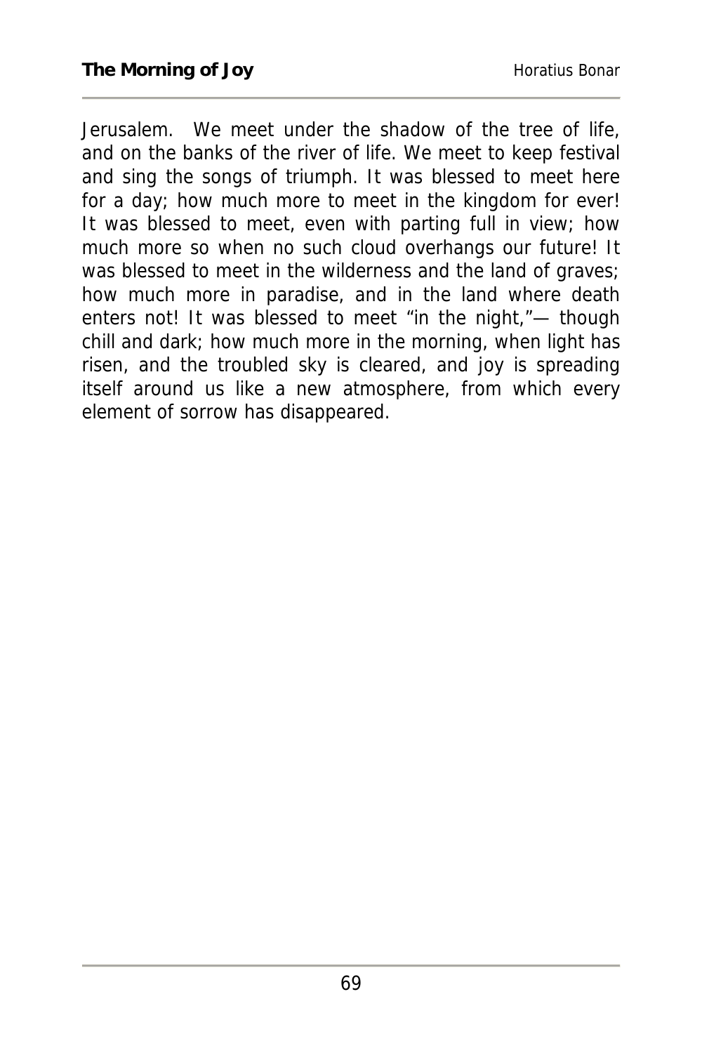Jerusalem. We meet under the shadow of the tree of life, and on the banks of the river of life. We meet to keep festival and sing the songs of triumph. It was blessed to meet here for a day; how much more to meet in the kingdom for ever! It was blessed to meet, even with parting full in view; how much more so when no such cloud overhangs our future! It was blessed to meet in the wilderness and the land of graves; how much more in paradise, and in the land where death enters not! It was blessed to meet "in the night,"— though chill and dark; how much more in the morning, when light has risen, and the troubled sky is cleared, and joy is spreading itself around us like a new atmosphere, from which every element of sorrow has disappeared.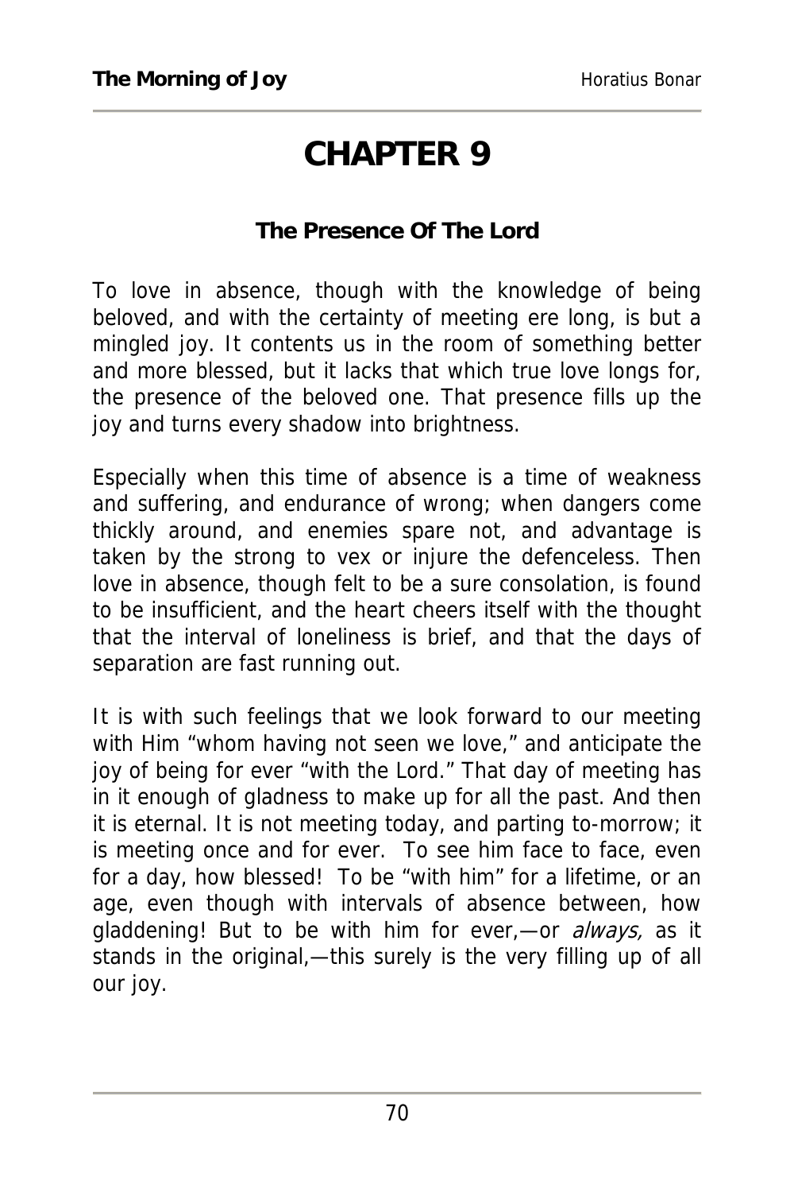# CHAPTER 9

**The Presence Of The Lord**

To love in absence, though with the knowledge of being beloved, and with the certainty of meeting ere long, is but a mingled joy. It contents us in the room of something better and more blessed, but it lacks that which true love longs for, the presence of the beloved one. That presence fills up the joy and turns every shadow into brightness.

Especially when this time of absence is a time of weakness and suffering, and endurance of wrong; when dangers come thickly around, and enemies spare not, and advantage is taken by the strong to vex or injure the defenceless. Then love in absence, though felt to be a sure consolation, is found to be insufficient, and the heart cheers itself with the thought that the interval of loneliness is brief, and that the days of separation are fast running out.

It is with such feelings that we look forward to our meeting with Him "whom having not seen we love," and anticipate the joy of being for ever "with the Lord." That day of meeting has in it enough of gladness to make up for all the past. And then it is eternal. It is not meeting today, and parting to-morrow; it is meeting once and for ever. To see him face to face, even for a day, how blessed! To be "with him" for a lifetime, or an age, even though with intervals of absence between, how gladdening! But to be with him for ever,—or *always,* as it stands in the original,—this surely is the very filling up of all our joy.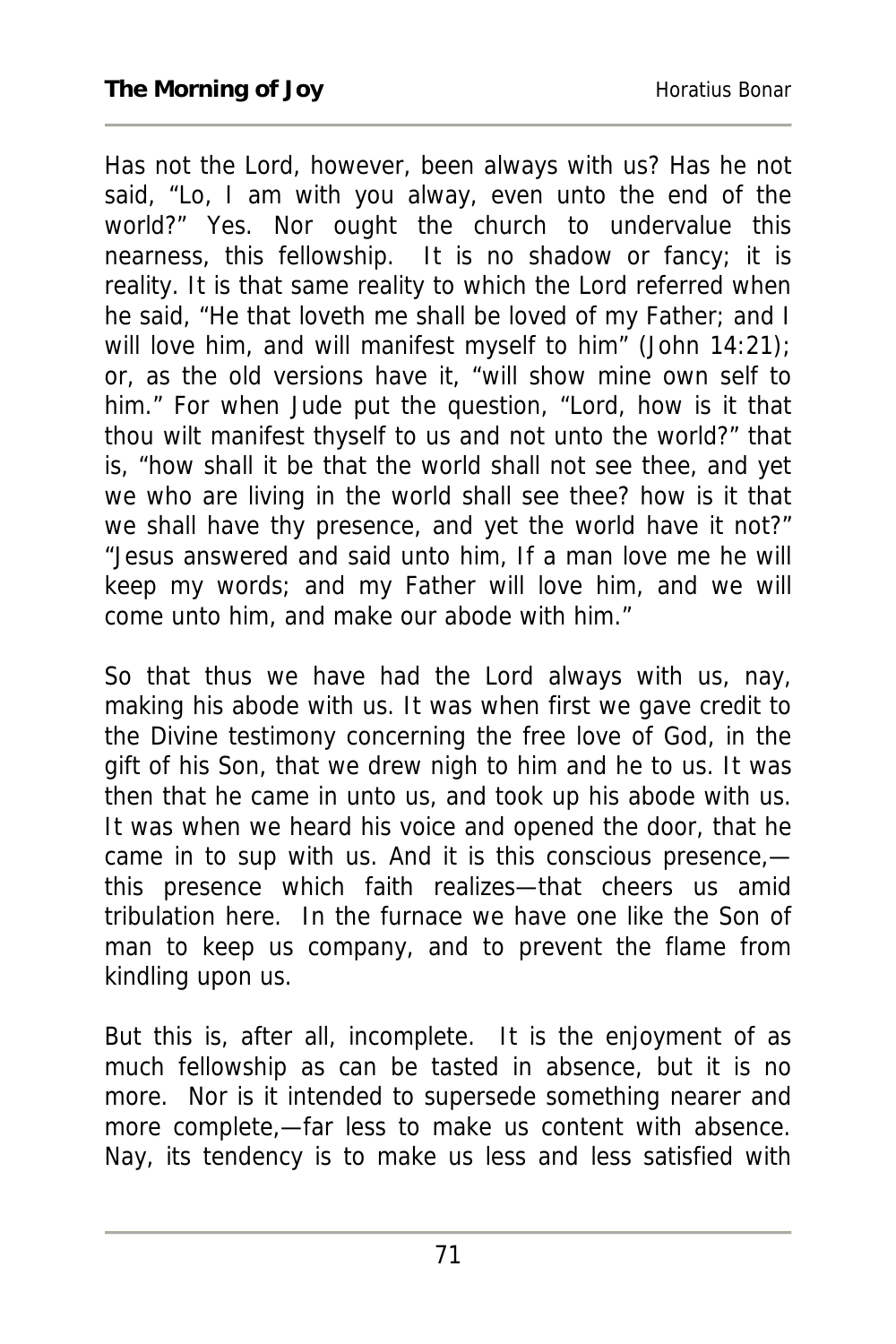Has not the Lord, however, been always with us? Has he not said, "Lo, I am with you alway, even unto the end of the world?" Yes. Nor ought the church to undervalue this nearness, this fellowship. It is no shadow or fancy; it is reality. It is that same reality to which the Lord referred when he said, "He that loveth me shall be loved of my Father; and I will love him, and will manifest myself to him" (John 14:21); or, as the old versions have it, "will show mine own self to him." For when Jude put the question, "Lord, how is it that thou wilt manifest thyself to us and not unto the world?" that is, "how shall it be that the world shall not see thee, and yet we who are living in the world shall see thee? how is it that we shall have thy presence, and yet the world have it not?" "Jesus answered and said unto him, If a man love me he will keep my words; and my Father will love him, and we will come unto him, and make our abode with him."

So that thus we have had the Lord always with us, nay, making his abode with us. It was when first we gave credit to the Divine testimony concerning the free love of God, in the gift of his Son, that we drew nigh to him and he to us. It was then that he came in unto us, and took up his abode with us. It was when we heard his voice and opened the door, that he came in to sup with us. And it is this conscious presence,—this presence which faith realizes—that cheers us amid tribulation here. In the furnace we have one like the Son of man to keep us company, and to prevent the flame from kindling upon us.

But this is, after all, incomplete. It is the enjoyment of as much fellowship as can be tasted in absence, but it is no more. Nor is it intended to supersede something nearer and more complete,—far less to make us content with absence. Nay, its tendency is to make us less and less satisfied with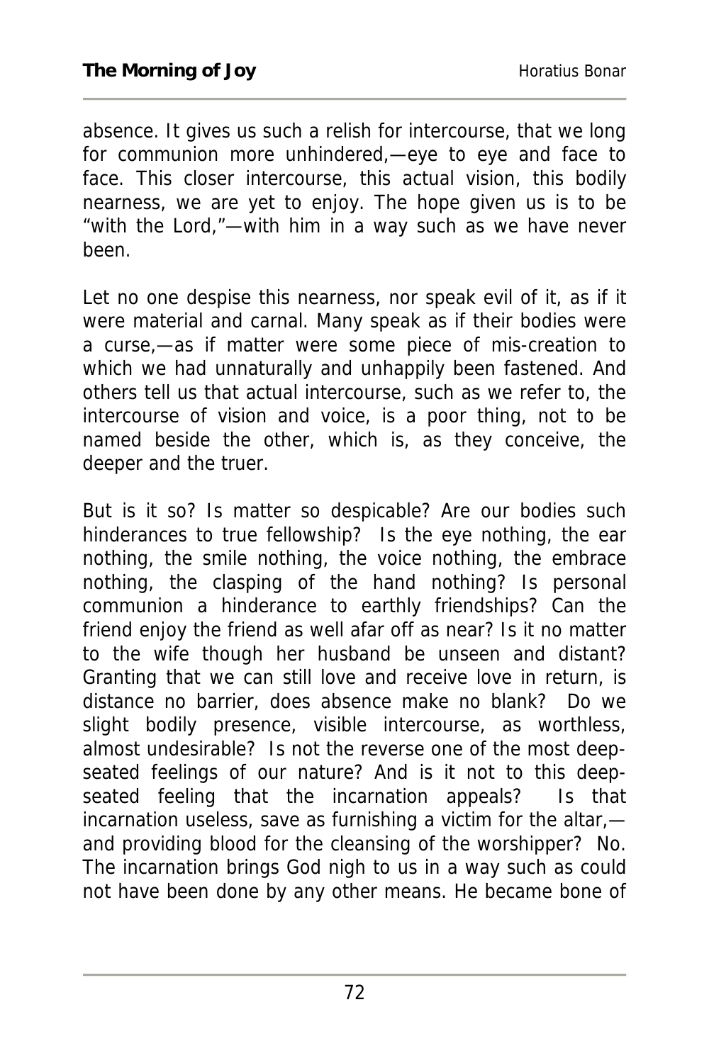absence. It gives us such a relish for intercourse, that we long for communion more unhindered,—eye to eye and face to face. This closer intercourse, this actual vision, this bodily nearness, we are yet to enjoy. The hope given us is to be "with the Lord,"—with him in a way such as we have never been.

Let no one despise this nearness, nor speak evil of it, as if it were material and carnal. Many speak as if their bodies were a curse,—as if matter were some piece of mis-creation to which we had unnaturally and unhappily been fastened. And others tell us that actual intercourse, such as we refer to, the intercourse of vision and voice, is a poor thing, not to be named beside the other, which is, as they conceive, the deeper and the truer.

But is it so? Is matter so despicable? Are our bodies such hinderances to true fellowship? Is the eye nothing, the ear nothing, the smile nothing, the voice nothing, the embrace nothing, the clasping of the hand nothing? Is personal communion a hinderance to earthly friendships? Can the friend enjoy the friend as well afar off as near? Is it no matter to the wife though her husband be unseen and distant? Granting that we can still love and receive love in return, is distance no barrier, does absence make no blank? Do we slight bodily presence, visible intercourse, as worthless, almost undesirable? Is not the reverse one of the most deep-seated feelings of our nature? And is it not to this deep-seated feeling that the incarnation appeals? Is that incarnation useless, save as furnishing a victim for the altar,—and providing blood for the cleansing of the worshipper? No. The incarnation brings God nigh to us in a way such as could not have been done by any other means. He became bone of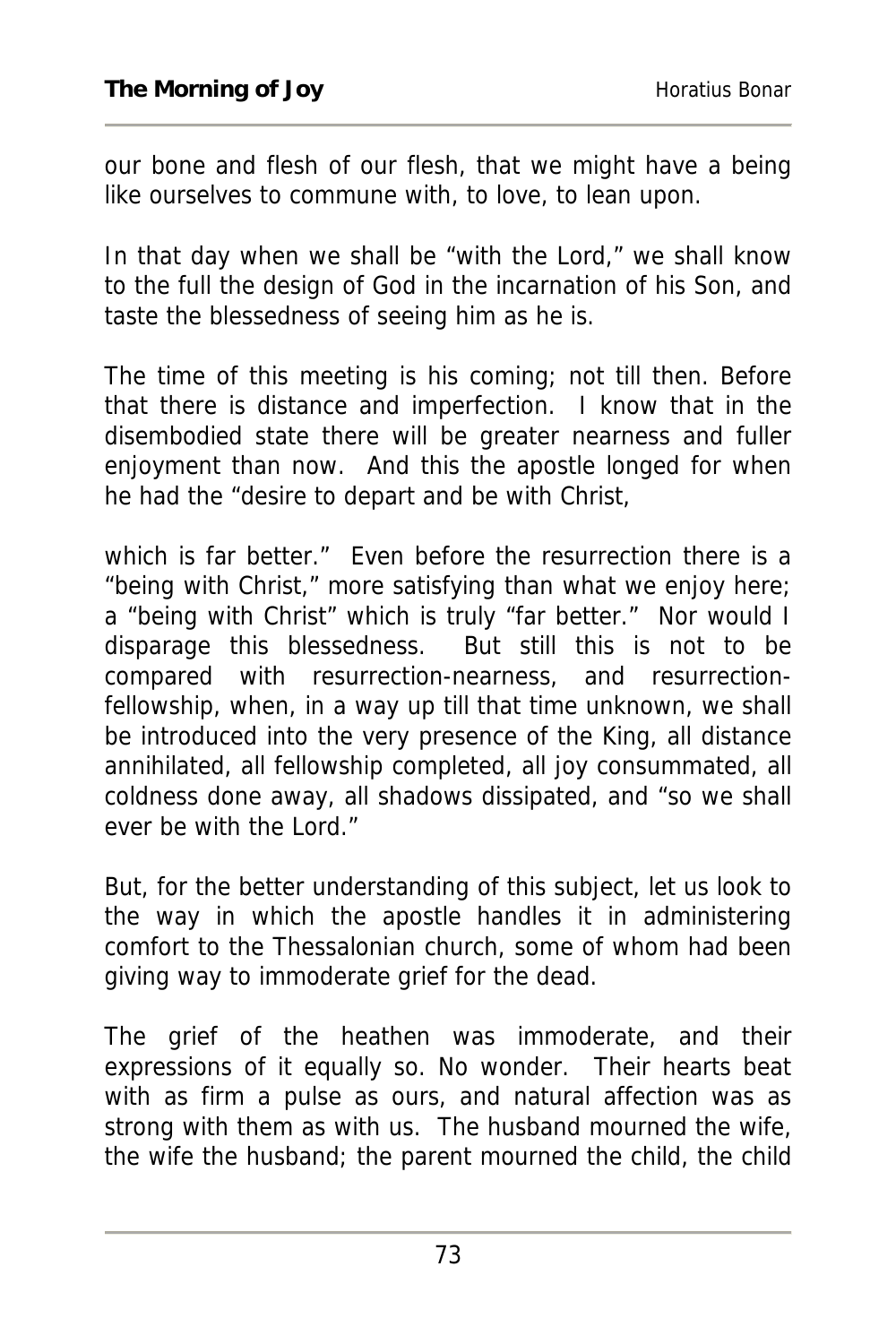our bone and flesh of our flesh, that we might have a being like ourselves to commune with, to love, to lean upon.

In that day when we shall be "with the Lord," we shall know to the full the design of God in the incarnation of his Son, and taste the blessedness of seeing him as he is.

The time of this meeting is his coming; not till then. Before that there is distance and imperfection. I know that in the disembodied state there will be greater nearness and fuller enjoyment than now. And this the apostle longed for when he had the "desire to depart and be with Christ,

which is far better." Even before the resurrection there is a "being with Christ," more satisfying than what we enjoy here; a "being with Christ" which is truly "far better." Nor would I disparage this blessedness. But still this is not to be compared with resurrection-nearness, and resurrection-fellowship, when, in a way up till that time unknown, we shall be introduced into the very presence of the King, all distance annihilated, all fellowship completed, all joy consummated, all coldness done away, all shadows dissipated, and "so we shall ever be with the Lord."

But, for the better understanding of this subject, let us look to the way in which the apostle handles it in administering comfort to the Thessalonian church, some of whom had been giving way to immoderate grief for the dead.

The grief of the heathen was immoderate, and their expressions of it equally so. No wonder. Their hearts beat with as firm a pulse as ours, and natural affection was as strong with them as with us. The husband mourned the wife, the wife the husband; the parent mourned the child, the child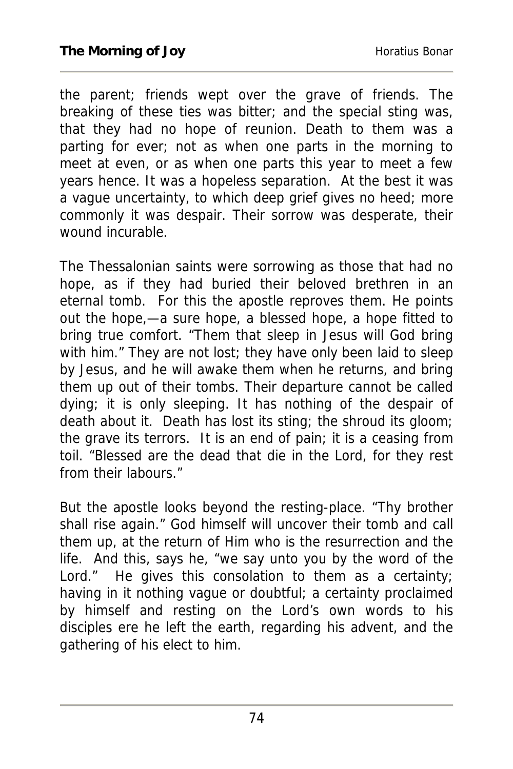the parent; friends wept over the grave of friends. The breaking of these ties was bitter; and the special sting was, that they had no hope of reunion. Death to them was a parting for ever; not as when one parts in the morning to meet at even, or as when one parts this year to meet a few years hence. It was a hopeless separation. At the best it was a vague uncertainty, to which deep grief gives no heed; more commonly it was despair. Their sorrow was desperate, their wound incurable.

The Thessalonian saints were sorrowing as those that had no hope, as if they had buried their beloved brethren in an eternal tomb. For this the apostle reproves them. He points out the hope,—a sure hope, a blessed hope, a hope fitted to bring true comfort. "Them that sleep in Jesus will God bring with him." They are not lost; they have only been laid to sleep by Jesus, and he will awake them when he returns, and bring them up out of their tombs. Their departure cannot be called dying; it is only sleeping. It has nothing of the despair of death about it. Death has lost its sting; the shroud its gloom; the grave its terrors. It is an end of pain; it is a ceasing from toil. "Blessed are the dead that die in the Lord, for they rest from their labours."

But the apostle looks beyond the resting-place. "Thy brother shall rise again." God himself will uncover their tomb and call them up, at the return of Him who is the resurrection and the life. And this, says he, "we say unto you by the word of the Lord." He gives this consolation to them as a certainty; having in it nothing vague or doubtful; a certainty proclaimed by himself and resting on the Lord's own words to his disciples ere he left the earth, regarding his advent, and the gathering of his elect to him.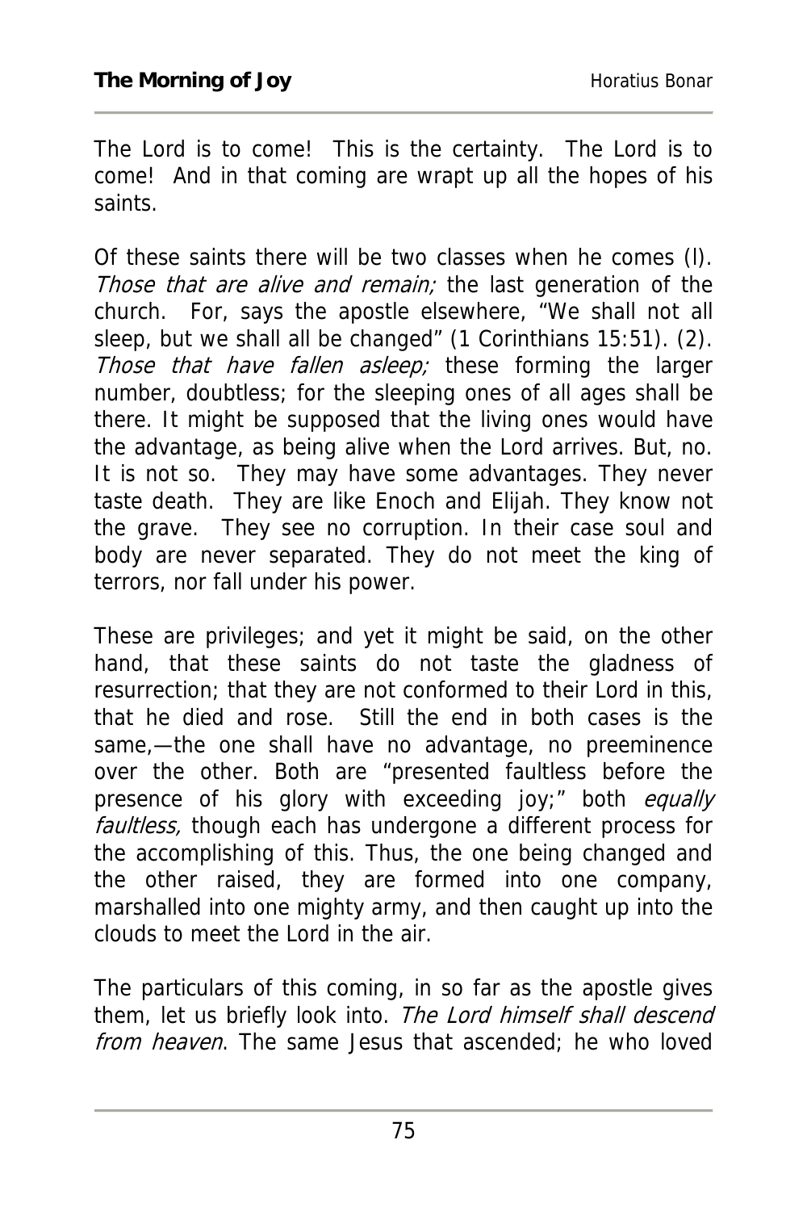The Lord is to come! This is the certainty. The Lord is to come! And in that coming are wrapt up all the hopes of his saints.

Of these saints there will be two classes when he comes (l). *Those that are alive and remain;* the last generation of the church. For, says the apostle elsewhere, "We shall not all sleep, but we shall all be changed" (1 Corinthians 15:51). (2). *Those that have fallen asleep;* these forming the larger number, doubtless; for the sleeping ones of all ages shall be there. It might be supposed that the living ones would have the advantage, as being alive when the Lord arrives. But, no. It is not so. They may have some advantages. They never taste death. They are like Enoch and Elijah. They know not the grave. They see no corruption. In their case soul and body are never separated. They do not meet the king of terrors, nor fall under his power.

These are privileges; and yet it might be said, on the other hand, that these saints do not taste the gladness of resurrection; that they are not conformed to their Lord in this, that he died and rose. Still the end in both cases is the same,—the one shall have no advantage, no preeminence over the other. Both are "presented faultless before the presence of his glory with exceeding joy;" both *equally faultless,* though each has undergone a different process for the accomplishing of this. Thus, the one being changed and the other raised, they are formed into one company, marshalled into one mighty army, and then caught up into the clouds to meet the Lord in the air.

The particulars of this coming, in so far as the apostle gives them, let us briefly look into. *The Lord himself shall descend from heaven*. The same Jesus that ascended; he who loved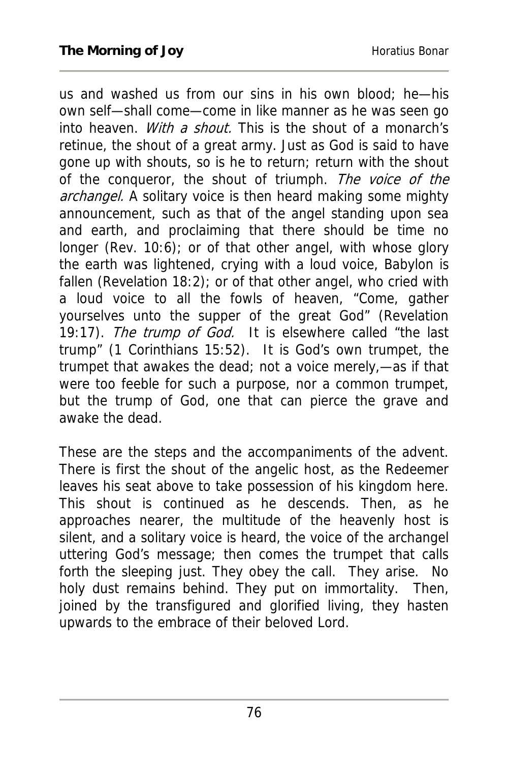us and washed us from our sins in his own blood; he—his own self—shall come—come in like manner as he was seen go into heaven. *With a shout.* This is the shout of a monarch's retinue, the shout of a great army. Just as God is said to have gone up with shouts, so is he to return; return with the shout of the conqueror, the shout of triumph. *The voice of the archangel.* A solitary voice is then heard making some mighty announcement, such as that of the angel standing upon sea and earth, and proclaiming that there should be time no longer (Rev. 10:6); or of that other angel, with whose glory the earth was lightened, crying with a loud voice, Babylon is fallen (Revelation 18:2); or of that other angel, who cried with a loud voice to all the fowls of heaven, "Come, gather yourselves unto the supper of the great God" (Revelation 19:17). *The trump of God.* It is elsewhere called "the last trump" (1 Corinthians 15:52). It is God's own trumpet, the trumpet that awakes the dead; not a voice merely,—as if that were too feeble for such a purpose, nor a common trumpet, but the trump of God, one that can pierce the grave and awake the dead.

These are the steps and the accompaniments of the advent. There is first the shout of the angelic host, as the Redeemer leaves his seat above to take possession of his kingdom here. This shout is continued as he descends. Then, as he approaches nearer, the multitude of the heavenly host is silent, and a solitary voice is heard, the voice of the archangel uttering God's message; then comes the trumpet that calls forth the sleeping just. They obey the call. They arise. No holy dust remains behind. They put on immortality. Then, joined by the transfigured and glorified living, they hasten upwards to the embrace of their beloved Lord.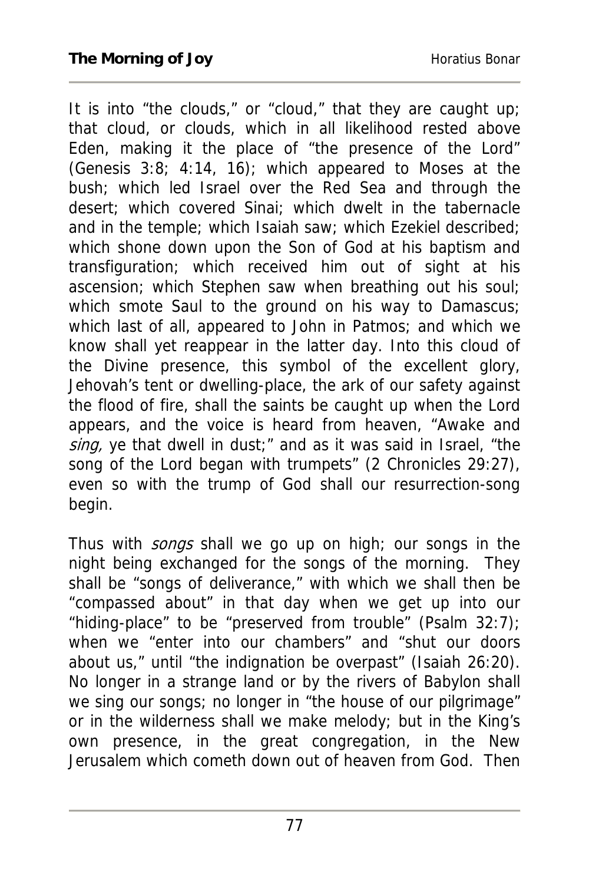It is into "the clouds," or "cloud," that they are caught up; that cloud, or clouds, which in all likelihood rested above Eden, making it the place of "the presence of the Lord" (Genesis 3:8; 4:14, 16); which appeared to Moses at the bush; which led Israel over the Red Sea and through the desert; which covered Sinai; which dwelt in the tabernacle and in the temple; which Isaiah saw; which Ezekiel described; which shone down upon the Son of God at his baptism and transfiguration; which received him out of sight at his ascension; which Stephen saw when breathing out his soul; which smote Saul to the ground on his way to Damascus; which last of all, appeared to John in Patmos; and which we know shall yet reappear in the latter day. Into this cloud of the Divine presence, this symbol of the excellent glory, Jehovah's tent or dwelling-place, the ark of our safety against the flood of fire, shall the saints be caught up when the Lord appears, and the voice is heard from heaven, "Awake and *sing,* ye that dwell in dust;" and as it was said in Israel, "the song of the Lord began with trumpets" (2 Chronicles 29:27), even so with the trump of God shall our resurrection-song begin.

Thus with *songs* shall we go up on high; our songs in the night being exchanged for the songs of the morning. They shall be "songs of deliverance," with which we shall then be "compassed about" in that day when we get up into our "hiding-place" to be "preserved from trouble" (Psalm 32:7); when we "enter into our chambers" and "shut our doors about us," until "the indignation be overpast" (Isaiah 26:20). No longer in a strange land or by the rivers of Babylon shall we sing our songs; no longer in "the house of our pilgrimage" or in the wilderness shall we make melody; but in the King's own presence, in the great congregation, in the New Jerusalem which cometh down out of heaven from God. Then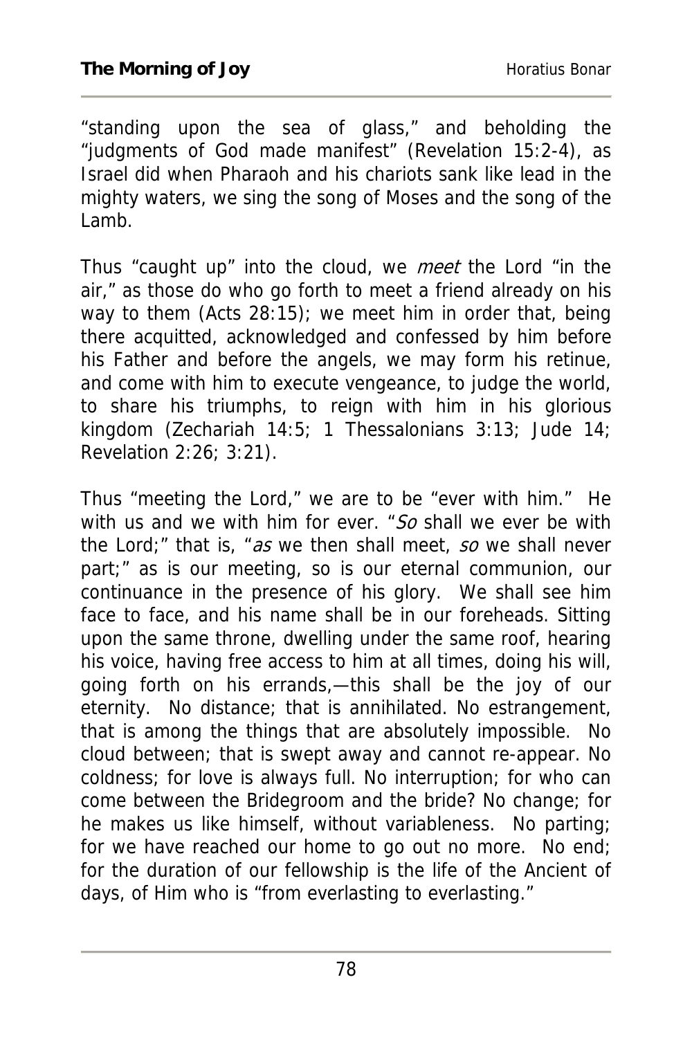"standing upon the sea of glass," and beholding the "judgments of God made manifest" (Revelation 15:2-4), as Israel did when Pharaoh and his chariots sank like lead in the mighty waters, we sing the song of Moses and the song of the Lamb.

Thus "caught up" into the cloud, we *meet* the Lord "in the air," as those do who go forth to meet a friend already on his way to them (Acts 28:15); we meet him in order that, being there acquitted, acknowledged and confessed by him before his Father and before the angels, we may form his retinue, and come with him to execute vengeance, to judge the world, to share his triumphs, to reign with him in his glorious kingdom (Zechariah 14:5; 1 Thessalonians 3:13; Jude 14; Revelation 2:26; 3:21).

Thus "meeting the Lord," we are to be "ever with him." He with us and we with him for ever. "*So* shall we ever be with the Lord;" that is, "*as* we then shall meet, *so* we shall never part;" as is our meeting, so is our eternal communion, our continuance in the presence of his glory. We shall see him face to face, and his name shall be in our foreheads. Sitting upon the same throne, dwelling under the same roof, hearing his voice, having free access to him at all times, doing his will, going forth on his errands,—this shall be the joy of our eternity. No distance; that is annihilated. No estrangement, that is among the things that are absolutely impossible. No cloud between; that is swept away and cannot re-appear. No coldness; for love is always full. No interruption; for who can come between the Bridegroom and the bride? No change; for he makes us like himself, without variableness. No parting; for we have reached our home to go out no more. No end; for the duration of our fellowship is the life of the Ancient of days, of Him who is "from everlasting to everlasting."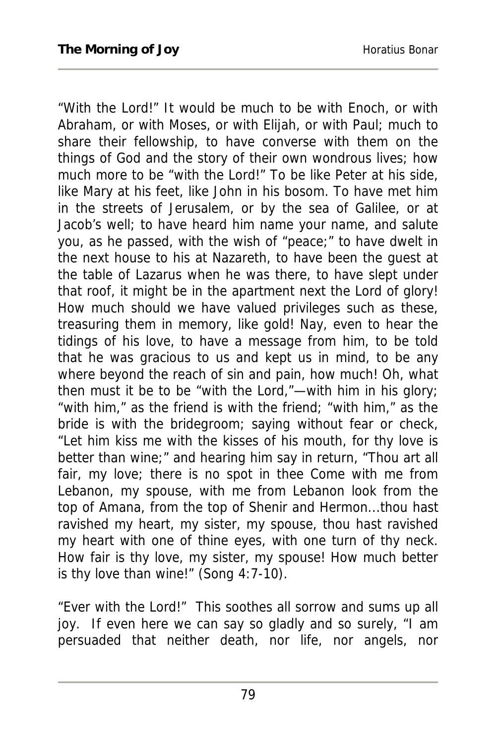"With the Lord!" It would be much to be with Enoch, or with Abraham, or with Moses, or with Elijah, or with Paul; much to share their fellowship, to have converse with them on the things of God and the story of their own wondrous lives; how much more to be "with the Lord!" To be like Peter at his side, like Mary at his feet, like John in his bosom. To have met him in the streets of Jerusalem, or by the sea of Galilee, or at Jacob's well; to have heard him name your name, and salute you, as he passed, with the wish of "peace;" to have dwelt in the next house to his at Nazareth, to have been the guest at the table of Lazarus when he was there, to have slept under that roof, it might be in the apartment next the Lord of glory! How much should we have valued privileges such as these, treasuring them in memory, like gold! Nay, even to hear the tidings of his love, to have a message from him, to be told that he was gracious to us and kept us in mind, to be any where beyond the reach of sin and pain, how much! Oh, what then must it be to be "with the Lord,"—with him in his glory; "with him," as the friend is with the friend; "with him," as the bride is with the bridegroom; saying without fear or check, "Let him kiss me with the kisses of his mouth, for thy love is better than wine;" and hearing him say in return, "Thou art all fair, my love; there is no spot in thee Come with me from Lebanon, my spouse, with me from Lebanon look from the top of Amana, from the top of Shenir and Hermon...thou hast ravished my heart, my sister, my spouse, thou hast ravished my heart with one of thine eyes, with one turn of thy neck. How fair is thy love, my sister, my spouse! How much better is thy love than wine!" (Song 4:7-10).

"Ever with the Lord!" This soothes all sorrow and sums up all joy. If even here we can say so gladly and so surely, "I am persuaded that neither death, nor life, nor angels, nor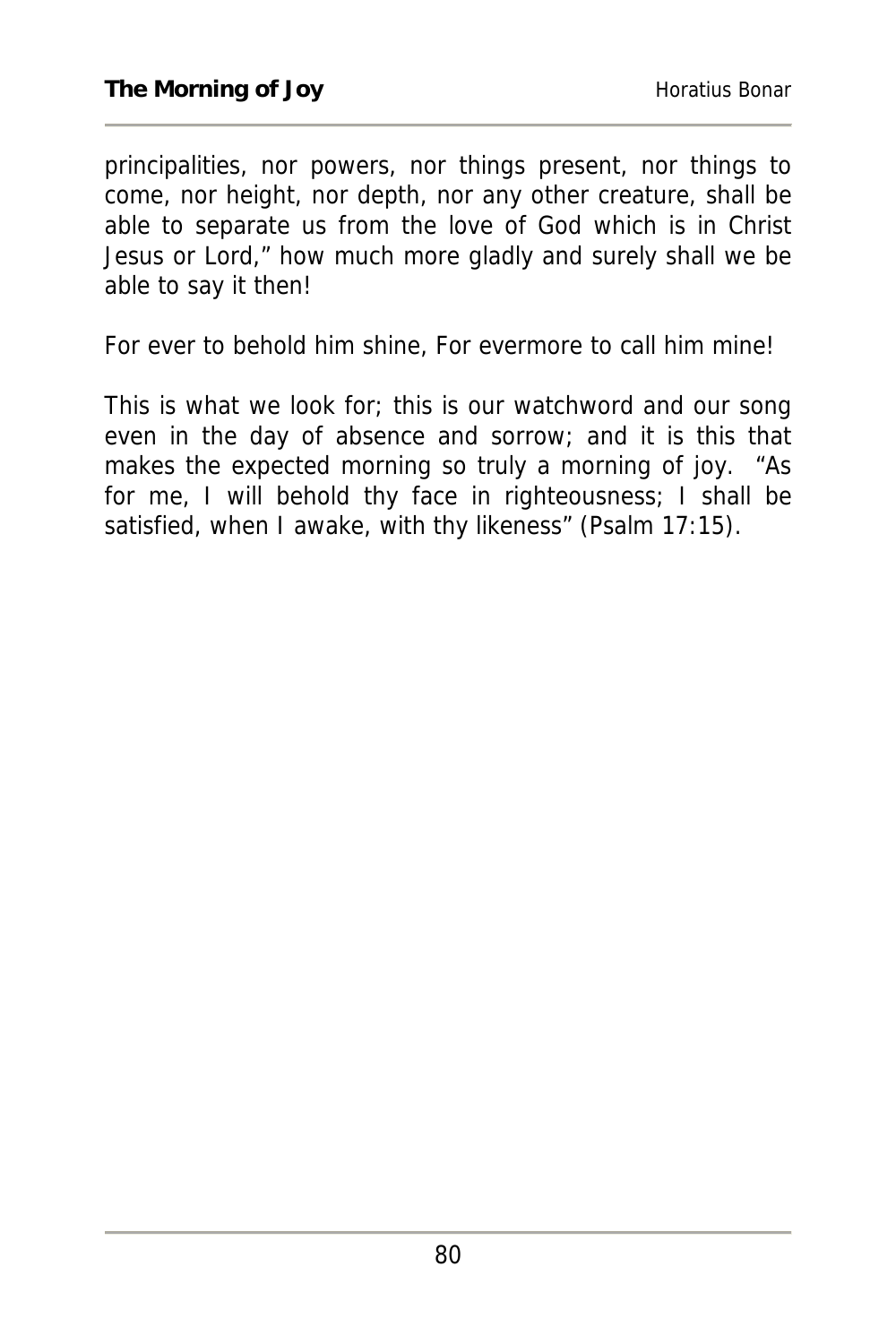principalities, nor powers, nor things present, nor things to come, nor height, nor depth, nor any other creature, shall be able to separate us from the love of God which is in Christ Jesus or Lord," how much more gladly and surely shall we be able to say it then!

For ever to behold him shine, For evermore to call him mine!

This is what we look for; this is our watchword and our song even in the day of absence and sorrow; and it is this that makes the expected morning so truly a morning of joy. "As for me, I will behold thy face in righteousness; I shall be satisfied, when I awake, with thy likeness" (Psalm 17:15).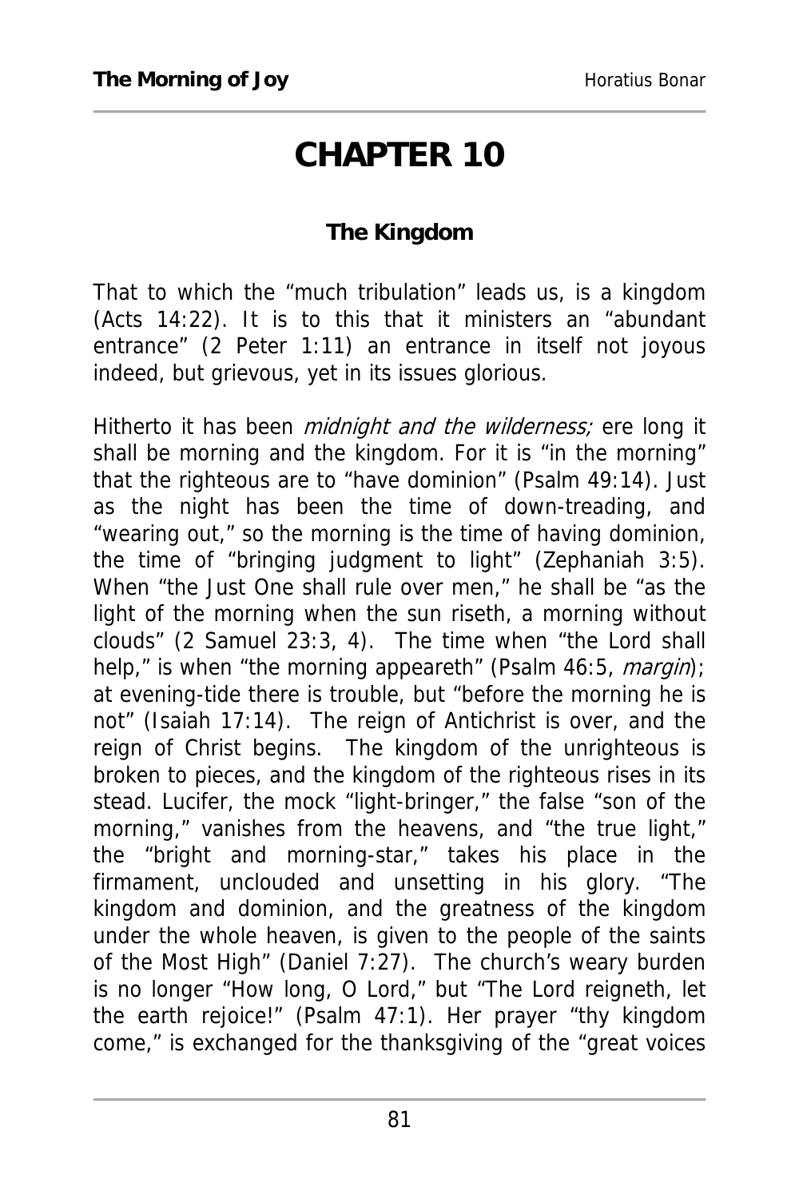# CHAPTER 10

### The Kingdom

That to which the "much tribulation" leads us, is a kingdom (Acts 14:22). It is to this that it ministers an "abundant entrance" (2 Peter 1:11) an entrance in itself not joyous indeed, but grievous, yet in its issues glorious.

Hitherto it has been *midnight and the wilderness;* ere long it shall be morning and the kingdom. For it is "in the morning" that the righteous are to "have dominion" (Psalm 49:14). Just as the night has been the time of down-treading, and "wearing out," so the morning is the time of having dominion, the time of "bringing judgment to light" (Zephaniah 3:5). When "the Just One shall rule over men," he shall be "as the light of the morning when the sun riseth, a morning without clouds" (2 Samuel 23:3, 4). The time when "the Lord shall help," is when "the morning appeareth" (Psalm 46:5, *margin*); at evening-tide there is trouble, but "before the morning he is not" (Isaiah 17:14). The reign of Antichrist is over, and the reign of Christ begins. The kingdom of the unrighteous is broken to pieces, and the kingdom of the righteous rises in its stead. Lucifer, the mock "light-bringer," the false "son of the morning," vanishes from the heavens, and "the true light," the "bright and morning-star," takes his place in the firmament, unclouded and unsetting in his glory. "The kingdom and dominion, and the greatness of the kingdom under the whole heaven, is given to the people of the saints of the Most High" (Daniel 7:27). The church's weary burden is no longer "How long, O Lord," but "The Lord reigneth, let the earth rejoice!" (Psalm 47:1). Her prayer "thy kingdom come," is exchanged for the thanksgiving of the "great voices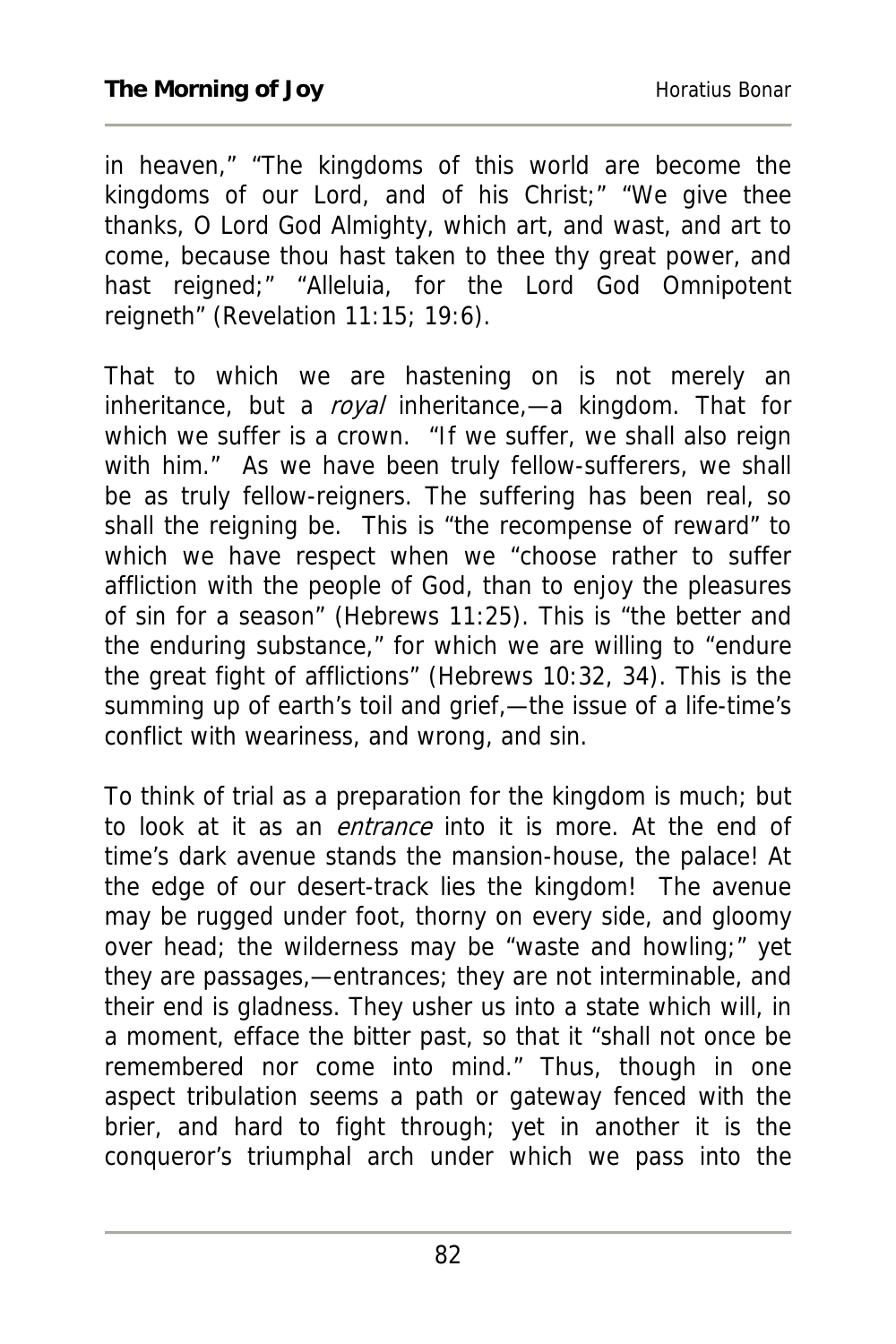in heaven," "The kingdoms of this world are become the kingdoms of our Lord, and of his Christ;" "We give thee thanks, O Lord God Almighty, which art, and wast, and art to come, because thou hast taken to thee thy great power, and hast reigned;" "Alleluia, for the Lord God Omnipotent reigneth" (Revelation 11:15; 19:6).

That to which we are hastening on is not merely an inheritance, but a *royal* inheritance,—a kingdom. That for which we suffer is a crown. "If we suffer, we shall also reign with him." As we have been truly fellow-sufferers, we shall be as truly fellow-reigners. The suffering has been real, so shall the reigning be. This is "the recompense of reward" to which we have respect when we "choose rather to suffer affliction with the people of God, than to enjoy the pleasures of sin for a season" (Hebrews 11:25). This is "the better and the enduring substance," for which we are willing to "endure the great fight of afflictions" (Hebrews 10:32, 34). This is the summing up of earth's toil and grief,—the issue of a life-time's conflict with weariness, and wrong, and sin.

To think of trial as a preparation for the kingdom is much; but to look at it as an *entrance* into it is more. At the end of time's dark avenue stands the mansion-house, the palace! At the edge of our desert-track lies the kingdom! The avenue may be rugged under foot, thorny on every side, and gloomy over head; the wilderness may be "waste and howling;" yet they are passages,—entrances; they are not interminable, and their end is gladness. They usher us into a state which will, in a moment, efface the bitter past, so that it "shall not once be remembered nor come into mind." Thus, though in one aspect tribulation seems a path or gateway fenced with the brier, and hard to fight through; yet in another it is the conqueror's triumphal arch under which we pass into the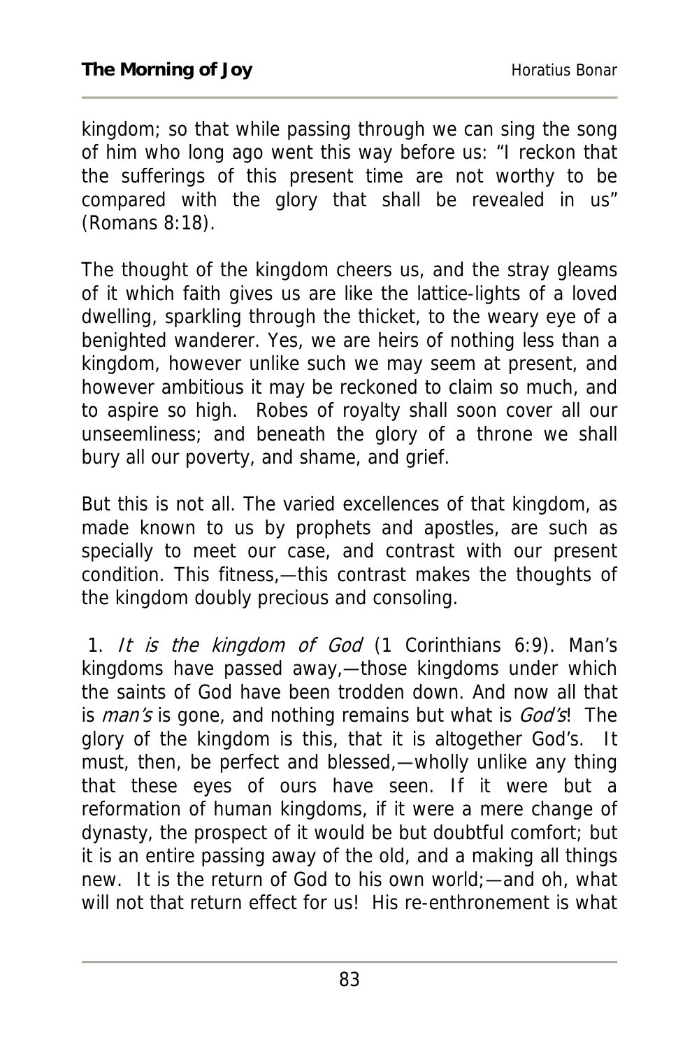kingdom; so that while passing through we can sing the song of him who long ago went this way before us: "I reckon that the sufferings of this present time are not worthy to be compared with the glory that shall be revealed in us" (Romans 8:18).

The thought of the kingdom cheers us, and the stray gleams of it which faith gives us are like the lattice-lights of a loved dwelling, sparkling through the thicket, to the weary eye of a benighted wanderer. Yes, we are heirs of nothing less than a kingdom, however unlike such we may seem at present, and however ambitious it may be reckoned to claim so much, and to aspire so high. Robes of royalty shall soon cover all our unseemliness; and beneath the glory of a throne we shall bury all our poverty, and shame, and grief.

But this is not all. The varied excellences of that kingdom, as made known to us by prophets and apostles, are such as specially to meet our case, and contrast with our present condition. This fitness,—this contrast makes the thoughts of the kingdom doubly precious and consoling.

1. *It is the kingdom of God* (1 Corinthians 6:9). Man's kingdoms have passed away,—those kingdoms under which the saints of God have been trodden down. And now all that is *man's* is gone, and nothing remains but what is *God's*! The glory of the kingdom is this, that it is altogether God's. It must, then, be perfect and blessed,—wholly unlike any thing that these eyes of ours have seen. If it were but a reformation of human kingdoms, if it were a mere change of dynasty, the prospect of it would be but doubtful comfort; but it is an entire passing away of the old, and a making all things new. It is the return of God to his own world;—and oh, what will not that return effect for us! His re-enthronement is what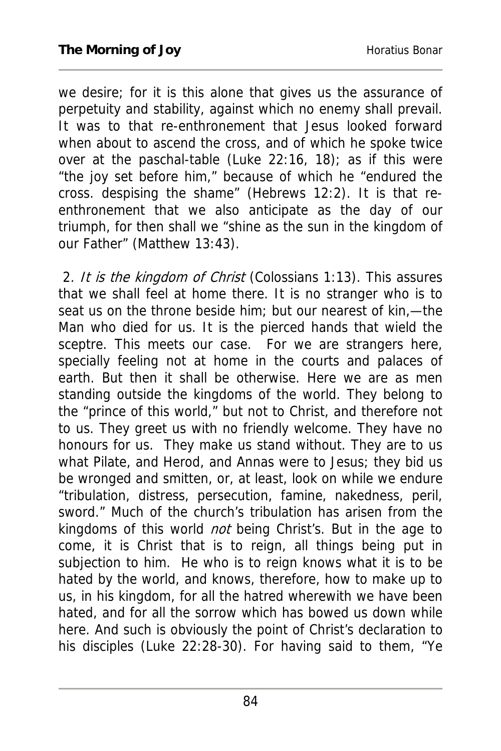we desire; for it is this alone that gives us the assurance of perpetuity and stability, against which no enemy shall prevail. It was to that re-enthronement that Jesus looked forward when about to ascend the cross, and of which he spoke twice over at the paschal-table (Luke 22:16, 18); as if this were "the joy set before him," because of which he "endured the cross. despising the shame" (Hebrews 12:2). It is that re-enthronement that we also anticipate as the day of our triumph, for then shall we "shine as the sun in the kingdom of our Father" (Matthew 13:43).

2*. It is the kingdom of Christ* (Colossians 1:13). This assures that we shall feel at home there. It is no stranger who is to seat us on the throne beside him; but our nearest of kin,—the Man who died for us. It is the pierced hands that wield the sceptre. This meets our case. For we are strangers here, specially feeling not at home in the courts and palaces of earth. But then it shall be otherwise. Here we are as men standing outside the kingdoms of the world. They belong to the "prince of this world," but not to Christ, and therefore not to us. They greet us with no friendly welcome. They have no honours for us. They make us stand without. They are to us what Pilate, and Herod, and Annas were to Jesus; they bid us be wronged and smitten, or, at least, look on while we endure "tribulation, distress, persecution, famine, nakedness, peril, sword." Much of the church's tribulation has arisen from the kingdoms of this world *not* being Christ's. But in the age to come, it is Christ that is to reign, all things being put in subjection to him. He who is to reign knows what it is to be hated by the world, and knows, therefore, how to make up to us, in his kingdom, for all the hatred wherewith we have been hated, and for all the sorrow which has bowed us down while here. And such is obviously the point of Christ's declaration to his disciples (Luke 22:28-30). For having said to them, "Ye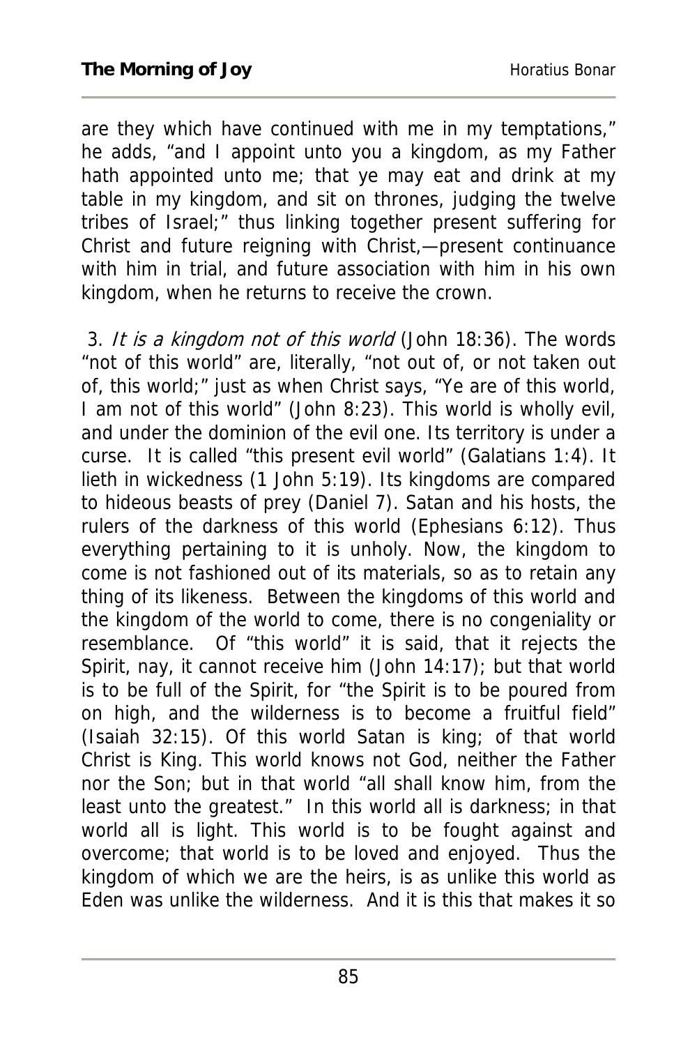are they which have continued with me in my temptations," he adds, "and I appoint unto you a kingdom, as my Father hath appointed unto me; that ye may eat and drink at my table in my kingdom, and sit on thrones, judging the twelve tribes of Israel;" thus linking together present suffering for Christ and future reigning with Christ,—present continuance with him in trial, and future association with him in his own kingdom, when he returns to receive the crown.

3. *It is a kingdom not of this world* (John 18:36). The words "not of this world" are, literally, "not out of, or not taken out of, this world;" just as when Christ says, "Ye are of this world, I am not of this world" (John 8:23). This world is wholly evil, and under the dominion of the evil one. Its territory is under a curse. It is called "this present evil world" (Galatians 1:4). It lieth in wickedness (1 John 5:19). Its kingdoms are compared to hideous beasts of prey (Daniel 7). Satan and his hosts, the rulers of the darkness of this world (Ephesians 6:12). Thus everything pertaining to it is unholy. Now, the kingdom to come is not fashioned out of its materials, so as to retain any thing of its likeness. Between the kingdoms of this world and the kingdom of the world to come, there is no congeniality or resemblance. Of "this world" it is said, that it rejects the Spirit, nay, it cannot receive him (John 14:17); but that world is to be full of the Spirit, for "the Spirit is to be poured from on high, and the wilderness is to become a fruitful field" (Isaiah 32:15). Of this world Satan is king; of that world Christ is King. This world knows not God, neither the Father nor the Son; but in that world "all shall know him, from the least unto the greatest." In this world all is darkness; in that world all is light. This world is to be fought against and overcome; that world is to be loved and enjoyed. Thus the kingdom of which we are the heirs, is as unlike this world as Eden was unlike the wilderness. And it is this that makes it so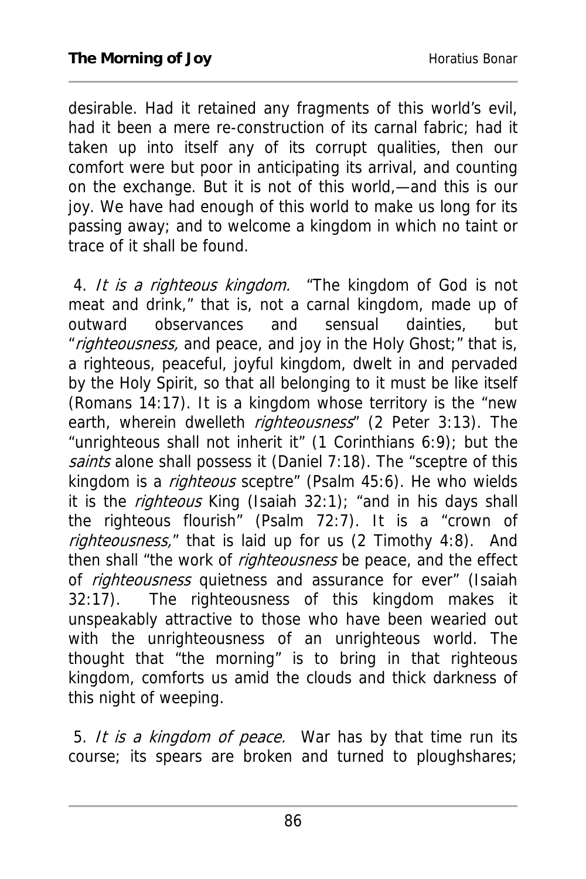desirable. Had it retained any fragments of this world's evil, had it been a mere re-construction of its carnal fabric; had it taken up into itself any of its corrupt qualities, then our comfort were but poor in anticipating its arrival, and counting on the exchange. But it is not of this world,—and this is our joy. We have had enough of this world to make us long for its passing away; and to welcome a kingdom in which no taint or trace of it shall be found.

4. *It is a righteous kingdom.* "The kingdom of God is not meat and drink," that is, not a carnal kingdom, made up of outward observances and sensual dainties, but "*righteousness,* and peace, and joy in the Holy Ghost;" that is, a righteous, peaceful, joyful kingdom, dwelt in and pervaded by the Holy Spirit, so that all belonging to it must be like itself (Romans 14:17). It is a kingdom whose territory is the "new earth, wherein dwelleth *righteousness*" (2 Peter 3:13). The "unrighteous shall not inherit it" (1 Corinthians 6:9); but the *saints* alone shall possess it (Daniel 7:18). The "sceptre of this kingdom is a *righteous* sceptre" (Psalm 45:6). He who wields it is the *righteous* King (Isaiah 32:1); "and in his days shall the righteous flourish" (Psalm 72:7). It is a "crown of *righteousness,*" that is laid up for us (2 Timothy 4:8). And then shall "the work of *righteousness* be peace, and the effect of *righteousness* quietness and assurance for ever" (Isaiah 32:17). The righteousness of this kingdom makes it unspeakably attractive to those who have been wearied out with the unrighteousness of an unrighteous world. The thought that "the morning" is to bring in that righteous kingdom, comforts us amid the clouds and thick darkness of this night of weeping.

5. *It is a kingdom of peace.* War has by that time run its course; its spears are broken and turned to ploughshares;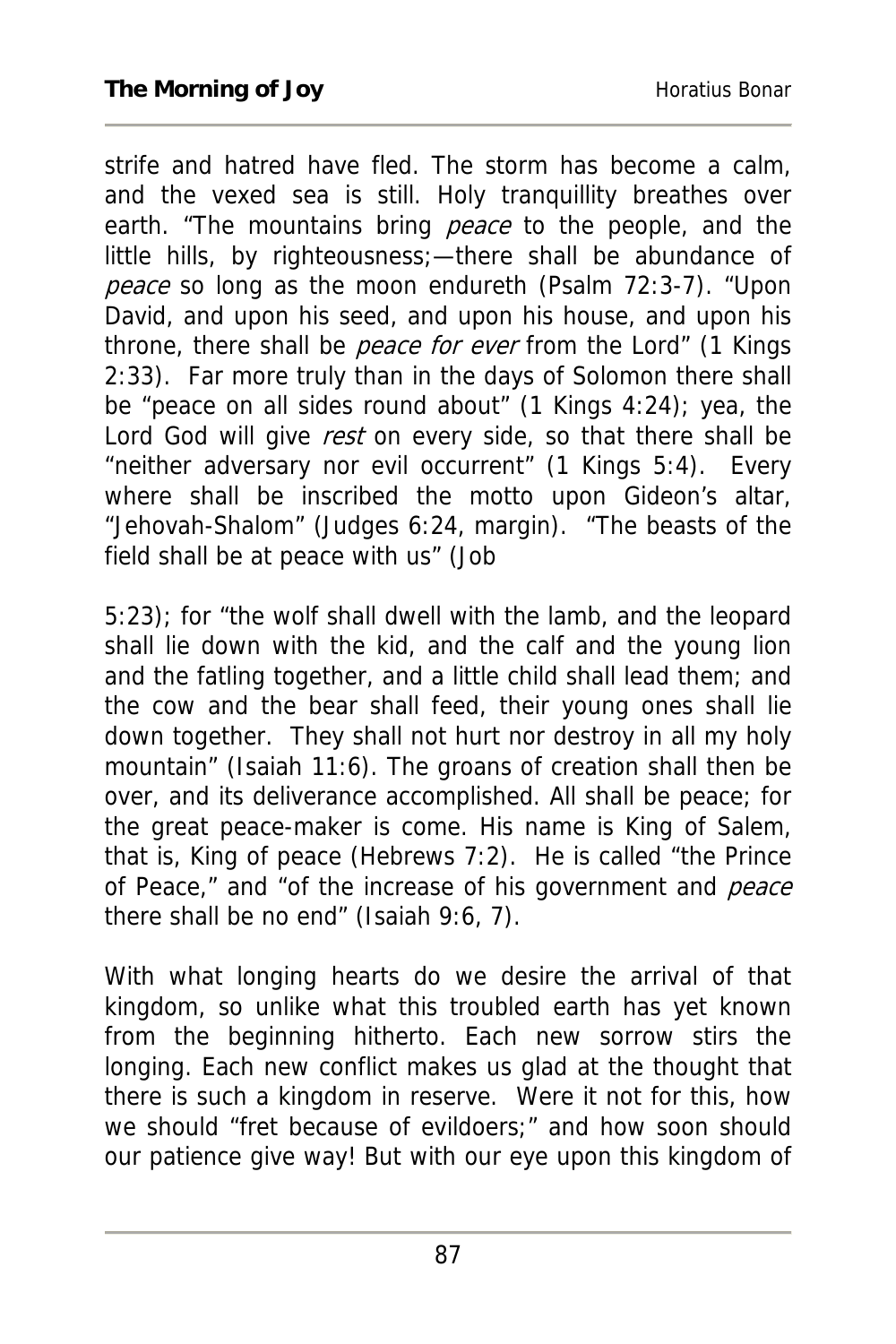strife and hatred have fled. The storm has become a calm, and the vexed sea is still. Holy tranquillity breathes over earth. "The mountains bring *peace* to the people, and the little hills, by righteousness;—there shall be abundance of *peace* so long as the moon endureth (Psalm 72:3-7). "Upon David, and upon his seed, and upon his house, and upon his throne, there shall be *peace for ever* from the Lord" (1 Kings 2:33). Far more truly than in the days of Solomon there shall be "peace on all sides round about" (1 Kings 4:24); yea, the Lord God will give *rest* on every side, so that there shall be "neither adversary nor evil occurrent" (1 Kings 5:4). Every where shall be inscribed the motto upon Gideon's altar, "Jehovah-Shalom" (Judges 6:24, margin). "The beasts of the field shall be at peace with us" (Job

5:23); for "the wolf shall dwell with the lamb, and the leopard shall lie down with the kid, and the calf and the young lion and the fatling together, and a little child shall lead them; and the cow and the bear shall feed, their young ones shall lie down together. They shall not hurt nor destroy in all my holy mountain" (Isaiah 11:6). The groans of creation shall then be over, and its deliverance accomplished. All shall be peace; for the great peace-maker is come. His name is King of Salem, that is, King of peace (Hebrews 7:2). He is called "the Prince of Peace," and "of the increase of his government and *peace* there shall be no end" (Isaiah 9:6, 7).

With what longing hearts do we desire the arrival of that kingdom, so unlike what this troubled earth has yet known from the beginning hitherto. Each new sorrow stirs the longing. Each new conflict makes us glad at the thought that there is such a kingdom in reserve. Were it not for this, how we should "fret because of evildoers;" and how soon should our patience give way! But with our eye upon this kingdom of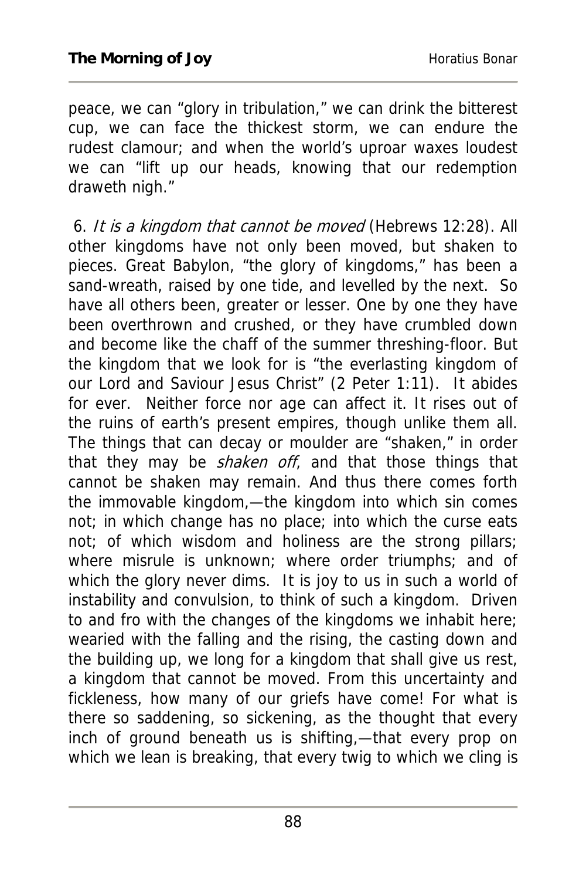peace, we can "glory in tribulation," we can drink the bitterest cup, we can face the thickest storm, we can endure the rudest clamour; and when the world's uproar waxes loudest we can "lift up our heads, knowing that our redemption draweth nigh."

6. *It is a kingdom that cannot be moved* (Hebrews 12:28). All other kingdoms have not only been moved, but shaken to pieces. Great Babylon, "the glory of kingdoms," has been a sand-wreath, raised by one tide, and levelled by the next. So have all others been, greater or lesser. One by one they have been overthrown and crushed, or they have crumbled down and become like the chaff of the summer threshing-floor. But the kingdom that we look for is "the everlasting kingdom of our Lord and Saviour Jesus Christ" (2 Peter 1:11). It abides for ever. Neither force nor age can affect it. It rises out of the ruins of earth's present empires, though unlike them all. The things that can decay or moulder are "shaken," in order that they may be *shaken off*, and that those things that cannot be shaken may remain. And thus there comes forth the immovable kingdom,—the kingdom into which sin comes not; in which change has no place; into which the curse eats not; of which wisdom and holiness are the strong pillars; where misrule is unknown; where order triumphs; and of which the glory never dims. It is joy to us in such a world of instability and convulsion, to think of such a kingdom. Driven to and fro with the changes of the kingdoms we inhabit here; wearied with the falling and the rising, the casting down and the building up, we long for a kingdom that shall give us rest, a kingdom that cannot be moved. From this uncertainty and fickleness, how many of our griefs have come! For what is there so saddening, so sickening, as the thought that every inch of ground beneath us is shifting,—that every prop on which we lean is breaking, that every twig to which we cling is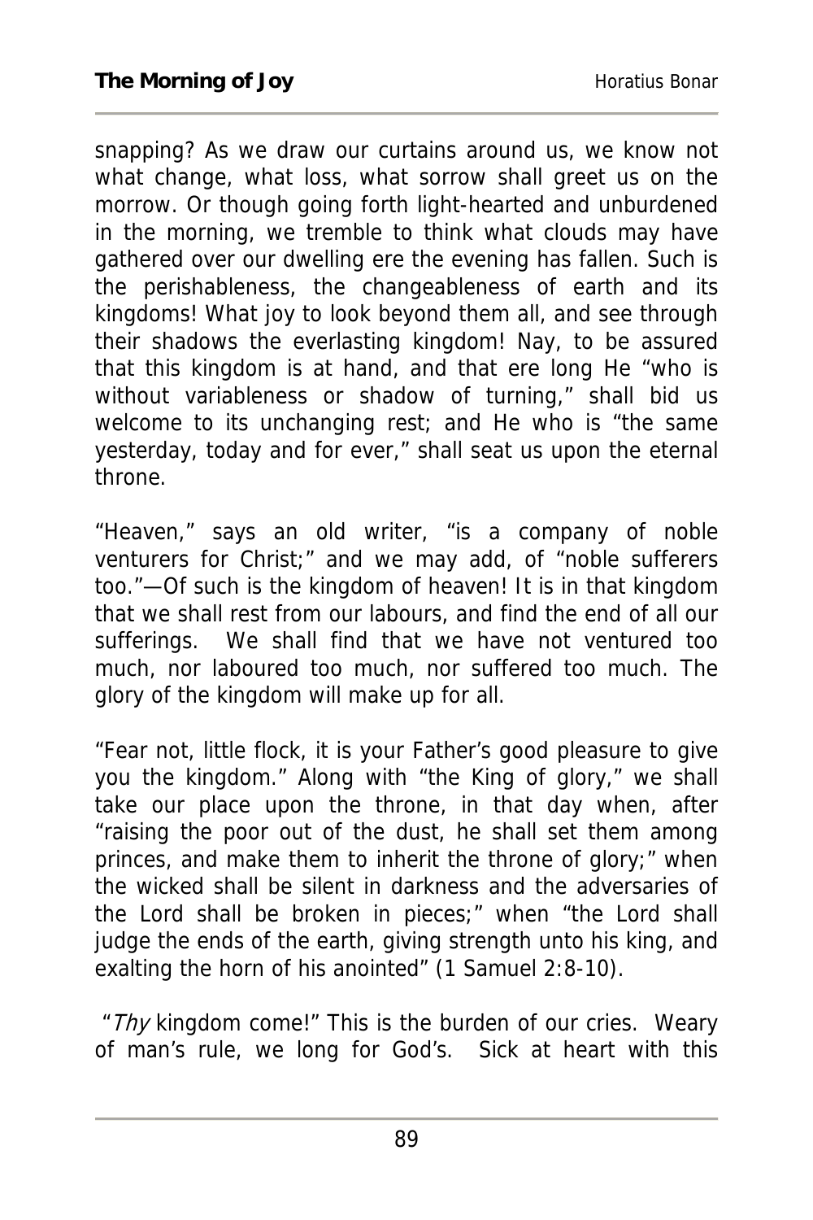snapping? As we draw our curtains around us, we know not what change, what loss, what sorrow shall greet us on the morrow. Or though going forth light-hearted and unburdened in the morning, we tremble to think what clouds may have gathered over our dwelling ere the evening has fallen. Such is the perishableness, the changeableness of earth and its kingdoms! What joy to look beyond them all, and see through their shadows the everlasting kingdom! Nay, to be assured that this kingdom is at hand, and that ere long He "who is without variableness or shadow of turning," shall bid us welcome to its unchanging rest; and He who is "the same yesterday, today and for ever," shall seat us upon the eternal throne.

"Heaven," says an old writer, "is a company of noble venturers for Christ;" and we may add, of "noble sufferers too."—Of such is the kingdom of heaven! It is in that kingdom that we shall rest from our labours, and find the end of all our sufferings. We shall find that we have not ventured too much, nor laboured too much, nor suffered too much. The glory of the kingdom will make up for all.

"Fear not, little flock, it is your Father's good pleasure to give you the kingdom." Along with "the King of glory," we shall take our place upon the throne, in that day when, after "raising the poor out of the dust, he shall set them among princes, and make them to inherit the throne of glory;" when the wicked shall be silent in darkness and the adversaries of the Lord shall be broken in pieces;" when "the Lord shall judge the ends of the earth, giving strength unto his king, and exalting the horn of his anointed" (1 Samuel 2:8-10).

"*Thy* kingdom come!" This is the burden of our cries. Weary of man's rule, we long for God's. Sick at heart with this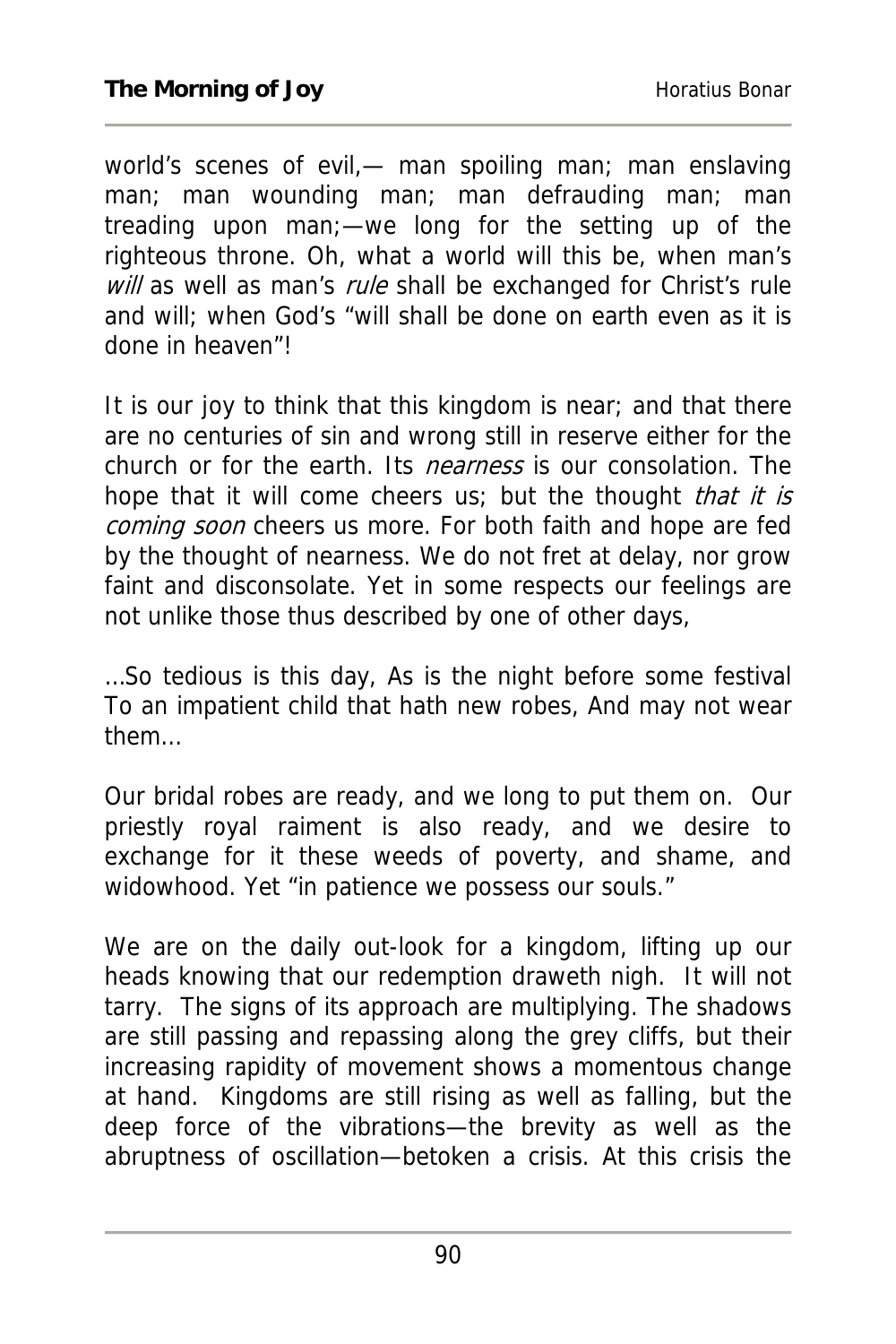world's scenes of evil,— man spoiling man; man enslaving man; man wounding man; man defrauding man; man treading upon man;—we long for the setting up of the righteous throne. Oh, what a world will this be, when man's *will* as well as man's *rule* shall be exchanged for Christ's rule and will; when God's "will shall be done on earth even as it is done in heaven"!

It is our joy to think that this kingdom is near; and that there are no centuries of sin and wrong still in reserve either for the church or for the earth. Its *nearness* is our consolation. The hope that it will come cheers us; but the thought *that it is coming soon* cheers us more. For both faith and hope are fed by the thought of nearness. We do not fret at delay, nor grow faint and disconsolate. Yet in some respects our feelings are not unlike those thus described by one of other days,

…So tedious is this day, As is the night before some festival To an impatient child that hath new robes, And may not wear them…

Our bridal robes are ready, and we long to put them on. Our priestly royal raiment is also ready, and we desire to exchange for it these weeds of poverty, and shame, and widowhood. Yet "in patience we possess our souls."

We are on the daily out-look for a kingdom, lifting up our heads knowing that our redemption draweth nigh. It will not tarry. The signs of its approach are multiplying. The shadows are still passing and repassing along the grey cliffs, but their increasing rapidity of movement shows a momentous change at hand. Kingdoms are still rising as well as falling, but the deep force of the vibrations—the brevity as well as the abruptness of oscillation—betoken a crisis. At this crisis the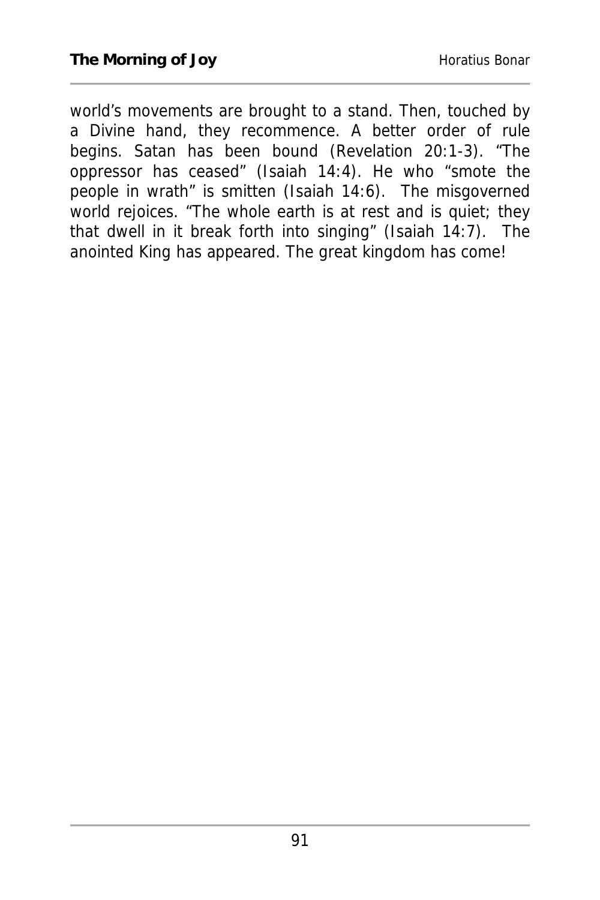world's movements are brought to a stand. Then, touched by a Divine hand, they recommence. A better order of rule begins. Satan has been bound (Revelation 20:1-3). "The oppressor has ceased" (Isaiah 14:4). He who "smote the people in wrath" is smitten (Isaiah 14:6). The misgoverned world rejoices. "The whole earth is at rest and is quiet; they that dwell in it break forth into singing" (Isaiah 14:7). The anointed King has appeared. The great kingdom has come!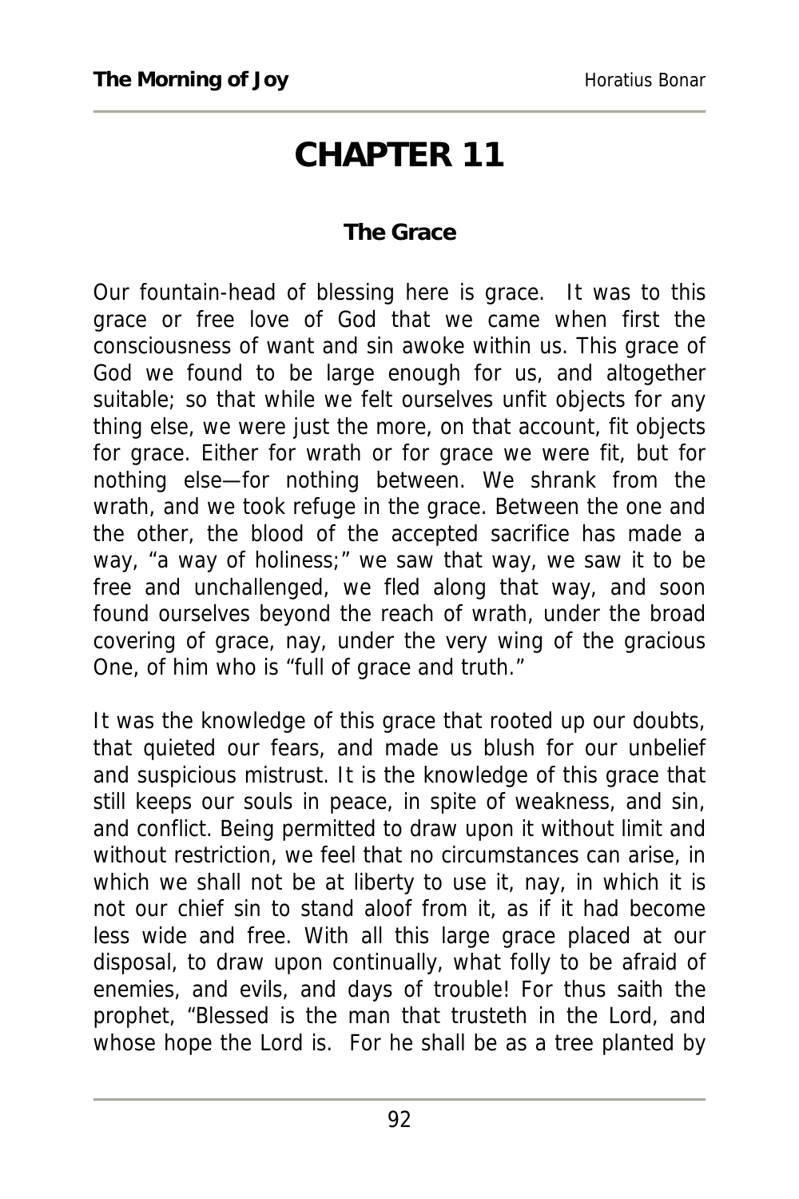# CHAPTER 11

### The Grace

Our fountain-head of blessing here is grace. It was to this grace or free love of God that we came when first the consciousness of want and sin awoke within us. This grace of God we found to be large enough for us, and altogether suitable; so that while we felt ourselves unfit objects for any thing else, we were just the more, on that account, fit objects for grace. Either for wrath or for grace we were fit, but for nothing else—for nothing between. We shrank from the wrath, and we took refuge in the grace. Between the one and the other, the blood of the accepted sacrifice has made a way, "a way of holiness;" we saw that way, we saw it to be free and unchallenged, we fled along that way, and soon found ourselves beyond the reach of wrath, under the broad covering of grace, nay, under the very wing of the gracious One, of him who is "full of grace and truth."

It was the knowledge of this grace that rooted up our doubts, that quieted our fears, and made us blush for our unbelief and suspicious mistrust. It is the knowledge of this grace that still keeps our souls in peace, in spite of weakness, and sin, and conflict. Being permitted to draw upon it without limit and without restriction, we feel that no circumstances can arise, in which we shall not be at liberty to use it, nay, in which it is not our chief sin to stand aloof from it, as if it had become less wide and free. With all this large grace placed at our disposal, to draw upon continually, what folly to be afraid of enemies, and evils, and days of trouble! For thus saith the prophet, "Blessed is the man that trusteth in the Lord, and whose hope the Lord is. For he shall be as a tree planted by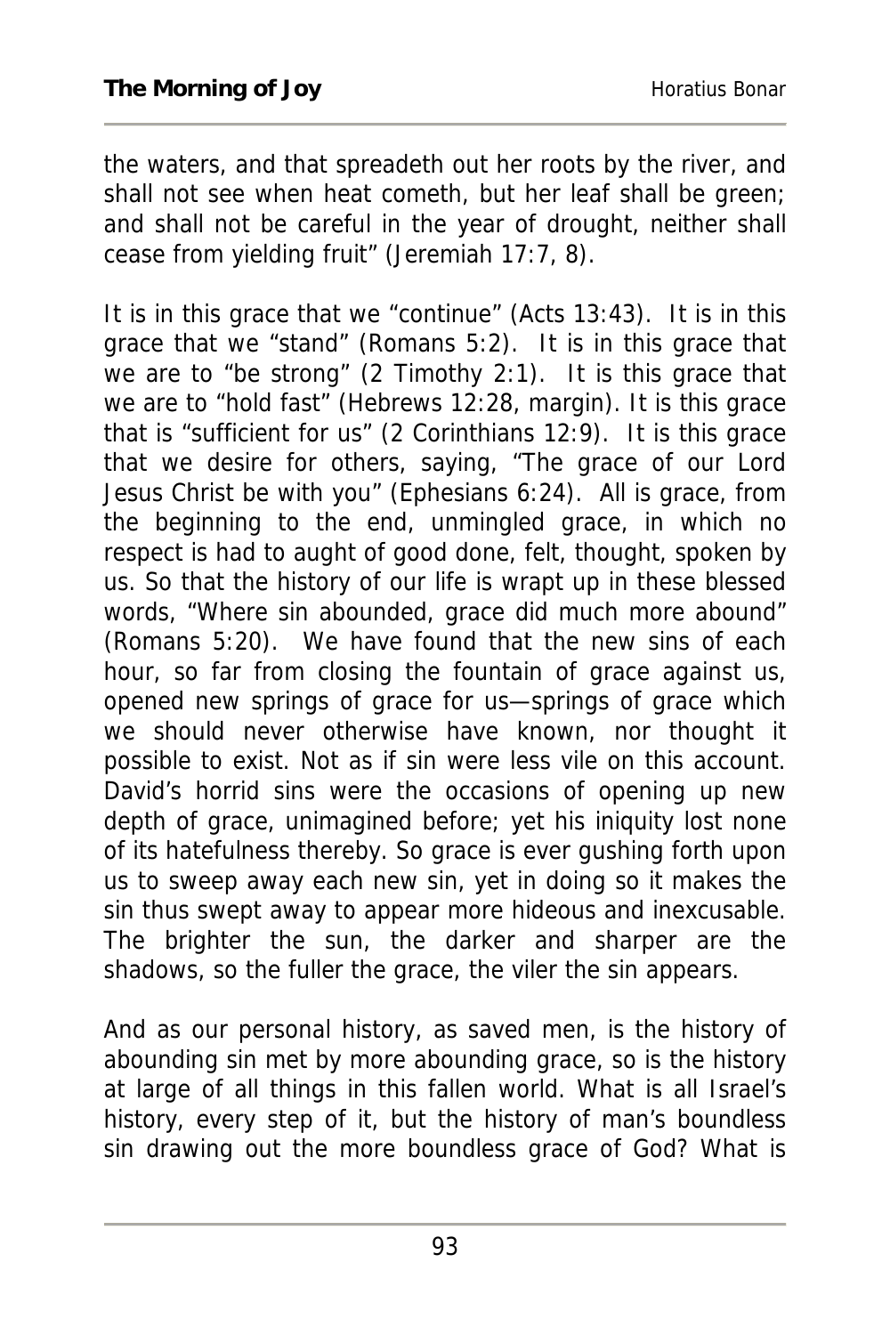the waters, and that spreadeth out her roots by the river, and shall not see when heat cometh, but her leaf shall be green; and shall not be careful in the year of drought, neither shall cease from yielding fruit" (Jeremiah 17:7, 8).

It is in this grace that we "continue" (Acts 13:43). It is in this grace that we "stand" (Romans 5:2). It is in this grace that we are to "be strong" (2 Timothy 2:1). It is this grace that we are to "hold fast" (Hebrews 12:28, margin). It is this grace that is "sufficient for us" (2 Corinthians 12:9). It is this grace that we desire for others, saying, "The grace of our Lord Jesus Christ be with you" (Ephesians 6:24). All is grace, from the beginning to the end, unmingled grace, in which no respect is had to aught of good done, felt, thought, spoken by us. So that the history of our life is wrapt up in these blessed words, "Where sin abounded, grace did much more abound" (Romans 5:20). We have found that the new sins of each hour, so far from closing the fountain of grace against us, opened new springs of grace for us—springs of grace which we should never otherwise have known, nor thought it possible to exist. Not as if sin were less vile on this account. David's horrid sins were the occasions of opening up new depth of grace, unimagined before; yet his iniquity lost none of its hatefulness thereby. So grace is ever gushing forth upon us to sweep away each new sin, yet in doing so it makes the sin thus swept away to appear more hideous and inexcusable. The brighter the sun, the darker and sharper are the shadows, so the fuller the grace, the viler the sin appears.

And as our personal history, as saved men, is the history of abounding sin met by more abounding grace, so is the history at large of all things in this fallen world. What is all Israel's history, every step of it, but the history of man's boundless sin drawing out the more boundless grace of God? What is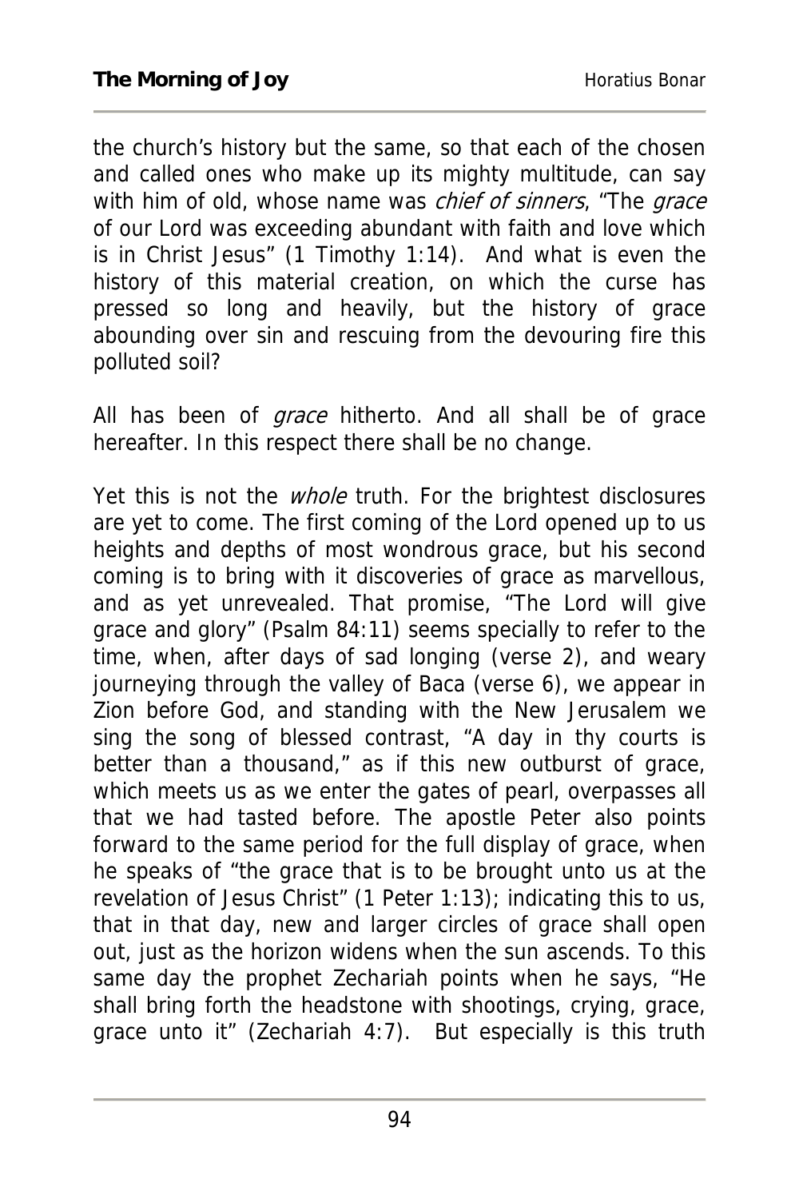the church's history but the same, so that each of the chosen and called ones who make up its mighty multitude, can say with him of old, whose name was *chief of sinners*, "The *grace* of our Lord was exceeding abundant with faith and love which is in Christ Jesus" (1 Timothy 1:14). And what is even the history of this material creation, on which the curse has pressed so long and heavily, but the history of grace abounding over sin and rescuing from the devouring fire this polluted soil?

All has been of *grace* hitherto. And all shall be of grace hereafter. In this respect there shall be no change.

Yet this is not the *whole* truth. For the brightest disclosures are yet to come. The first coming of the Lord opened up to us heights and depths of most wondrous grace, but his second coming is to bring with it discoveries of grace as marvellous, and as yet unrevealed. That promise, "The Lord will give grace and glory" (Psalm 84:11) seems specially to refer to the time, when, after days of sad longing (verse 2), and weary journeying through the valley of Baca (verse 6), we appear in Zion before God, and standing with the New Jerusalem we sing the song of blessed contrast, "A day in thy courts is better than a thousand," as if this new outburst of grace, which meets us as we enter the gates of pearl, overpasses all that we had tasted before. The apostle Peter also points forward to the same period for the full display of grace, when he speaks of "the grace that is to be brought unto us at the revelation of Jesus Christ" (1 Peter 1:13); indicating this to us, that in that day, new and larger circles of grace shall open out, just as the horizon widens when the sun ascends. To this same day the prophet Zechariah points when he says, "He shall bring forth the headstone with shootings, crying, grace, grace unto it" (Zechariah 4:7). But especially is this truth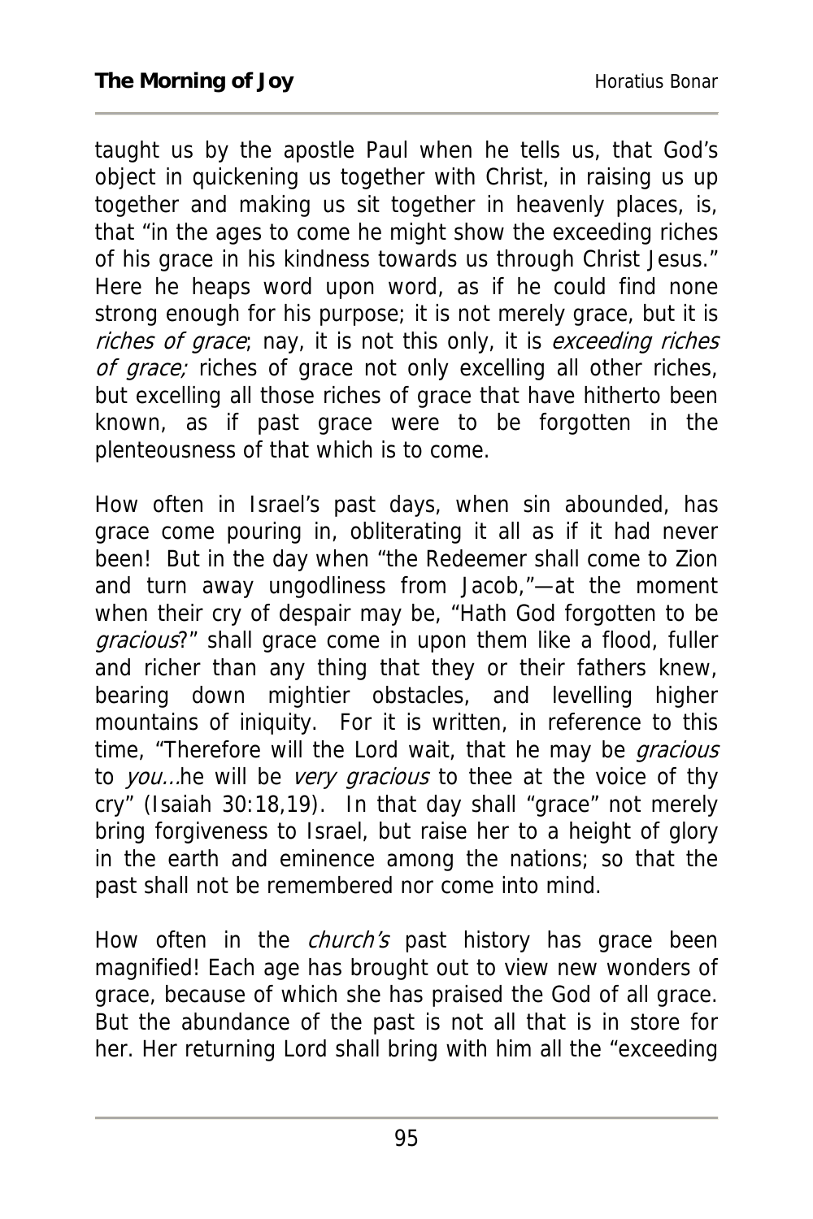taught us by the apostle Paul when he tells us, that God's object in quickening us together with Christ, in raising us up together and making us sit together in heavenly places, is, that "in the ages to come he might show the exceeding riches of his grace in his kindness towards us through Christ Jesus." Here he heaps word upon word, as if he could find none strong enough for his purpose; it is not merely grace, but it is *riches of grace*; nay, it is not this only, it is *exceeding riches of grace;* riches of grace not only excelling all other riches, but excelling all those riches of grace that have hitherto been known, as if past grace were to be forgotten in the plenteousness of that which is to come.

How often in Israel's past days, when sin abounded, has grace come pouring in, obliterating it all as if it had never been! But in the day when "the Redeemer shall come to Zion and turn away ungodliness from Jacob,"—at the moment when their cry of despair may be, "Hath God forgotten to be *gracious*?" shall grace come in upon them like a flood, fuller and richer than any thing that they or their fathers knew, bearing down mightier obstacles, and levelling higher mountains of iniquity. For it is written, in reference to this time, "Therefore will the Lord wait, that he may be *gracious* to *you…*he will be *very gracious* to thee at the voice of thy cry" (Isaiah 30:18,19). In that day shall "grace" not merely bring forgiveness to Israel, but raise her to a height of glory in the earth and eminence among the nations; so that the past shall not be remembered nor come into mind.

How often in the *church's* past history has grace been magnified! Each age has brought out to view new wonders of grace, because of which she has praised the God of all grace. But the abundance of the past is not all that is in store for her. Her returning Lord shall bring with him all the "exceeding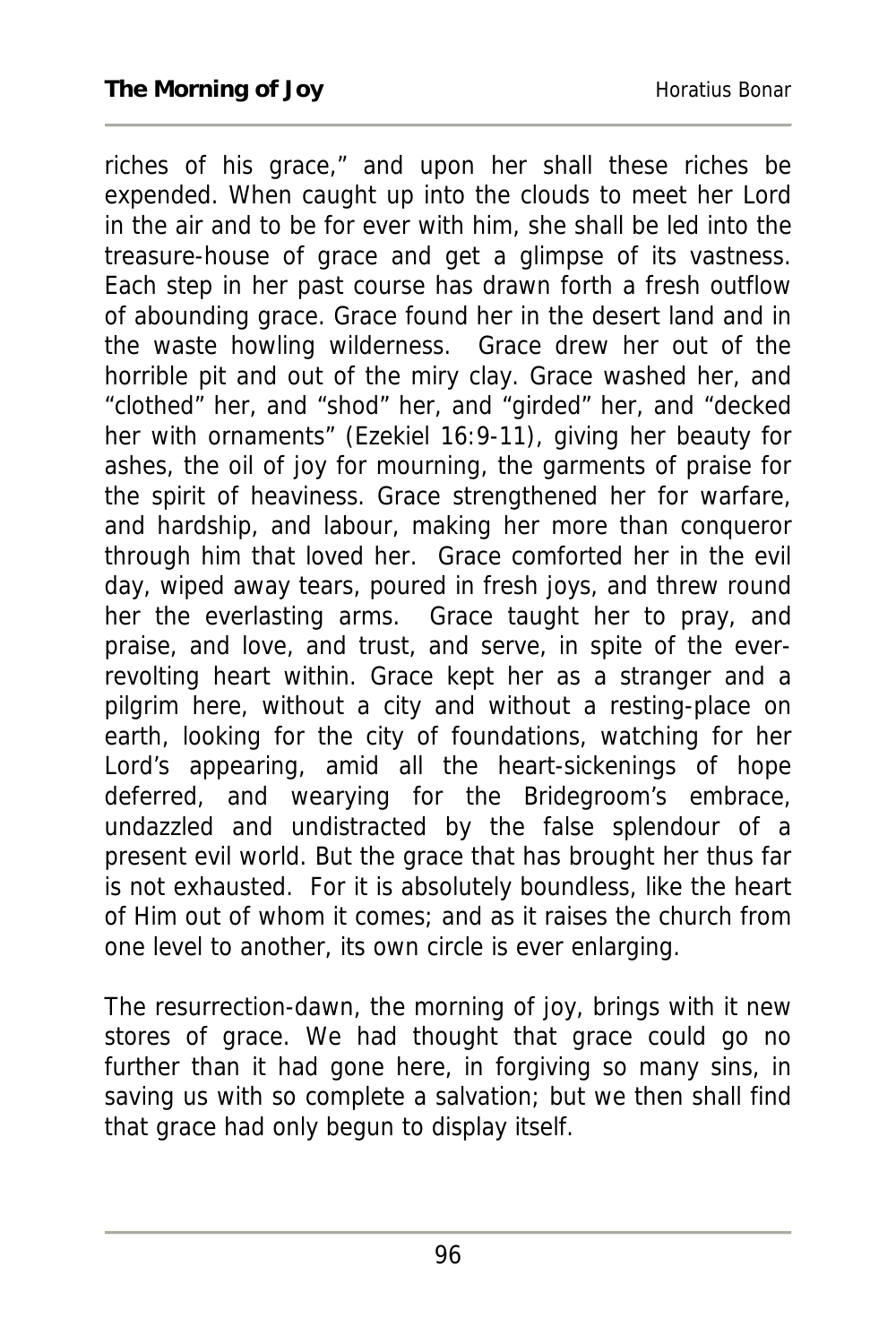riches of his grace," and upon her shall these riches be expended. When caught up into the clouds to meet her Lord in the air and to be for ever with him, she shall be led into the treasure-house of grace and get a glimpse of its vastness. Each step in her past course has drawn forth a fresh outflow of abounding grace. Grace found her in the desert land and in the waste howling wilderness. Grace drew her out of the horrible pit and out of the miry clay. Grace washed her, and "clothed" her, and "shod" her, and "girded" her, and "decked her with ornaments" (Ezekiel 16:9-11), giving her beauty for ashes, the oil of joy for mourning, the garments of praise for the spirit of heaviness. Grace strengthened her for warfare, and hardship, and labour, making her more than conqueror through him that loved her. Grace comforted her in the evil day, wiped away tears, poured in fresh joys, and threw round her the everlasting arms. Grace taught her to pray, and praise, and love, and trust, and serve, in spite of the ever-revolting heart within. Grace kept her as a stranger and a pilgrim here, without a city and without a resting-place on earth, looking for the city of foundations, watching for her Lord's appearing, amid all the heart-sickenings of hope deferred, and wearying for the Bridegroom's embrace, undazzled and undistracted by the false splendour of a present evil world. But the grace that has brought her thus far is not exhausted. For it is absolutely boundless, like the heart of Him out of whom it comes; and as it raises the church from one level to another, its own circle is ever enlarging.

The resurrection-dawn, the morning of joy, brings with it new stores of grace. We had thought that grace could go no further than it had gone here, in forgiving so many sins, in saving us with so complete a salvation; but we then shall find that grace had only begun to display itself.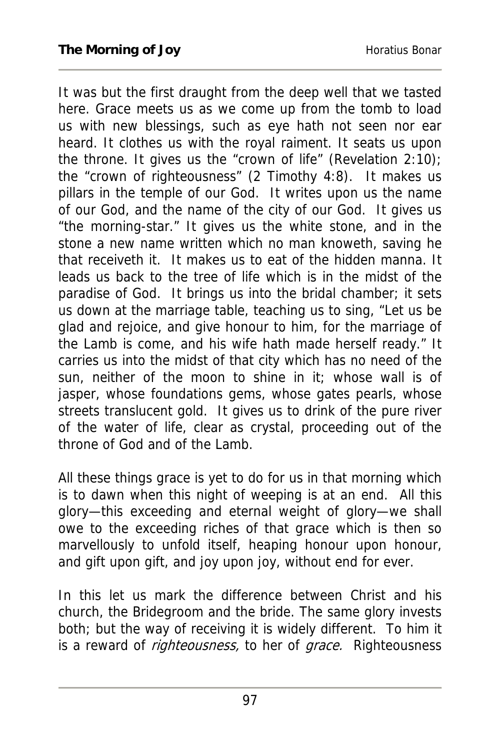It was but the first draught from the deep well that we tasted here. Grace meets us as we come up from the tomb to load us with new blessings, such as eye hath not seen nor ear heard. It clothes us with the royal raiment. It seats us upon the throne. It gives us the "crown of life" (Revelation 2:10); the "crown of righteousness" (2 Timothy 4:8). It makes us pillars in the temple of our God. It writes upon us the name of our God, and the name of the city of our God. It gives us "the morning-star." It gives us the white stone, and in the stone a new name written which no man knoweth, saving he that receiveth it. It makes us to eat of the hidden manna. It leads us back to the tree of life which is in the midst of the paradise of God. It brings us into the bridal chamber; it sets us down at the marriage table, teaching us to sing, "Let us be glad and rejoice, and give honour to him, for the marriage of the Lamb is come, and his wife hath made herself ready." It carries us into the midst of that city which has no need of the sun, neither of the moon to shine in it; whose wall is of jasper, whose foundations gems, whose gates pearls, whose streets translucent gold. It gives us to drink of the pure river of the water of life, clear as crystal, proceeding out of the throne of God and of the Lamb.

All these things grace is yet to do for us in that morning which is to dawn when this night of weeping is at an end. All this glory—this exceeding and eternal weight of glory—we shall owe to the exceeding riches of that grace which is then so marvellously to unfold itself, heaping honour upon honour, and gift upon gift, and joy upon joy, without end for ever.

In this let us mark the difference between Christ and his church, the Bridegroom and the bride. The same glory invests both; but the way of receiving it is widely different. To him it is a reward of *righteousness,* to her of *grace.* Righteousness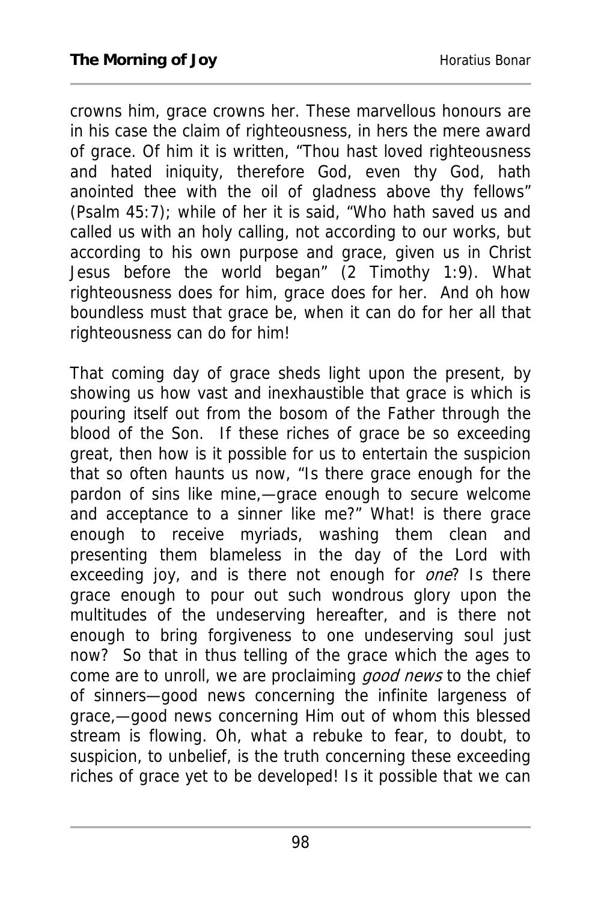crowns him, grace crowns her. These marvellous honours are in his case the claim of righteousness, in hers the mere award of grace. Of him it is written, "Thou hast loved righteousness and hated iniquity, therefore God, even thy God, hath anointed thee with the oil of gladness above thy fellows" (Psalm 45:7); while of her it is said, "Who hath saved us and called us with an holy calling, not according to our works, but according to his own purpose and grace, given us in Christ Jesus before the world began" (2 Timothy 1:9). What righteousness does for him, grace does for her. And oh how boundless must that grace be, when it can do for her all that righteousness can do for him!

That coming day of grace sheds light upon the present, by showing us how vast and inexhaustible that grace is which is pouring itself out from the bosom of the Father through the blood of the Son. If these riches of grace be so exceeding great, then how is it possible for us to entertain the suspicion that so often haunts us now, "Is there grace enough for the pardon of sins like mine,—grace enough to secure welcome and acceptance to a sinner like me?" What! is there grace enough to receive myriads, washing them clean and presenting them blameless in the day of the Lord with exceeding joy, and is there not enough for *one*? Is there grace enough to pour out such wondrous glory upon the multitudes of the undeserving hereafter, and is there not enough to bring forgiveness to one undeserving soul just now? So that in thus telling of the grace which the ages to come are to unroll, we are proclaiming *good news* to the chief of sinners—good news concerning the infinite largeness of grace,—good news concerning Him out of whom this blessed stream is flowing. Oh, what a rebuke to fear, to doubt, to suspicion, to unbelief, is the truth concerning these exceeding riches of grace yet to be developed! Is it possible that we can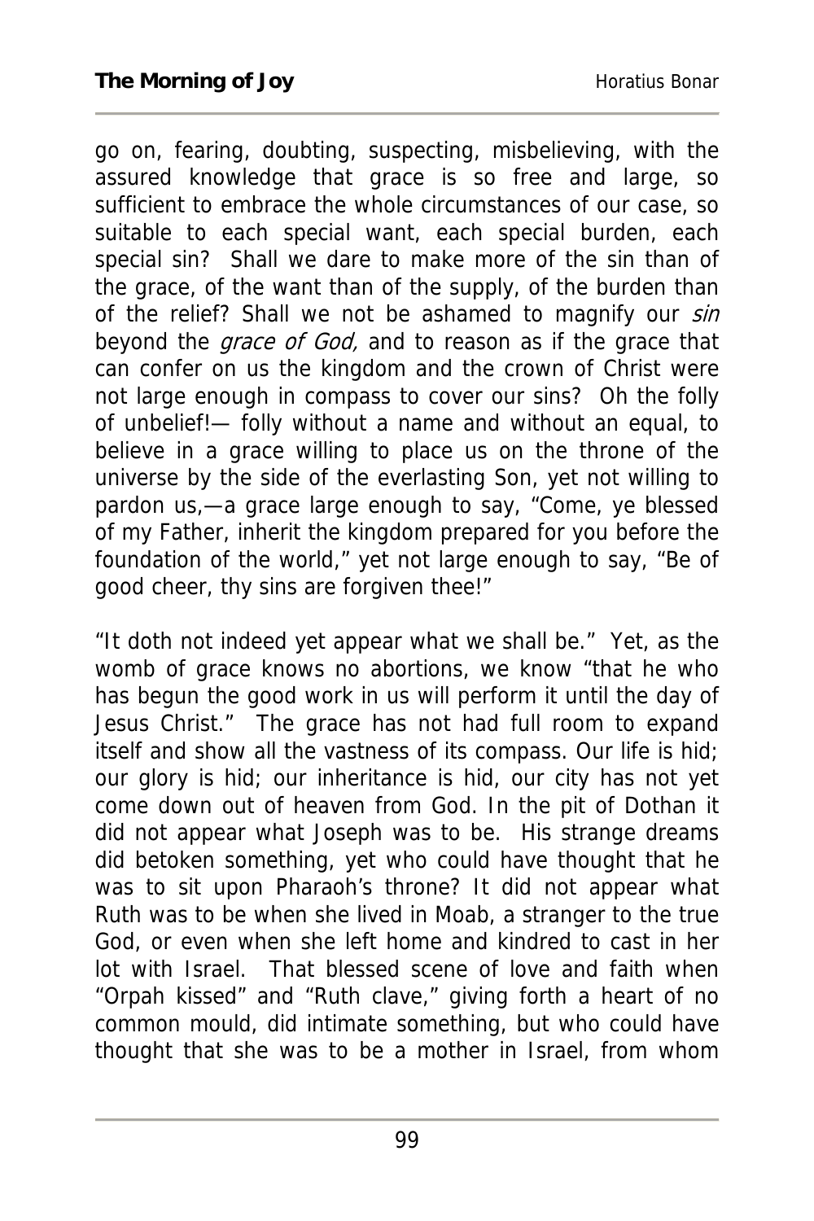go on, fearing, doubting, suspecting, misbelieving, with the assured knowledge that grace is so free and large, so sufficient to embrace the whole circumstances of our case, so suitable to each special want, each special burden, each special sin? Shall we dare to make more of the sin than of the grace, of the want than of the supply, of the burden than of the relief? Shall we not be ashamed to magnify our *sin* beyond the *grace of God,* and to reason as if the grace that can confer on us the kingdom and the crown of Christ were not large enough in compass to cover our sins? Oh the folly of unbelief!— folly without a name and without an equal, to believe in a grace willing to place us on the throne of the universe by the side of the everlasting Son, yet not willing to pardon us,—a grace large enough to say, "Come, ye blessed of my Father, inherit the kingdom prepared for you before the foundation of the world," yet not large enough to say, "Be of good cheer, thy sins are forgiven thee!"

"It doth not indeed yet appear what we shall be." Yet, as the womb of grace knows no abortions, we know "that he who has begun the good work in us will perform it until the day of Jesus Christ." The grace has not had full room to expand itself and show all the vastness of its compass. Our life is hid; our glory is hid; our inheritance is hid, our city has not yet come down out of heaven from God. In the pit of Dothan it did not appear what Joseph was to be. His strange dreams did betoken something, yet who could have thought that he was to sit upon Pharaoh's throne? It did not appear what Ruth was to be when she lived in Moab, a stranger to the true God, or even when she left home and kindred to cast in her lot with Israel. That blessed scene of love and faith when "Orpah kissed" and "Ruth clave," giving forth a heart of no common mould, did intimate something, but who could have thought that she was to be a mother in Israel, from whom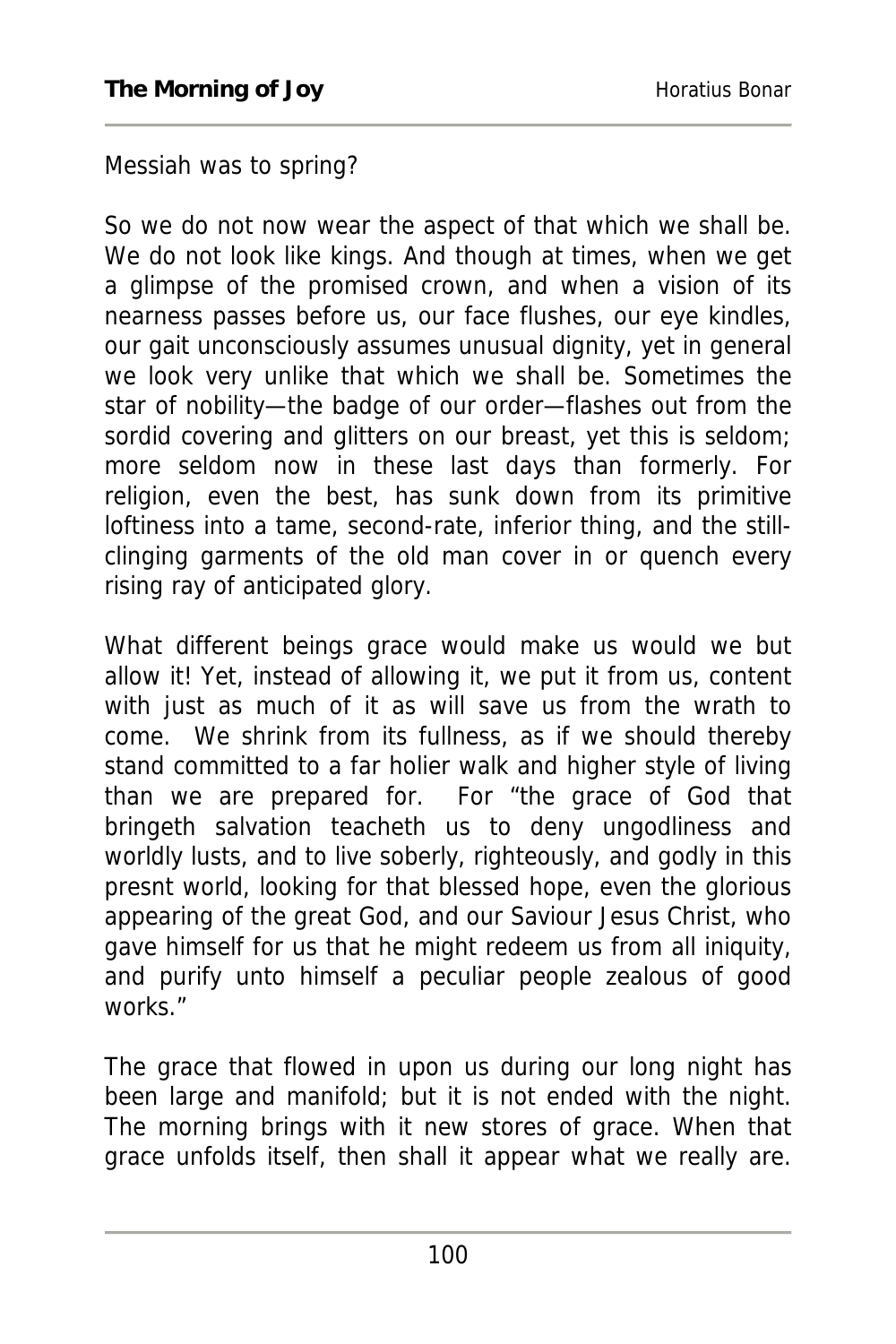Messiah was to spring?

So we do not now wear the aspect of that which we shall be. We do not look like kings. And though at times, when we get a glimpse of the promised crown, and when a vision of its nearness passes before us, our face flushes, our eye kindles, our gait unconsciously assumes unusual dignity, yet in general we look very unlike that which we shall be. Sometimes the star of nobility—the badge of our order—flashes out from the sordid covering and glitters on our breast, yet this is seldom; more seldom now in these last days than formerly. For religion, even the best, has sunk down from its primitive loftiness into a tame, second-rate, inferior thing, and the still-clinging garments of the old man cover in or quench every rising ray of anticipated glory.

What different beings grace would make us would we but allow it! Yet, instead of allowing it, we put it from us, content with just as much of it as will save us from the wrath to come. We shrink from its fullness, as if we should thereby stand committed to a far holier walk and higher style of living than we are prepared for. For "the grace of God that bringeth salvation teacheth us to deny ungodliness and worldly lusts, and to live soberly, righteously, and godly in this presnt world, looking for that blessed hope, even the glorious appearing of the great God, and our Saviour Jesus Christ, who gave himself for us that he might redeem us from all iniquity, and purify unto himself a peculiar people zealous of good works."

The grace that flowed in upon us during our long night has been large and manifold; but it is not ended with the night. The morning brings with it new stores of grace. When that grace unfolds itself, then shall it appear what we really are.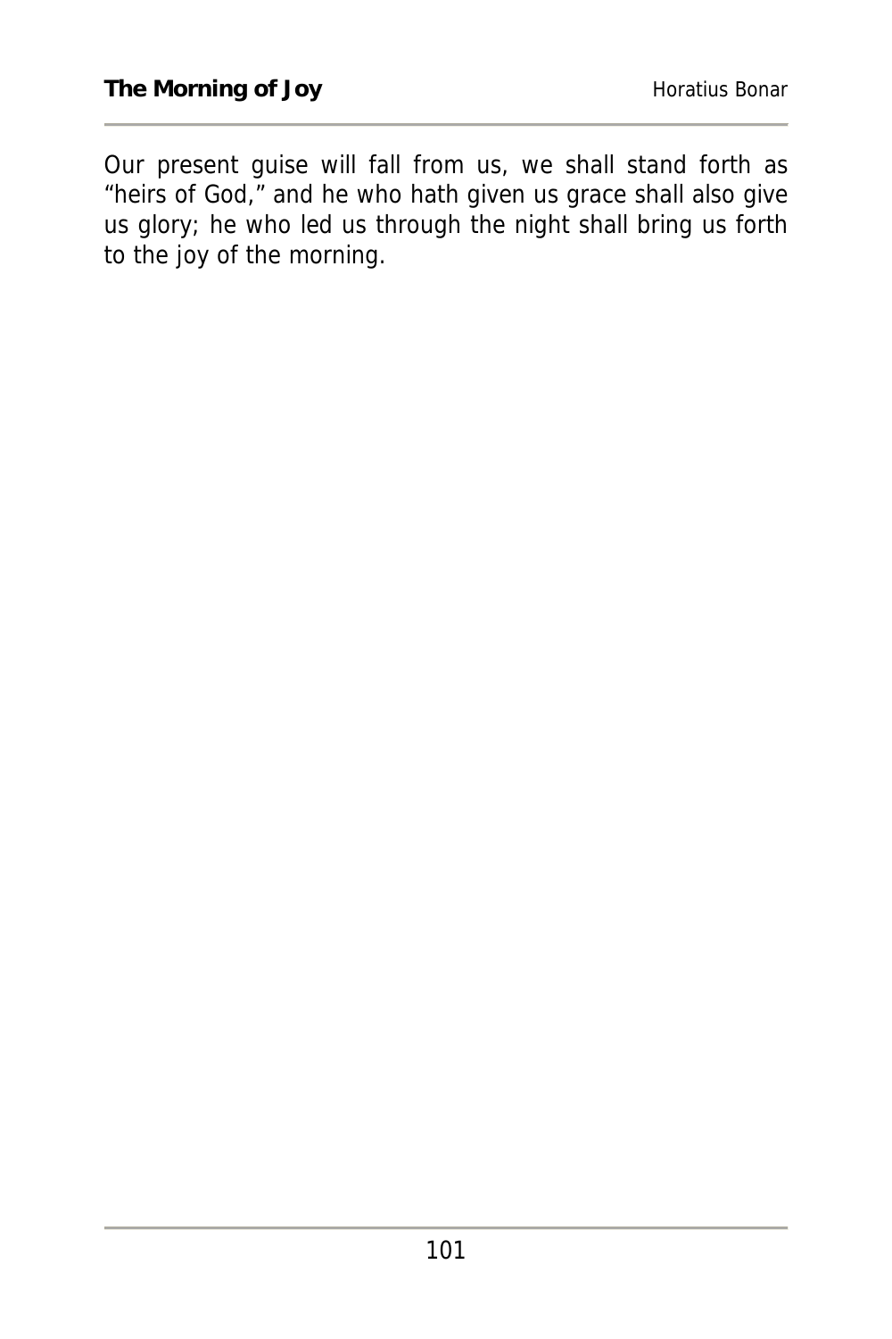Our present guise will fall from us, we shall stand forth as “heirs of God,” and he who hath given us grace shall also give us glory; he who led us through the night shall bring us forth to the joy of the morning.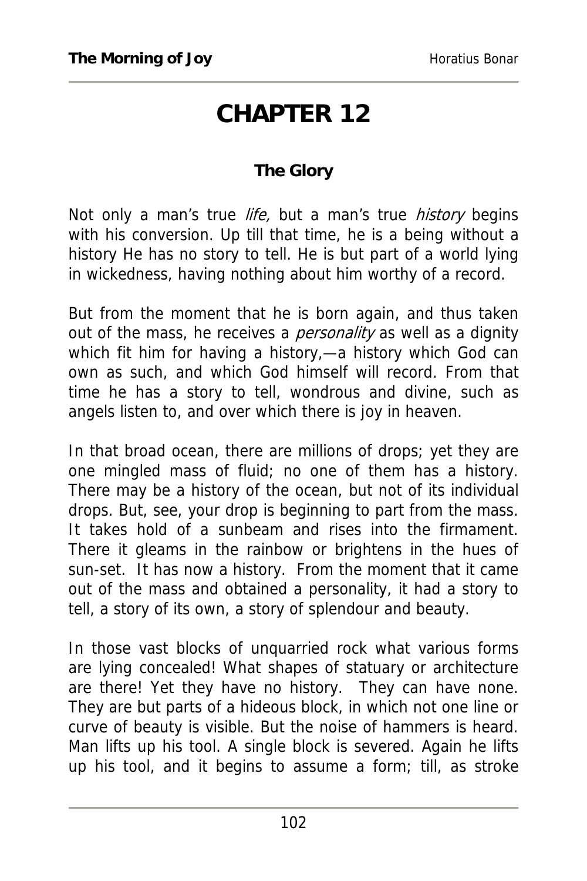# CHAPTER 12

### The Glory

Not only a man's true *life,* but a man's true *history* begins with his conversion. Up till that time, he is a being without a history He has no story to tell. He is but part of a world lying in wickedness, having nothing about him worthy of a record.

But from the moment that he is born again, and thus taken out of the mass, he receives a *personality* as well as a dignity which fit him for having a history,—a history which God can own as such, and which God himself will record. From that time he has a story to tell, wondrous and divine, such as angels listen to, and over which there is joy in heaven.

In that broad ocean, there are millions of drops; yet they are one mingled mass of fluid; no one of them has a history. There may be a history of the ocean, but not of its individual drops. But, see, your drop is beginning to part from the mass. It takes hold of a sunbeam and rises into the firmament. There it gleams in the rainbow or brightens in the hues of sun-set. It has now a history. From the moment that it came out of the mass and obtained a personality, it had a story to tell, a story of its own, a story of splendour and beauty.

In those vast blocks of unquarried rock what various forms are lying concealed! What shapes of statuary or architecture are there! Yet they have no history. They can have none. They are but parts of a hideous block, in which not one line or curve of beauty is visible. But the noise of hammers is heard. Man lifts up his tool. A single block is severed. Again he lifts up his tool, and it begins to assume a form; till, as stroke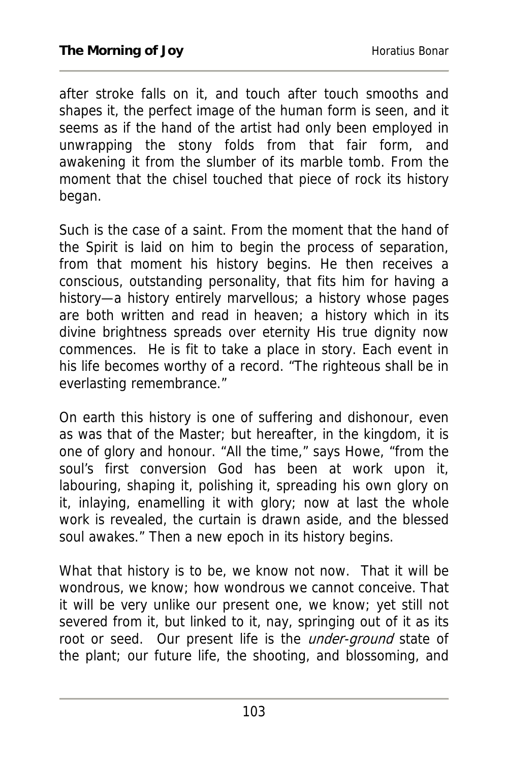after stroke falls on it, and touch after touch smooths and shapes it, the perfect image of the human form is seen, and it seems as if the hand of the artist had only been employed in unwrapping the stony folds from that fair form, and awakening it from the slumber of its marble tomb. From the moment that the chisel touched that piece of rock its history began.

Such is the case of a saint. From the moment that the hand of the Spirit is laid on him to begin the process of separation, from that moment his history begins. He then receives a conscious, outstanding personality, that fits him for having a history—a history entirely marvellous; a history whose pages are both written and read in heaven; a history which in its divine brightness spreads over eternity His true dignity now commences. He is fit to take a place in story. Each event in his life becomes worthy of a record. "The righteous shall be in everlasting remembrance."

On earth this history is one of suffering and dishonour, even as was that of the Master; but hereafter, in the kingdom, it is one of glory and honour. "All the time," says Howe, "from the soul's first conversion God has been at work upon it, labouring, shaping it, polishing it, spreading his own glory on it, inlaying, enamelling it with glory; now at last the whole work is revealed, the curtain is drawn aside, and the blessed soul awakes." Then a new epoch in its history begins.

What that history is to be, we know not now. That it will be wondrous, we know; how wondrous we cannot conceive. That it will be very unlike our present one, we know; yet still not severed from it, but linked to it, nay, springing out of it as its root or seed. Our present life is the *under-ground* state of the plant; our future life, the shooting, and blossoming, and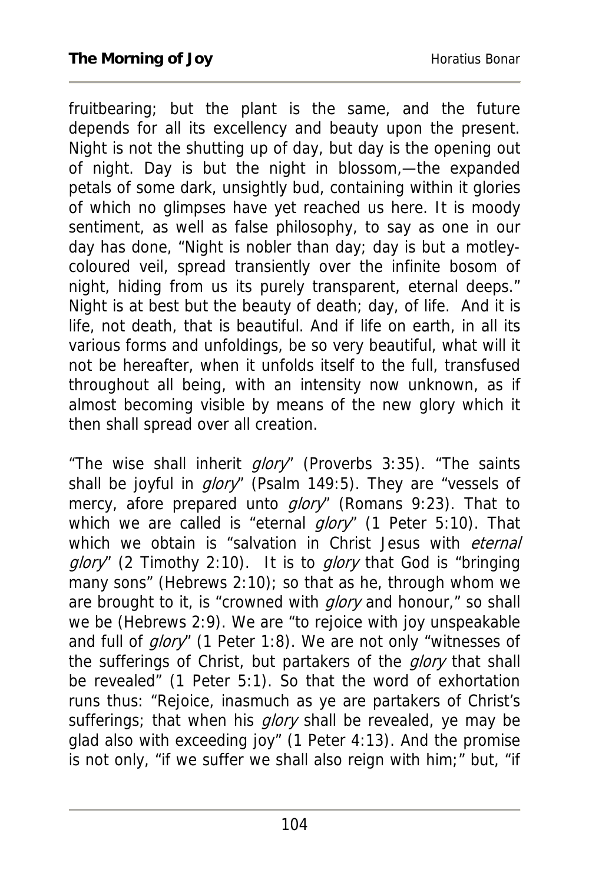fruitbearing; but the plant is the same, and the future depends for all its excellency and beauty upon the present. Night is not the shutting up of day, but day is the opening out of night. Day is but the night in blossom,—the expanded petals of some dark, unsightly bud, containing within it glories of which no glimpses have yet reached us here. It is moody sentiment, as well as false philosophy, to say as one in our day has done, "Night is nobler than day; day is but a motley-coloured veil, spread transiently over the infinite bosom of night, hiding from us its purely transparent, eternal deeps." Night is at best but the beauty of death; day, of life. And it is life, not death, that is beautiful. And if life on earth, in all its various forms and unfoldings, be so very beautiful, what will it not be hereafter, when it unfolds itself to the full, transfused throughout all being, with an intensity now unknown, as if almost becoming visible by means of the new glory which it then shall spread over all creation.

"The wise shall inherit *glory*" (Proverbs 3:35). "The saints shall be joyful in *glory*" (Psalm 149:5). They are "vessels of mercy, afore prepared unto *glory*" (Romans 9:23). That to which we are called is "eternal *glory*" (1 Peter 5:10). That which we obtain is "salvation in Christ Jesus with *eternal glory*" (2 Timothy 2:10). It is to *glory* that God is "bringing many sons" (Hebrews 2:10); so that as he, through whom we are brought to it, is "crowned with *glory* and honour," so shall we be (Hebrews 2:9). We are "to rejoice with joy unspeakable and full of *glory*" (1 Peter 1:8). We are not only "witnesses of the sufferings of Christ, but partakers of the *glory* that shall be revealed" (1 Peter 5:1). So that the word of exhortation runs thus: "Rejoice, inasmuch as ye are partakers of Christ's sufferings; that when his *glory* shall be revealed, ye may be glad also with exceeding joy" (1 Peter 4:13). And the promise is not only, "if we suffer we shall also reign with him;" but, "if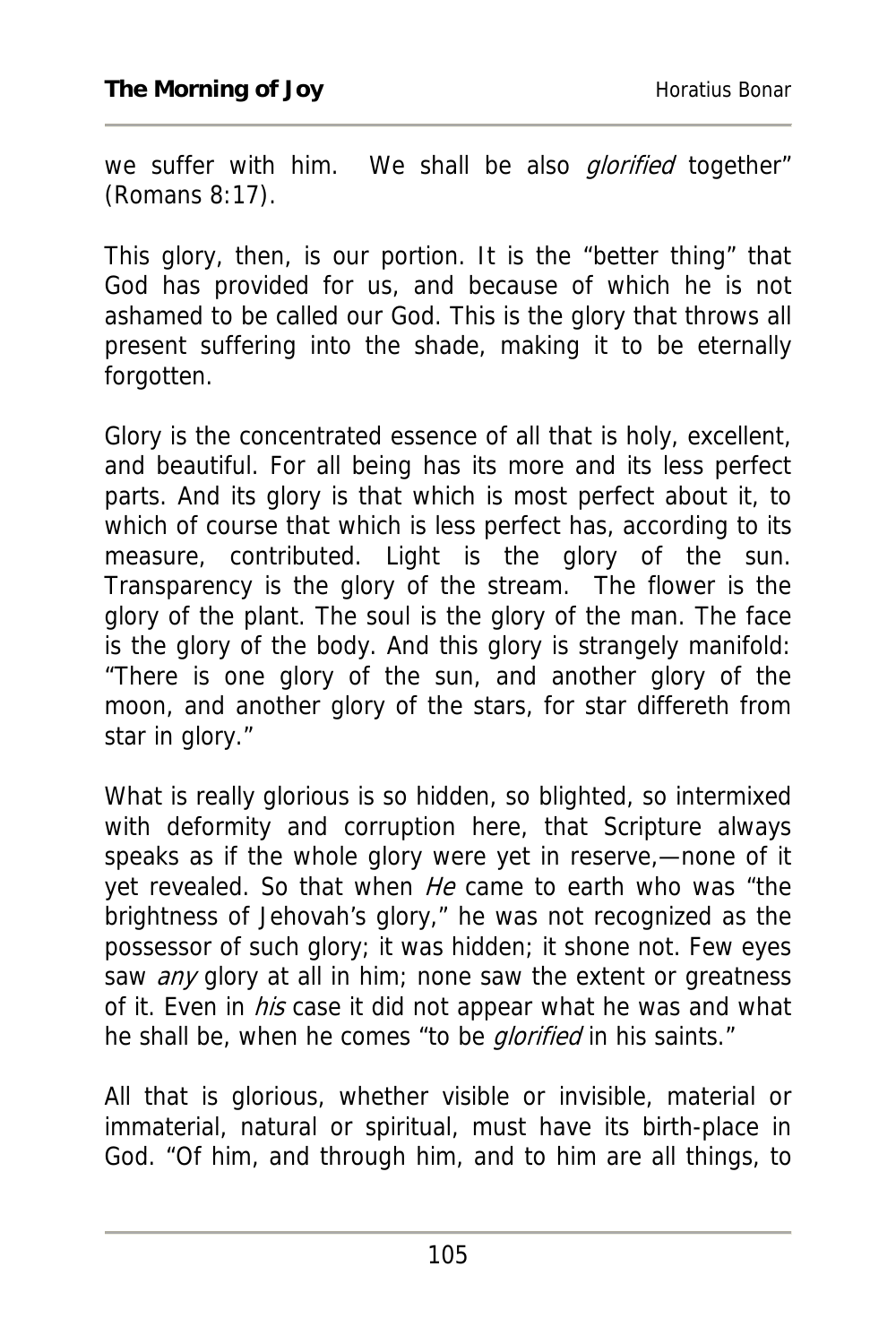we suffer with him. We shall be also *glorified* together" (Romans 8:17).

This glory, then, is our portion. It is the "better thing" that God has provided for us, and because of which he is not ashamed to be called our God. This is the glory that throws all present suffering into the shade, making it to be eternally forgotten.

Glory is the concentrated essence of all that is holy, excellent, and beautiful. For all being has its more and its less perfect parts. And its glory is that which is most perfect about it, to which of course that which is less perfect has, according to its measure, contributed. Light is the glory of the sun. Transparency is the glory of the stream. The flower is the glory of the plant. The soul is the glory of the man. The face is the glory of the body. And this glory is strangely manifold: "There is one glory of the sun, and another glory of the moon, and another glory of the stars, for star differeth from star in glory."

What is really glorious is so hidden, so blighted, so intermixed with deformity and corruption here, that Scripture always speaks as if the whole glory were yet in reserve,—none of it yet revealed. So that when *He* came to earth who was "the brightness of Jehovah's glory," he was not recognized as the possessor of such glory; it was hidden; it shone not. Few eyes saw *any* glory at all in him; none saw the extent or greatness of it. Even in *his* case it did not appear what he was and what he shall be, when he comes "to be *glorified* in his saints."

All that is glorious, whether visible or invisible, material or immaterial, natural or spiritual, must have its birth-place in God. "Of him, and through him, and to him are all things, to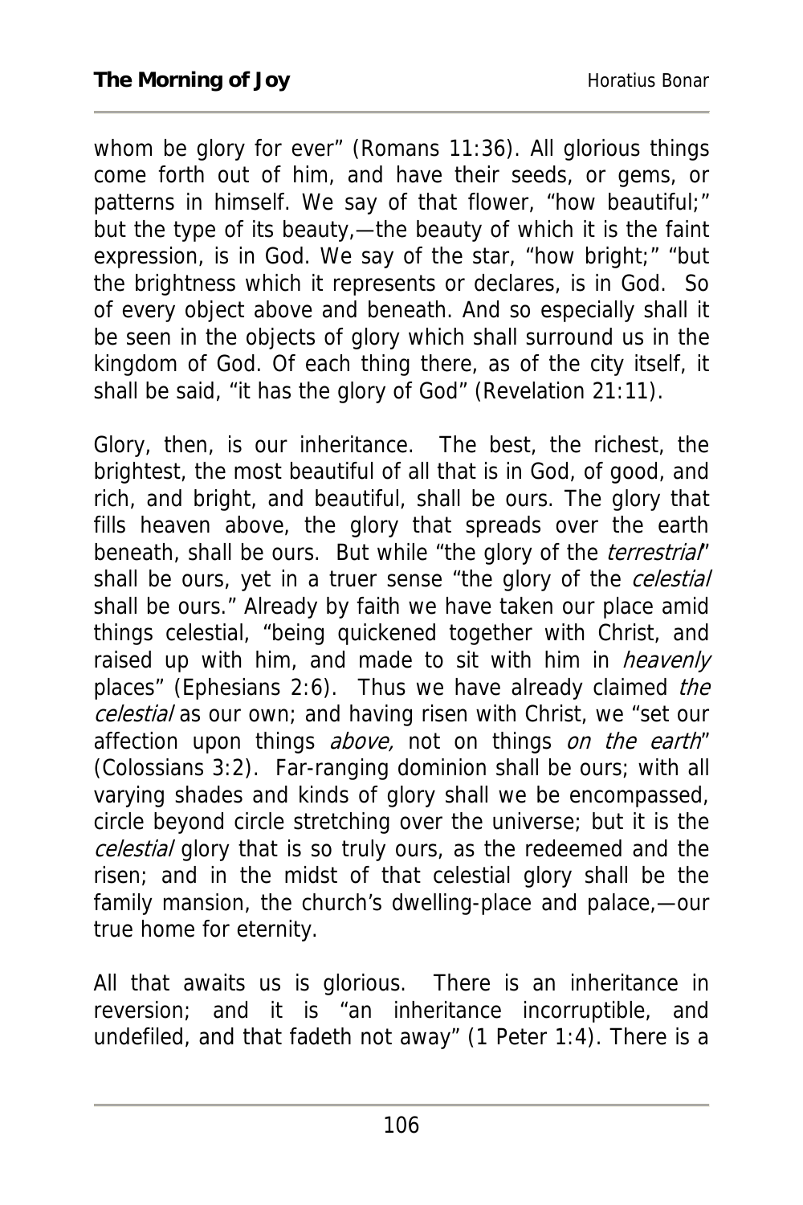whom be glory for ever" (Romans 11:36). All glorious things come forth out of him, and have their seeds, or gems, or patterns in himself. We say of that flower, "how beautiful;" but the type of its beauty,—the beauty of which it is the faint expression, is in God. We say of the star, "how bright;" "but the brightness which it represents or declares, is in God. So of every object above and beneath. And so especially shall it be seen in the objects of glory which shall surround us in the kingdom of God. Of each thing there, as of the city itself, it shall be said, "it has the glory of God" (Revelation 21:11).

Glory, then, is our inheritance. The best, the richest, the brightest, the most beautiful of all that is in God, of good, and rich, and bright, and beautiful, shall be ours. The glory that fills heaven above, the glory that spreads over the earth beneath, shall be ours. But while "the glory of the *terrestrial*" shall be ours, yet in a truer sense "the glory of the *celestial* shall be ours." Already by faith we have taken our place amid things celestial, "being quickened together with Christ, and raised up with him, and made to sit with him in *heavenly* places" (Ephesians 2:6). Thus we have already claimed *the celestial* as our own; and having risen with Christ, we "set our affection upon things *above,* not on things *on the earth*" (Colossians 3:2). Far-ranging dominion shall be ours; with all varying shades and kinds of glory shall we be encompassed, circle beyond circle stretching over the universe; but it is the *celestial* glory that is so truly ours, as the redeemed and the risen; and in the midst of that celestial glory shall be the family mansion, the church's dwelling-place and palace,—our true home for eternity.

All that awaits us is glorious. There is an inheritance in reversion; and it is "an inheritance incorruptible, and undefiled, and that fadeth not away" (1 Peter 1:4). There is a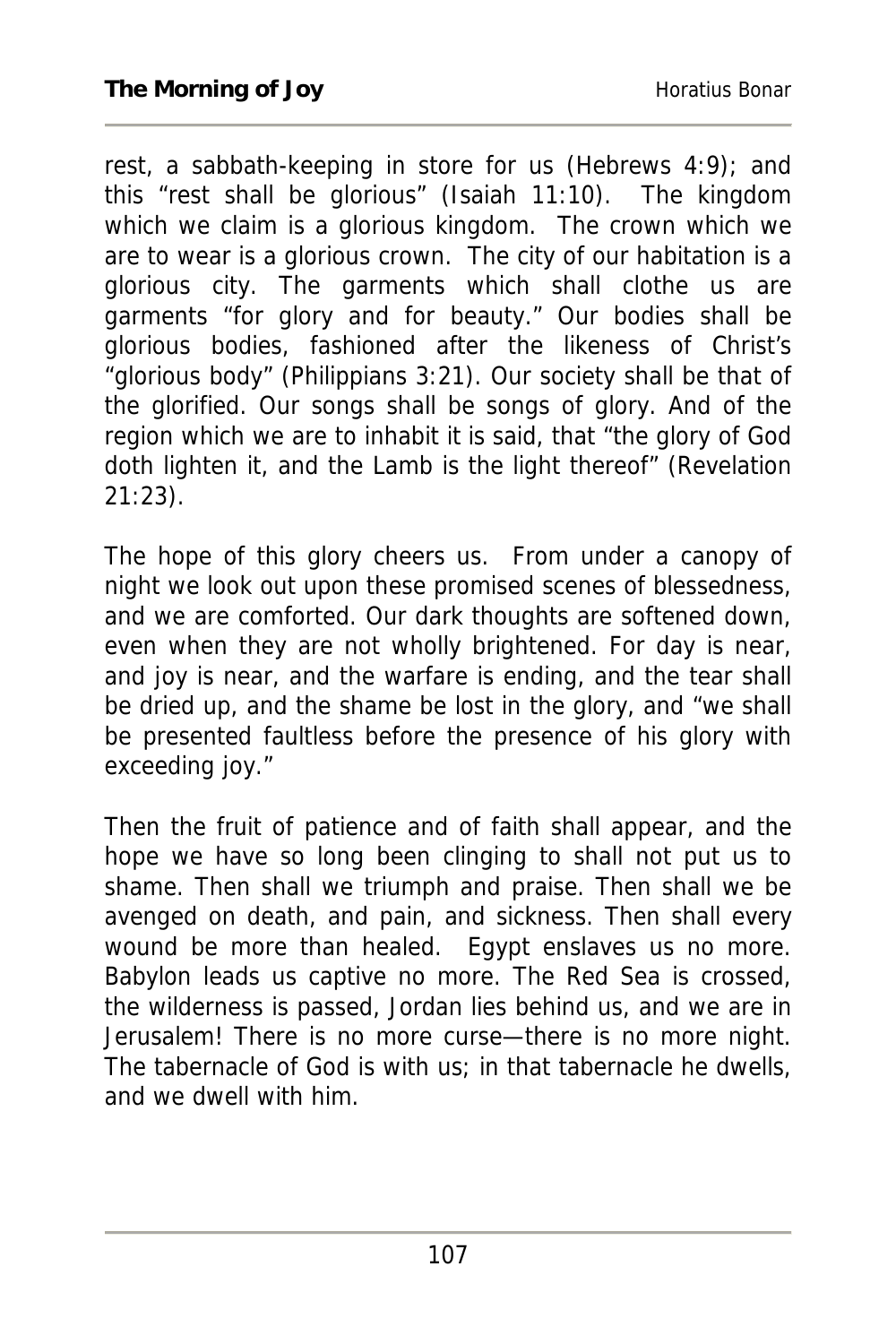rest, a sabbath-keeping in store for us (Hebrews 4:9); and this "rest shall be glorious" (Isaiah 11:10). The kingdom which we claim is a glorious kingdom. The crown which we are to wear is a glorious crown. The city of our habitation is a glorious city. The garments which shall clothe us are garments "for glory and for beauty." Our bodies shall be glorious bodies, fashioned after the likeness of Christ's "glorious body" (Philippians 3:21). Our society shall be that of the glorified. Our songs shall be songs of glory. And of the region which we are to inhabit it is said, that "the glory of God doth lighten it, and the Lamb is the light thereof" (Revelation 21:23).

The hope of this glory cheers us. From under a canopy of night we look out upon these promised scenes of blessedness, and we are comforted. Our dark thoughts are softened down, even when they are not wholly brightened. For day is near, and joy is near, and the warfare is ending, and the tear shall be dried up, and the shame be lost in the glory, and "we shall be presented faultless before the presence of his glory with exceeding joy."

Then the fruit of patience and of faith shall appear, and the hope we have so long been clinging to shall not put us to shame. Then shall we triumph and praise. Then shall we be avenged on death, and pain, and sickness. Then shall every wound be more than healed. Egypt enslaves us no more. Babylon leads us captive no more. The Red Sea is crossed, the wilderness is passed, Jordan lies behind us, and we are in Jerusalem! There is no more curse—there is no more night. The tabernacle of God is with us; in that tabernacle he dwells, and we dwell with him.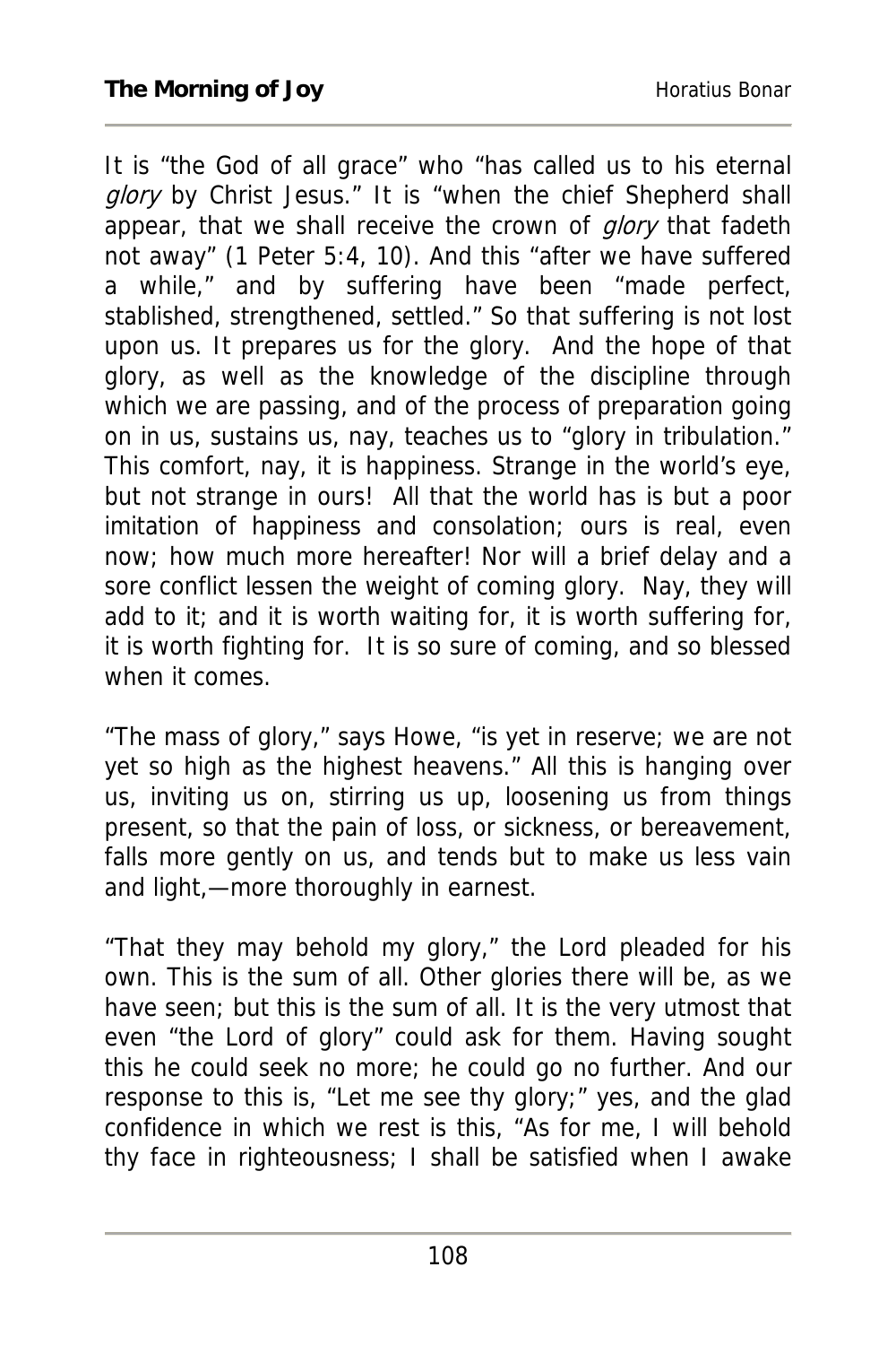It is "the God of all grace" who "has called us to his eternal *glory* by Christ Jesus." It is "when the chief Shepherd shall appear, that we shall receive the crown of *glory* that fadeth not away" (1 Peter 5:4, 10). And this "after we have suffered a while," and by suffering have been "made perfect, stablished, strengthened, settled." So that suffering is not lost upon us. It prepares us for the glory. And the hope of that glory, as well as the knowledge of the discipline through which we are passing, and of the process of preparation going on in us, sustains us, nay, teaches us to "glory in tribulation." This comfort, nay, it is happiness. Strange in the world's eye, but not strange in ours! All that the world has is but a poor imitation of happiness and consolation; ours is real, even now; how much more hereafter! Nor will a brief delay and a sore conflict lessen the weight of coming glory. Nay, they will add to it; and it is worth waiting for, it is worth suffering for, it is worth fighting for. It is so sure of coming, and so blessed when it comes.

"The mass of glory," says Howe, "is yet in reserve; we are not yet so high as the highest heavens." All this is hanging over us, inviting us on, stirring us up, loosening us from things present, so that the pain of loss, or sickness, or bereavement, falls more gently on us, and tends but to make us less vain and light,—more thoroughly in earnest.

"That they may behold my glory," the Lord pleaded for his own. This is the sum of all. Other glories there will be, as we have seen; but this is the sum of all. It is the very utmost that even "the Lord of glory" could ask for them. Having sought this he could seek no more; he could go no further. And our response to this is, "Let me see thy glory;" yes, and the glad confidence in which we rest is this, "As for me, I will behold thy face in righteousness; I shall be satisfied when I awake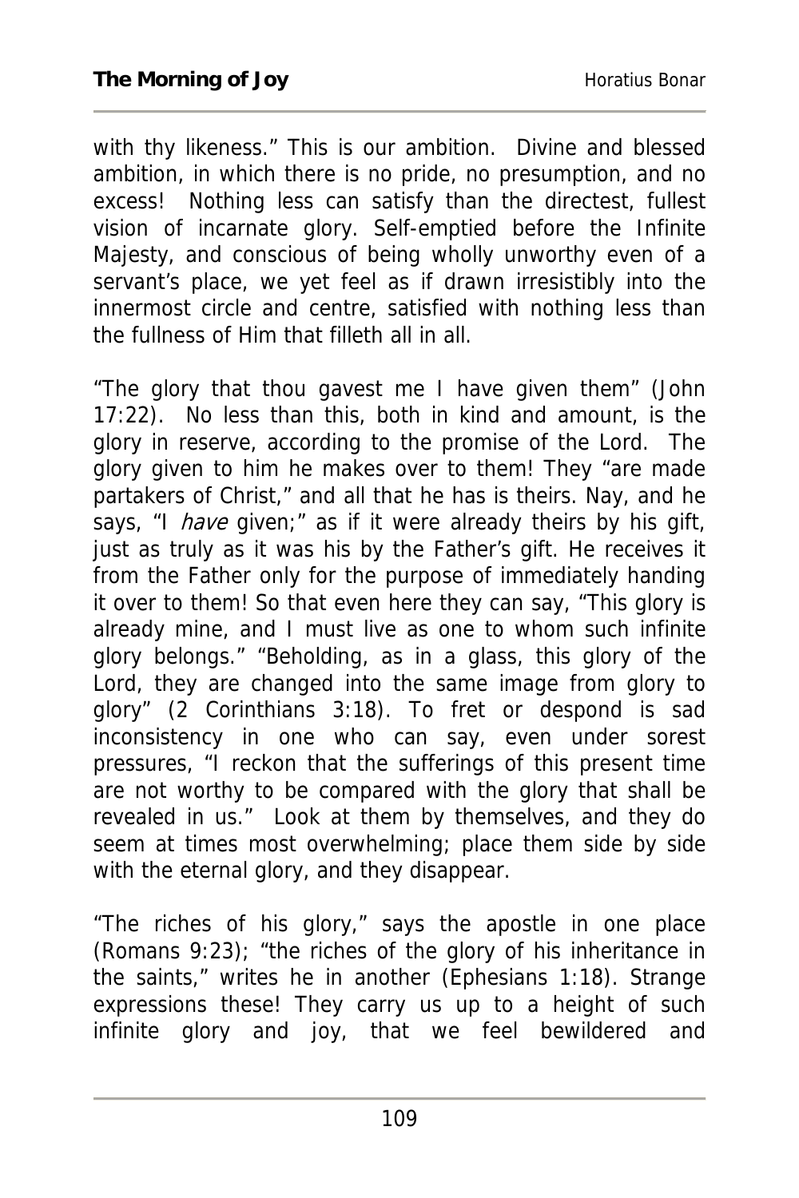with thy likeness." This is our ambition. Divine and blessed ambition, in which there is no pride, no presumption, and no excess! Nothing less can satisfy than the directest, fullest vision of incarnate glory. Self-emptied before the Infinite Majesty, and conscious of being wholly unworthy even of a servant's place, we yet feel as if drawn irresistibly into the innermost circle and centre, satisfied with nothing less than the fullness of Him that filleth all in all.

"The glory that thou gavest me I have given them" (John 17:22). No less than this, both in kind and amount, is the glory in reserve, according to the promise of the Lord. The glory given to him he makes over to them! They "are made partakers of Christ," and all that he has is theirs. Nay, and he says, "I *have* given;" as if it were already theirs by his gift, just as truly as it was his by the Father's gift. He receives it from the Father only for the purpose of immediately handing it over to them! So that even here they can say, "This glory is already mine, and I must live as one to whom such infinite glory belongs." "Beholding, as in a glass, this glory of the Lord, they are changed into the same image from glory to glory" (2 Corinthians 3:18). To fret or despond is sad inconsistency in one who can say, even under sorest pressures, "I reckon that the sufferings of this present time are not worthy to be compared with the glory that shall be revealed in us." Look at them by themselves, and they do seem at times most overwhelming; place them side by side with the eternal glory, and they disappear.

"The riches of his glory," says the apostle in one place (Romans 9:23); "the riches of the glory of his inheritance in the saints," writes he in another (Ephesians 1:18). Strange expressions these! They carry us up to a height of such infinite glory and joy, that we feel bewildered and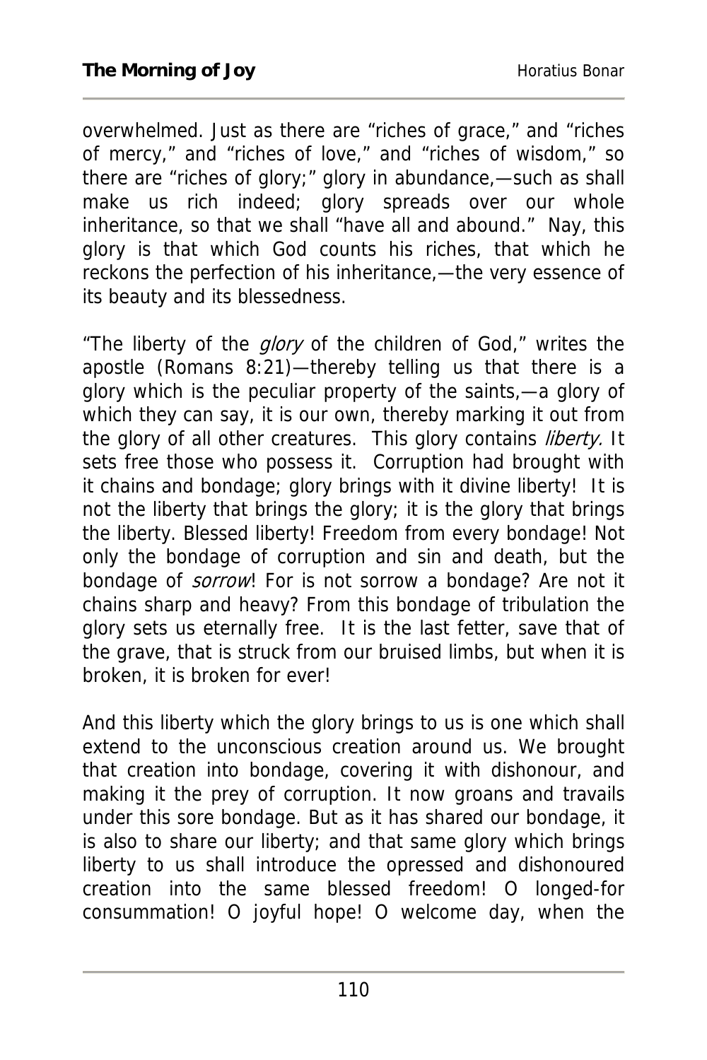overwhelmed. Just as there are "riches of grace," and "riches of mercy," and "riches of love," and "riches of wisdom," so there are "riches of glory;" glory in abundance,—such as shall make us rich indeed; glory spreads over our whole inheritance, so that we shall "have all and abound." Nay, this glory is that which God counts his riches, that which he reckons the perfection of his inheritance,—the very essence of its beauty and its blessedness.

"The liberty of the *glory* of the children of God," writes the apostle (Romans 8:21)—thereby telling us that there is a glory which is the peculiar property of the saints,—a glory of which they can say, it is our own, thereby marking it out from the glory of all other creatures. This glory contains *liberty.* It sets free those who possess it. Corruption had brought with it chains and bondage; glory brings with it divine liberty! It is not the liberty that brings the glory; it is the glory that brings the liberty. Blessed liberty! Freedom from every bondage! Not only the bondage of corruption and sin and death, but the bondage of *sorrow*! For is not sorrow a bondage? Are not it chains sharp and heavy? From this bondage of tribulation the glory sets us eternally free. It is the last fetter, save that of the grave, that is struck from our bruised limbs, but when it is broken, it is broken for ever!

And this liberty which the glory brings to us is one which shall extend to the unconscious creation around us. We brought that creation into bondage, covering it with dishonour, and making it the prey of corruption. It now groans and travails under this sore bondage. But as it has shared our bondage, it is also to share our liberty; and that same glory which brings liberty to us shall introduce the opressed and dishonoured creation into the same blessed freedom! O longed-for consummation! O joyful hope! O welcome day, when the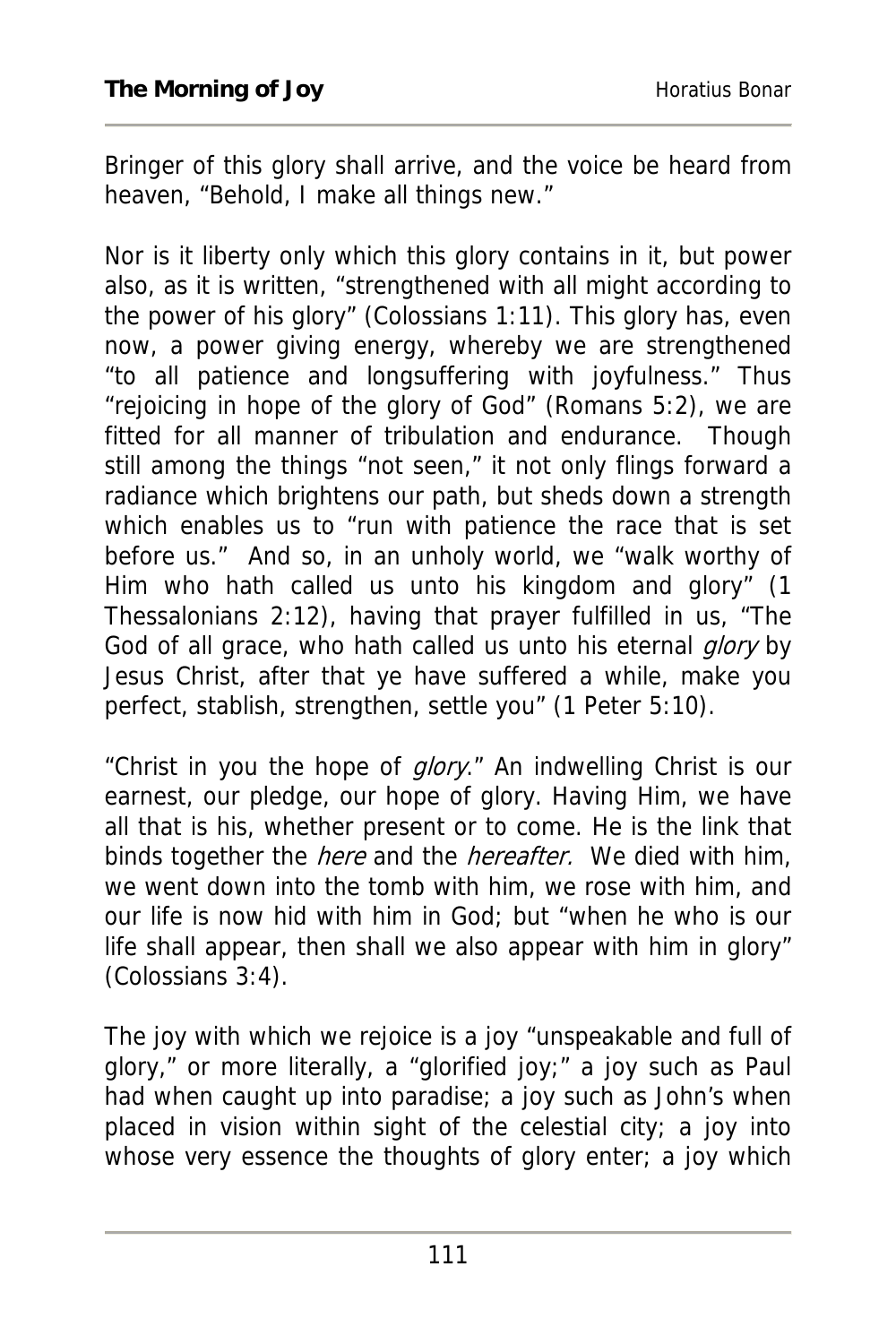Bringer of this glory shall arrive, and the voice be heard from heaven, "Behold, I make all things new."

Nor is it liberty only which this glory contains in it, but power also, as it is written, "strengthened with all might according to the power of his glory" (Colossians 1:11). This glory has, even now, a power giving energy, whereby we are strengthened "to all patience and longsuffering with joyfulness." Thus "rejoicing in hope of the glory of God" (Romans 5:2), we are fitted for all manner of tribulation and endurance. Though still among the things "not seen," it not only flings forward a radiance which brightens our path, but sheds down a strength which enables us to "run with patience the race that is set before us." And so, in an unholy world, we "walk worthy of Him who hath called us unto his kingdom and glory" (1 Thessalonians 2:12), having that prayer fulfilled in us, "The God of all grace, who hath called us unto his eternal *glory* by Jesus Christ, after that ye have suffered a while, make you perfect, stablish, strengthen, settle you" (1 Peter 5:10).

"Christ in you the hope of *glory*." An indwelling Christ is our earnest, our pledge, our hope of glory. Having Him, we have all that is his, whether present or to come. He is the link that binds together the *here* and the *hereafter.* We died with him, we went down into the tomb with him, we rose with him, and our life is now hid with him in God; but "when he who is our life shall appear, then shall we also appear with him in glory" (Colossians 3:4).

The joy with which we rejoice is a joy "unspeakable and full of glory," or more literally, a "glorified joy;" a joy such as Paul had when caught up into paradise; a joy such as John's when placed in vision within sight of the celestial city; a joy into whose very essence the thoughts of glory enter; a joy which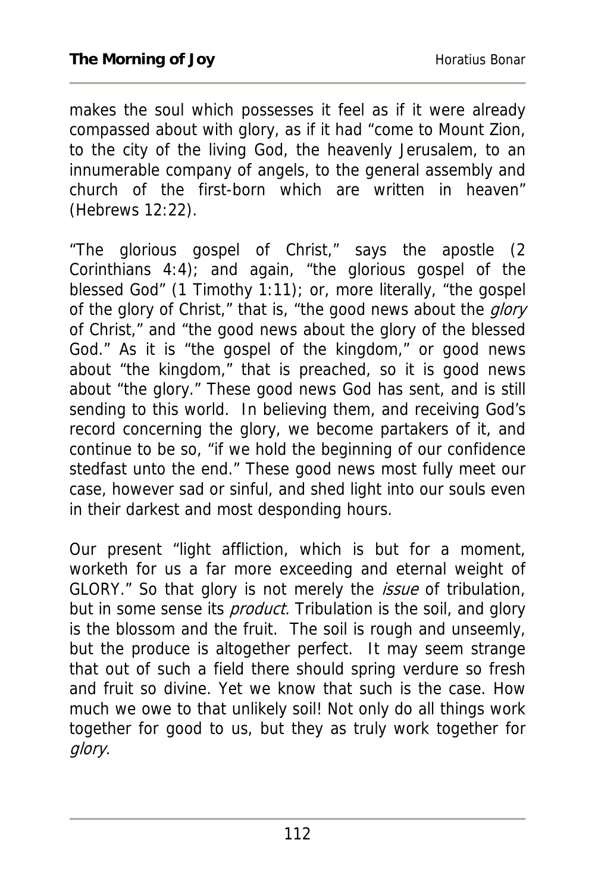makes the soul which possesses it feel as if it were already compassed about with glory, as if it had "come to Mount Zion, to the city of the living God, the heavenly Jerusalem, to an innumerable company of angels, to the general assembly and church of the first-born which are written in heaven" (Hebrews 12:22).

"The glorious gospel of Christ," says the apostle (2 Corinthians 4:4); and again, "the glorious gospel of the blessed God" (1 Timothy 1:11); or, more literally, "the gospel of the glory of Christ," that is, "the good news about the *glory* of Christ," and "the good news about the glory of the blessed God." As it is "the gospel of the kingdom," or good news about "the kingdom," that is preached, so it is good news about "the glory." These good news God has sent, and is still sending to this world. In believing them, and receiving God's record concerning the glory, we become partakers of it, and continue to be so, "if we hold the beginning of our confidence stedfast unto the end." These good news most fully meet our case, however sad or sinful, and shed light into our souls even in their darkest and most desponding hours.

Our present "light affliction, which is but for a moment, worketh for us a far more exceeding and eternal weight of GLORY." So that glory is not merely the *issue* of tribulation, but in some sense its *product.* Tribulation is the soil, and glory is the blossom and the fruit. The soil is rough and unseemly, but the produce is altogether perfect. It may seem strange that out of such a field there should spring verdure so fresh and fruit so divine. Yet we know that such is the case. How much we owe to that unlikely soil! Not only do all things work together for good to us, but they as truly work together for *glory.*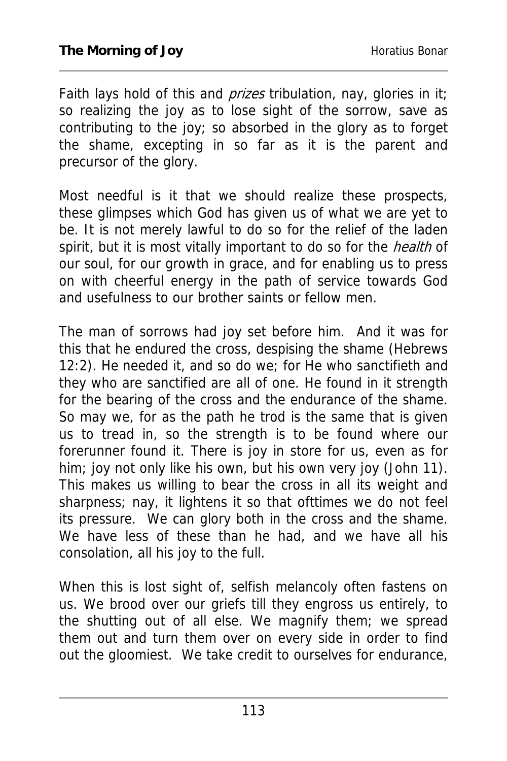Faith lays hold of this and *prizes* tribulation, nay, glories in it; so realizing the joy as to lose sight of the sorrow, save as contributing to the joy; so absorbed in the glory as to forget the shame, excepting in so far as it is the parent and precursor of the glory.

Most needful is it that we should realize these prospects, these glimpses which God has given us of what we are yet to be. It is not merely lawful to do so for the relief of the laden spirit, but it is most vitally important to do so for the *health* of our soul, for our growth in grace, and for enabling us to press on with cheerful energy in the path of service towards God and usefulness to our brother saints or fellow men.

The man of sorrows had joy set before him. And it was for this that he endured the cross, despising the shame (Hebrews 12:2). He needed it, and so do we; for He who sanctifieth and they who are sanctified are all of one. He found in it strength for the bearing of the cross and the endurance of the shame. So may we, for as the path he trod is the same that is given us to tread in, so the strength is to be found where our forerunner found it. There is joy in store for us, even as for him; joy not only like his own, but his own very joy (John 11). This makes us willing to bear the cross in all its weight and sharpness; nay, it lightens it so that ofttimes we do not feel its pressure. We can glory both in the cross and the shame. We have less of these than he had, and we have all his consolation, all his joy to the full.

When this is lost sight of, selfish melancoly often fastens on us. We brood over our griefs till they engross us entirely, to the shutting out of all else. We magnify them; we spread them out and turn them over on every side in order to find out the gloomiest. We take credit to ourselves for endurance,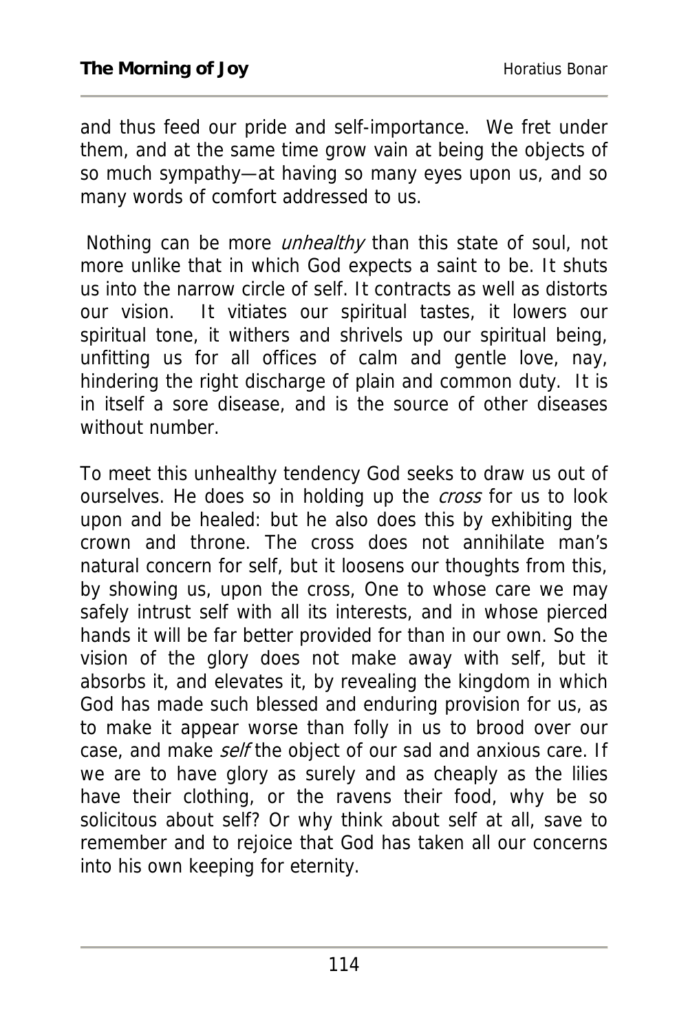and thus feed our pride and self-importance. We fret under them, and at the same time grow vain at being the objects of so much sympathy—at having so many eyes upon us, and so many words of comfort addressed to us.

Nothing can be more *unhealthy* than this state of soul, not more unlike that in which God expects a saint to be. It shuts us into the narrow circle of self. It contracts as well as distorts our vision. It vitiates our spiritual tastes, it lowers our spiritual tone, it withers and shrivels up our spiritual being, unfitting us for all offices of calm and gentle love, nay, hindering the right discharge of plain and common duty. It is in itself a sore disease, and is the source of other diseases without number.

To meet this unhealthy tendency God seeks to draw us out of ourselves. He does so in holding up the *cross* for us to look upon and be healed: but he also does this by exhibiting the crown and throne. The cross does not annihilate man's natural concern for self, but it loosens our thoughts from this, by showing us, upon the cross, One to whose care we may safely intrust self with all its interests, and in whose pierced hands it will be far better provided for than in our own. So the vision of the glory does not make away with self, but it absorbs it, and elevates it, by revealing the kingdom in which God has made such blessed and enduring provision for us, as to make it appear worse than folly in us to brood over our case, and make *self* the object of our sad and anxious care. If we are to have glory as surely and as cheaply as the lilies have their clothing, or the ravens their food, why be so solicitous about self? Or why think about self at all, save to remember and to rejoice that God has taken all our concerns into his own keeping for eternity.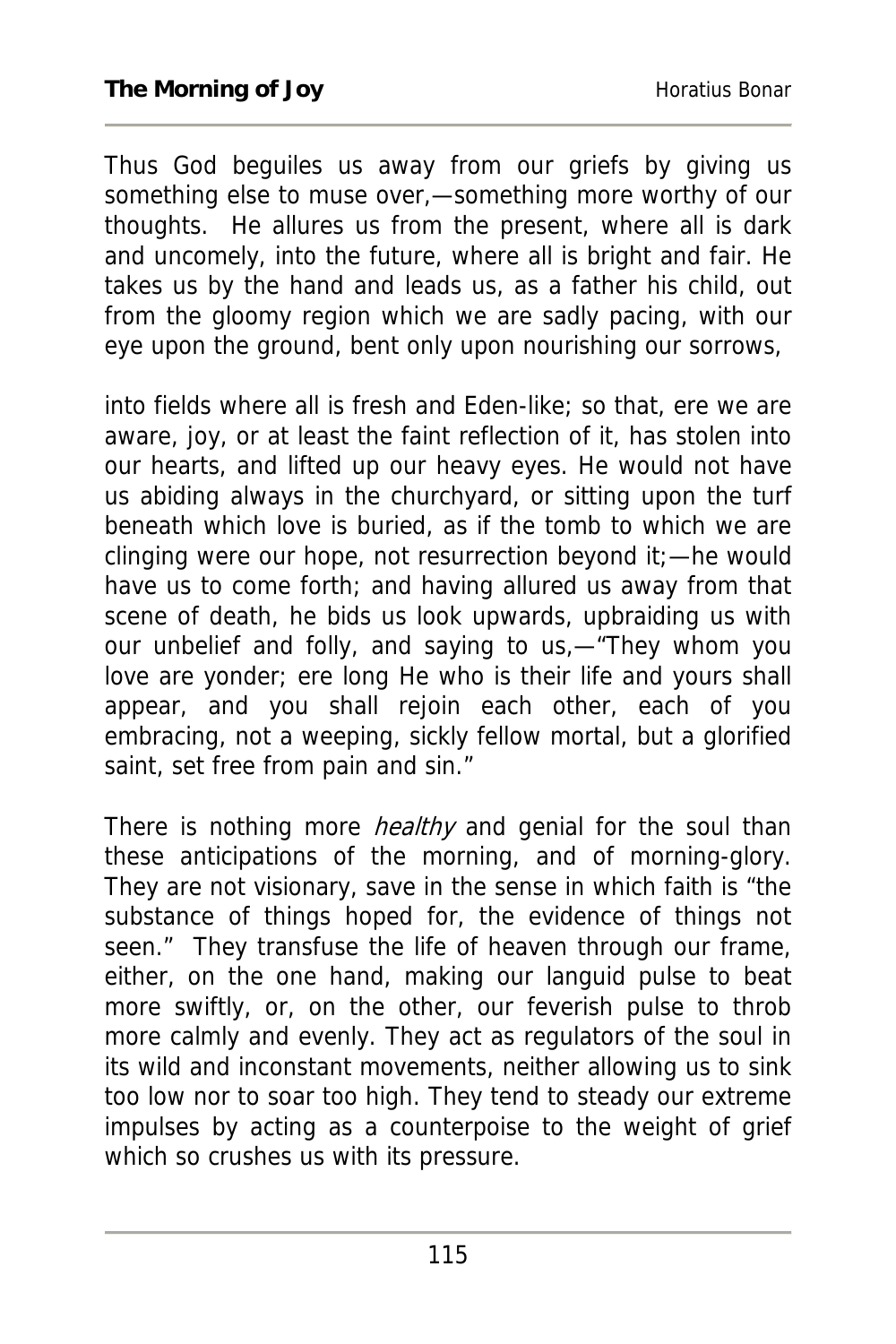Thus God beguiles us away from our griefs by giving us something else to muse over,—something more worthy of our thoughts. He allures us from the present, where all is dark and uncomely, into the future, where all is bright and fair. He takes us by the hand and leads us, as a father his child, out from the gloomy region which we are sadly pacing, with our eye upon the ground, bent only upon nourishing our sorrows,

into fields where all is fresh and Eden-like; so that, ere we are aware, joy, or at least the faint reflection of it, has stolen into our hearts, and lifted up our heavy eyes. He would not have us abiding always in the churchyard, or sitting upon the turf beneath which love is buried, as if the tomb to which we are clinging were our hope, not resurrection beyond it;—he would have us to come forth; and having allured us away from that scene of death, he bids us look upwards, upbraiding us with our unbelief and folly, and saying to us,—"They whom you love are yonder; ere long He who is their life and yours shall appear, and you shall rejoin each other, each of you embracing, not a weeping, sickly fellow mortal, but a glorified saint, set free from pain and sin."

There is nothing more *healthy* and genial for the soul than these anticipations of the morning, and of morning-glory. They are not visionary, save in the sense in which faith is "the substance of things hoped for, the evidence of things not seen." They transfuse the life of heaven through our frame, either, on the one hand, making our languid pulse to beat more swiftly, or, on the other, our feverish pulse to throb more calmly and evenly. They act as regulators of the soul in its wild and inconstant movements, neither allowing us to sink too low nor to soar too high. They tend to steady our extreme impulses by acting as a counterpoise to the weight of grief which so crushes us with its pressure.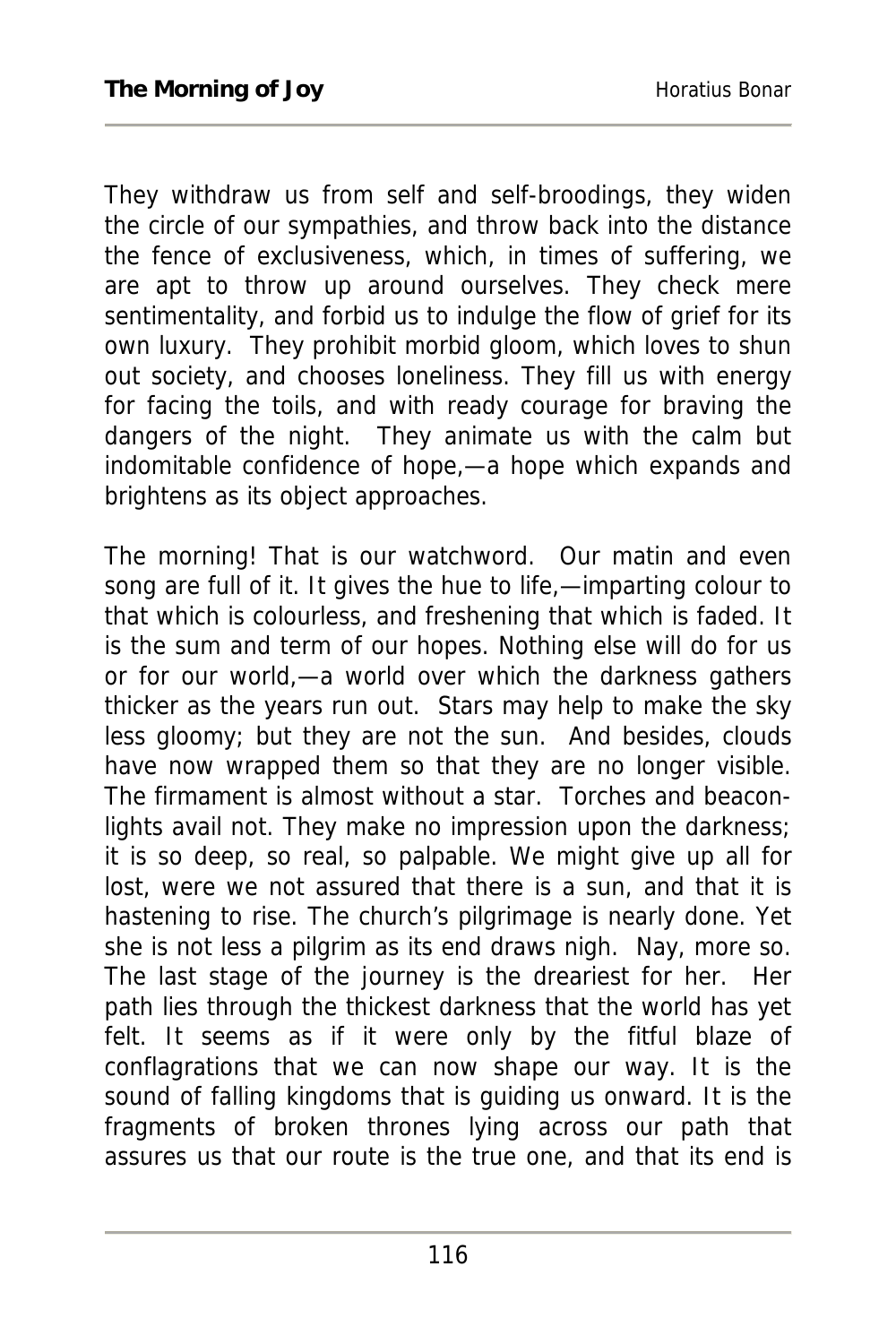They withdraw us from self and self-broodings, they widen the circle of our sympathies, and throw back into the distance the fence of exclusiveness, which, in times of suffering, we are apt to throw up around ourselves. They check mere sentimentality, and forbid us to indulge the flow of grief for its own luxury. They prohibit morbid gloom, which loves to shun out society, and chooses loneliness. They fill us with energy for facing the toils, and with ready courage for braving the dangers of the night. They animate us with the calm but indomitable confidence of hope,—a hope which expands and brightens as its object approaches.

The morning! That is our watchword. Our matin and even song are full of it. It gives the hue to life,—imparting colour to that which is colourless, and freshening that which is faded. It is the sum and term of our hopes. Nothing else will do for us or for our world,—a world over which the darkness gathers thicker as the years run out. Stars may help to make the sky less gloomy; but they are not the sun. And besides, clouds have now wrapped them so that they are no longer visible. The firmament is almost without a star. Torches and beacon-lights avail not. They make no impression upon the darkness; it is so deep, so real, so palpable. We might give up all for lost, were we not assured that there is a sun, and that it is hastening to rise. The church's pilgrimage is nearly done. Yet she is not less a pilgrim as its end draws nigh. Nay, more so. The last stage of the journey is the dreariest for her. Her path lies through the thickest darkness that the world has yet felt. It seems as if it were only by the fitful blaze of conflagrations that we can now shape our way. It is the sound of falling kingdoms that is guiding us onward. It is the fragments of broken thrones lying across our path that assures us that our route is the true one, and that its end is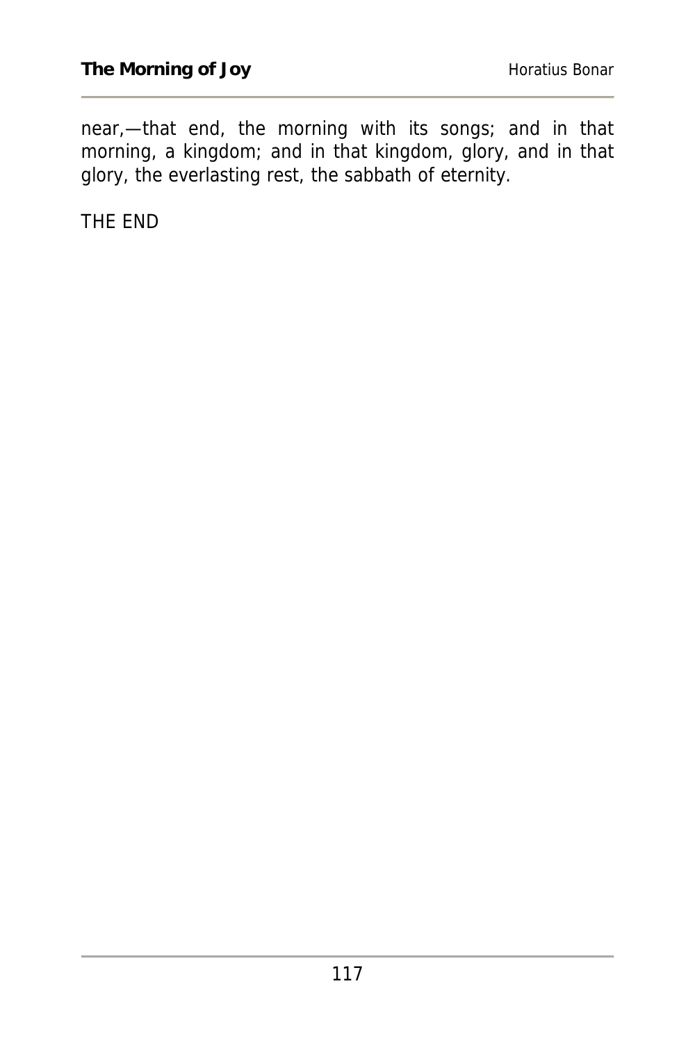near,—that end, the morning with its songs; and in that morning, a kingdom; and in that kingdom, glory, and in that glory, the everlasting rest, the sabbath of eternity.

THE END